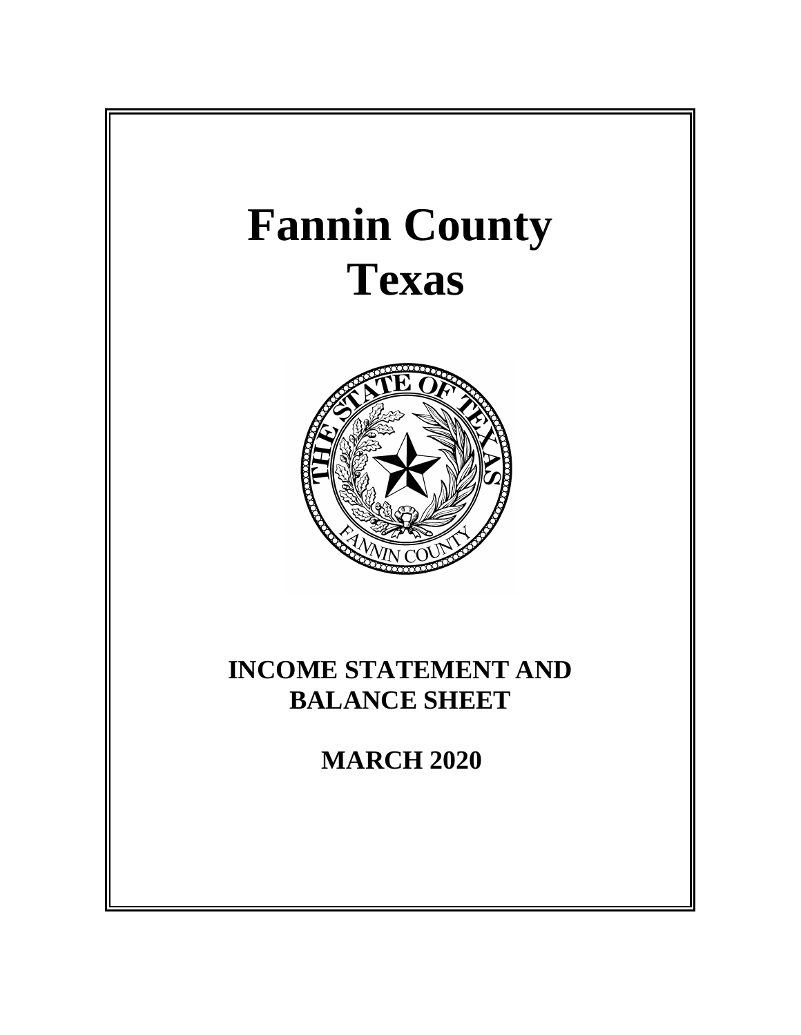# Fannin County
# Texas

## INCOME STATEMENT AND BALANCE SHEET

## MARCH 2020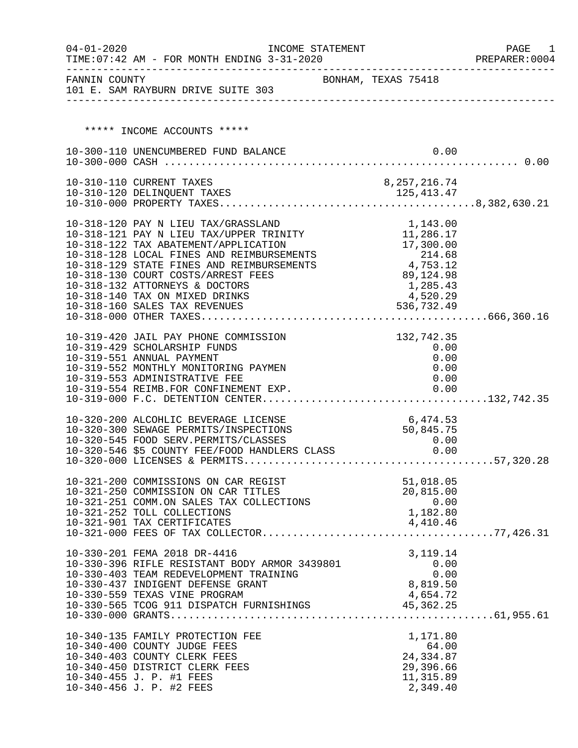04-01-2020 INCOME STATEMENT
TIME:07:42 AM - FOR MONTH ENDING 3-31-2020 PREPARER:0004

FANNIN COUNTY BONHAM, TEXAS 75418
101 E. SAM RAYBURN DRIVE SUITE 303

***** INCOME ACCOUNTS *****

| Account | Description | Amount | Total |
|---|---|---|---|
| 10-300-110 | UNENCUMBERED FUND BALANCE | 0.00 | |
| 10-300-000 | CASH | | 0.00 |
| 10-310-110 | CURRENT TAXES | 8,257,216.74 | |
| 10-310-120 | DELINQUENT TAXES | 125,413.47 | |
| 10-310-000 | PROPERTY TAXES | | 8,382,630.21 |
| 10-318-120 | PAY N LIEU TAX/GRASSLAND | 1,143.00 | |
| 10-318-121 | PAY N LIEU TAX/UPPER TRINITY | 11,286.17 | |
| 10-318-122 | TAX ABATEMENT/APPLICATION | 17,300.00 | |
| 10-318-128 | LOCAL FINES AND REIMBURSEMENTS | 214.68 | |
| 10-318-129 | STATE FINES AND REIMBURSEMENTS | 4,753.12 | |
| 10-318-130 | COURT COSTS/ARREST FEES | 89,124.98 | |
| 10-318-132 | ATTORNEYS & DOCTORS | 1,285.43 | |
| 10-318-140 | TAX ON MIXED DRINKS | 4,520.29 | |
| 10-318-160 | SALES TAX REVENUES | 536,732.49 | |
| 10-318-000 | OTHER TAXES | | 666,360.16 |
| 10-319-420 | JAIL PAY PHONE COMMISSION | 132,742.35 | |
| 10-319-429 | SCHOLARSHIP FUNDS | 0.00 | |
| 10-319-551 | ANNUAL PAYMENT | 0.00 | |
| 10-319-552 | MONTHLY MONITORING PAYMEN | 0.00 | |
| 10-319-553 | ADMINISTRATIVE FEE | 0.00 | |
| 10-319-554 | REIMB.FOR CONFINEMENT EXP. | 0.00 | |
| 10-319-000 | F.C. DETENTION CENTER | | 132,742.35 |
| 10-320-200 | ALCOHLIC BEVERAGE LICENSE | 6,474.53 | |
| 10-320-300 | SEWAGE PERMITS/INSPECTIONS | 50,845.75 | |
| 10-320-545 | FOOD SERV.PERMITS/CLASSES | 0.00 | |
| 10-320-546 | $5 COUNTY FEE/FOOD HANDLERS CLASS | 0.00 | |
| 10-320-000 | LICENSES & PERMITS | | 57,320.28 |
| 10-321-200 | COMMISSIONS ON CAR REGIST | 51,018.05 | |
| 10-321-250 | COMMISSION ON CAR TITLES | 20,815.00 | |
| 10-321-251 | COMM.ON SALES TAX COLLECTIONS | 0.00 | |
| 10-321-252 | TOLL COLLECTIONS | 1,182.80 | |
| 10-321-901 | TAX CERTIFICATES | 4,410.46 | |
| 10-321-000 | FEES OF TAX COLLECTOR | | 77,426.31 |
| 10-330-201 | FEMA 2018 DR-4416 | 3,119.14 | |
| 10-330-396 | RIFLE RESISTANT BODY ARMOR 3439801 | 0.00 | |
| 10-330-403 | TEAM REDEVELOPMENT TRAINING | 0.00 | |
| 10-330-437 | INDIGENT DEFENSE GRANT | 8,819.50 | |
| 10-330-559 | TEXAS VINE PROGRAM | 4,654.72 | |
| 10-330-565 | TCOG 911 DISPATCH FURNISHINGS | 45,362.25 | |
| 10-330-000 | GRANTS | | 61,955.61 |
| 10-340-135 | FAMILY PROTECTION FEE | 1,171.80 | |
| 10-340-400 | COUNTY JUDGE FEES | 64.00 | |
| 10-340-403 | COUNTY CLERK FEES | 24,334.87 | |
| 10-340-450 | DISTRICT CLERK FEES | 29,396.66 | |
| 10-340-455 | J. P. #1 FEES | 11,315.89 | |
| 10-340-456 | J. P. #2 FEES | 2,349.40 | |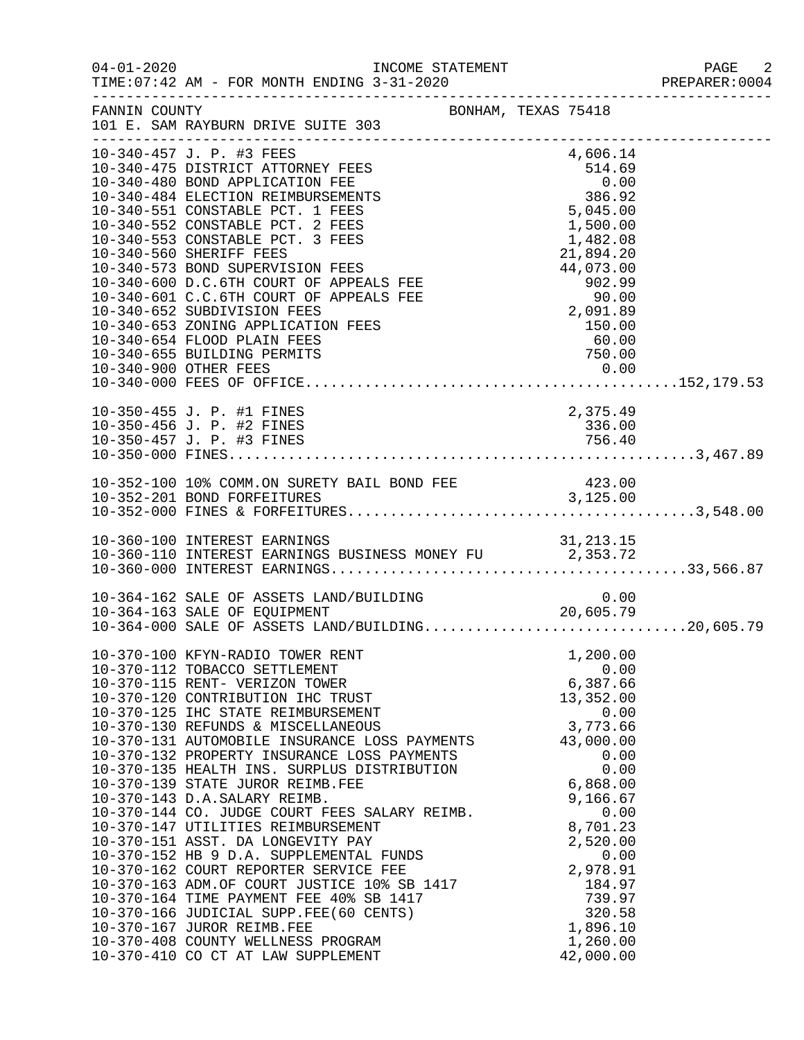FANNIN COUNTY — BONHAM, TEXAS 75418
101 E. SAM RAYBURN DRIVE SUITE 303

INCOME STATEMENT — FOR MONTH ENDING 3-31-2020

| Account | Description | Amount | Total |
|---|---|---|---|
| 10-340-457 | J. P. #3 FEES | 4,606.14 | |
| 10-340-475 | DISTRICT ATTORNEY FEES | 514.69 | |
| 10-340-480 | BOND APPLICATION FEE | 0.00 | |
| 10-340-484 | ELECTION REIMBURSEMENTS | 386.92 | |
| 10-340-551 | CONSTABLE PCT. 1 FEES | 5,045.00 | |
| 10-340-552 | CONSTABLE PCT. 2 FEES | 1,500.00 | |
| 10-340-553 | CONSTABLE PCT. 3 FEES | 1,482.08 | |
| 10-340-560 | SHERIFF FEES | 21,894.20 | |
| 10-340-573 | BOND SUPERVISION FEES | 44,073.00 | |
| 10-340-600 | D.C.6TH COURT OF APPEALS FEE | 902.99 | |
| 10-340-601 | C.C.6TH COURT OF APPEALS FEE | 90.00 | |
| 10-340-652 | SUBDIVISION FEES | 2,091.89 | |
| 10-340-653 | ZONING APPLICATION FEES | 150.00 | |
| 10-340-654 | FLOOD PLAIN FEES | 60.00 | |
| 10-340-655 | BUILDING PERMITS | 750.00 | |
| 10-340-900 | OTHER FEES | 0.00 | |
| 10-340-000 | FEES OF OFFICE | | 152,179.53 |
| 10-350-455 | J. P. #1 FINES | 2,375.49 | |
| 10-350-456 | J. P. #2 FINES | 336.00 | |
| 10-350-457 | J. P. #3 FINES | 756.40 | |
| 10-350-000 | FINES | | 3,467.89 |
| 10-352-100 | 10% COMM.ON SURETY BAIL BOND FEE | 423.00 | |
| 10-352-201 | BOND FORFEITURES | 3,125.00 | |
| 10-352-000 | FINES & FORFEITURES | | 3,548.00 |
| 10-360-100 | INTEREST EARNINGS | 31,213.15 | |
| 10-360-110 | INTEREST EARNINGS BUSINESS MONEY FU | 2,353.72 | |
| 10-360-000 | INTEREST EARNINGS | | 33,566.87 |
| 10-364-162 | SALE OF ASSETS LAND/BUILDING | 0.00 | |
| 10-364-163 | SALE OF EQUIPMENT | 20,605.79 | |
| 10-364-000 | SALE OF ASSETS LAND/BUILDING | | 20,605.79 |
| 10-370-100 | KFYN-RADIO TOWER RENT | 1,200.00 | |
| 10-370-112 | TOBACCO SETTLEMENT | 0.00 | |
| 10-370-115 | RENT- VERIZON TOWER | 6,387.66 | |
| 10-370-120 | CONTRIBUTION IHC TRUST | 13,352.00 | |
| 10-370-125 | IHC STATE REIMBURSEMENT | 0.00 | |
| 10-370-130 | REFUNDS & MISCELLANEOUS | 3,773.66 | |
| 10-370-131 | AUTOMOBILE INSURANCE LOSS PAYMENTS | 43,000.00 | |
| 10-370-132 | PROPERTY INSURANCE LOSS PAYMENTS | 0.00 | |
| 10-370-135 | HEALTH INS. SURPLUS DISTRIBUTION | 0.00 | |
| 10-370-139 | STATE JUROR REIMB.FEE | 6,868.00 | |
| 10-370-143 | D.A.SALARY REIMB. | 9,166.67 | |
| 10-370-144 | CO. JUDGE COURT FEES SALARY REIMB. | 0.00 | |
| 10-370-147 | UTILITIES REIMBURSEMENT | 8,701.23 | |
| 10-370-151 | ASST. DA LONGEVITY PAY | 2,520.00 | |
| 10-370-152 | HB 9 D.A. SUPPLEMENTAL FUNDS | 0.00 | |
| 10-370-162 | COURT REPORTER SERVICE FEE | 2,978.91 | |
| 10-370-163 | ADM.OF COURT JUSTICE 10% SB 1417 | 184.97 | |
| 10-370-164 | TIME PAYMENT FEE 40% SB 1417 | 739.97 | |
| 10-370-166 | JUDICIAL SUPP.FEE(60 CENTS) | 320.58 | |
| 10-370-167 | JUROR REIMB.FEE | 1,896.10 | |
| 10-370-408 | COUNTY WELLNESS PROGRAM | 1,260.00 | |
| 10-370-410 | CO CT AT LAW SUPPLEMENT | 42,000.00 | |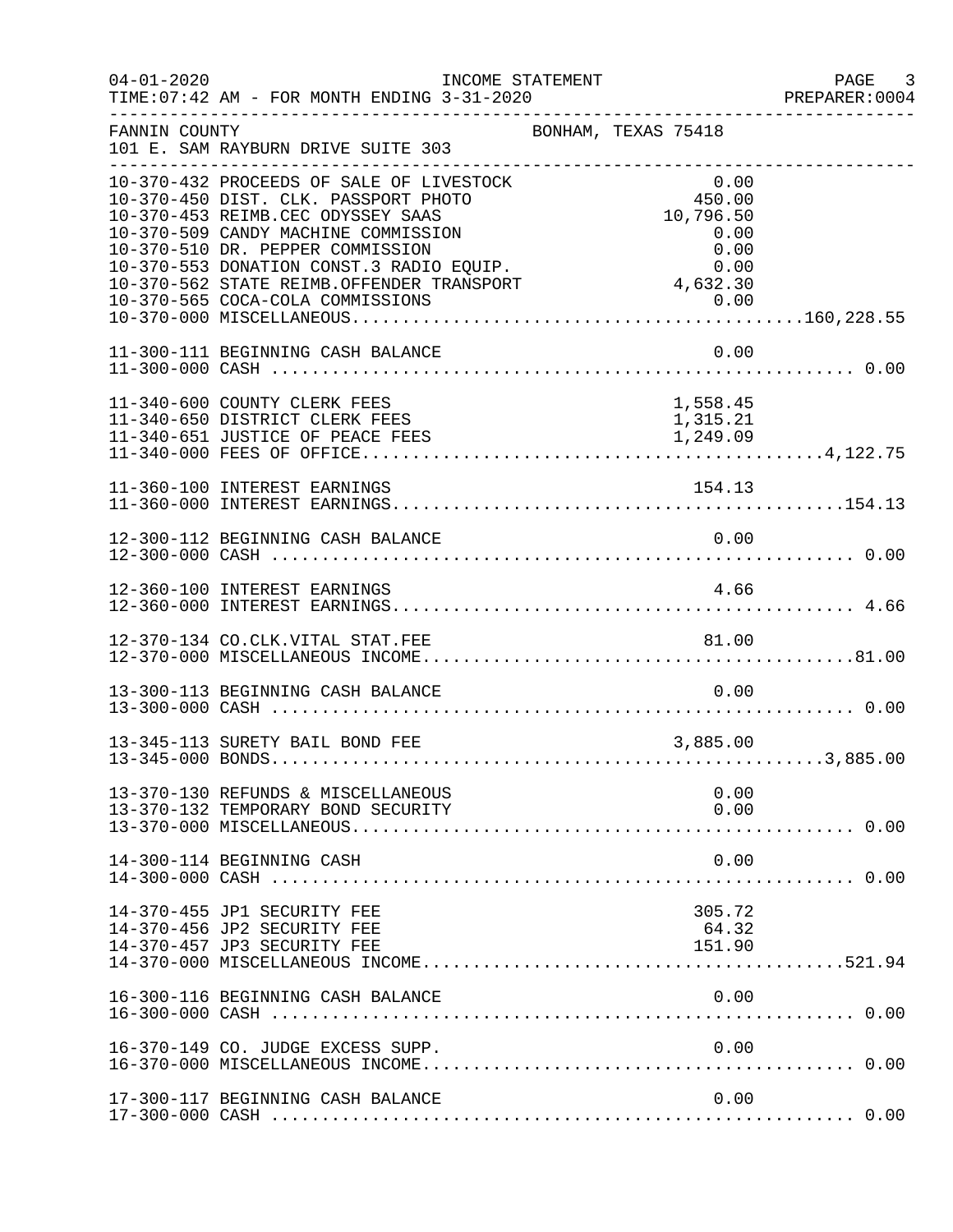FANNIN COUNTY BONHAM, TEXAS 75418
101 E. SAM RAYBURN DRIVE SUITE 303

| Account | Description | Amount | Total |
|---|---|---|---|
| 10-370-432 | PROCEEDS OF SALE OF LIVESTOCK | 0.00 | |
| 10-370-450 | DIST. CLK. PASSPORT PHOTO | 450.00 | |
| 10-370-453 | REIMB.CEC ODYSSEY SAAS | 10,796.50 | |
| 10-370-509 | CANDY MACHINE COMMISSION | 0.00 | |
| 10-370-510 | DR. PEPPER COMMISSION | 0.00 | |
| 10-370-553 | DONATION CONST.3 RADIO EQUIP. | 0.00 | |
| 10-370-562 | STATE REIMB.OFFENDER TRANSPORT | 4,632.30 | |
| 10-370-565 | COCA-COLA COMMISSIONS | 0.00 | |
| 10-370-000 | MISCELLANEOUS | | 160,228.55 |
| 11-300-111 | BEGINNING CASH BALANCE | 0.00 | |
| 11-300-000 | CASH | | 0.00 |
| 11-340-600 | COUNTY CLERK FEES | 1,558.45 | |
| 11-340-650 | DISTRICT CLERK FEES | 1,315.21 | |
| 11-340-651 | JUSTICE OF PEACE FEES | 1,249.09 | |
| 11-340-000 | FEES OF OFFICE | | 4,122.75 |
| 11-360-100 | INTEREST EARNINGS | 154.13 | |
| 11-360-000 | INTEREST EARNINGS | | 154.13 |
| 12-300-112 | BEGINNING CASH BALANCE | 0.00 | |
| 12-300-000 | CASH | | 0.00 |
| 12-360-100 | INTEREST EARNINGS | 4.66 | |
| 12-360-000 | INTEREST EARNINGS | | 4.66 |
| 12-370-134 | CO.CLK.VITAL STAT.FEE | 81.00 | |
| 12-370-000 | MISCELLANEOUS INCOME | | 81.00 |
| 13-300-113 | BEGINNING CASH BALANCE | 0.00 | |
| 13-300-000 | CASH | | 0.00 |
| 13-345-113 | SURETY BAIL BOND FEE | 3,885.00 | |
| 13-345-000 | BONDS | | 3,885.00 |
| 13-370-130 | REFUNDS & MISCELLANEOUS | 0.00 | |
| 13-370-132 | TEMPORARY BOND SECURITY | 0.00 | |
| 13-370-000 | MISCELLANEOUS | | 0.00 |
| 14-300-114 | BEGINNING CASH | 0.00 | |
| 14-300-000 | CASH | | 0.00 |
| 14-370-455 | JP1 SECURITY FEE | 305.72 | |
| 14-370-456 | JP2 SECURITY FEE | 64.32 | |
| 14-370-457 | JP3 SECURITY FEE | 151.90 | |
| 14-370-000 | MISCELLANEOUS INCOME | | 521.94 |
| 16-300-116 | BEGINNING CASH BALANCE | 0.00 | |
| 16-300-000 | CASH | | 0.00 |
| 16-370-149 | CO. JUDGE EXCESS SUPP. | 0.00 | |
| 16-370-000 | MISCELLANEOUS INCOME | | 0.00 |
| 17-300-117 | BEGINNING CASH BALANCE | 0.00 | |
| 17-300-000 | CASH | | 0.00 |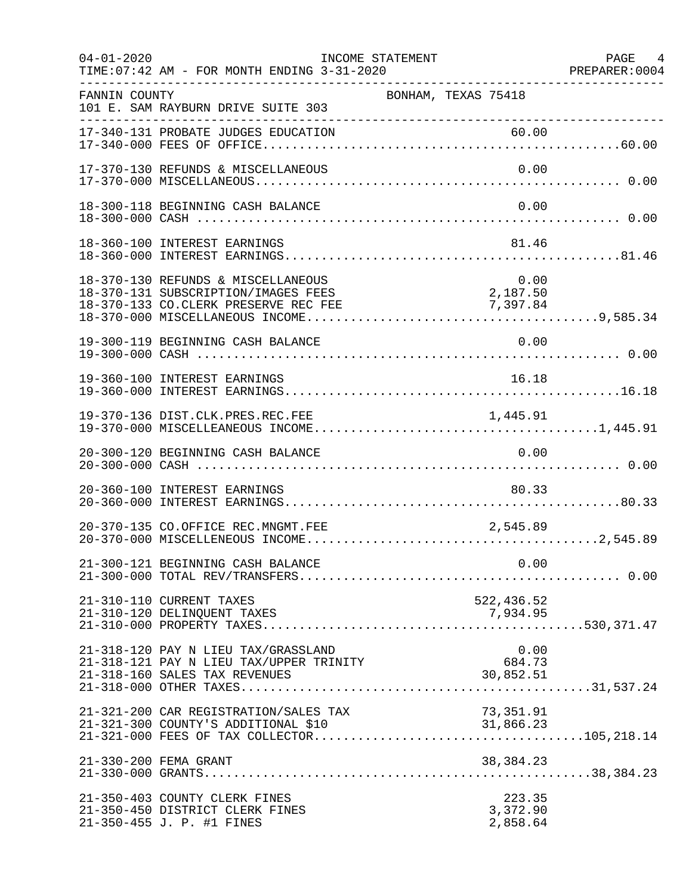FANNIN COUNTY — BONHAM, TEXAS 75418
101 E. SAM RAYBURN DRIVE SUITE 303

INCOME STATEMENT
FOR MONTH ENDING 3-31-2020

| Account | Description | Amount | Total |
|---|---|---|---|
| 17-340-131 | PROBATE JUDGES EDUCATION | 60.00 | |
| 17-340-000 | FEES OF OFFICE | | 60.00 |
| 17-370-130 | REFUNDS & MISCELLANEOUS | 0.00 | |
| 17-370-000 | MISCELLANEOUS | | 0.00 |
| 18-300-118 | BEGINNING CASH BALANCE | 0.00 | |
| 18-300-000 | CASH | | 0.00 |
| 18-360-100 | INTEREST EARNINGS | 81.46 | |
| 18-360-000 | INTEREST EARNINGS | | 81.46 |
| 18-370-130 | REFUNDS & MISCELLANEOUS | 0.00 | |
| 18-370-131 | SUBSCRIPTION/IMAGES FEES | 2,187.50 | |
| 18-370-133 | CO.CLERK PRESERVE REC FEE | 7,397.84 | |
| 18-370-000 | MISCELLANEOUS INCOME | | 9,585.34 |
| 19-300-119 | BEGINNING CASH BALANCE | 0.00 | |
| 19-300-000 | CASH | | 0.00 |
| 19-360-100 | INTEREST EARNINGS | 16.18 | |
| 19-360-000 | INTEREST EARNINGS | | 16.18 |
| 19-370-136 | DIST.CLK.PRES.REC.FEE | 1,445.91 | |
| 19-370-000 | MISCELLEANEOUS INCOME | | 1,445.91 |
| 20-300-120 | BEGINNING CASH BALANCE | 0.00 | |
| 20-300-000 | CASH | | 0.00 |
| 20-360-100 | INTEREST EARNINGS | 80.33 | |
| 20-360-000 | INTEREST EARNINGS | | 80.33 |
| 20-370-135 | CO.OFFICE REC.MNGMT.FEE | 2,545.89 | |
| 20-370-000 | MISCELLENEOUS INCOME | | 2,545.89 |
| 21-300-121 | BEGINNING CASH BALANCE | 0.00 | |
| 21-300-000 | TOTAL REV/TRANSFERS | | 0.00 |
| 21-310-110 | CURRENT TAXES | 522,436.52 | |
| 21-310-120 | DELINQUENT TAXES | 7,934.95 | |
| 21-310-000 | PROPERTY TAXES | | 530,371.47 |
| 21-318-120 | PAY N LIEU TAX/GRASSLAND | 0.00 | |
| 21-318-121 | PAY N LIEU TAX/UPPER TRINITY | 684.73 | |
| 21-318-160 | SALES TAX REVENUES | 30,852.51 | |
| 21-318-000 | OTHER TAXES | | 31,537.24 |
| 21-321-200 | CAR REGISTRATION/SALES TAX | 73,351.91 | |
| 21-321-300 | COUNTY'S ADDITIONAL $10 | 31,866.23 | |
| 21-321-000 | FEES OF TAX COLLECTOR | | 105,218.14 |
| 21-330-200 | FEMA GRANT | 38,384.23 | |
| 21-330-000 | GRANTS | | 38,384.23 |
| 21-350-403 | COUNTY CLERK FINES | 223.35 | |
| 21-350-450 | DISTRICT CLERK FINES | 3,372.90 | |
| 21-350-455 | J. P. #1 FINES | 2,858.64 | |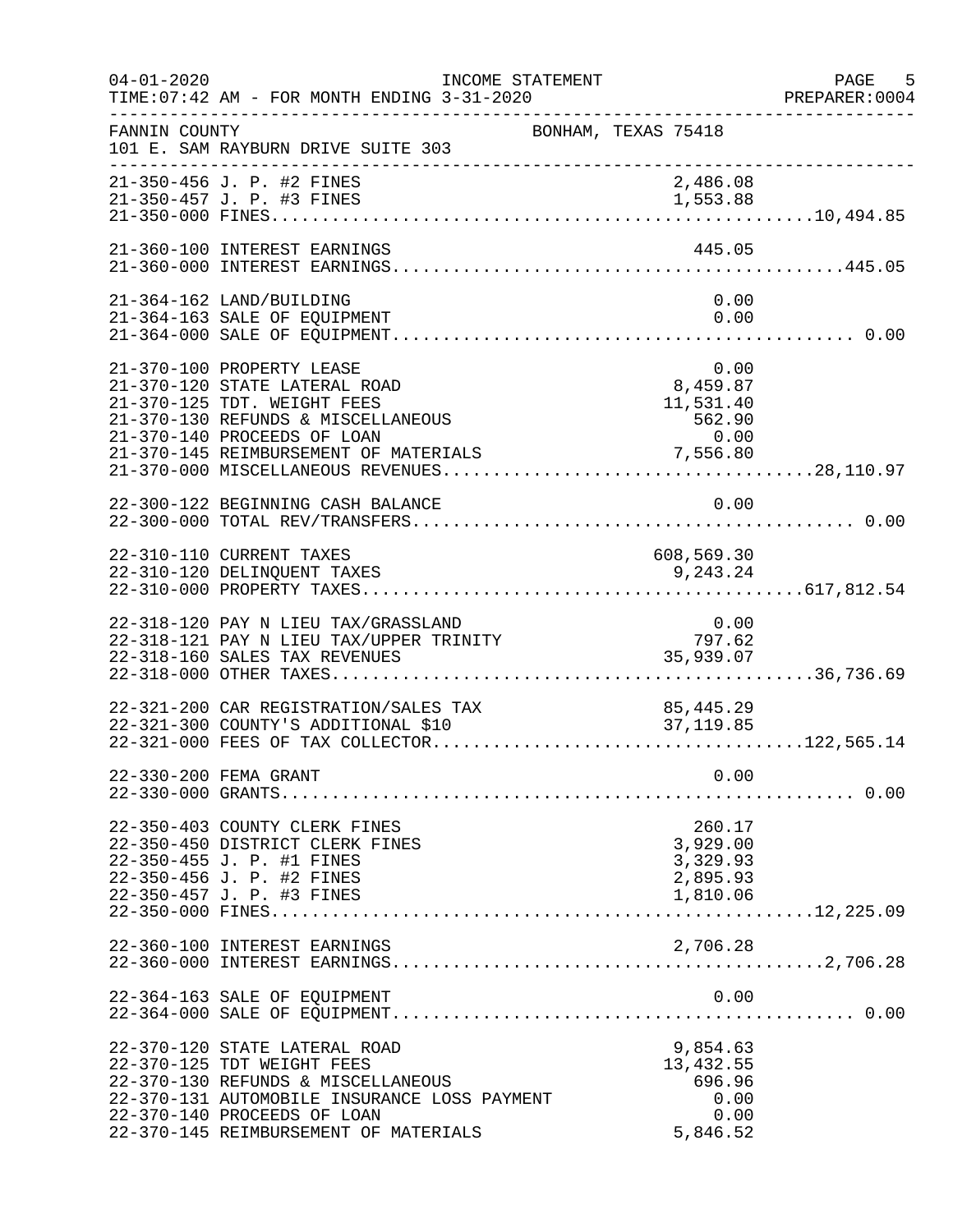INCOME STATEMENT

TIME:07:42 AM - FOR MONTH ENDING 3-31-2020

FANNIN COUNTY — BONHAM, TEXAS 75418

101 E. SAM RAYBURN DRIVE SUITE 303

| Account | Description | Amount | Total |
|---|---|---|---|
| 21-350-456 | J. P. #2 FINES | 2,486.08 | |
| 21-350-457 | J. P. #3 FINES | 1,553.88 | |
| 21-350-000 | FINES | | 10,494.85 |
| 21-360-100 | INTEREST EARNINGS | 445.05 | |
| 21-360-000 | INTEREST EARNINGS | | 445.05 |
| 21-364-162 | LAND/BUILDING | 0.00 | |
| 21-364-163 | SALE OF EQUIPMENT | 0.00 | |
| 21-364-000 | SALE OF EQUIPMENT | | 0.00 |
| 21-370-100 | PROPERTY LEASE | 0.00 | |
| 21-370-120 | STATE LATERAL ROAD | 8,459.87 | |
| 21-370-125 | TDT. WEIGHT FEES | 11,531.40 | |
| 21-370-130 | REFUNDS & MISCELLANEOUS | 562.90 | |
| 21-370-140 | PROCEEDS OF LOAN | 0.00 | |
| 21-370-145 | REIMBURSEMENT OF MATERIALS | 7,556.80 | |
| 21-370-000 | MISCELLANEOUS REVENUES | | 28,110.97 |
| 22-300-122 | BEGINNING CASH BALANCE | 0.00 | |
| 22-300-000 | TOTAL REV/TRANSFERS | | 0.00 |
| 22-310-110 | CURRENT TAXES | 608,569.30 | |
| 22-310-120 | DELINQUENT TAXES | 9,243.24 | |
| 22-310-000 | PROPERTY TAXES | | 617,812.54 |
| 22-318-120 | PAY N LIEU TAX/GRASSLAND | 0.00 | |
| 22-318-121 | PAY N LIEU TAX/UPPER TRINITY | 797.62 | |
| 22-318-160 | SALES TAX REVENUES | 35,939.07 | |
| 22-318-000 | OTHER TAXES | | 36,736.69 |
| 22-321-200 | CAR REGISTRATION/SALES TAX | 85,445.29 | |
| 22-321-300 | COUNTY'S ADDITIONAL $10 | 37,119.85 | |
| 22-321-000 | FEES OF TAX COLLECTOR | | 122,565.14 |
| 22-330-200 | FEMA GRANT | 0.00 | |
| 22-330-000 | GRANTS | | 0.00 |
| 22-350-403 | COUNTY CLERK FINES | 260.17 | |
| 22-350-450 | DISTRICT CLERK FINES | 3,929.00 | |
| 22-350-455 | J. P. #1 FINES | 3,329.93 | |
| 22-350-456 | J. P. #2 FINES | 2,895.93 | |
| 22-350-457 | J. P. #3 FINES | 1,810.06 | |
| 22-350-000 | FINES | | 12,225.09 |
| 22-360-100 | INTEREST EARNINGS | 2,706.28 | |
| 22-360-000 | INTEREST EARNINGS | | 2,706.28 |
| 22-364-163 | SALE OF EQUIPMENT | 0.00 | |
| 22-364-000 | SALE OF EQUIPMENT | | 0.00 |
| 22-370-120 | STATE LATERAL ROAD | 9,854.63 | |
| 22-370-125 | TDT WEIGHT FEES | 13,432.55 | |
| 22-370-130 | REFUNDS & MISCELLANEOUS | 696.96 | |
| 22-370-131 | AUTOMOBILE INSURANCE LOSS PAYMENT | 0.00 | |
| 22-370-140 | PROCEEDS OF LOAN | 0.00 | |
| 22-370-145 | REIMBURSEMENT OF MATERIALS | 5,846.52 | |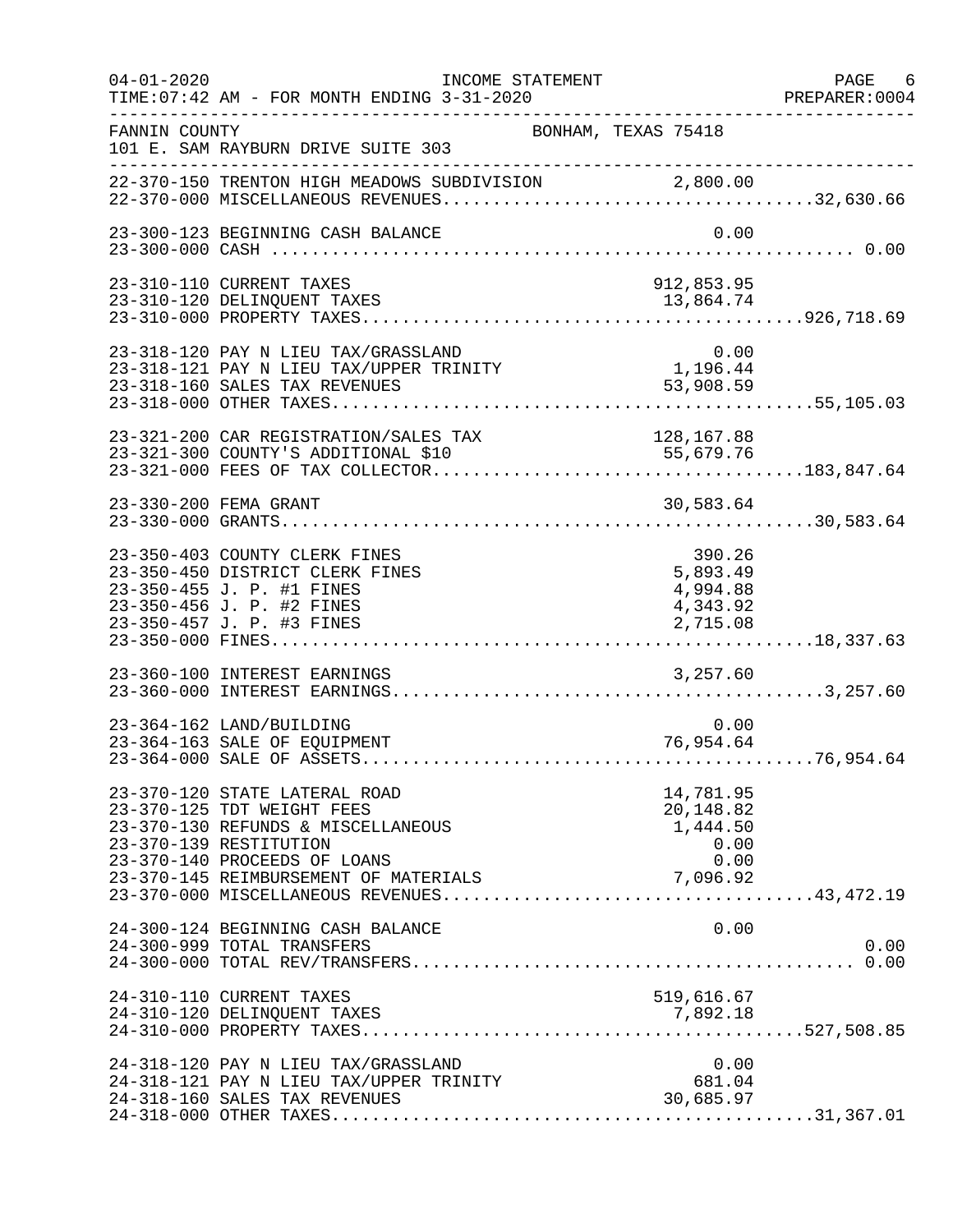FANNIN COUNTY — BONHAM, TEXAS 75418
101 E. SAM RAYBURN DRIVE SUITE 303

INCOME STATEMENT — FOR MONTH ENDING 3-31-2020

| Account | Description | Amount | Total |
|---|---|---|---|
| 22-370-150 | TRENTON HIGH MEADOWS SUBDIVISION | 2,800.00 | |
| 22-370-000 | MISCELLANEOUS REVENUES | | 32,630.66 |
| 23-300-123 | BEGINNING CASH BALANCE | 0.00 | |
| 23-300-000 | CASH | | 0.00 |
| 23-310-110 | CURRENT TAXES | 912,853.95 | |
| 23-310-120 | DELINQUENT TAXES | 13,864.74 | |
| 23-310-000 | PROPERTY TAXES | | 926,718.69 |
| 23-318-120 | PAY N LIEU TAX/GRASSLAND | 0.00 | |
| 23-318-121 | PAY N LIEU TAX/UPPER TRINITY | 1,196.44 | |
| 23-318-160 | SALES TAX REVENUES | 53,908.59 | |
| 23-318-000 | OTHER TAXES | | 55,105.03 |
| 23-321-200 | CAR REGISTRATION/SALES TAX | 128,167.88 | |
| 23-321-300 | COUNTY'S ADDITIONAL $10 | 55,679.76 | |
| 23-321-000 | FEES OF TAX COLLECTOR | | 183,847.64 |
| 23-330-200 | FEMA GRANT | 30,583.64 | |
| 23-330-000 | GRANTS | | 30,583.64 |
| 23-350-403 | COUNTY CLERK FINES | 390.26 | |
| 23-350-450 | DISTRICT CLERK FINES | 5,893.49 | |
| 23-350-455 | J. P. #1 FINES | 4,994.88 | |
| 23-350-456 | J. P. #2 FINES | 4,343.92 | |
| 23-350-457 | J. P. #3 FINES | 2,715.08 | |
| 23-350-000 | FINES | | 18,337.63 |
| 23-360-100 | INTEREST EARNINGS | 3,257.60 | |
| 23-360-000 | INTEREST EARNINGS | | 3,257.60 |
| 23-364-162 | LAND/BUILDING | 0.00 | |
| 23-364-163 | SALE OF EQUIPMENT | 76,954.64 | |
| 23-364-000 | SALE OF ASSETS | | 76,954.64 |
| 23-370-120 | STATE LATERAL ROAD | 14,781.95 | |
| 23-370-125 | TDT WEIGHT FEES | 20,148.82 | |
| 23-370-130 | REFUNDS & MISCELLANEOUS | 1,444.50 | |
| 23-370-139 | RESTITUTION | 0.00 | |
| 23-370-140 | PROCEEDS OF LOANS | 0.00 | |
| 23-370-145 | REIMBURSEMENT OF MATERIALS | 7,096.92 | |
| 23-370-000 | MISCELLANEOUS REVENUES | | 43,472.19 |
| 24-300-124 | BEGINNING CASH BALANCE | 0.00 | |
| 24-300-999 | TOTAL TRANSFERS | | 0.00 |
| 24-300-000 | TOTAL REV/TRANSFERS | | 0.00 |
| 24-310-110 | CURRENT TAXES | 519,616.67 | |
| 24-310-120 | DELINQUENT TAXES | 7,892.18 | |
| 24-310-000 | PROPERTY TAXES | | 527,508.85 |
| 24-318-120 | PAY N LIEU TAX/GRASSLAND | 0.00 | |
| 24-318-121 | PAY N LIEU TAX/UPPER TRINITY | 681.04 | |
| 24-318-160 | SALES TAX REVENUES | 30,685.97 | |
| 24-318-000 | OTHER TAXES | | 31,367.01 |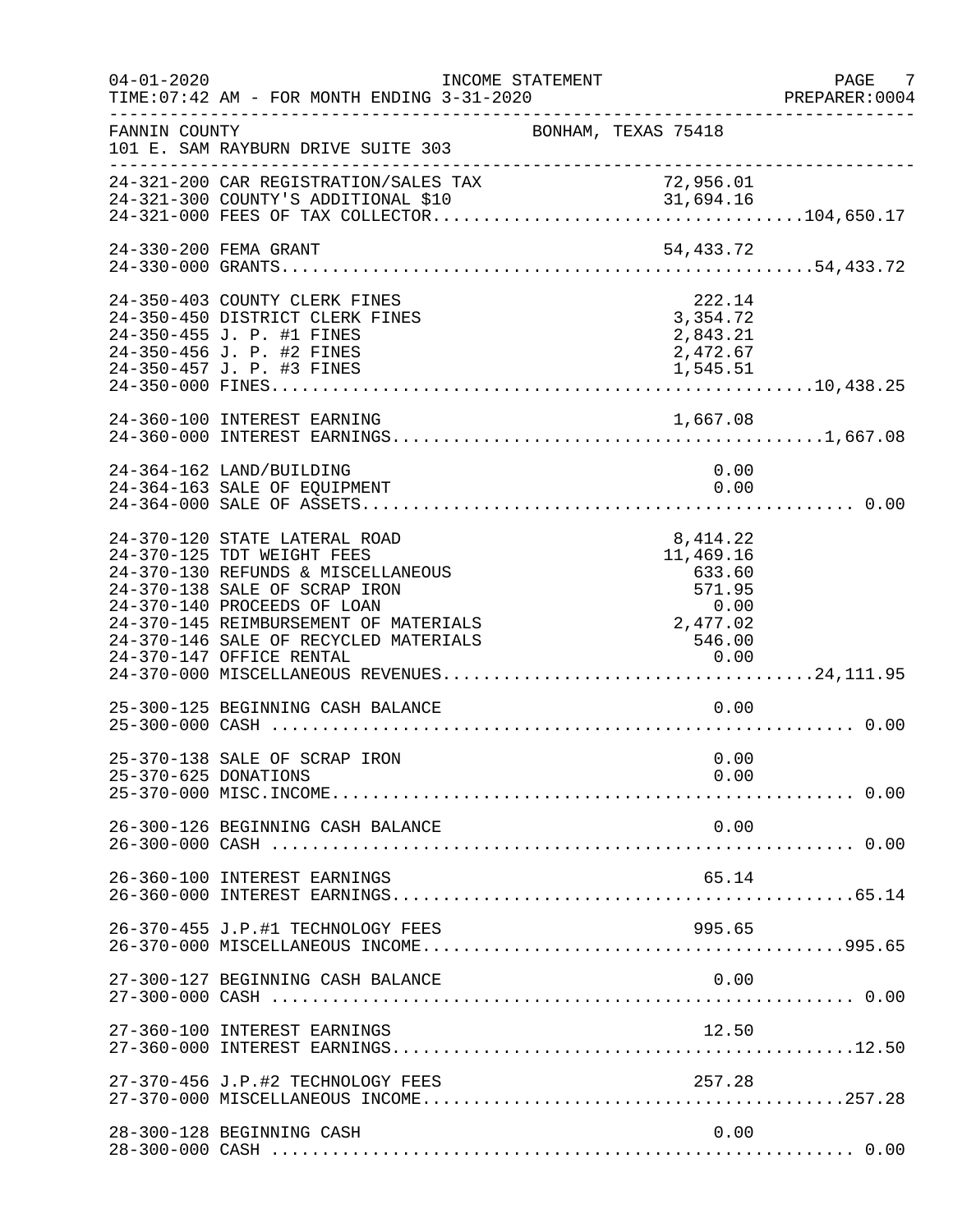FANNIN COUNTY — BONHAM, TEXAS 75418
101 E. SAM RAYBURN DRIVE SUITE 303

INCOME STATEMENT — TIME:07:42 AM - FOR MONTH ENDING 3-31-2020

| Account | Description | Amount | Total |
|---|---|---|---|
| 24-321-200 | CAR REGISTRATION/SALES TAX | 72,956.01 | |
| 24-321-300 | COUNTY'S ADDITIONAL $10 | 31,694.16 | |
| 24-321-000 | FEES OF TAX COLLECTOR | | 104,650.17 |
| 24-330-200 | FEMA GRANT | 54,433.72 | |
| 24-330-000 | GRANTS | | 54,433.72 |
| 24-350-403 | COUNTY CLERK FINES | 222.14 | |
| 24-350-450 | DISTRICT CLERK FINES | 3,354.72 | |
| 24-350-455 | J. P. #1 FINES | 2,843.21 | |
| 24-350-456 | J. P. #2 FINES | 2,472.67 | |
| 24-350-457 | J. P. #3 FINES | 1,545.51 | |
| 24-350-000 | FINES | | 10,438.25 |
| 24-360-100 | INTEREST EARNING | 1,667.08 | |
| 24-360-000 | INTEREST EARNINGS | | 1,667.08 |
| 24-364-162 | LAND/BUILDING | 0.00 | |
| 24-364-163 | SALE OF EQUIPMENT | 0.00 | |
| 24-364-000 | SALE OF ASSETS | | 0.00 |
| 24-370-120 | STATE LATERAL ROAD | 8,414.22 | |
| 24-370-125 | TDT WEIGHT FEES | 11,469.16 | |
| 24-370-130 | REFUNDS & MISCELLANEOUS | 633.60 | |
| 24-370-138 | SALE OF SCRAP IRON | 571.95 | |
| 24-370-140 | PROCEEDS OF LOAN | 0.00 | |
| 24-370-145 | REIMBURSEMENT OF MATERIALS | 2,477.02 | |
| 24-370-146 | SALE OF RECYCLED MATERIALS | 546.00 | |
| 24-370-147 | OFFICE RENTAL | 0.00 | |
| 24-370-000 | MISCELLANEOUS REVENUES | | 24,111.95 |
| 25-300-125 | BEGINNING CASH BALANCE | 0.00 | |
| 25-300-000 | CASH | | 0.00 |
| 25-370-138 | SALE OF SCRAP IRON | 0.00 | |
| 25-370-625 | DONATIONS | 0.00 | |
| 25-370-000 | MISC.INCOME | | 0.00 |
| 26-300-126 | BEGINNING CASH BALANCE | 0.00 | |
| 26-300-000 | CASH | | 0.00 |
| 26-360-100 | INTEREST EARNINGS | 65.14 | |
| 26-360-000 | INTEREST EARNINGS | | 65.14 |
| 26-370-455 | J.P.#1 TECHNOLOGY FEES | 995.65 | |
| 26-370-000 | MISCELLANEOUS INCOME | | 995.65 |
| 27-300-127 | BEGINNING CASH BALANCE | 0.00 | |
| 27-300-000 | CASH | | 0.00 |
| 27-360-100 | INTEREST EARNINGS | 12.50 | |
| 27-360-000 | INTEREST EARNINGS | | 12.50 |
| 27-370-456 | J.P.#2 TECHNOLOGY FEES | 257.28 | |
| 27-370-000 | MISCELLANEOUS INCOME | | 257.28 |
| 28-300-128 | BEGINNING CASH | 0.00 | |
| 28-300-000 | CASH | | 0.00 |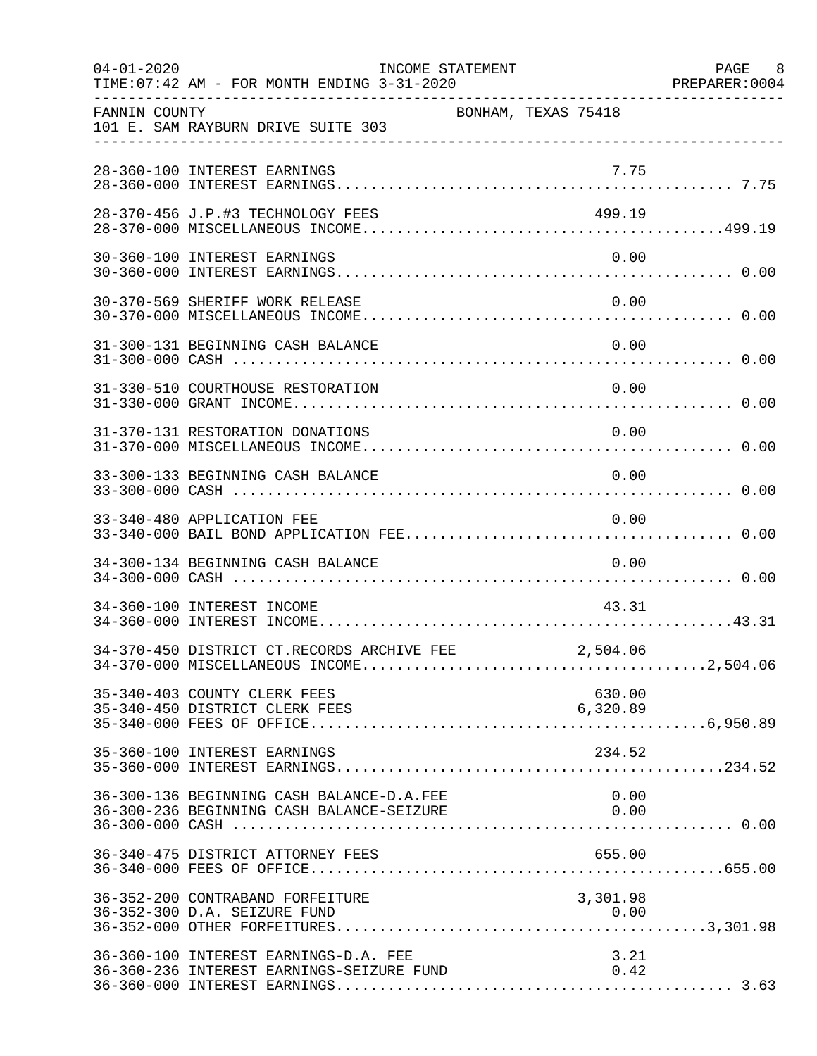FANNIN COUNTY BONHAM, TEXAS 75418
101 E. SAM RAYBURN DRIVE SUITE 303

INCOME STATEMENT
FOR MONTH ENDING 3-31-2020

| Account | Description | Amount | Total |
|---|---|---|---|
| 28-360-100 | INTEREST EARNINGS | 7.75 | |
| 28-360-000 | INTEREST EARNINGS | | 7.75 |
| 28-370-456 | J.P.#3 TECHNOLOGY FEES | 499.19 | |
| 28-370-000 | MISCELLANEOUS INCOME | | 499.19 |
| 30-360-100 | INTEREST EARNINGS | 0.00 | |
| 30-360-000 | INTEREST EARNINGS | | 0.00 |
| 30-370-569 | SHERIFF WORK RELEASE | 0.00 | |
| 30-370-000 | MISCELLANEOUS INCOME | | 0.00 |
| 31-300-131 | BEGINNING CASH BALANCE | 0.00 | |
| 31-300-000 | CASH | | 0.00 |
| 31-330-510 | COURTHOUSE RESTORATION | 0.00 | |
| 31-330-000 | GRANT INCOME | | 0.00 |
| 31-370-131 | RESTORATION DONATIONS | 0.00 | |
| 31-370-000 | MISCELLANEOUS INCOME | | 0.00 |
| 33-300-133 | BEGINNING CASH BALANCE | 0.00 | |
| 33-300-000 | CASH | | 0.00 |
| 33-340-480 | APPLICATION FEE | 0.00 | |
| 33-340-000 | BAIL BOND APPLICATION FEE | | 0.00 |
| 34-300-134 | BEGINNING CASH BALANCE | 0.00 | |
| 34-300-000 | CASH | | 0.00 |
| 34-360-100 | INTEREST INCOME | 43.31 | |
| 34-360-000 | INTEREST INCOME | | 43.31 |
| 34-370-450 | DISTRICT CT.RECORDS ARCHIVE FEE | 2,504.06 | |
| 34-370-000 | MISCELLANEOUS INCOME | | 2,504.06 |
| 35-340-403 | COUNTY CLERK FEES | 630.00 | |
| 35-340-450 | DISTRICT CLERK FEES | 6,320.89 | |
| 35-340-000 | FEES OF OFFICE | | 6,950.89 |
| 35-360-100 | INTEREST EARNINGS | 234.52 | |
| 35-360-000 | INTEREST EARNINGS | | 234.52 |
| 36-300-136 | BEGINNING CASH BALANCE-D.A.FEE | 0.00 | |
| 36-300-236 | BEGINNING CASH BALANCE-SEIZURE | 0.00 | |
| 36-300-000 | CASH | | 0.00 |
| 36-340-475 | DISTRICT ATTORNEY FEES | 655.00 | |
| 36-340-000 | FEES OF OFFICE | | 655.00 |
| 36-352-200 | CONTRABAND FORFEITURE | 3,301.98 | |
| 36-352-300 | D.A. SEIZURE FUND | 0.00 | |
| 36-352-000 | OTHER FORFEITURES | | 3,301.98 |
| 36-360-100 | INTEREST EARNINGS-D.A. FEE | 3.21 | |
| 36-360-236 | INTEREST EARNINGS-SEIZURE FUND | 0.42 | |
| 36-360-000 | INTEREST EARNINGS | | 3.63 |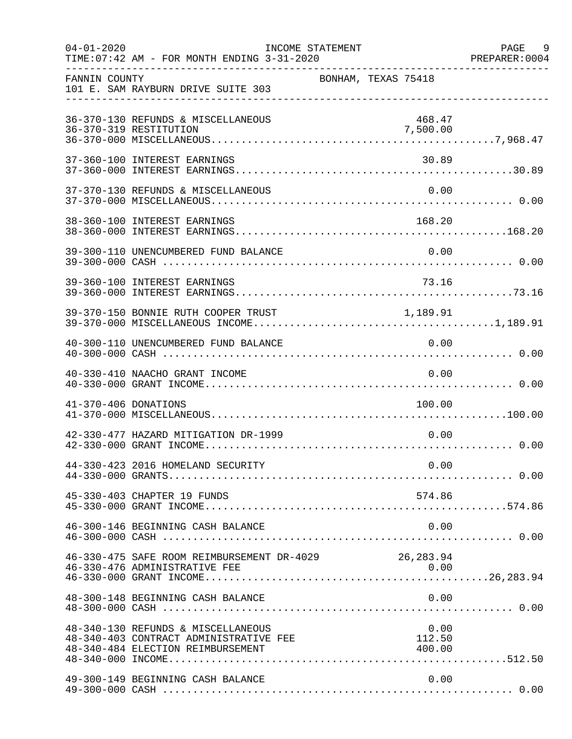04-01-2020 INCOME STATEMENT
TIME:07:42 AM - FOR MONTH ENDING 3-31-2020 PREPARER:0004

FANNIN COUNTY BONHAM, TEXAS 75418
101 E. SAM RAYBURN DRIVE SUITE 303

| Account | Description | Amount | Total |
|---|---|---|---|
| 36-370-130 | REFUNDS & MISCELLANEOUS | 468.47 | |
| 36-370-319 | RESTITUTION | 7,500.00 | |
| 36-370-000 | MISCELLANEOUS | | 7,968.47 |
| 37-360-100 | INTEREST EARNINGS | 30.89 | |
| 37-360-000 | INTEREST EARNINGS | | 30.89 |
| 37-370-130 | REFUNDS & MISCELLANEOUS | 0.00 | |
| 37-370-000 | MISCELLANEOUS | | 0.00 |
| 38-360-100 | INTEREST EARNINGS | 168.20 | |
| 38-360-000 | INTEREST EARNINGS | | 168.20 |
| 39-300-110 | UNENCUMBERED FUND BALANCE | 0.00 | |
| 39-300-000 | CASH | | 0.00 |
| 39-360-100 | INTEREST EARNINGS | 73.16 | |
| 39-360-000 | INTEREST EARNINGS | | 73.16 |
| 39-370-150 | BONNIE RUTH COOPER TRUST | 1,189.91 | |
| 39-370-000 | MISCELLANEOUS INCOME | | 1,189.91 |
| 40-300-110 | UNENCUMBERED FUND BALANCE | 0.00 | |
| 40-300-000 | CASH | | 0.00 |
| 40-330-410 | NAACHO GRANT INCOME | 0.00 | |
| 40-330-000 | GRANT INCOME | | 0.00 |
| 41-370-406 | DONATIONS | 100.00 | |
| 41-370-000 | MISCELLANEOUS | | 100.00 |
| 42-330-477 | HAZARD MITIGATION DR-1999 | 0.00 | |
| 42-330-000 | GRANT INCOME | | 0.00 |
| 44-330-423 | 2016 HOMELAND SECURITY | 0.00 | |
| 44-330-000 | GRANTS | | 0.00 |
| 45-330-403 | CHAPTER 19 FUNDS | 574.86 | |
| 45-330-000 | GRANT INCOME | | 574.86 |
| 46-300-146 | BEGINNING CASH BALANCE | 0.00 | |
| 46-300-000 | CASH | | 0.00 |
| 46-330-475 | SAFE ROOM REIMBURSEMENT DR-4029 | 26,283.94 | |
| 46-330-476 | ADMINISTRATIVE FEE | 0.00 | |
| 46-330-000 | GRANT INCOME | | 26,283.94 |
| 48-300-148 | BEGINNING CASH BALANCE | 0.00 | |
| 48-300-000 | CASH | | 0.00 |
| 48-340-130 | REFUNDS & MISCELLANEOUS | 0.00 | |
| 48-340-403 | CONTRACT ADMINISTRATIVE FEE | 112.50 | |
| 48-340-484 | ELECTION REIMBURSEMENT | 400.00 | |
| 48-340-000 | INCOME | | 512.50 |
| 49-300-149 | BEGINNING CASH BALANCE | 0.00 | |
| 49-300-000 | CASH | | 0.00 |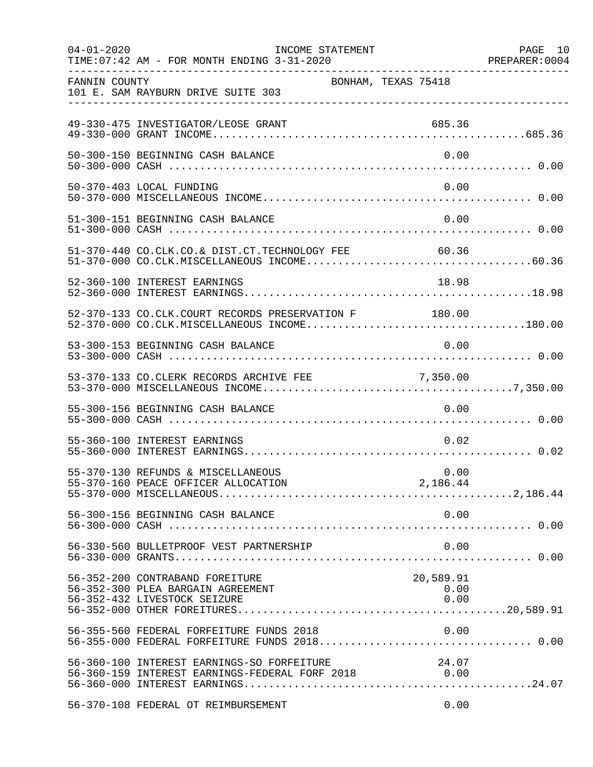FANNIN COUNTY BONHAM, TEXAS 75418
101 E. SAM RAYBURN DRIVE SUITE 303

INCOME STATEMENT
TIME:07:42 AM - FOR MONTH ENDING 3-31-2020

| Account | Description | Amount | Total |
|---|---|---|---|
| 49-330-475 | INVESTIGATOR/LEOSE GRANT | 685.36 | |
| 49-330-000 | GRANT INCOME | | 685.36 |
| 50-300-150 | BEGINNING CASH BALANCE | 0.00 | |
| 50-300-000 | CASH | | 0.00 |
| 50-370-403 | LOCAL FUNDING | 0.00 | |
| 50-370-000 | MISCELLANEOUS INCOME | | 0.00 |
| 51-300-151 | BEGINNING CASH BALANCE | 0.00 | |
| 51-300-000 | CASH | | 0.00 |
| 51-370-440 | CO.CLK.CO.& DIST.CT.TECHNOLOGY FEE | 60.36 | |
| 51-370-000 | CO.CLK.MISCELLANEOUS INCOME | | 60.36 |
| 52-360-100 | INTEREST EARNINGS | 18.98 | |
| 52-360-000 | INTEREST EARNINGS | | 18.98 |
| 52-370-133 | CO.CLK.COURT RECORDS PRESERVATION F | 180.00 | |
| 52-370-000 | CO.CLK.MISCELLANEOUS INCOME | | 180.00 |
| 53-300-153 | BEGINNING CASH BALANCE | 0.00 | |
| 53-300-000 | CASH | | 0.00 |
| 53-370-133 | CO.CLERK RECORDS ARCHIVE FEE | 7,350.00 | |
| 53-370-000 | MISCELLANEOUS INCOME | | 7,350.00 |
| 55-300-156 | BEGINNING CASH BALANCE | 0.00 | |
| 55-300-000 | CASH | | 0.00 |
| 55-360-100 | INTEREST EARNINGS | 0.02 | |
| 55-360-000 | INTEREST EARNINGS | | 0.02 |
| 55-370-130 | REFUNDS & MISCELLANEOUS | 0.00 | |
| 55-370-160 | PEACE OFFICER ALLOCATION | 2,186.44 | |
| 55-370-000 | MISCELLANEOUS | | 2,186.44 |
| 56-300-156 | BEGINNING CASH BALANCE | 0.00 | |
| 56-300-000 | CASH | | 0.00 |
| 56-330-560 | BULLETPROOF VEST PARTNERSHIP | 0.00 | |
| 56-330-000 | GRANTS | | 0.00 |
| 56-352-200 | CONTRABAND FOREITURE | 20,589.91 | |
| 56-352-300 | PLEA BARGAIN AGREEMENT | 0.00 | |
| 56-352-432 | LIVESTOCK SEIZURE | 0.00 | |
| 56-352-000 | OTHER FOREITURES | | 20,589.91 |
| 56-355-560 | FEDERAL FORFEITURE FUNDS 2018 | 0.00 | |
| 56-355-000 | FEDERAL FORFEITURE FUNDS 2018 | | 0.00 |
| 56-360-100 | INTEREST EARNINGS-SO FORFEITURE | 24.07 | |
| 56-360-159 | INTEREST EARNINGS-FEDERAL FORF 2018 | 0.00 | |
| 56-360-000 | INTEREST EARNINGS | | 24.07 |
| 56-370-108 | FEDERAL OT REIMBURSEMENT | 0.00 | |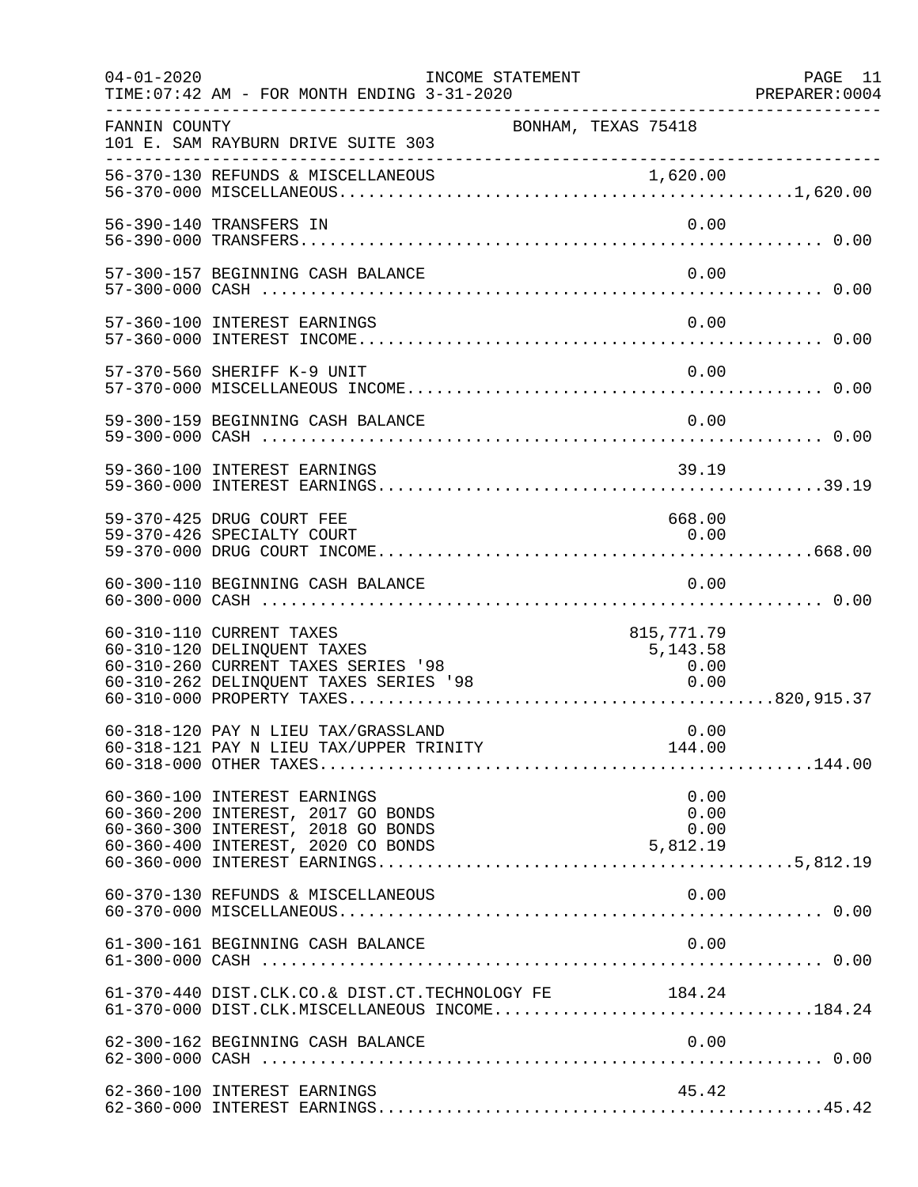FANNIN COUNTY BONHAM, TEXAS 75418
101 E. SAM RAYBURN DRIVE SUITE 303

| Account | Description | Amount | Total |
|---|---|---|---|
| 56-370-130 | REFUNDS & MISCELLANEOUS | 1,620.00 | |
| 56-370-000 | MISCELLANEOUS | | 1,620.00 |
| 56-390-140 | TRANSFERS IN | 0.00 | |
| 56-390-000 | TRANSFERS | | 0.00 |
| 57-300-157 | BEGINNING CASH BALANCE | 0.00 | |
| 57-300-000 | CASH | | 0.00 |
| 57-360-100 | INTEREST EARNINGS | 0.00 | |
| 57-360-000 | INTEREST INCOME | | 0.00 |
| 57-370-560 | SHERIFF K-9 UNIT | 0.00 | |
| 57-370-000 | MISCELLANEOUS INCOME | | 0.00 |
| 59-300-159 | BEGINNING CASH BALANCE | 0.00 | |
| 59-300-000 | CASH | | 0.00 |
| 59-360-100 | INTEREST EARNINGS | 39.19 | |
| 59-360-000 | INTEREST EARNINGS | | 39.19 |
| 59-370-425 | DRUG COURT FEE | 668.00 | |
| 59-370-426 | SPECIALTY COURT | 0.00 | |
| 59-370-000 | DRUG COURT INCOME | | 668.00 |
| 60-300-110 | BEGINNING CASH BALANCE | 0.00 | |
| 60-300-000 | CASH | | 0.00 |
| 60-310-110 | CURRENT TAXES | 815,771.79 | |
| 60-310-120 | DELINQUENT TAXES | 5,143.58 | |
| 60-310-260 | CURRENT TAXES SERIES '98 | 0.00 | |
| 60-310-262 | DELINQUENT TAXES SERIES '98 | 0.00 | |
| 60-310-000 | PROPERTY TAXES | | 820,915.37 |
| 60-318-120 | PAY N LIEU TAX/GRASSLAND | 0.00 | |
| 60-318-121 | PAY N LIEU TAX/UPPER TRINITY | 144.00 | |
| 60-318-000 | OTHER TAXES | | 144.00 |
| 60-360-100 | INTEREST EARNINGS | 0.00 | |
| 60-360-200 | INTEREST, 2017 GO BONDS | 0.00 | |
| 60-360-300 | INTEREST, 2018 GO BONDS | 0.00 | |
| 60-360-400 | INTEREST, 2020 CO BONDS | 5,812.19 | |
| 60-360-000 | INTEREST EARNINGS | | 5,812.19 |
| 60-370-130 | REFUNDS & MISCELLANEOUS | 0.00 | |
| 60-370-000 | MISCELLANEOUS | | 0.00 |
| 61-300-161 | BEGINNING CASH BALANCE | 0.00 | |
| 61-300-000 | CASH | | 0.00 |
| 61-370-440 | DIST.CLK.CO.& DIST.CT.TECHNOLOGY FE | 184.24 | |
| 61-370-000 | DIST.CLK.MISCELLANEOUS INCOME | | 184.24 |
| 62-300-162 | BEGINNING CASH BALANCE | 0.00 | |
| 62-300-000 | CASH | | 0.00 |
| 62-360-100 | INTEREST EARNINGS | 45.42 | |
| 62-360-000 | INTEREST EARNINGS | | 45.42 |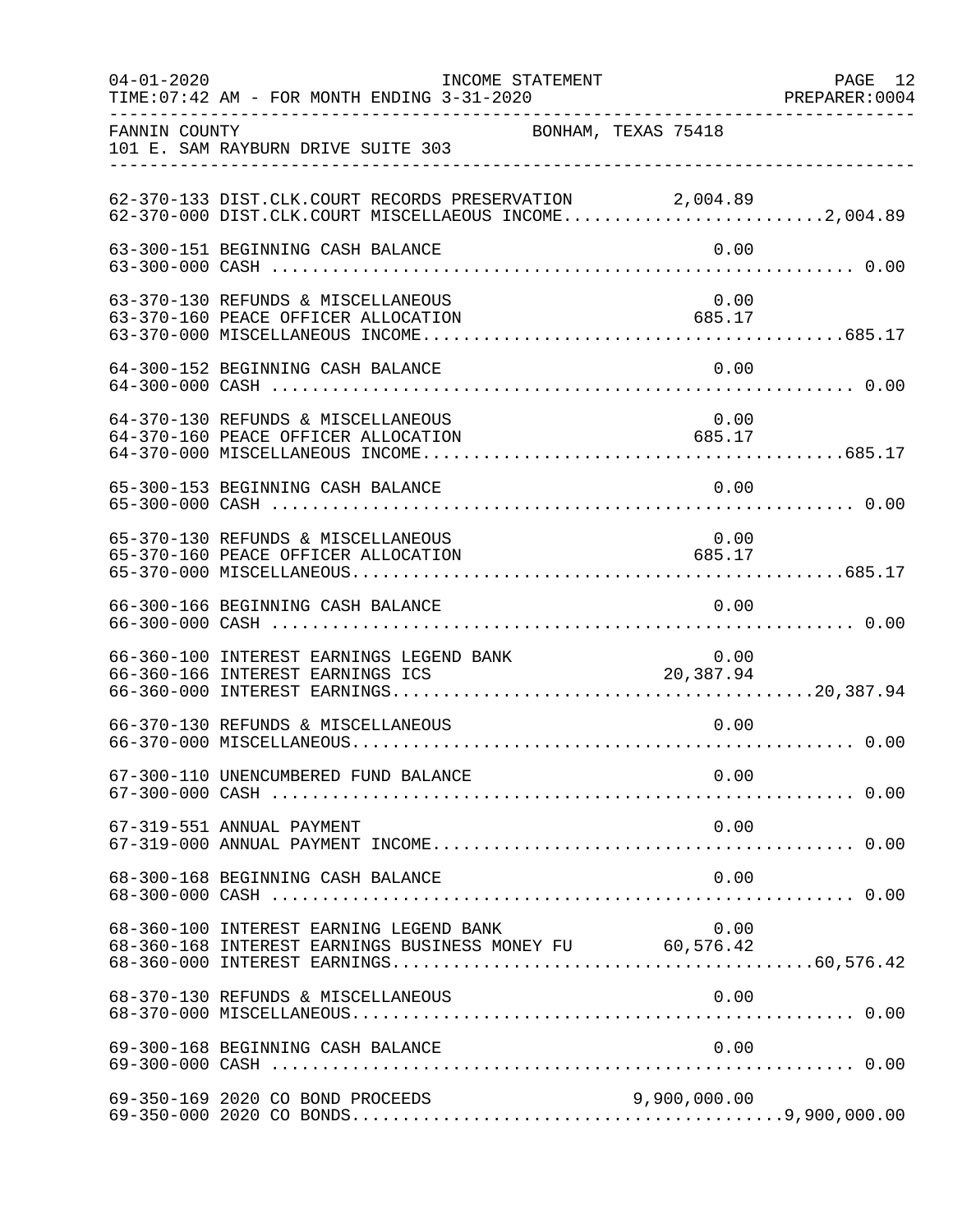FANNIN COUNTY　　　　　　　　　　　　　　BONHAM, TEXAS 75418
101 E. SAM RAYBURN DRIVE SUITE 303

| Account | Description | Amount | Total |
|---|---|---|---|
| 62-370-133 | DIST.CLK.COURT RECORDS PRESERVATION | 2,004.89 | |
| 62-370-000 | DIST.CLK.COURT MISCELLAEOUS INCOME | | 2,004.89 |
| 63-300-151 | BEGINNING CASH BALANCE | 0.00 | |
| 63-300-000 | CASH | | 0.00 |
| 63-370-130 | REFUNDS & MISCELLANEOUS | 0.00 | |
| 63-370-160 | PEACE OFFICER ALLOCATION | 685.17 | |
| 63-370-000 | MISCELLANEOUS INCOME | | 685.17 |
| 64-300-152 | BEGINNING CASH BALANCE | 0.00 | |
| 64-300-000 | CASH | | 0.00 |
| 64-370-130 | REFUNDS & MISCELLANEOUS | 0.00 | |
| 64-370-160 | PEACE OFFICER ALLOCATION | 685.17 | |
| 64-370-000 | MISCELLANEOUS INCOME | | 685.17 |
| 65-300-153 | BEGINNING CASH BALANCE | 0.00 | |
| 65-300-000 | CASH | | 0.00 |
| 65-370-130 | REFUNDS & MISCELLANEOUS | 0.00 | |
| 65-370-160 | PEACE OFFICER ALLOCATION | 685.17 | |
| 65-370-000 | MISCELLANEOUS | | 685.17 |
| 66-300-166 | BEGINNING CASH BALANCE | 0.00 | |
| 66-300-000 | CASH | | 0.00 |
| 66-360-100 | INTEREST EARNINGS LEGEND BANK | 0.00 | |
| 66-360-166 | INTEREST EARNINGS ICS | 20,387.94 | |
| 66-360-000 | INTEREST EARNINGS | | 20,387.94 |
| 66-370-130 | REFUNDS & MISCELLANEOUS | 0.00 | |
| 66-370-000 | MISCELLANEOUS | | 0.00 |
| 67-300-110 | UNENCUMBERED FUND BALANCE | 0.00 | |
| 67-300-000 | CASH | | 0.00 |
| 67-319-551 | ANNUAL PAYMENT | 0.00 | |
| 67-319-000 | ANNUAL PAYMENT INCOME | | 0.00 |
| 68-300-168 | BEGINNING CASH BALANCE | 0.00 | |
| 68-300-000 | CASH | | 0.00 |
| 68-360-100 | INTEREST EARNING LEGEND BANK | 0.00 | |
| 68-360-168 | INTEREST EARNINGS BUSINESS MONEY FU | 60,576.42 | |
| 68-360-000 | INTEREST EARNINGS | | 60,576.42 |
| 68-370-130 | REFUNDS & MISCELLANEOUS | 0.00 | |
| 68-370-000 | MISCELLANEOUS | | 0.00 |
| 69-300-168 | BEGINNING CASH BALANCE | 0.00 | |
| 69-300-000 | CASH | | 0.00 |
| 69-350-169 | 2020 CO BOND PROCEEDS | 9,900,000.00 | |
| 69-350-000 | 2020 CO BONDS | | 9,900,000.00 |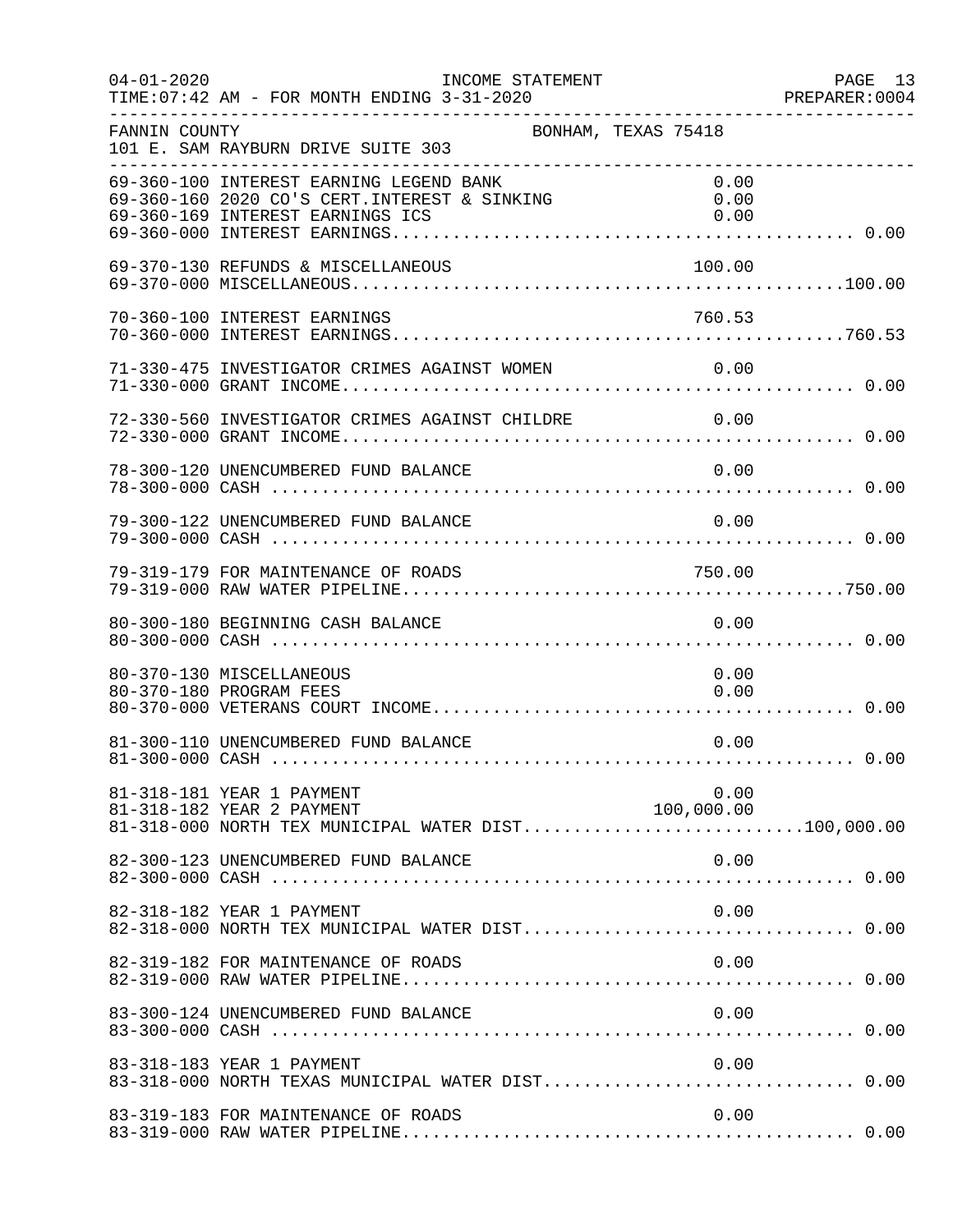FANNIN COUNTY BONHAM, TEXAS 75418
101 E. SAM RAYBURN DRIVE SUITE 303

| Account | Description | Amount | Total |
|---|---|---|---|
| 69-360-100 | INTEREST EARNING LEGEND BANK | 0.00 | |
| 69-360-160 | 2020 CO'S CERT.INTEREST & SINKING | 0.00 | |
| 69-360-169 | INTEREST EARNINGS ICS | 0.00 | |
| 69-360-000 | INTEREST EARNINGS | | 0.00 |
| 69-370-130 | REFUNDS & MISCELLANEOUS | 100.00 | |
| 69-370-000 | MISCELLANEOUS | | 100.00 |
| 70-360-100 | INTEREST EARNINGS | 760.53 | |
| 70-360-000 | INTEREST EARNINGS | | 760.53 |
| 71-330-475 | INVESTIGATOR CRIMES AGAINST WOMEN | 0.00 | |
| 71-330-000 | GRANT INCOME | | 0.00 |
| 72-330-560 | INVESTIGATOR CRIMES AGAINST CHILDRE | 0.00 | |
| 72-330-000 | GRANT INCOME | | 0.00 |
| 78-300-120 | UNENCUMBERED FUND BALANCE | 0.00 | |
| 78-300-000 | CASH | | 0.00 |
| 79-300-122 | UNENCUMBERED FUND BALANCE | 0.00 | |
| 79-300-000 | CASH | | 0.00 |
| 79-319-179 | FOR MAINTENANCE OF ROADS | 750.00 | |
| 79-319-000 | RAW WATER PIPELINE | | 750.00 |
| 80-300-180 | BEGINNING CASH BALANCE | 0.00 | |
| 80-300-000 | CASH | | 0.00 |
| 80-370-130 | MISCELLANEOUS | 0.00 | |
| 80-370-180 | PROGRAM FEES | 0.00 | |
| 80-370-000 | VETERANS COURT INCOME | | 0.00 |
| 81-300-110 | UNENCUMBERED FUND BALANCE | 0.00 | |
| 81-300-000 | CASH | | 0.00 |
| 81-318-181 | YEAR 1 PAYMENT | 0.00 | |
| 81-318-182 | YEAR 2 PAYMENT | 100,000.00 | |
| 81-318-000 | NORTH TEX MUNICIPAL WATER DIST | | 100,000.00 |
| 82-300-123 | UNENCUMBERED FUND BALANCE | 0.00 | |
| 82-300-000 | CASH | | 0.00 |
| 82-318-182 | YEAR 1 PAYMENT | 0.00 | |
| 82-318-000 | NORTH TEX MUNICIPAL WATER DIST | | 0.00 |
| 82-319-182 | FOR MAINTENANCE OF ROADS | 0.00 | |
| 82-319-000 | RAW WATER PIPELINE | | 0.00 |
| 83-300-124 | UNENCUMBERED FUND BALANCE | 0.00 | |
| 83-300-000 | CASH | | 0.00 |
| 83-318-183 | YEAR 1 PAYMENT | 0.00 | |
| 83-318-000 | NORTH TEXAS MUNICIPAL WATER DIST | | 0.00 |
| 83-319-183 | FOR MAINTENANCE OF ROADS | 0.00 | |
| 83-319-000 | RAW WATER PIPELINE | | 0.00 |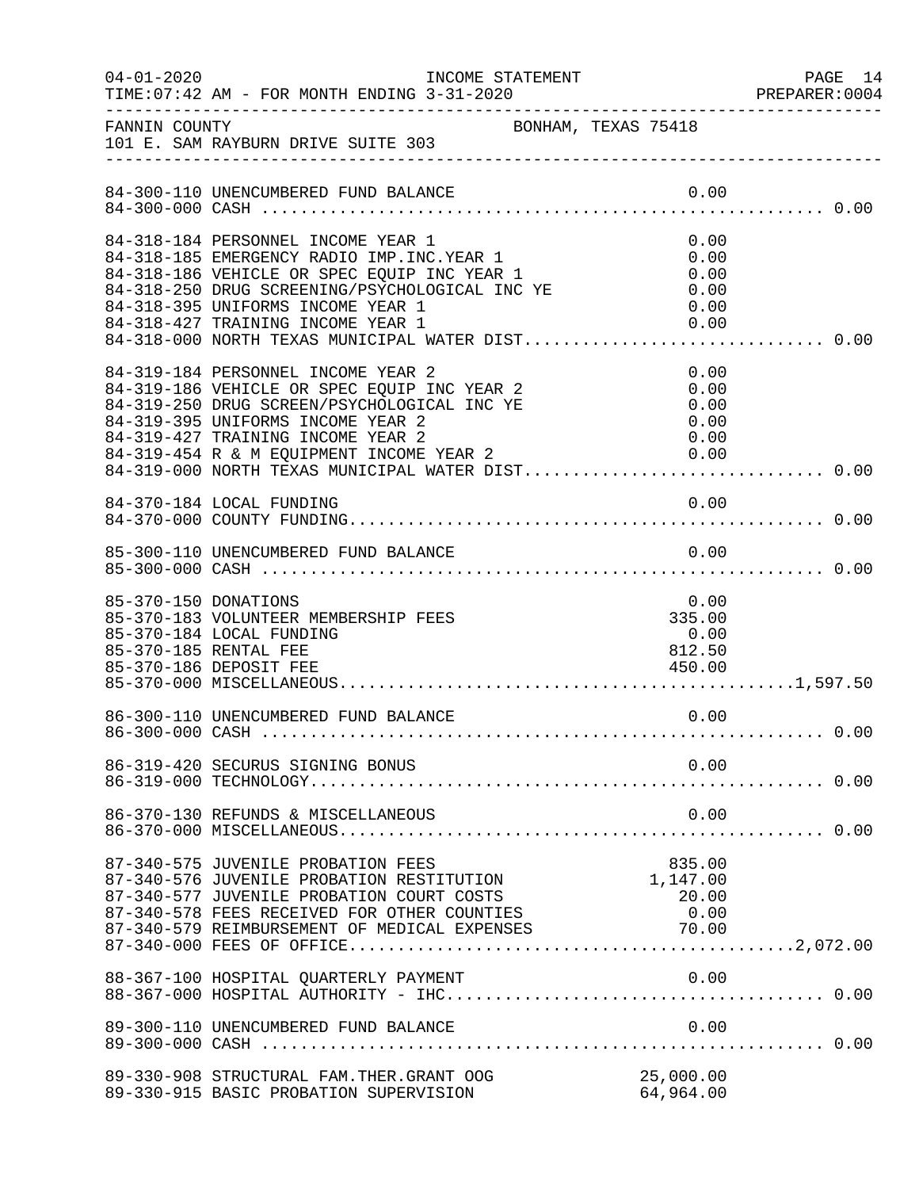FANNIN COUNTY BONHAM, TEXAS 75418
101 E. SAM RAYBURN DRIVE SUITE 303

INCOME STATEMENT
TIME:07:42 AM - FOR MONTH ENDING 3-31-2020

| Account | Description | Amount | Total |
|---|---|---|---|
| 84-300-110 | UNENCUMBERED FUND BALANCE | 0.00 | |
| 84-300-000 | CASH | | 0.00 |
| 84-318-184 | PERSONNEL INCOME YEAR 1 | 0.00 | |
| 84-318-185 | EMERGENCY RADIO IMP.INC.YEAR 1 | 0.00 | |
| 84-318-186 | VEHICLE OR SPEC EQUIP INC YEAR 1 | 0.00 | |
| 84-318-250 | DRUG SCREENING/PSYCHOLOGICAL INC YE | 0.00 | |
| 84-318-395 | UNIFORMS INCOME YEAR 1 | 0.00 | |
| 84-318-427 | TRAINING INCOME YEAR 1 | 0.00 | |
| 84-318-000 | NORTH TEXAS MUNICIPAL WATER DIST | | 0.00 |
| 84-319-184 | PERSONNEL INCOME YEAR 2 | 0.00 | |
| 84-319-186 | VEHICLE OR SPEC EQUIP INC YEAR 2 | 0.00 | |
| 84-319-250 | DRUG SCREEN/PSYCHOLOGICAL INC YE | 0.00 | |
| 84-319-395 | UNIFORMS INCOME YEAR 2 | 0.00 | |
| 84-319-427 | TRAINING INCOME YEAR 2 | 0.00 | |
| 84-319-454 | R & M EQUIPMENT INCOME YEAR 2 | 0.00 | |
| 84-319-000 | NORTH TEXAS MUNICIPAL WATER DIST | | 0.00 |
| 84-370-184 | LOCAL FUNDING | 0.00 | |
| 84-370-000 | COUNTY FUNDING | | 0.00 |
| 85-300-110 | UNENCUMBERED FUND BALANCE | 0.00 | |
| 85-300-000 | CASH | | 0.00 |
| 85-370-150 | DONATIONS | 0.00 | |
| 85-370-183 | VOLUNTEER MEMBERSHIP FEES | 335.00 | |
| 85-370-184 | LOCAL FUNDING | 0.00 | |
| 85-370-185 | RENTAL FEE | 812.50 | |
| 85-370-186 | DEPOSIT FEE | 450.00 | |
| 85-370-000 | MISCELLANEOUS | | 1,597.50 |
| 86-300-110 | UNENCUMBERED FUND BALANCE | 0.00 | |
| 86-300-000 | CASH | | 0.00 |
| 86-319-420 | SECURUS SIGNING BONUS | 0.00 | |
| 86-319-000 | TECHNOLOGY | | 0.00 |
| 86-370-130 | REFUNDS & MISCELLANEOUS | 0.00 | |
| 86-370-000 | MISCELLANEOUS | | 0.00 |
| 87-340-575 | JUVENILE PROBATION FEES | 835.00 | |
| 87-340-576 | JUVENILE PROBATION RESTITUTION | 1,147.00 | |
| 87-340-577 | JUVENILE PROBATION COURT COSTS | 20.00 | |
| 87-340-578 | FEES RECEIVED FOR OTHER COUNTIES | 0.00 | |
| 87-340-579 | REIMBURSEMENT OF MEDICAL EXPENSES | 70.00 | |
| 87-340-000 | FEES OF OFFICE | | 2,072.00 |
| 88-367-100 | HOSPITAL QUARTERLY PAYMENT | 0.00 | |
| 88-367-000 | HOSPITAL AUTHORITY - IHC | | 0.00 |
| 89-300-110 | UNENCUMBERED FUND BALANCE | 0.00 | |
| 89-300-000 | CASH | | 0.00 |
| 89-330-908 | STRUCTURAL FAM.THER.GRANT OOG | 25,000.00 | |
| 89-330-915 | BASIC PROBATION SUPERVISION | 64,964.00 | |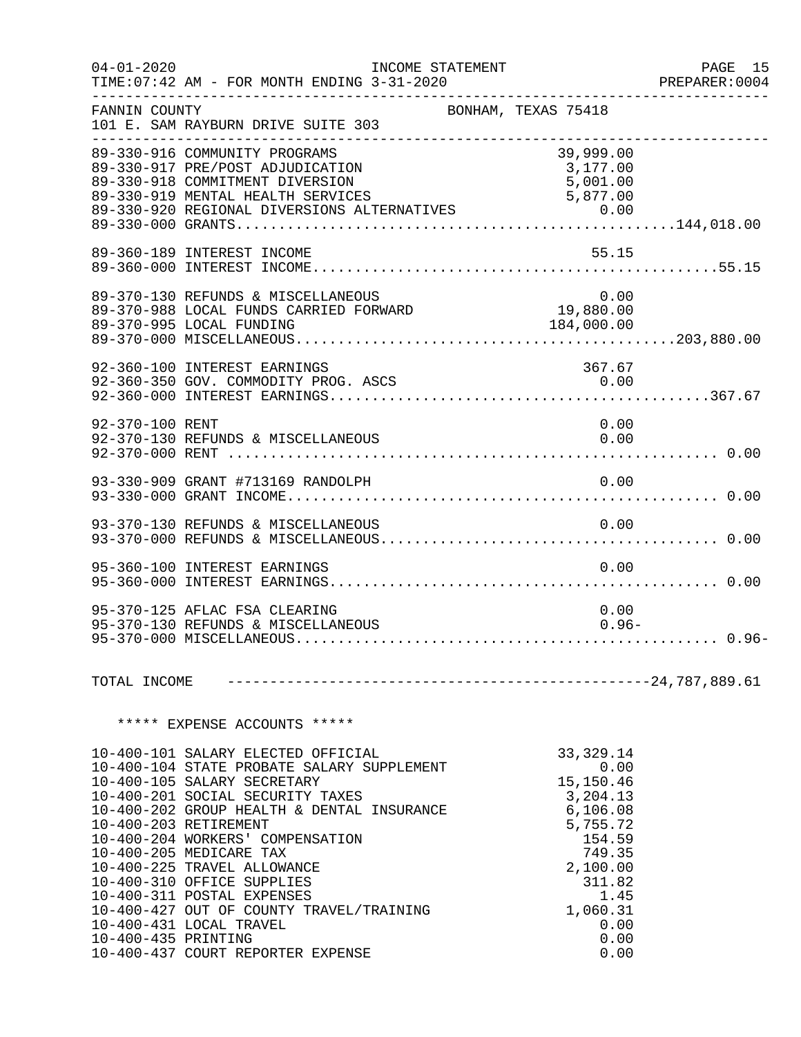FANNIN COUNTY BONHAM, TEXAS 75418
101 E. SAM RAYBURN DRIVE SUITE 303

INCOME STATEMENT — FOR MONTH ENDING 3-31-2020

| Account | Description | Amount | Total |
|---|---|---|---|
| 89-330-916 | COMMUNITY PROGRAMS | 39,999.00 | |
| 89-330-917 | PRE/POST ADJUDICATION | 3,177.00 | |
| 89-330-918 | COMMITMENT DIVERSION | 5,001.00 | |
| 89-330-919 | MENTAL HEALTH SERVICES | 5,877.00 | |
| 89-330-920 | REGIONAL DIVERSIONS ALTERNATIVES | 0.00 | |
| 89-330-000 | GRANTS | | 144,018.00 |
| 89-360-189 | INTEREST INCOME | 55.15 | |
| 89-360-000 | INTEREST INCOME | | 55.15 |
| 89-370-130 | REFUNDS & MISCELLANEOUS | 0.00 | |
| 89-370-988 | LOCAL FUNDS CARRIED FORWARD | 19,880.00 | |
| 89-370-995 | LOCAL FUNDING | 184,000.00 | |
| 89-370-000 | MISCELLANEOUS | | 203,880.00 |
| 92-360-100 | INTEREST EARNINGS | 367.67 | |
| 92-360-350 | GOV. COMMODITY PROG. ASCS | 0.00 | |
| 92-360-000 | INTEREST EARNINGS | | 367.67 |
| 92-370-100 | RENT | 0.00 | |
| 92-370-130 | REFUNDS & MISCELLANEOUS | 0.00 | |
| 92-370-000 | RENT | | 0.00 |
| 93-330-909 | GRANT #713169 RANDOLPH | 0.00 | |
| 93-330-000 | GRANT INCOME | | 0.00 |
| 93-370-130 | REFUNDS & MISCELLANEOUS | 0.00 | |
| 93-370-000 | REFUNDS & MISCELLANEOUS | | 0.00 |
| 95-360-100 | INTEREST EARNINGS | 0.00 | |
| 95-360-000 | INTEREST EARNINGS | | 0.00 |
| 95-370-125 | AFLAC FSA CLEARING | 0.00 | |
| 95-370-130 | REFUNDS & MISCELLANEOUS | 0.96- | |
| 95-370-000 | MISCELLANEOUS | | 0.96- |
| | TOTAL INCOME | | 24,787,889.61 |

***** EXPENSE ACCOUNTS *****

| Account | Description | Amount |
|---|---|---|
| 10-400-101 | SALARY ELECTED OFFICIAL | 33,329.14 |
| 10-400-104 | STATE PROBATE SALARY SUPPLEMENT | 0.00 |
| 10-400-105 | SALARY SECRETARY | 15,150.46 |
| 10-400-201 | SOCIAL SECURITY TAXES | 3,204.13 |
| 10-400-202 | GROUP HEALTH & DENTAL INSURANCE | 6,106.08 |
| 10-400-203 | RETIREMENT | 5,755.72 |
| 10-400-204 | WORKERS' COMPENSATION | 154.59 |
| 10-400-205 | MEDICARE TAX | 749.35 |
| 10-400-225 | TRAVEL ALLOWANCE | 2,100.00 |
| 10-400-310 | OFFICE SUPPLIES | 311.82 |
| 10-400-311 | POSTAL EXPENSES | 1.45 |
| 10-400-427 | OUT OF COUNTY TRAVEL/TRAINING | 1,060.31 |
| 10-400-431 | LOCAL TRAVEL | 0.00 |
| 10-400-435 | PRINTING | 0.00 |
| 10-400-437 | COURT REPORTER EXPENSE | 0.00 |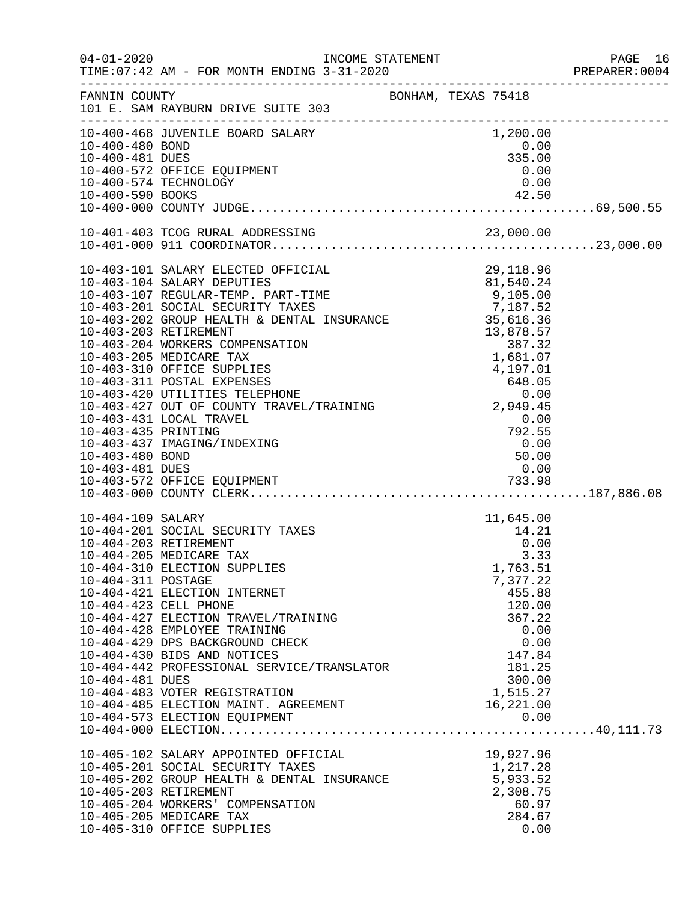FANNIN COUNTY BONHAM, TEXAS 75418
101 E. SAM RAYBURN DRIVE SUITE 303

| Account | Description | Amount | Total |
|---|---|---|---|
| 10-400-468 | JUVENILE BOARD SALARY | 1,200.00 | |
| 10-400-480 | BOND | 0.00 | |
| 10-400-481 | DUES | 335.00 | |
| 10-400-572 | OFFICE EQUIPMENT | 0.00 | |
| 10-400-574 | TECHNOLOGY | 0.00 | |
| 10-400-590 | BOOKS | 42.50 | |
| 10-400-000 | COUNTY JUDGE | | 69,500.55 |
| 10-401-403 | TCOG RURAL ADDRESSING | 23,000.00 | |
| 10-401-000 | 911 COORDINATOR | | 23,000.00 |
| 10-403-101 | SALARY ELECTED OFFICIAL | 29,118.96 | |
| 10-403-104 | SALARY DEPUTIES | 81,540.24 | |
| 10-403-107 | REGULAR-TEMP. PART-TIME | 9,105.00 | |
| 10-403-201 | SOCIAL SECURITY TAXES | 7,187.52 | |
| 10-403-202 | GROUP HEALTH & DENTAL INSURANCE | 35,616.36 | |
| 10-403-203 | RETIREMENT | 13,878.57 | |
| 10-403-204 | WORKERS COMPENSATION | 387.32 | |
| 10-403-205 | MEDICARE TAX | 1,681.07 | |
| 10-403-310 | OFFICE SUPPLIES | 4,197.01 | |
| 10-403-311 | POSTAL EXPENSES | 648.05 | |
| 10-403-420 | UTILITIES TELEPHONE | 0.00 | |
| 10-403-427 | OUT OF COUNTY TRAVEL/TRAINING | 2,949.45 | |
| 10-403-431 | LOCAL TRAVEL | 0.00 | |
| 10-403-435 | PRINTING | 792.55 | |
| 10-403-437 | IMAGING/INDEXING | 0.00 | |
| 10-403-480 | BOND | 50.00 | |
| 10-403-481 | DUES | 0.00 | |
| 10-403-572 | OFFICE EQUIPMENT | 733.98 | |
| 10-403-000 | COUNTY CLERK | | 187,886.08 |
| 10-404-109 | SALARY | 11,645.00 | |
| 10-404-201 | SOCIAL SECURITY TAXES | 14.21 | |
| 10-404-203 | RETIREMENT | 0.00 | |
| 10-404-205 | MEDICARE TAX | 3.33 | |
| 10-404-310 | ELECTION SUPPLIES | 1,763.51 | |
| 10-404-311 | POSTAGE | 7,377.22 | |
| 10-404-421 | ELECTION INTERNET | 455.88 | |
| 10-404-423 | CELL PHONE | 120.00 | |
| 10-404-427 | ELECTION TRAVEL/TRAINING | 367.22 | |
| 10-404-428 | EMPLOYEE TRAINING | 0.00 | |
| 10-404-429 | DPS BACKGROUND CHECK | 0.00 | |
| 10-404-430 | BIDS AND NOTICES | 147.84 | |
| 10-404-442 | PROFESSIONAL SERVICE/TRANSLATOR | 181.25 | |
| 10-404-481 | DUES | 300.00 | |
| 10-404-483 | VOTER REGISTRATION | 1,515.27 | |
| 10-404-485 | ELECTION MAINT. AGREEMENT | 16,221.00 | |
| 10-404-573 | ELECTION EQUIPMENT | 0.00 | |
| 10-404-000 | ELECTION | | 40,111.73 |
| 10-405-102 | SALARY APPOINTED OFFICIAL | 19,927.96 | |
| 10-405-201 | SOCIAL SECURITY TAXES | 1,217.28 | |
| 10-405-202 | GROUP HEALTH & DENTAL INSURANCE | 5,933.52 | |
| 10-405-203 | RETIREMENT | 2,308.75 | |
| 10-405-204 | WORKERS' COMPENSATION | 60.97 | |
| 10-405-205 | MEDICARE TAX | 284.67 | |
| 10-405-310 | OFFICE SUPPLIES | 0.00 | |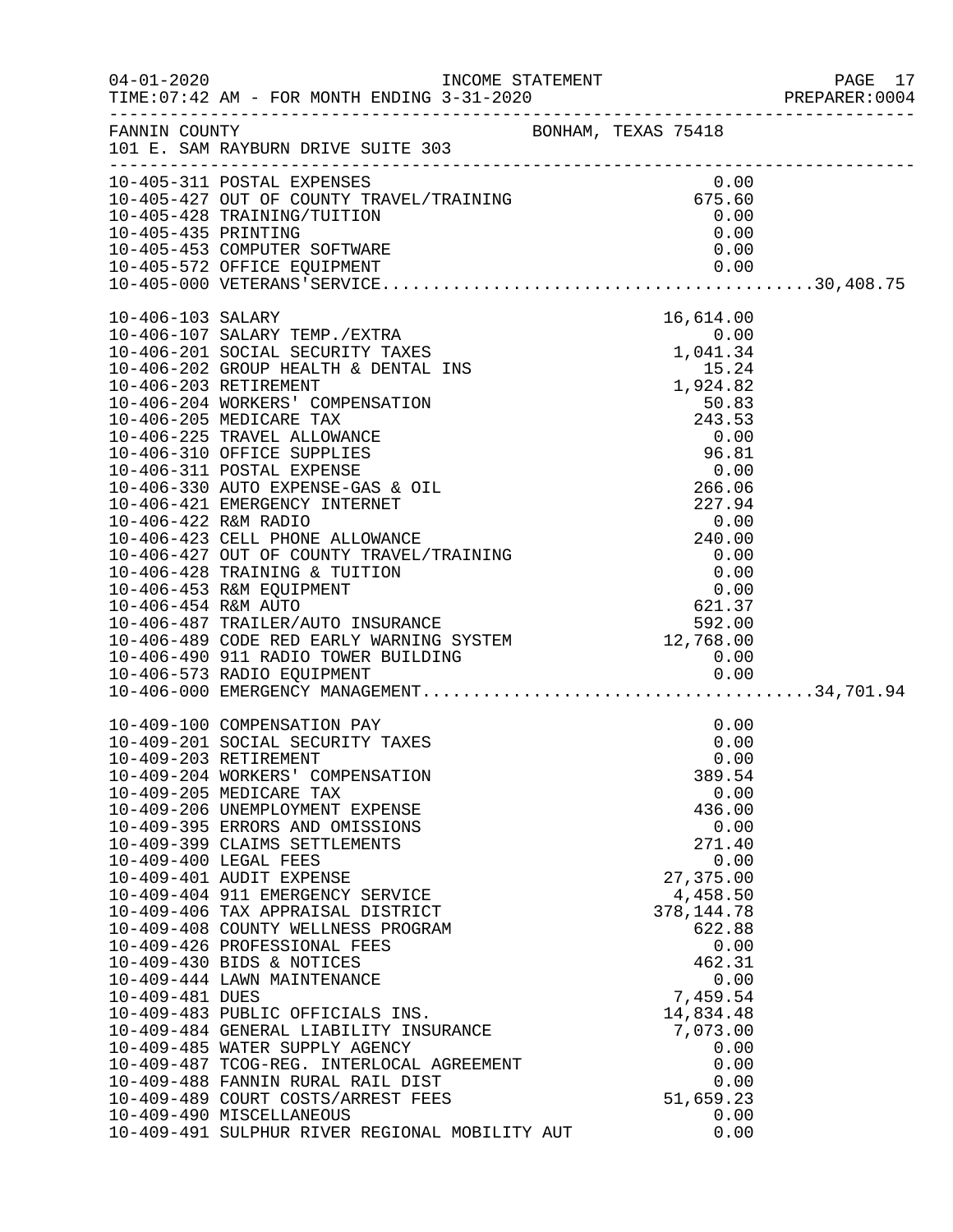FANNIN COUNTY — BONHAM, TEXAS 75418
101 E. SAM RAYBURN DRIVE SUITE 303

INCOME STATEMENT — FOR MONTH ENDING 3-31-2020

| Account | Description | Amount | Total |
|---|---|---|---|
| 10-405-311 | POSTAL EXPENSES | 0.00 | |
| 10-405-427 | OUT OF COUNTY TRAVEL/TRAINING | 675.60 | |
| 10-405-428 | TRAINING/TUITION | 0.00 | |
| 10-405-435 | PRINTING | 0.00 | |
| 10-405-453 | COMPUTER SOFTWARE | 0.00 | |
| 10-405-572 | OFFICE EQUIPMENT | 0.00 | |
| 10-405-000 | VETERANS'SERVICE | | 30,408.75 |
| 10-406-103 | SALARY | 16,614.00 | |
| 10-406-107 | SALARY TEMP./EXTRA | 0.00 | |
| 10-406-201 | SOCIAL SECURITY TAXES | 1,041.34 | |
| 10-406-202 | GROUP HEALTH & DENTAL INS | 15.24 | |
| 10-406-203 | RETIREMENT | 1,924.82 | |
| 10-406-204 | WORKERS' COMPENSATION | 50.83 | |
| 10-406-205 | MEDICARE TAX | 243.53 | |
| 10-406-225 | TRAVEL ALLOWANCE | 0.00 | |
| 10-406-310 | OFFICE SUPPLIES | 96.81 | |
| 10-406-311 | POSTAL EXPENSE | 0.00 | |
| 10-406-330 | AUTO EXPENSE-GAS & OIL | 266.06 | |
| 10-406-421 | EMERGENCY INTERNET | 227.94 | |
| 10-406-422 | R&M RADIO | 0.00 | |
| 10-406-423 | CELL PHONE ALLOWANCE | 240.00 | |
| 10-406-427 | OUT OF COUNTY TRAVEL/TRAINING | 0.00 | |
| 10-406-428 | TRAINING & TUITION | 0.00 | |
| 10-406-453 | R&M EQUIPMENT | 0.00 | |
| 10-406-454 | R&M AUTO | 621.37 | |
| 10-406-487 | TRAILER/AUTO INSURANCE | 592.00 | |
| 10-406-489 | CODE RED EARLY WARNING SYSTEM | 12,768.00 | |
| 10-406-490 | 911 RADIO TOWER BUILDING | 0.00 | |
| 10-406-573 | RADIO EQUIPMENT | 0.00 | |
| 10-406-000 | EMERGENCY MANAGEMENT | | 34,701.94 |
| 10-409-100 | COMPENSATION PAY | 0.00 | |
| 10-409-201 | SOCIAL SECURITY TAXES | 0.00 | |
| 10-409-203 | RETIREMENT | 0.00 | |
| 10-409-204 | WORKERS' COMPENSATION | 389.54 | |
| 10-409-205 | MEDICARE TAX | 0.00 | |
| 10-409-206 | UNEMPLOYMENT EXPENSE | 436.00 | |
| 10-409-395 | ERRORS AND OMISSIONS | 0.00 | |
| 10-409-399 | CLAIMS SETTLEMENTS | 271.40 | |
| 10-409-400 | LEGAL FEES | 0.00 | |
| 10-409-401 | AUDIT EXPENSE | 27,375.00 | |
| 10-409-404 | 911 EMERGENCY SERVICE | 4,458.50 | |
| 10-409-406 | TAX APPRAISAL DISTRICT | 378,144.78 | |
| 10-409-408 | COUNTY WELLNESS PROGRAM | 622.88 | |
| 10-409-426 | PROFESSIONAL FEES | 0.00 | |
| 10-409-430 | BIDS & NOTICES | 462.31 | |
| 10-409-444 | LAWN MAINTENANCE | 0.00 | |
| 10-409-481 | DUES | 7,459.54 | |
| 10-409-483 | PUBLIC OFFICIALS INS. | 14,834.48 | |
| 10-409-484 | GENERAL LIABILITY INSURANCE | 7,073.00 | |
| 10-409-485 | WATER SUPPLY AGENCY | 0.00 | |
| 10-409-487 | TCOG-REG. INTERLOCAL AGREEMENT | 0.00 | |
| 10-409-488 | FANNIN RURAL RAIL DIST | 0.00 | |
| 10-409-489 | COURT COSTS/ARREST FEES | 51,659.23 | |
| 10-409-490 | MISCELLANEOUS | 0.00 | |
| 10-409-491 | SULPHUR RIVER REGIONAL MOBILITY AUT | 0.00 | |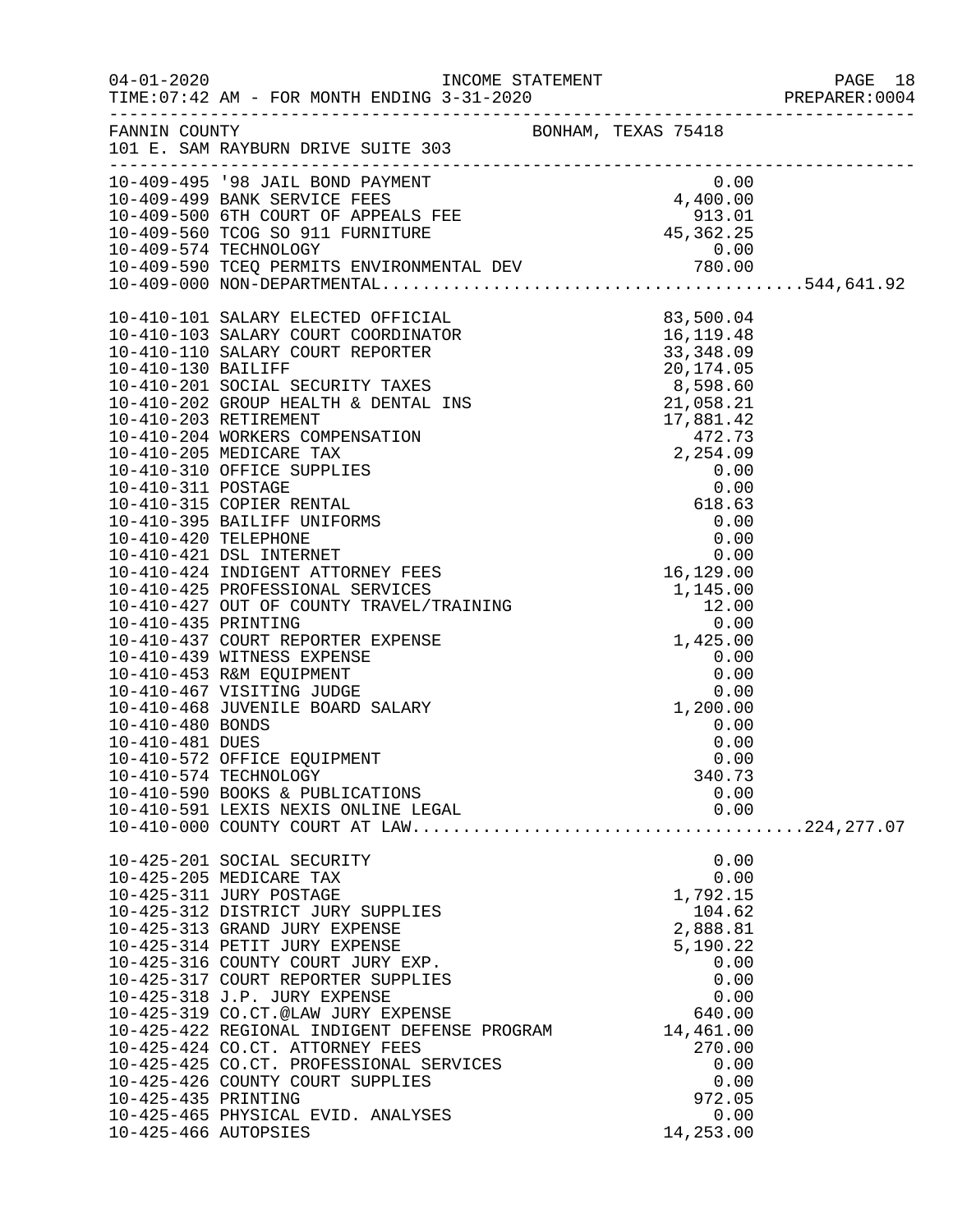FANNIN COUNTY — BONHAM, TEXAS 75418
101 E. SAM RAYBURN DRIVE SUITE 303

INCOME STATEMENT
04-01-2020
TIME:07:42 AM - FOR MONTH ENDING 3-31-2020
PREPARER:0004

| Account | Description | Amount | Total |
|---|---|---|---|
| 10-409-495 | '98 JAIL BOND PAYMENT | 0.00 | |
| 10-409-499 | BANK SERVICE FEES | 4,400.00 | |
| 10-409-500 | 6TH COURT OF APPEALS FEE | 913.01 | |
| 10-409-560 | TCOG SO 911 FURNITURE | 45,362.25 | |
| 10-409-574 | TECHNOLOGY | 0.00 | |
| 10-409-590 | TCEQ PERMITS ENVIRONMENTAL DEV | 780.00 | |
| 10-409-000 | NON-DEPARTMENTAL | | 544,641.92 |
| 10-410-101 | SALARY ELECTED OFFICIAL | 83,500.04 | |
| 10-410-103 | SALARY COURT COORDINATOR | 16,119.48 | |
| 10-410-110 | SALARY COURT REPORTER | 33,348.09 | |
| 10-410-130 | BAILIFF | 20,174.05 | |
| 10-410-201 | SOCIAL SECURITY TAXES | 8,598.60 | |
| 10-410-202 | GROUP HEALTH & DENTAL INS | 21,058.21 | |
| 10-410-203 | RETIREMENT | 17,881.42 | |
| 10-410-204 | WORKERS COMPENSATION | 472.73 | |
| 10-410-205 | MEDICARE TAX | 2,254.09 | |
| 10-410-310 | OFFICE SUPPLIES | 0.00 | |
| 10-410-311 | POSTAGE | 0.00 | |
| 10-410-315 | COPIER RENTAL | 618.63 | |
| 10-410-395 | BAILIFF UNIFORMS | 0.00 | |
| 10-410-420 | TELEPHONE | 0.00 | |
| 10-410-421 | DSL INTERNET | 0.00 | |
| 10-410-424 | INDIGENT ATTORNEY FEES | 16,129.00 | |
| 10-410-425 | PROFESSIONAL SERVICES | 1,145.00 | |
| 10-410-427 | OUT OF COUNTY TRAVEL/TRAINING | 12.00 | |
| 10-410-435 | PRINTING | 0.00 | |
| 10-410-437 | COURT REPORTER EXPENSE | 1,425.00 | |
| 10-410-439 | WITNESS EXPENSE | 0.00 | |
| 10-410-453 | R&M EQUIPMENT | 0.00 | |
| 10-410-467 | VISITING JUDGE | 0.00 | |
| 10-410-468 | JUVENILE BOARD SALARY | 1,200.00 | |
| 10-410-480 | BONDS | 0.00 | |
| 10-410-481 | DUES | 0.00 | |
| 10-410-572 | OFFICE EQUIPMENT | 0.00 | |
| 10-410-574 | TECHNOLOGY | 340.73 | |
| 10-410-590 | BOOKS & PUBLICATIONS | 0.00 | |
| 10-410-591 | LEXIS NEXIS ONLINE LEGAL | 0.00 | |
| 10-410-000 | COUNTY COURT AT LAW | | 224,277.07 |
| 10-425-201 | SOCIAL SECURITY | 0.00 | |
| 10-425-205 | MEDICARE TAX | 0.00 | |
| 10-425-311 | JURY POSTAGE | 1,792.15 | |
| 10-425-312 | DISTRICT JURY SUPPLIES | 104.62 | |
| 10-425-313 | GRAND JURY EXPENSE | 2,888.81 | |
| 10-425-314 | PETIT JURY EXPENSE | 5,190.22 | |
| 10-425-316 | COUNTY COURT JURY EXP. | 0.00 | |
| 10-425-317 | COURT REPORTER SUPPLIES | 0.00 | |
| 10-425-318 | J.P. JURY EXPENSE | 0.00 | |
| 10-425-319 | CO.CT.@LAW JURY EXPENSE | 640.00 | |
| 10-425-422 | REGIONAL INDIGENT DEFENSE PROGRAM | 14,461.00 | |
| 10-425-424 | CO.CT. ATTORNEY FEES | 270.00 | |
| 10-425-425 | CO.CT. PROFESSIONAL SERVICES | 0.00 | |
| 10-425-426 | COUNTY COURT SUPPLIES | 0.00 | |
| 10-425-435 | PRINTING | 972.05 | |
| 10-425-465 | PHYSICAL EVID. ANALYSES | 0.00 | |
| 10-425-466 | AUTOPSIES | 14,253.00 | |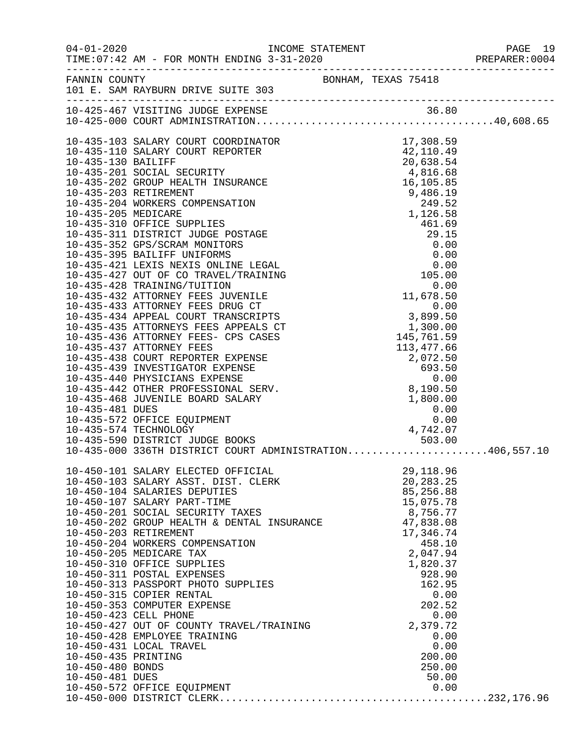FANNIN COUNTY　　BONHAM, TEXAS 75418
101 E. SAM RAYBURN DRIVE SUITE 303

| Account | Description | Amount | Total |
|---|---|---|---|
| 10-425-467 | VISITING JUDGE EXPENSE | 36.80 | |
| 10-425-000 | COURT ADMINISTRATION | | 40,608.65 |
| 10-435-103 | SALARY COURT COORDINATOR | 17,308.59 | |
| 10-435-110 | SALARY COURT REPORTER | 42,110.49 | |
| 10-435-130 | BAILIFF | 20,638.54 | |
| 10-435-201 | SOCIAL SECURITY | 4,816.68 | |
| 10-435-202 | GROUP HEALTH INSURANCE | 16,105.85 | |
| 10-435-203 | RETIREMENT | 9,486.19 | |
| 10-435-204 | WORKERS COMPENSATION | 249.52 | |
| 10-435-205 | MEDICARE | 1,126.58 | |
| 10-435-310 | OFFICE SUPPLIES | 461.69 | |
| 10-435-311 | DISTRICT JUDGE POSTAGE | 29.15 | |
| 10-435-352 | GPS/SCRAM MONITORS | 0.00 | |
| 10-435-395 | BAILIFF UNIFORMS | 0.00 | |
| 10-435-421 | LEXIS NEXIS ONLINE LEGAL | 0.00 | |
| 10-435-427 | OUT OF CO TRAVEL/TRAINING | 105.00 | |
| 10-435-428 | TRAINING/TUITION | 0.00 | |
| 10-435-432 | ATTORNEY FEES JUVENILE | 11,678.50 | |
| 10-435-433 | ATTORNEY FEES DRUG CT | 0.00 | |
| 10-435-434 | APPEAL COURT TRANSCRIPTS | 3,899.50 | |
| 10-435-435 | ATTORNEYS FEES APPEALS CT | 1,300.00 | |
| 10-435-436 | ATTORNEY FEES- CPS CASES | 145,761.59 | |
| 10-435-437 | ATTORNEY FEES | 113,477.66 | |
| 10-435-438 | COURT REPORTER EXPENSE | 2,072.50 | |
| 10-435-439 | INVESTIGATOR EXPENSE | 693.50 | |
| 10-435-440 | PHYSICIANS EXPENSE | 0.00 | |
| 10-435-442 | OTHER PROFESSIONAL SERV. | 8,190.50 | |
| 10-435-468 | JUVENILE BOARD SALARY | 1,800.00 | |
| 10-435-481 | DUES | 0.00 | |
| 10-435-572 | OFFICE EQUIPMENT | 0.00 | |
| 10-435-574 | TECHNOLOGY | 4,742.07 | |
| 10-435-590 | DISTRICT JUDGE BOOKS | 503.00 | |
| 10-435-000 | 336TH DISTRICT COURT ADMINISTRATION | | 406,557.10 |
| 10-450-101 | SALARY ELECTED OFFICIAL | 29,118.96 | |
| 10-450-103 | SALARY ASST. DIST. CLERK | 20,283.25 | |
| 10-450-104 | SALARIES DEPUTIES | 85,256.88 | |
| 10-450-107 | SALARY PART-TIME | 15,075.78 | |
| 10-450-201 | SOCIAL SECURITY TAXES | 8,756.77 | |
| 10-450-202 | GROUP HEALTH & DENTAL INSURANCE | 47,838.08 | |
| 10-450-203 | RETIREMENT | 17,346.74 | |
| 10-450-204 | WORKERS COMPENSATION | 458.10 | |
| 10-450-205 | MEDICARE TAX | 2,047.94 | |
| 10-450-310 | OFFICE SUPPLIES | 1,820.37 | |
| 10-450-311 | POSTAL EXPENSES | 928.90 | |
| 10-450-313 | PASSPORT PHOTO SUPPLIES | 162.95 | |
| 10-450-315 | COPIER RENTAL | 0.00 | |
| 10-450-353 | COMPUTER EXPENSE | 202.52 | |
| 10-450-423 | CELL PHONE | 0.00 | |
| 10-450-427 | OUT OF COUNTY TRAVEL/TRAINING | 2,379.72 | |
| 10-450-428 | EMPLOYEE TRAINING | 0.00 | |
| 10-450-431 | LOCAL TRAVEL | 0.00 | |
| 10-450-435 | PRINTING | 200.00 | |
| 10-450-480 | BONDS | 250.00 | |
| 10-450-481 | DUES | 50.00 | |
| 10-450-572 | OFFICE EQUIPMENT | 0.00 | |
| 10-450-000 | DISTRICT CLERK | | 232,176.96 |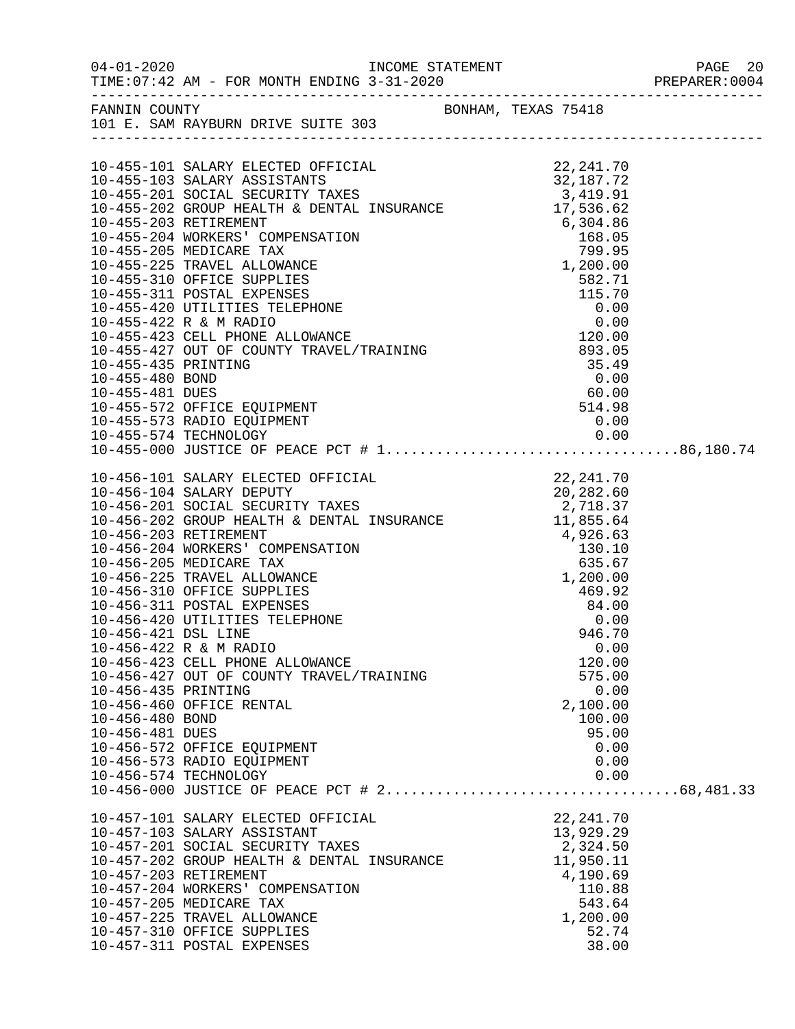FANNIN COUNTY BONHAM, TEXAS 75418
101 E. SAM RAYBURN DRIVE SUITE 303

| Account | Description | Amount | Total |
|---|---|---|---|
| 10-455-101 | SALARY ELECTED OFFICIAL | 22,241.70 | |
| 10-455-103 | SALARY ASSISTANTS | 32,187.72 | |
| 10-455-201 | SOCIAL SECURITY TAXES | 3,419.91 | |
| 10-455-202 | GROUP HEALTH & DENTAL INSURANCE | 17,536.62 | |
| 10-455-203 | RETIREMENT | 6,304.86 | |
| 10-455-204 | WORKERS' COMPENSATION | 168.05 | |
| 10-455-205 | MEDICARE TAX | 799.95 | |
| 10-455-225 | TRAVEL ALLOWANCE | 1,200.00 | |
| 10-455-310 | OFFICE SUPPLIES | 582.71 | |
| 10-455-311 | POSTAL EXPENSES | 115.70 | |
| 10-455-420 | UTILITIES TELEPHONE | 0.00 | |
| 10-455-422 | R & M RADIO | 0.00 | |
| 10-455-423 | CELL PHONE ALLOWANCE | 120.00 | |
| 10-455-427 | OUT OF COUNTY TRAVEL/TRAINING | 893.05 | |
| 10-455-435 | PRINTING | 35.49 | |
| 10-455-480 | BOND | 0.00 | |
| 10-455-481 | DUES | 60.00 | |
| 10-455-572 | OFFICE EQUIPMENT | 514.98 | |
| 10-455-573 | RADIO EQUIPMENT | 0.00 | |
| 10-455-574 | TECHNOLOGY | 0.00 | |
| 10-455-000 | JUSTICE OF PEACE PCT # 1 | | 86,180.74 |
| 10-456-101 | SALARY ELECTED OFFICIAL | 22,241.70 | |
| 10-456-104 | SALARY DEPUTY | 20,282.60 | |
| 10-456-201 | SOCIAL SECURITY TAXES | 2,718.37 | |
| 10-456-202 | GROUP HEALTH & DENTAL INSURANCE | 11,855.64 | |
| 10-456-203 | RETIREMENT | 4,926.63 | |
| 10-456-204 | WORKERS' COMPENSATION | 130.10 | |
| 10-456-205 | MEDICARE TAX | 635.67 | |
| 10-456-225 | TRAVEL ALLOWANCE | 1,200.00 | |
| 10-456-310 | OFFICE SUPPLIES | 469.92 | |
| 10-456-311 | POSTAL EXPENSES | 84.00 | |
| 10-456-420 | UTILITIES TELEPHONE | 0.00 | |
| 10-456-421 | DSL LINE | 946.70 | |
| 10-456-422 | R & M RADIO | 0.00 | |
| 10-456-423 | CELL PHONE ALLOWANCE | 120.00 | |
| 10-456-427 | OUT OF COUNTY TRAVEL/TRAINING | 575.00 | |
| 10-456-435 | PRINTING | 0.00 | |
| 10-456-460 | OFFICE RENTAL | 2,100.00 | |
| 10-456-480 | BOND | 100.00 | |
| 10-456-481 | DUES | 95.00 | |
| 10-456-572 | OFFICE EQUIPMENT | 0.00 | |
| 10-456-573 | RADIO EQUIPMENT | 0.00 | |
| 10-456-574 | TECHNOLOGY | 0.00 | |
| 10-456-000 | JUSTICE OF PEACE PCT # 2 | | 68,481.33 |
| 10-457-101 | SALARY ELECTED OFFICIAL | 22,241.70 | |
| 10-457-103 | SALARY ASSISTANT | 13,929.29 | |
| 10-457-201 | SOCIAL SECURITY TAXES | 2,324.50 | |
| 10-457-202 | GROUP HEALTH & DENTAL INSURANCE | 11,950.11 | |
| 10-457-203 | RETIREMENT | 4,190.69 | |
| 10-457-204 | WORKERS' COMPENSATION | 110.88 | |
| 10-457-205 | MEDICARE TAX | 543.64 | |
| 10-457-225 | TRAVEL ALLOWANCE | 1,200.00 | |
| 10-457-310 | OFFICE SUPPLIES | 52.74 | |
| 10-457-311 | POSTAL EXPENSES | 38.00 | |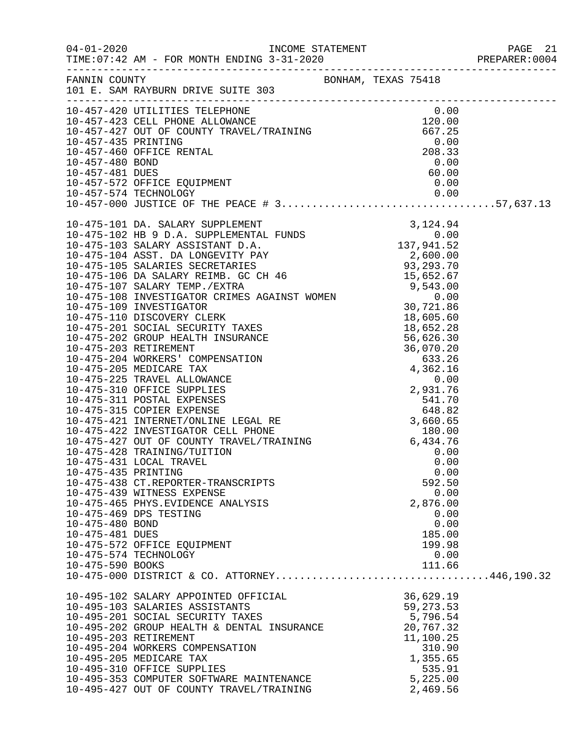INCOME STATEMENT

04-01-2020
TIME:07:42 AM - FOR MONTH ENDING 3-31-2020
PREPARER:0004

FANNIN COUNTY BONHAM, TEXAS 75418
101 E. SAM RAYBURN DRIVE SUITE 303

| Account | Description | Amount | Total |
|---|---|---|---|
| 10-457-420 | UTILITIES TELEPHONE | 0.00 | |
| 10-457-423 | CELL PHONE ALLOWANCE | 120.00 | |
| 10-457-427 | OUT OF COUNTY TRAVEL/TRAINING | 667.25 | |
| 10-457-435 | PRINTING | 0.00 | |
| 10-457-460 | OFFICE RENTAL | 208.33 | |
| 10-457-480 | BOND | 0.00 | |
| 10-457-481 | DUES | 60.00 | |
| 10-457-572 | OFFICE EQUIPMENT | 0.00 | |
| 10-457-574 | TECHNOLOGY | 0.00 | |
| 10-457-000 | JUSTICE OF THE PEACE # 3 | | 57,637.13 |
| 10-475-101 | DA. SALARY SUPPLEMENT | 3,124.94 | |
| 10-475-102 | HB 9 D.A. SUPPLEMENTAL FUNDS | 0.00 | |
| 10-475-103 | SALARY ASSISTANT D.A. | 137,941.52 | |
| 10-475-104 | ASST. DA LONGEVITY PAY | 2,600.00 | |
| 10-475-105 | SALARIES SECRETARIES | 93,293.70 | |
| 10-475-106 | DA SALARY REIMB. GC CH 46 | 15,652.67 | |
| 10-475-107 | SALARY TEMP./EXTRA | 9,543.00 | |
| 10-475-108 | INVESTIGATOR CRIMES AGAINST WOMEN | 0.00 | |
| 10-475-109 | INVESTIGATOR | 30,721.86 | |
| 10-475-110 | DISCOVERY CLERK | 18,605.60 | |
| 10-475-201 | SOCIAL SECURITY TAXES | 18,652.28 | |
| 10-475-202 | GROUP HEALTH INSURANCE | 56,626.30 | |
| 10-475-203 | RETIREMENT | 36,070.20 | |
| 10-475-204 | WORKERS' COMPENSATION | 633.26 | |
| 10-475-205 | MEDICARE TAX | 4,362.16 | |
| 10-475-225 | TRAVEL ALLOWANCE | 0.00 | |
| 10-475-310 | OFFICE SUPPLIES | 2,931.76 | |
| 10-475-311 | POSTAL EXPENSES | 541.70 | |
| 10-475-315 | COPIER EXPENSE | 648.82 | |
| 10-475-421 | INTERNET/ONLINE LEGAL RE | 3,660.65 | |
| 10-475-422 | INVESTIGATOR CELL PHONE | 180.00 | |
| 10-475-427 | OUT OF COUNTY TRAVEL/TRAINING | 6,434.76 | |
| 10-475-428 | TRAINING/TUITION | 0.00 | |
| 10-475-431 | LOCAL TRAVEL | 0.00 | |
| 10-475-435 | PRINTING | 0.00 | |
| 10-475-438 | CT.REPORTER-TRANSCRIPTS | 592.50 | |
| 10-475-439 | WITNESS EXPENSE | 0.00 | |
| 10-475-465 | PHYS.EVIDENCE ANALYSIS | 2,876.00 | |
| 10-475-469 | DPS TESTING | 0.00 | |
| 10-475-480 | BOND | 0.00 | |
| 10-475-481 | DUES | 185.00 | |
| 10-475-572 | OFFICE EQUIPMENT | 199.98 | |
| 10-475-574 | TECHNOLOGY | 0.00 | |
| 10-475-590 | BOOKS | 111.66 | |
| 10-475-000 | DISTRICT & CO. ATTORNEY | | 446,190.32 |
| 10-495-102 | SALARY APPOINTED OFFICIAL | 36,629.19 | |
| 10-495-103 | SALARIES ASSISTANTS | 59,273.53 | |
| 10-495-201 | SOCIAL SECURITY TAXES | 5,796.54 | |
| 10-495-202 | GROUP HEALTH & DENTAL INSURANCE | 20,767.32 | |
| 10-495-203 | RETIREMENT | 11,100.25 | |
| 10-495-204 | WORKERS COMPENSATION | 310.90 | |
| 10-495-205 | MEDICARE TAX | 1,355.65 | |
| 10-495-310 | OFFICE SUPPLIES | 535.91 | |
| 10-495-353 | COMPUTER SOFTWARE MAINTENANCE | 5,225.00 | |
| 10-495-427 | OUT OF COUNTY TRAVEL/TRAINING | 2,469.56 | |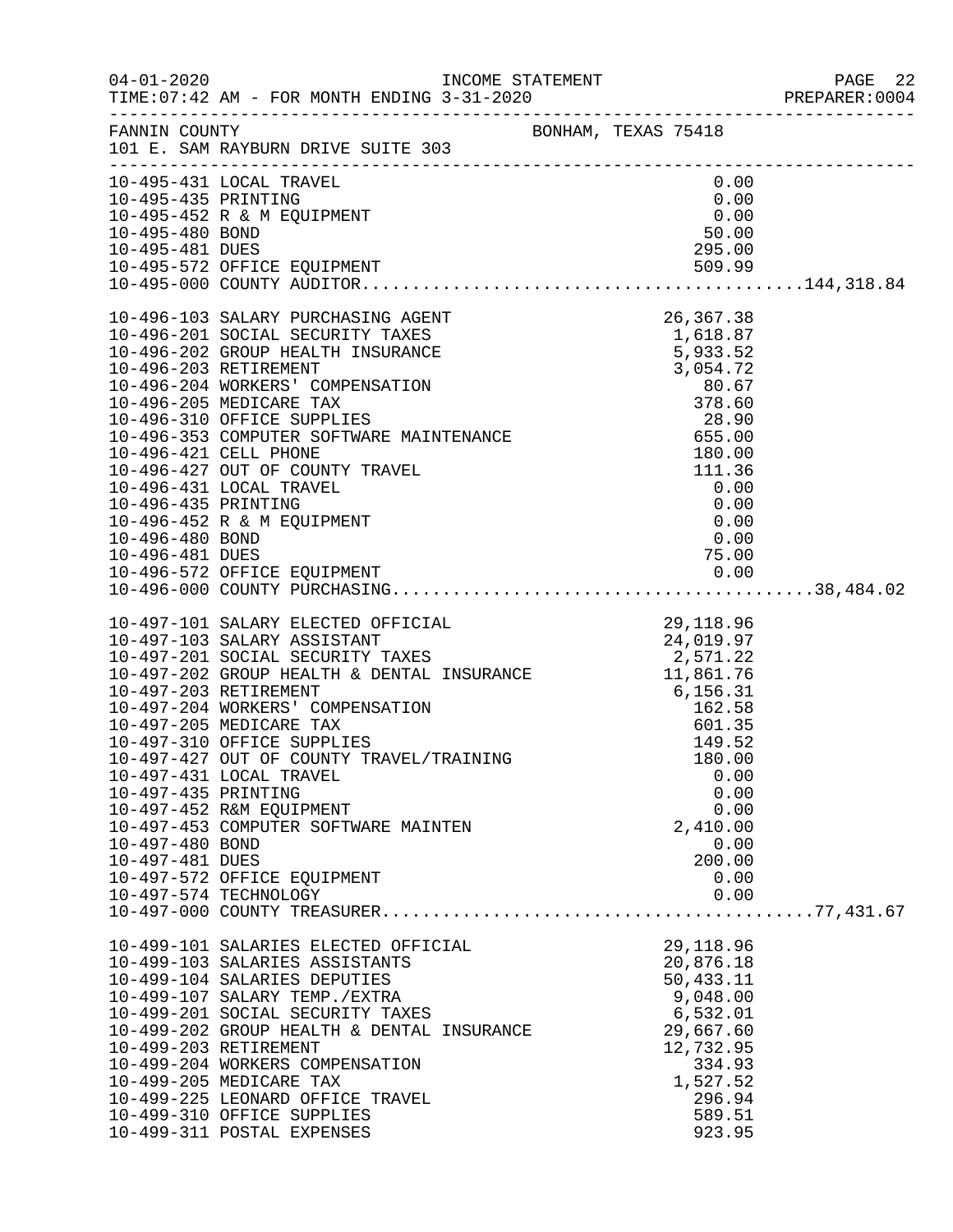FANNIN COUNTY BONHAM, TEXAS 75418
101 E. SAM RAYBURN DRIVE SUITE 303

INCOME STATEMENT
TIME:07:42 AM - FOR MONTH ENDING 3-31-2020

| Account | Description | Amount | Total |
|---|---|---|---|
| 10-495-431 | LOCAL TRAVEL | 0.00 | |
| 10-495-435 | PRINTING | 0.00 | |
| 10-495-452 | R & M EQUIPMENT | 0.00 | |
| 10-495-480 | BOND | 50.00 | |
| 10-495-481 | DUES | 295.00 | |
| 10-495-572 | OFFICE EQUIPMENT | 509.99 | |
| 10-495-000 | COUNTY AUDITOR | | 144,318.84 |
| 10-496-103 | SALARY PURCHASING AGENT | 26,367.38 | |
| 10-496-201 | SOCIAL SECURITY TAXES | 1,618.87 | |
| 10-496-202 | GROUP HEALTH INSURANCE | 5,933.52 | |
| 10-496-203 | RETIREMENT | 3,054.72 | |
| 10-496-204 | WORKERS' COMPENSATION | 80.67 | |
| 10-496-205 | MEDICARE TAX | 378.60 | |
| 10-496-310 | OFFICE SUPPLIES | 28.90 | |
| 10-496-353 | COMPUTER SOFTWARE MAINTENANCE | 655.00 | |
| 10-496-421 | CELL PHONE | 180.00 | |
| 10-496-427 | OUT OF COUNTY TRAVEL | 111.36 | |
| 10-496-431 | LOCAL TRAVEL | 0.00 | |
| 10-496-435 | PRINTING | 0.00 | |
| 10-496-452 | R & M EQUIPMENT | 0.00 | |
| 10-496-480 | BOND | 0.00 | |
| 10-496-481 | DUES | 75.00 | |
| 10-496-572 | OFFICE EQUIPMENT | 0.00 | |
| 10-496-000 | COUNTY PURCHASING | | 38,484.02 |
| 10-497-101 | SALARY ELECTED OFFICIAL | 29,118.96 | |
| 10-497-103 | SALARY ASSISTANT | 24,019.97 | |
| 10-497-201 | SOCIAL SECURITY TAXES | 2,571.22 | |
| 10-497-202 | GROUP HEALTH & DENTAL INSURANCE | 11,861.76 | |
| 10-497-203 | RETIREMENT | 6,156.31 | |
| 10-497-204 | WORKERS' COMPENSATION | 162.58 | |
| 10-497-205 | MEDICARE TAX | 601.35 | |
| 10-497-310 | OFFICE SUPPLIES | 149.52 | |
| 10-497-427 | OUT OF COUNTY TRAVEL/TRAINING | 180.00 | |
| 10-497-431 | LOCAL TRAVEL | 0.00 | |
| 10-497-435 | PRINTING | 0.00 | |
| 10-497-452 | R&M EQUIPMENT | 0.00 | |
| 10-497-453 | COMPUTER SOFTWARE MAINTEN | 2,410.00 | |
| 10-497-480 | BOND | 0.00 | |
| 10-497-481 | DUES | 200.00 | |
| 10-497-572 | OFFICE EQUIPMENT | 0.00 | |
| 10-497-574 | TECHNOLOGY | 0.00 | |
| 10-497-000 | COUNTY TREASURER | | 77,431.67 |
| 10-499-101 | SALARIES ELECTED OFFICIAL | 29,118.96 | |
| 10-499-103 | SALARIES ASSISTANTS | 20,876.18 | |
| 10-499-104 | SALARIES DEPUTIES | 50,433.11 | |
| 10-499-107 | SALARY TEMP./EXTRA | 9,048.00 | |
| 10-499-201 | SOCIAL SECURITY TAXES | 6,532.01 | |
| 10-499-202 | GROUP HEALTH & DENTAL INSURANCE | 29,667.60 | |
| 10-499-203 | RETIREMENT | 12,732.95 | |
| 10-499-204 | WORKERS COMPENSATION | 334.93 | |
| 10-499-205 | MEDICARE TAX | 1,527.52 | |
| 10-499-225 | LEONARD OFFICE TRAVEL | 296.94 | |
| 10-499-310 | OFFICE SUPPLIES | 589.51 | |
| 10-499-311 | POSTAL EXPENSES | 923.95 | |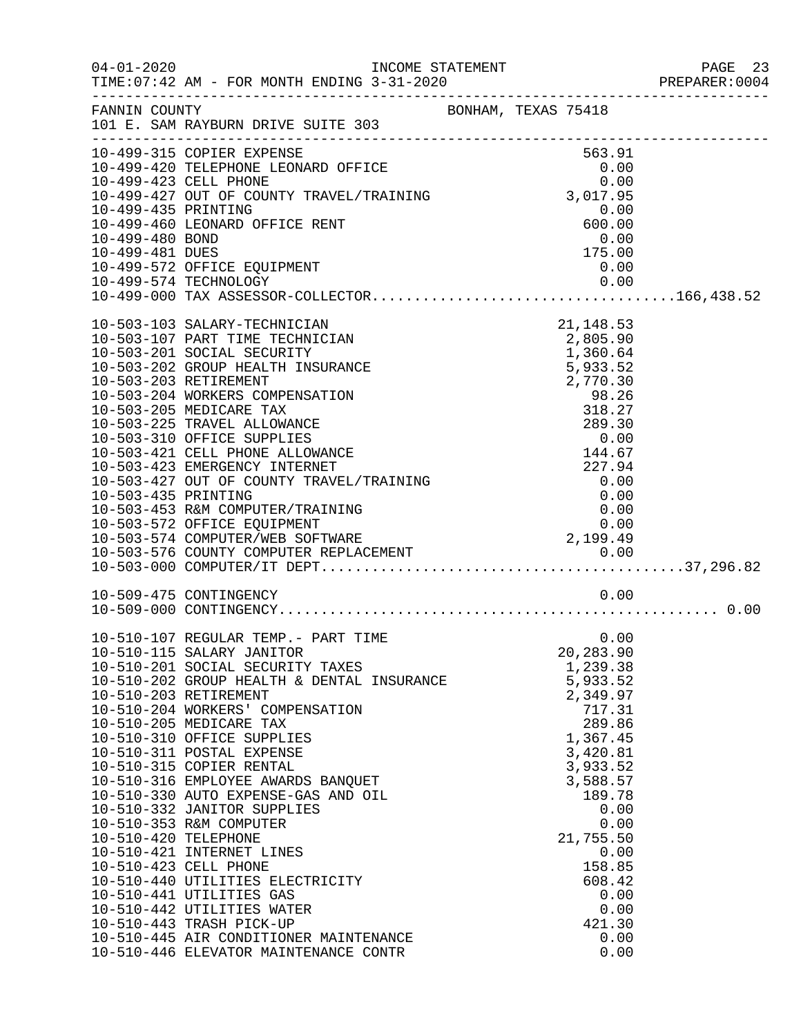FANNIN COUNTY — BONHAM, TEXAS 75418
101 E. SAM RAYBURN DRIVE SUITE 303

INCOME STATEMENT — FOR MONTH ENDING 3-31-2020

| Account | Description | Amount | Total |
|---|---|---|---|
| 10-499-315 | COPIER EXPENSE | 563.91 | |
| 10-499-420 | TELEPHONE LEONARD OFFICE | 0.00 | |
| 10-499-423 | CELL PHONE | 0.00 | |
| 10-499-427 | OUT OF COUNTY TRAVEL/TRAINING | 3,017.95 | |
| 10-499-435 | PRINTING | 0.00 | |
| 10-499-460 | LEONARD OFFICE RENT | 600.00 | |
| 10-499-480 | BOND | 0.00 | |
| 10-499-481 | DUES | 175.00 | |
| 10-499-572 | OFFICE EQUIPMENT | 0.00 | |
| 10-499-574 | TECHNOLOGY | 0.00 | |
| 10-499-000 | TAX ASSESSOR-COLLECTOR | | 166,438.52 |
| 10-503-103 | SALARY-TECHNICIAN | 21,148.53 | |
| 10-503-107 | PART TIME TECHNICIAN | 2,805.90 | |
| 10-503-201 | SOCIAL SECURITY | 1,360.64 | |
| 10-503-202 | GROUP HEALTH INSURANCE | 5,933.52 | |
| 10-503-203 | RETIREMENT | 2,770.30 | |
| 10-503-204 | WORKERS COMPENSATION | 98.26 | |
| 10-503-205 | MEDICARE TAX | 318.27 | |
| 10-503-225 | TRAVEL ALLOWANCE | 289.30 | |
| 10-503-310 | OFFICE SUPPLIES | 0.00 | |
| 10-503-421 | CELL PHONE ALLOWANCE | 144.67 | |
| 10-503-423 | EMERGENCY INTERNET | 227.94 | |
| 10-503-427 | OUT OF COUNTY TRAVEL/TRAINING | 0.00 | |
| 10-503-435 | PRINTING | 0.00 | |
| 10-503-453 | R&M COMPUTER/TRAINING | 0.00 | |
| 10-503-572 | OFFICE EQUIPMENT | 0.00 | |
| 10-503-574 | COMPUTER/WEB SOFTWARE | 2,199.49 | |
| 10-503-576 | COUNTY COMPUTER REPLACEMENT | 0.00 | |
| 10-503-000 | COMPUTER/IT DEPT | | 37,296.82 |
| 10-509-475 | CONTINGENCY | 0.00 | |
| 10-509-000 | CONTINGENCY | | 0.00 |
| 10-510-107 | REGULAR TEMP.- PART TIME | 0.00 | |
| 10-510-115 | SALARY JANITOR | 20,283.90 | |
| 10-510-201 | SOCIAL SECURITY TAXES | 1,239.38 | |
| 10-510-202 | GROUP HEALTH & DENTAL INSURANCE | 5,933.52 | |
| 10-510-203 | RETIREMENT | 2,349.97 | |
| 10-510-204 | WORKERS' COMPENSATION | 717.31 | |
| 10-510-205 | MEDICARE TAX | 289.86 | |
| 10-510-310 | OFFICE SUPPLIES | 1,367.45 | |
| 10-510-311 | POSTAL EXPENSE | 3,420.81 | |
| 10-510-315 | COPIER RENTAL | 3,933.52 | |
| 10-510-316 | EMPLOYEE AWARDS BANQUET | 3,588.57 | |
| 10-510-330 | AUTO EXPENSE-GAS AND OIL | 189.78 | |
| 10-510-332 | JANITOR SUPPLIES | 0.00 | |
| 10-510-353 | R&M COMPUTER | 0.00 | |
| 10-510-420 | TELEPHONE | 21,755.50 | |
| 10-510-421 | INTERNET LINES | 0.00 | |
| 10-510-423 | CELL PHONE | 158.85 | |
| 10-510-440 | UTILITIES ELECTRICITY | 608.42 | |
| 10-510-441 | UTILITIES GAS | 0.00 | |
| 10-510-442 | UTILITIES WATER | 0.00 | |
| 10-510-443 | TRASH PICK-UP | 421.30 | |
| 10-510-445 | AIR CONDITIONER MAINTENANCE | 0.00 | |
| 10-510-446 | ELEVATOR MAINTENANCE CONTR | 0.00 | |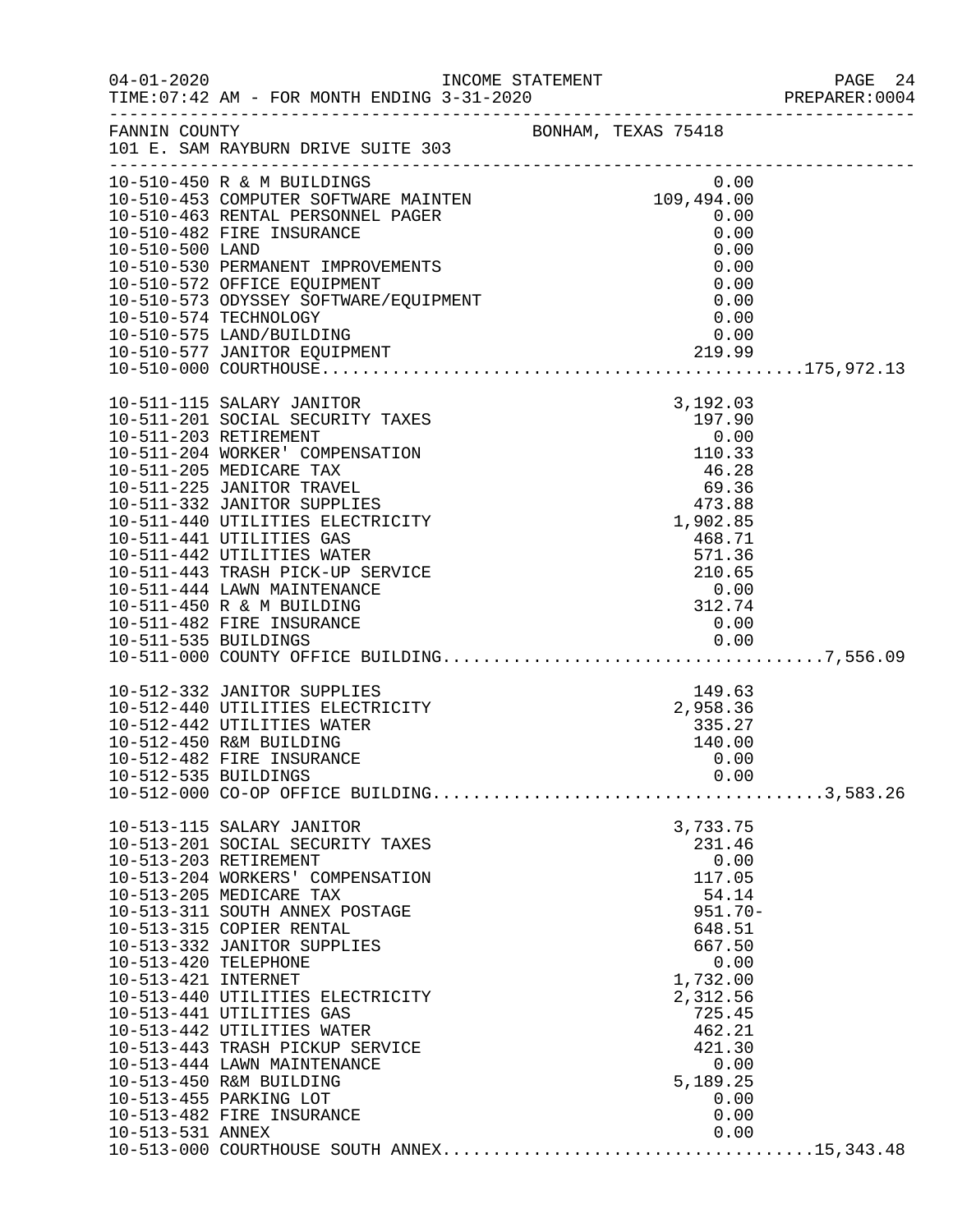INCOME STATEMENT

04-01-2020
TIME:07:42 AM - FOR MONTH ENDING 3-31-2020
PREPARER:0004

FANNIN COUNTY
101 E. SAM RAYBURN DRIVE SUITE 303
BONHAM, TEXAS 75418

| Account | Description | Amount | Total |
|---|---|---|---|
| 10-510-450 | R & M BUILDINGS | 0.00 | |
| 10-510-453 | COMPUTER SOFTWARE MAINTEN | 109,494.00 | |
| 10-510-463 | RENTAL PERSONNEL PAGER | 0.00 | |
| 10-510-482 | FIRE INSURANCE | 0.00 | |
| 10-510-500 | LAND | 0.00 | |
| 10-510-530 | PERMANENT IMPROVEMENTS | 0.00 | |
| 10-510-572 | OFFICE EQUIPMENT | 0.00 | |
| 10-510-573 | ODYSSEY SOFTWARE/EQUIPMENT | 0.00 | |
| 10-510-574 | TECHNOLOGY | 0.00 | |
| 10-510-575 | LAND/BUILDING | 0.00 | |
| 10-510-577 | JANITOR EQUIPMENT | 219.99 | |
| 10-510-000 | COURTHOUSE | | 175,972.13 |
| 10-511-115 | SALARY JANITOR | 3,192.03 | |
| 10-511-201 | SOCIAL SECURITY TAXES | 197.90 | |
| 10-511-203 | RETIREMENT | 0.00 | |
| 10-511-204 | WORKER' COMPENSATION | 110.33 | |
| 10-511-205 | MEDICARE TAX | 46.28 | |
| 10-511-225 | JANITOR TRAVEL | 69.36 | |
| 10-511-332 | JANITOR SUPPLIES | 473.88 | |
| 10-511-440 | UTILITIES ELECTRICITY | 1,902.85 | |
| 10-511-441 | UTILITIES GAS | 468.71 | |
| 10-511-442 | UTILITIES WATER | 571.36 | |
| 10-511-443 | TRASH PICK-UP SERVICE | 210.65 | |
| 10-511-444 | LAWN MAINTENANCE | 0.00 | |
| 10-511-450 | R & M BUILDING | 312.74 | |
| 10-511-482 | FIRE INSURANCE | 0.00 | |
| 10-511-535 | BUILDINGS | 0.00 | |
| 10-511-000 | COUNTY OFFICE BUILDING | | 7,556.09 |
| 10-512-332 | JANITOR SUPPLIES | 149.63 | |
| 10-512-440 | UTILITIES ELECTRICITY | 2,958.36 | |
| 10-512-442 | UTILITIES WATER | 335.27 | |
| 10-512-450 | R&M BUILDING | 140.00 | |
| 10-512-482 | FIRE INSURANCE | 0.00 | |
| 10-512-535 | BUILDINGS | 0.00 | |
| 10-512-000 | CO-OP OFFICE BUILDING | | 3,583.26 |
| 10-513-115 | SALARY JANITOR | 3,733.75 | |
| 10-513-201 | SOCIAL SECURITY TAXES | 231.46 | |
| 10-513-203 | RETIREMENT | 0.00 | |
| 10-513-204 | WORKERS' COMPENSATION | 117.05 | |
| 10-513-205 | MEDICARE TAX | 54.14 | |
| 10-513-311 | SOUTH ANNEX POSTAGE | 951.70- | |
| 10-513-315 | COPIER RENTAL | 648.51 | |
| 10-513-332 | JANITOR SUPPLIES | 667.50 | |
| 10-513-420 | TELEPHONE | 0.00 | |
| 10-513-421 | INTERNET | 1,732.00 | |
| 10-513-440 | UTILITIES ELECTRICITY | 2,312.56 | |
| 10-513-441 | UTILITIES GAS | 725.45 | |
| 10-513-442 | UTILITIES WATER | 462.21 | |
| 10-513-443 | TRASH PICKUP SERVICE | 421.30 | |
| 10-513-444 | LAWN MAINTENANCE | 0.00 | |
| 10-513-450 | R&M BUILDING | 5,189.25 | |
| 10-513-455 | PARKING LOT | 0.00 | |
| 10-513-482 | FIRE INSURANCE | 0.00 | |
| 10-513-531 | ANNEX | 0.00 | |
| 10-513-000 | COURTHOUSE SOUTH ANNEX | | 15,343.48 |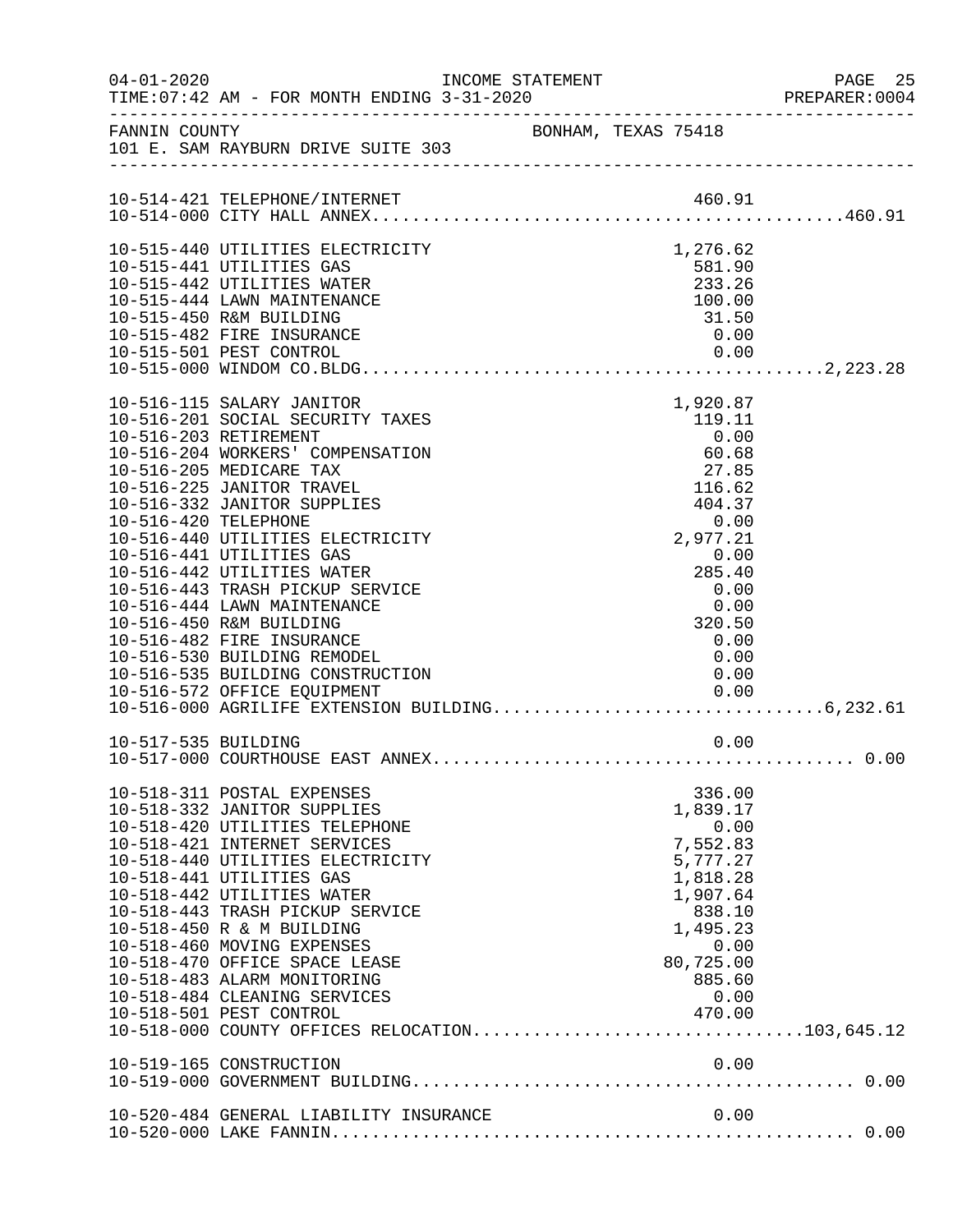FANNIN COUNTY — BONHAM, TEXAS 75418
101 E. SAM RAYBURN DRIVE SUITE 303

| Account | Description | Amount | Total |
|---|---|---|---|
| 10-514-421 | TELEPHONE/INTERNET | 460.91 | |
| 10-514-000 | CITY HALL ANNEX | | 460.91 |
| 10-515-440 | UTILITIES ELECTRICITY | 1,276.62 | |
| 10-515-441 | UTILITIES GAS | 581.90 | |
| 10-515-442 | UTILITIES WATER | 233.26 | |
| 10-515-444 | LAWN MAINTENANCE | 100.00 | |
| 10-515-450 | R&M BUILDING | 31.50 | |
| 10-515-482 | FIRE INSURANCE | 0.00 | |
| 10-515-501 | PEST CONTROL | 0.00 | |
| 10-515-000 | WINDOM CO.BLDG. | | 2,223.28 |
| 10-516-115 | SALARY JANITOR | 1,920.87 | |
| 10-516-201 | SOCIAL SECURITY TAXES | 119.11 | |
| 10-516-203 | RETIREMENT | 0.00 | |
| 10-516-204 | WORKERS' COMPENSATION | 60.68 | |
| 10-516-205 | MEDICARE TAX | 27.85 | |
| 10-516-225 | JANITOR TRAVEL | 116.62 | |
| 10-516-332 | JANITOR SUPPLIES | 404.37 | |
| 10-516-420 | TELEPHONE | 0.00 | |
| 10-516-440 | UTILITIES ELECTRICITY | 2,977.21 | |
| 10-516-441 | UTILITIES GAS | 0.00 | |
| 10-516-442 | UTILITIES WATER | 285.40 | |
| 10-516-443 | TRASH PICKUP SERVICE | 0.00 | |
| 10-516-444 | LAWN MAINTENANCE | 0.00 | |
| 10-516-450 | R&M BUILDING | 320.50 | |
| 10-516-482 | FIRE INSURANCE | 0.00 | |
| 10-516-530 | BUILDING REMODEL | 0.00 | |
| 10-516-535 | BUILDING CONSTRUCTION | 0.00 | |
| 10-516-572 | OFFICE EQUIPMENT | 0.00 | |
| 10-516-000 | AGRILIFE EXTENSION BUILDING | | 6,232.61 |
| 10-517-535 | BUILDING | 0.00 | |
| 10-517-000 | COURTHOUSE EAST ANNEX | | 0.00 |
| 10-518-311 | POSTAL EXPENSES | 336.00 | |
| 10-518-332 | JANITOR SUPPLIES | 1,839.17 | |
| 10-518-420 | UTILITIES TELEPHONE | 0.00 | |
| 10-518-421 | INTERNET SERVICES | 7,552.83 | |
| 10-518-440 | UTILITIES ELECTRICITY | 5,777.27 | |
| 10-518-441 | UTILITIES GAS | 1,818.28 | |
| 10-518-442 | UTILITIES WATER | 1,907.64 | |
| 10-518-443 | TRASH PICKUP SERVICE | 838.10 | |
| 10-518-450 | R & M BUILDING | 1,495.23 | |
| 10-518-460 | MOVING EXPENSES | 0.00 | |
| 10-518-470 | OFFICE SPACE LEASE | 80,725.00 | |
| 10-518-483 | ALARM MONITORING | 885.60 | |
| 10-518-484 | CLEANING SERVICES | 0.00 | |
| 10-518-501 | PEST CONTROL | 470.00 | |
| 10-518-000 | COUNTY OFFICES RELOCATION | | 103,645.12 |
| 10-519-165 | CONSTRUCTION | 0.00 | |
| 10-519-000 | GOVERNMENT BUILDING | | 0.00 |
| 10-520-484 | GENERAL LIABILITY INSURANCE | 0.00 | |
| 10-520-000 | LAKE FANNIN | | 0.00 |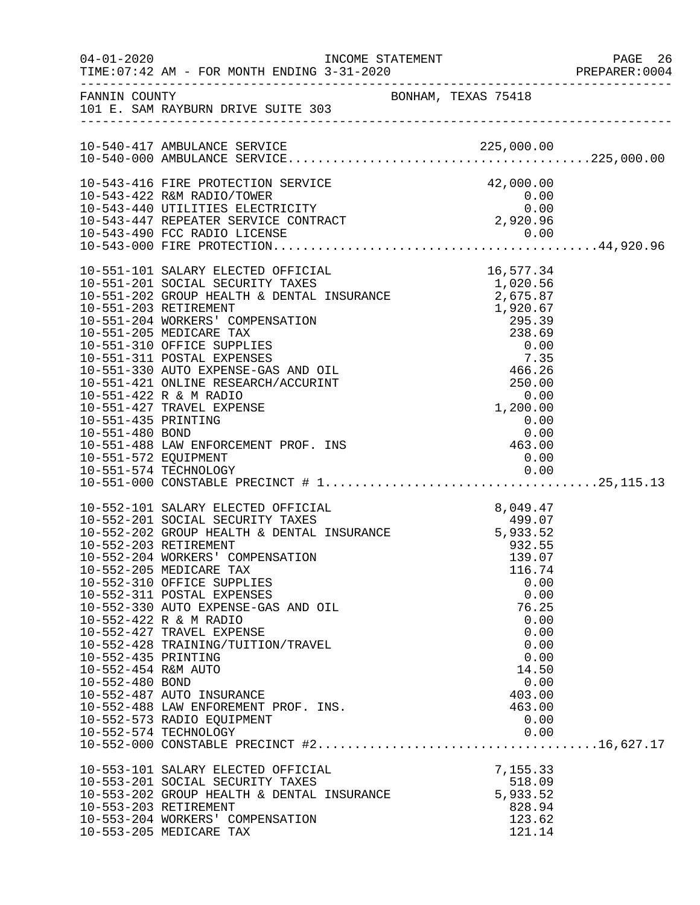FANNIN COUNTY — BONHAM, TEXAS 75418
101 E. SAM RAYBURN DRIVE SUITE 303

INCOME STATEMENT — FOR MONTH ENDING 3-31-2020

| Account | Description | Amount | Total |
|---|---|---|---|
| 10-540-417 | AMBULANCE SERVICE | 225,000.00 | |
| 10-540-000 | AMBULANCE SERVICE | | 225,000.00 |
| 10-543-416 | FIRE PROTECTION SERVICE | 42,000.00 | |
| 10-543-422 | R&M RADIO/TOWER | 0.00 | |
| 10-543-440 | UTILITIES ELECTRICITY | 0.00 | |
| 10-543-447 | REPEATER SERVICE CONTRACT | 2,920.96 | |
| 10-543-490 | FCC RADIO LICENSE | 0.00 | |
| 10-543-000 | FIRE PROTECTION | | 44,920.96 |
| 10-551-101 | SALARY ELECTED OFFICIAL | 16,577.34 | |
| 10-551-201 | SOCIAL SECURITY TAXES | 1,020.56 | |
| 10-551-202 | GROUP HEALTH & DENTAL INSURANCE | 2,675.87 | |
| 10-551-203 | RETIREMENT | 1,920.67 | |
| 10-551-204 | WORKERS' COMPENSATION | 295.39 | |
| 10-551-205 | MEDICARE TAX | 238.69 | |
| 10-551-310 | OFFICE SUPPLIES | 0.00 | |
| 10-551-311 | POSTAL EXPENSES | 7.35 | |
| 10-551-330 | AUTO EXPENSE-GAS AND OIL | 466.26 | |
| 10-551-421 | ONLINE RESEARCH/ACCURINT | 250.00 | |
| 10-551-422 | R & M RADIO | 0.00 | |
| 10-551-427 | TRAVEL EXPENSE | 1,200.00 | |
| 10-551-435 | PRINTING | 0.00 | |
| 10-551-480 | BOND | 0.00 | |
| 10-551-488 | LAW ENFORCEMENT PROF. INS | 463.00 | |
| 10-551-572 | EQUIPMENT | 0.00 | |
| 10-551-574 | TECHNOLOGY | 0.00 | |
| 10-551-000 | CONSTABLE PRECINCT # 1 | | 25,115.13 |
| 10-552-101 | SALARY ELECTED OFFICIAL | 8,049.47 | |
| 10-552-201 | SOCIAL SECURITY TAXES | 499.07 | |
| 10-552-202 | GROUP HEALTH & DENTAL INSURANCE | 5,933.52 | |
| 10-552-203 | RETIREMENT | 932.55 | |
| 10-552-204 | WORKERS' COMPENSATION | 139.07 | |
| 10-552-205 | MEDICARE TAX | 116.74 | |
| 10-552-310 | OFFICE SUPPLIES | 0.00 | |
| 10-552-311 | POSTAL EXPENSES | 0.00 | |
| 10-552-330 | AUTO EXPENSE-GAS AND OIL | 76.25 | |
| 10-552-422 | R & M RADIO | 0.00 | |
| 10-552-427 | TRAVEL EXPENSE | 0.00 | |
| 10-552-428 | TRAINING/TUITION/TRAVEL | 0.00 | |
| 10-552-435 | PRINTING | 0.00 | |
| 10-552-454 | R&M AUTO | 14.50 | |
| 10-552-480 | BOND | 0.00 | |
| 10-552-487 | AUTO INSURANCE | 403.00 | |
| 10-552-488 | LAW ENFOREMENT PROF. INS. | 463.00 | |
| 10-552-573 | RADIO EQUIPMENT | 0.00 | |
| 10-552-574 | TECHNOLOGY | 0.00 | |
| 10-552-000 | CONSTABLE PRECINCT #2 | | 16,627.17 |
| 10-553-101 | SALARY ELECTED OFFICIAL | 7,155.33 | |
| 10-553-201 | SOCIAL SECURITY TAXES | 518.09 | |
| 10-553-202 | GROUP HEALTH & DENTAL INSURANCE | 5,933.52 | |
| 10-553-203 | RETIREMENT | 828.94 | |
| 10-553-204 | WORKERS' COMPENSATION | 123.62 | |
| 10-553-205 | MEDICARE TAX | 121.14 | |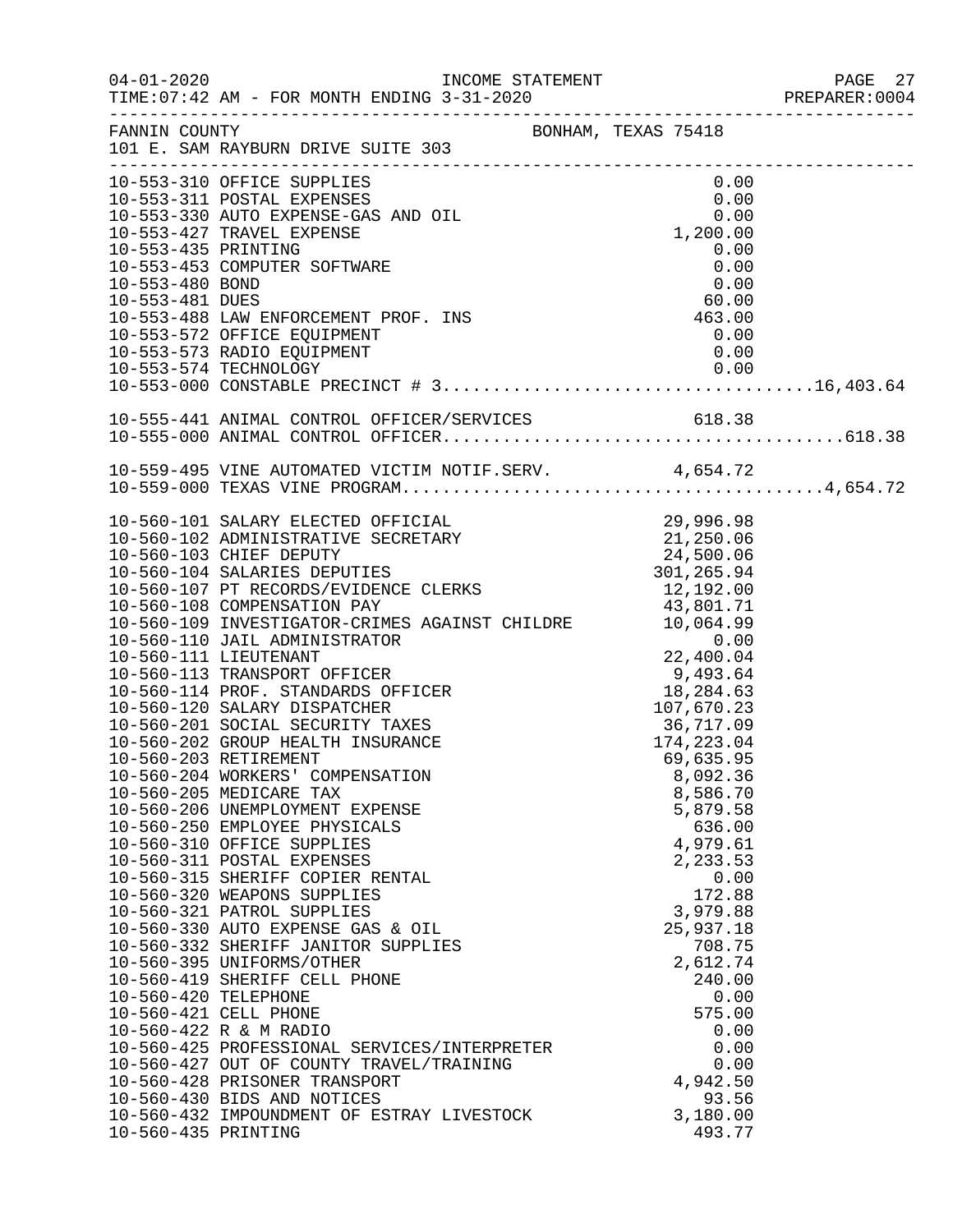FANNIN COUNTY BONHAM, TEXAS 75418
101 E. SAM RAYBURN DRIVE SUITE 303

INCOME STATEMENT — FOR MONTH ENDING 3-31-2020

| Account | Description | Amount | Total |
|---|---|---|---|
| 10-553-310 | OFFICE SUPPLIES | 0.00 | |
| 10-553-311 | POSTAL EXPENSES | 0.00 | |
| 10-553-330 | AUTO EXPENSE-GAS AND OIL | 0.00 | |
| 10-553-427 | TRAVEL EXPENSE | 1,200.00 | |
| 10-553-435 | PRINTING | 0.00 | |
| 10-553-453 | COMPUTER SOFTWARE | 0.00 | |
| 10-553-480 | BOND | 0.00 | |
| 10-553-481 | DUES | 60.00 | |
| 10-553-488 | LAW ENFORCEMENT PROF. INS | 463.00 | |
| 10-553-572 | OFFICE EQUIPMENT | 0.00 | |
| 10-553-573 | RADIO EQUIPMENT | 0.00 | |
| 10-553-574 | TECHNOLOGY | 0.00 | |
| 10-553-000 | CONSTABLE PRECINCT # 3 | | 16,403.64 |
| 10-555-441 | ANIMAL CONTROL OFFICER/SERVICES | 618.38 | |
| 10-555-000 | ANIMAL CONTROL OFFICER | | 618.38 |
| 10-559-495 | VINE AUTOMATED VICTIM NOTIF.SERV. | 4,654.72 | |
| 10-559-000 | TEXAS VINE PROGRAM | | 4,654.72 |
| 10-560-101 | SALARY ELECTED OFFICIAL | 29,996.98 | |
| 10-560-102 | ADMINISTRATIVE SECRETARY | 21,250.06 | |
| 10-560-103 | CHIEF DEPUTY | 24,500.06 | |
| 10-560-104 | SALARIES DEPUTIES | 301,265.94 | |
| 10-560-107 | PT RECORDS/EVIDENCE CLERKS | 12,192.00 | |
| 10-560-108 | COMPENSATION PAY | 43,801.71 | |
| 10-560-109 | INVESTIGATOR-CRIMES AGAINST CHILDRE | 10,064.99 | |
| 10-560-110 | JAIL ADMINISTRATOR | 0.00 | |
| 10-560-111 | LIEUTENANT | 22,400.04 | |
| 10-560-113 | TRANSPORT OFFICER | 9,493.64 | |
| 10-560-114 | PROF. STANDARDS OFFICER | 18,284.63 | |
| 10-560-120 | SALARY DISPATCHER | 107,670.23 | |
| 10-560-201 | SOCIAL SECURITY TAXES | 36,717.09 | |
| 10-560-202 | GROUP HEALTH INSURANCE | 174,223.04 | |
| 10-560-203 | RETIREMENT | 69,635.95 | |
| 10-560-204 | WORKERS' COMPENSATION | 8,092.36 | |
| 10-560-205 | MEDICARE TAX | 8,586.70 | |
| 10-560-206 | UNEMPLOYMENT EXPENSE | 5,879.58 | |
| 10-560-250 | EMPLOYEE PHYSICALS | 636.00 | |
| 10-560-310 | OFFICE SUPPLIES | 4,979.61 | |
| 10-560-311 | POSTAL EXPENSES | 2,233.53 | |
| 10-560-315 | SHERIFF COPIER RENTAL | 0.00 | |
| 10-560-320 | WEAPONS SUPPLIES | 172.88 | |
| 10-560-321 | PATROL SUPPLIES | 3,979.88 | |
| 10-560-330 | AUTO EXPENSE GAS & OIL | 25,937.18 | |
| 10-560-332 | SHERIFF JANITOR SUPPLIES | 708.75 | |
| 10-560-395 | UNIFORMS/OTHER | 2,612.74 | |
| 10-560-419 | SHERIFF CELL PHONE | 240.00 | |
| 10-560-420 | TELEPHONE | 0.00 | |
| 10-560-421 | CELL PHONE | 575.00 | |
| 10-560-422 | R & M RADIO | 0.00 | |
| 10-560-425 | PROFESSIONAL SERVICES/INTERPRETER | 0.00 | |
| 10-560-427 | OUT OF COUNTY TRAVEL/TRAINING | 0.00 | |
| 10-560-428 | PRISONER TRANSPORT | 4,942.50 | |
| 10-560-430 | BIDS AND NOTICES | 93.56 | |
| 10-560-432 | IMPOUNDMENT OF ESTRAY LIVESTOCK | 3,180.00 | |
| 10-560-435 | PRINTING | 493.77 | |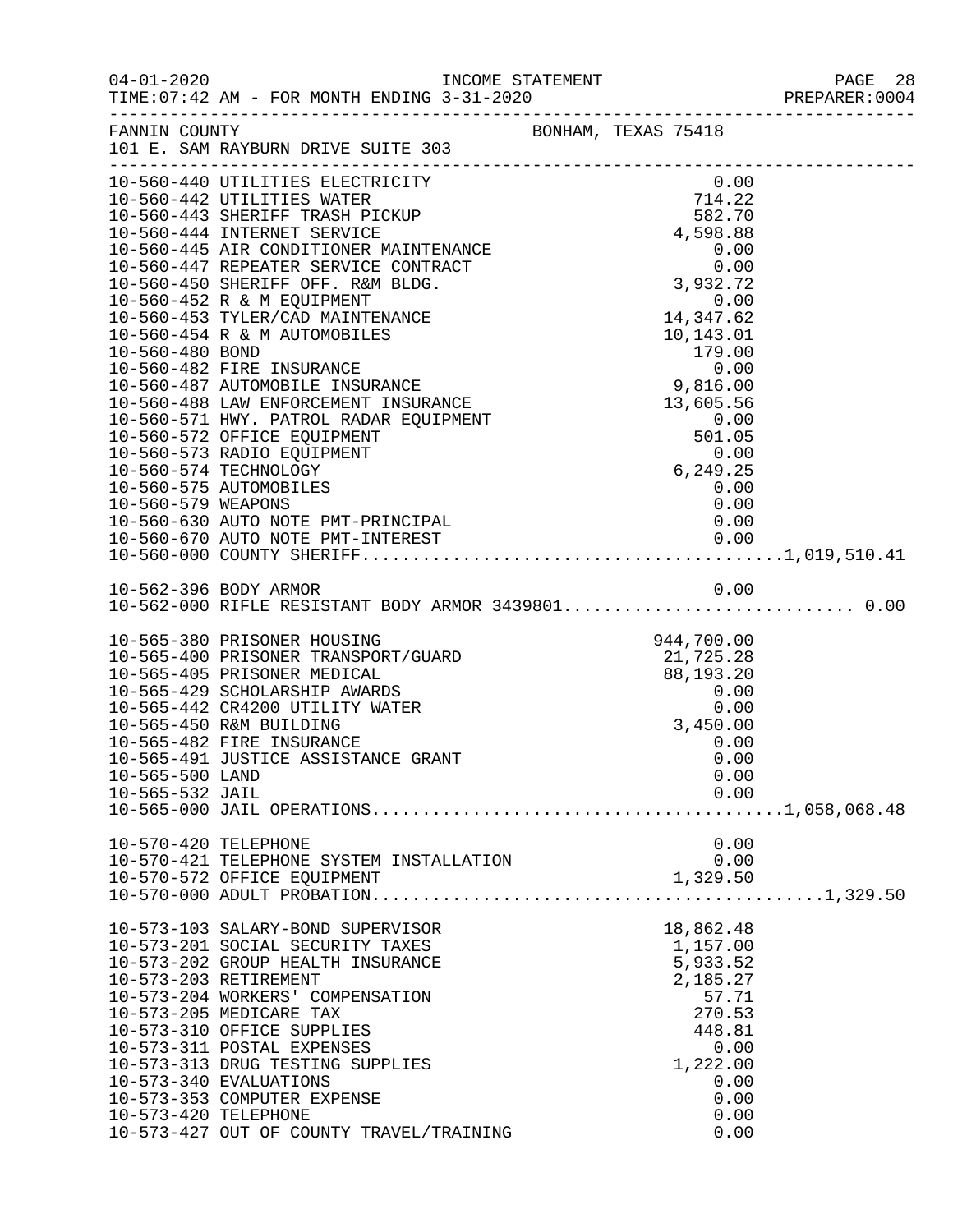FANNIN COUNTY　　　　　　　　BONHAM, TEXAS 75418
101 E. SAM RAYBURN DRIVE SUITE 303

INCOME STATEMENT — FOR MONTH ENDING 3-31-2020

| Account | Description | Amount | Total |
|---|---|---|---|
| 10-560-440 | UTILITIES ELECTRICITY | 0.00 | |
| 10-560-442 | UTILITIES WATER | 714.22 | |
| 10-560-443 | SHERIFF TRASH PICKUP | 582.70 | |
| 10-560-444 | INTERNET SERVICE | 4,598.88 | |
| 10-560-445 | AIR CONDITIONER MAINTENANCE | 0.00 | |
| 10-560-447 | REPEATER SERVICE CONTRACT | 0.00 | |
| 10-560-450 | SHERIFF OFF. R&M BLDG. | 3,932.72 | |
| 10-560-452 | R & M EQUIPMENT | 0.00 | |
| 10-560-453 | TYLER/CAD MAINTENANCE | 14,347.62 | |
| 10-560-454 | R & M AUTOMOBILES | 10,143.01 | |
| 10-560-480 | BOND | 179.00 | |
| 10-560-482 | FIRE INSURANCE | 0.00 | |
| 10-560-487 | AUTOMOBILE INSURANCE | 9,816.00 | |
| 10-560-488 | LAW ENFORCEMENT INSURANCE | 13,605.56 | |
| 10-560-571 | HWY. PATROL RADAR EQUIPMENT | 0.00 | |
| 10-560-572 | OFFICE EQUIPMENT | 501.05 | |
| 10-560-573 | RADIO EQUIPMENT | 0.00 | |
| 10-560-574 | TECHNOLOGY | 6,249.25 | |
| 10-560-575 | AUTOMOBILES | 0.00 | |
| 10-560-579 | WEAPONS | 0.00 | |
| 10-560-630 | AUTO NOTE PMT-PRINCIPAL | 0.00 | |
| 10-560-670 | AUTO NOTE PMT-INTEREST | 0.00 | |
| 10-560-000 | COUNTY SHERIFF | | 1,019,510.41 |
| | | | |
| 10-562-396 | BODY ARMOR | 0.00 | |
| 10-562-000 | RIFLE RESISTANT BODY ARMOR 3439801 | | 0.00 |
| | | | |
| 10-565-380 | PRISONER HOUSING | 944,700.00 | |
| 10-565-400 | PRISONER TRANSPORT/GUARD | 21,725.28 | |
| 10-565-405 | PRISONER MEDICAL | 88,193.20 | |
| 10-565-429 | SCHOLARSHIP AWARDS | 0.00 | |
| 10-565-442 | CR4200 UTILITY WATER | 0.00 | |
| 10-565-450 | R&M BUILDING | 3,450.00 | |
| 10-565-482 | FIRE INSURANCE | 0.00 | |
| 10-565-491 | JUSTICE ASSISTANCE GRANT | 0.00 | |
| 10-565-500 | LAND | 0.00 | |
| 10-565-532 | JAIL | 0.00 | |
| 10-565-000 | JAIL OPERATIONS | | 1,058,068.48 |
| | | | |
| 10-570-420 | TELEPHONE | 0.00 | |
| 10-570-421 | TELEPHONE SYSTEM INSTALLATION | 0.00 | |
| 10-570-572 | OFFICE EQUIPMENT | 1,329.50 | |
| 10-570-000 | ADULT PROBATION | | 1,329.50 |
| | | | |
| 10-573-103 | SALARY-BOND SUPERVISOR | 18,862.48 | |
| 10-573-201 | SOCIAL SECURITY TAXES | 1,157.00 | |
| 10-573-202 | GROUP HEALTH INSURANCE | 5,933.52 | |
| 10-573-203 | RETIREMENT | 2,185.27 | |
| 10-573-204 | WORKERS' COMPENSATION | 57.71 | |
| 10-573-205 | MEDICARE TAX | 270.53 | |
| 10-573-310 | OFFICE SUPPLIES | 448.81 | |
| 10-573-311 | POSTAL EXPENSES | 0.00 | |
| 10-573-313 | DRUG TESTING SUPPLIES | 1,222.00 | |
| 10-573-340 | EVALUATIONS | 0.00 | |
| 10-573-353 | COMPUTER EXPENSE | 0.00 | |
| 10-573-420 | TELEPHONE | 0.00 | |
| 10-573-427 | OUT OF COUNTY TRAVEL/TRAINING | 0.00 | |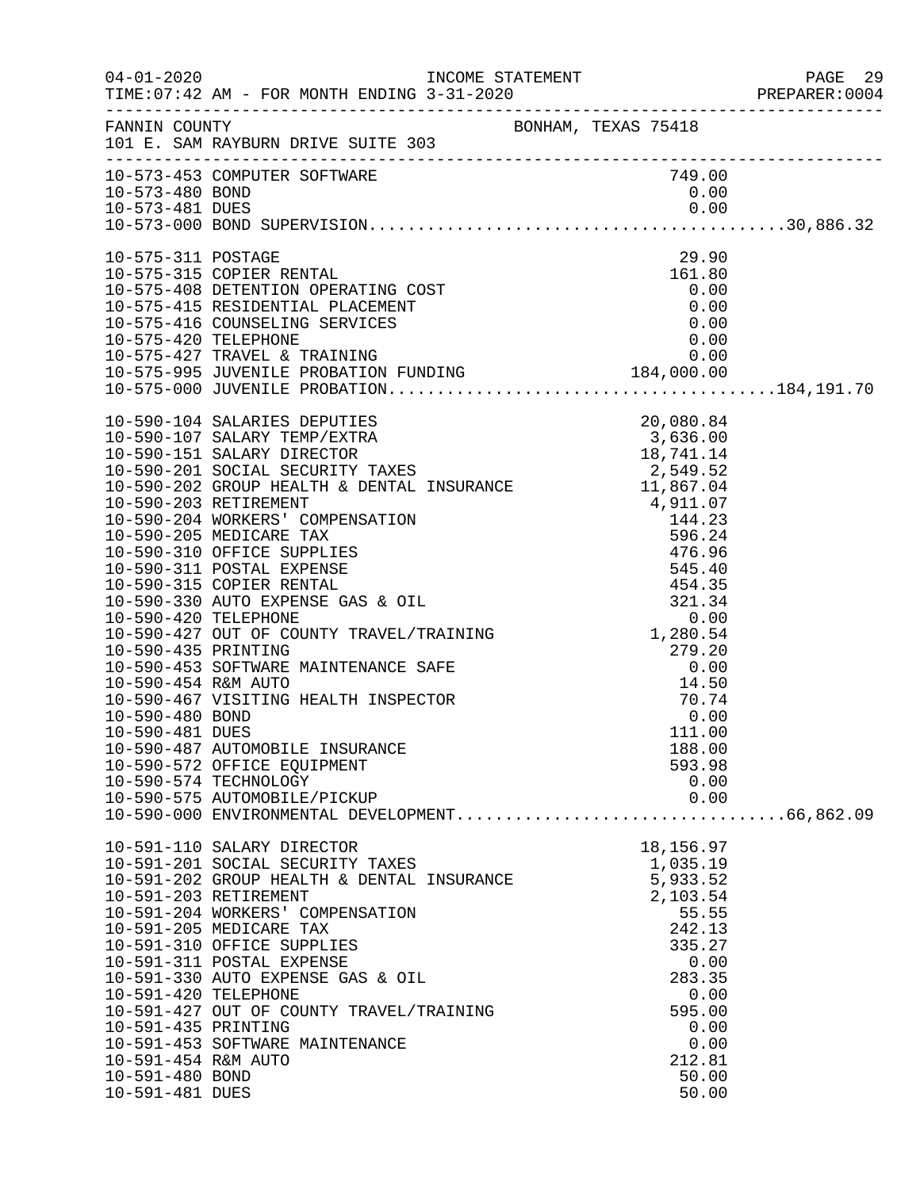FANNIN COUNTY BONHAM, TEXAS 75418
101 E. SAM RAYBURN DRIVE SUITE 303

| Account | Description | Amount | Total |
|---|---|---|---|
| 10-573-453 | COMPUTER SOFTWARE | 749.00 | |
| 10-573-480 | BOND | 0.00 | |
| 10-573-481 | DUES | 0.00 | |
| 10-573-000 | BOND SUPERVISION | | 30,886.32 |
| 10-575-311 | POSTAGE | 29.90 | |
| 10-575-315 | COPIER RENTAL | 161.80 | |
| 10-575-408 | DETENTION OPERATING COST | 0.00 | |
| 10-575-415 | RESIDENTIAL PLACEMENT | 0.00 | |
| 10-575-416 | COUNSELING SERVICES | 0.00 | |
| 10-575-420 | TELEPHONE | 0.00 | |
| 10-575-427 | TRAVEL & TRAINING | 0.00 | |
| 10-575-995 | JUVENILE PROBATION FUNDING | 184,000.00 | |
| 10-575-000 | JUVENILE PROBATION | | 184,191.70 |
| 10-590-104 | SALARIES DEPUTIES | 20,080.84 | |
| 10-590-107 | SALARY TEMP/EXTRA | 3,636.00 | |
| 10-590-151 | SALARY DIRECTOR | 18,741.14 | |
| 10-590-201 | SOCIAL SECURITY TAXES | 2,549.52 | |
| 10-590-202 | GROUP HEALTH & DENTAL INSURANCE | 11,867.04 | |
| 10-590-203 | RETIREMENT | 4,911.07 | |
| 10-590-204 | WORKERS' COMPENSATION | 144.23 | |
| 10-590-205 | MEDICARE TAX | 596.24 | |
| 10-590-310 | OFFICE SUPPLIES | 476.96 | |
| 10-590-311 | POSTAL EXPENSE | 545.40 | |
| 10-590-315 | COPIER RENTAL | 454.35 | |
| 10-590-330 | AUTO EXPENSE GAS & OIL | 321.34 | |
| 10-590-420 | TELEPHONE | 0.00 | |
| 10-590-427 | OUT OF COUNTY TRAVEL/TRAINING | 1,280.54 | |
| 10-590-435 | PRINTING | 279.20 | |
| 10-590-453 | SOFTWARE MAINTENANCE SAFE | 0.00 | |
| 10-590-454 | R&M AUTO | 14.50 | |
| 10-590-467 | VISITING HEALTH INSPECTOR | 70.74 | |
| 10-590-480 | BOND | 0.00 | |
| 10-590-481 | DUES | 111.00 | |
| 10-590-487 | AUTOMOBILE INSURANCE | 188.00 | |
| 10-590-572 | OFFICE EQUIPMENT | 593.98 | |
| 10-590-574 | TECHNOLOGY | 0.00 | |
| 10-590-575 | AUTOMOBILE/PICKUP | 0.00 | |
| 10-590-000 | ENVIRONMENTAL DEVELOPMENT | | 66,862.09 |
| 10-591-110 | SALARY DIRECTOR | 18,156.97 | |
| 10-591-201 | SOCIAL SECURITY TAXES | 1,035.19 | |
| 10-591-202 | GROUP HEALTH & DENTAL INSURANCE | 5,933.52 | |
| 10-591-203 | RETIREMENT | 2,103.54 | |
| 10-591-204 | WORKERS' COMPENSATION | 55.55 | |
| 10-591-205 | MEDICARE TAX | 242.13 | |
| 10-591-310 | OFFICE SUPPLIES | 335.27 | |
| 10-591-311 | POSTAL EXPENSE | 0.00 | |
| 10-591-330 | AUTO EXPENSE GAS & OIL | 283.35 | |
| 10-591-420 | TELEPHONE | 0.00 | |
| 10-591-427 | OUT OF COUNTY TRAVEL/TRAINING | 595.00 | |
| 10-591-435 | PRINTING | 0.00 | |
| 10-591-453 | SOFTWARE MAINTENANCE | 0.00 | |
| 10-591-454 | R&M AUTO | 212.81 | |
| 10-591-480 | BOND | 50.00 | |
| 10-591-481 | DUES | 50.00 | |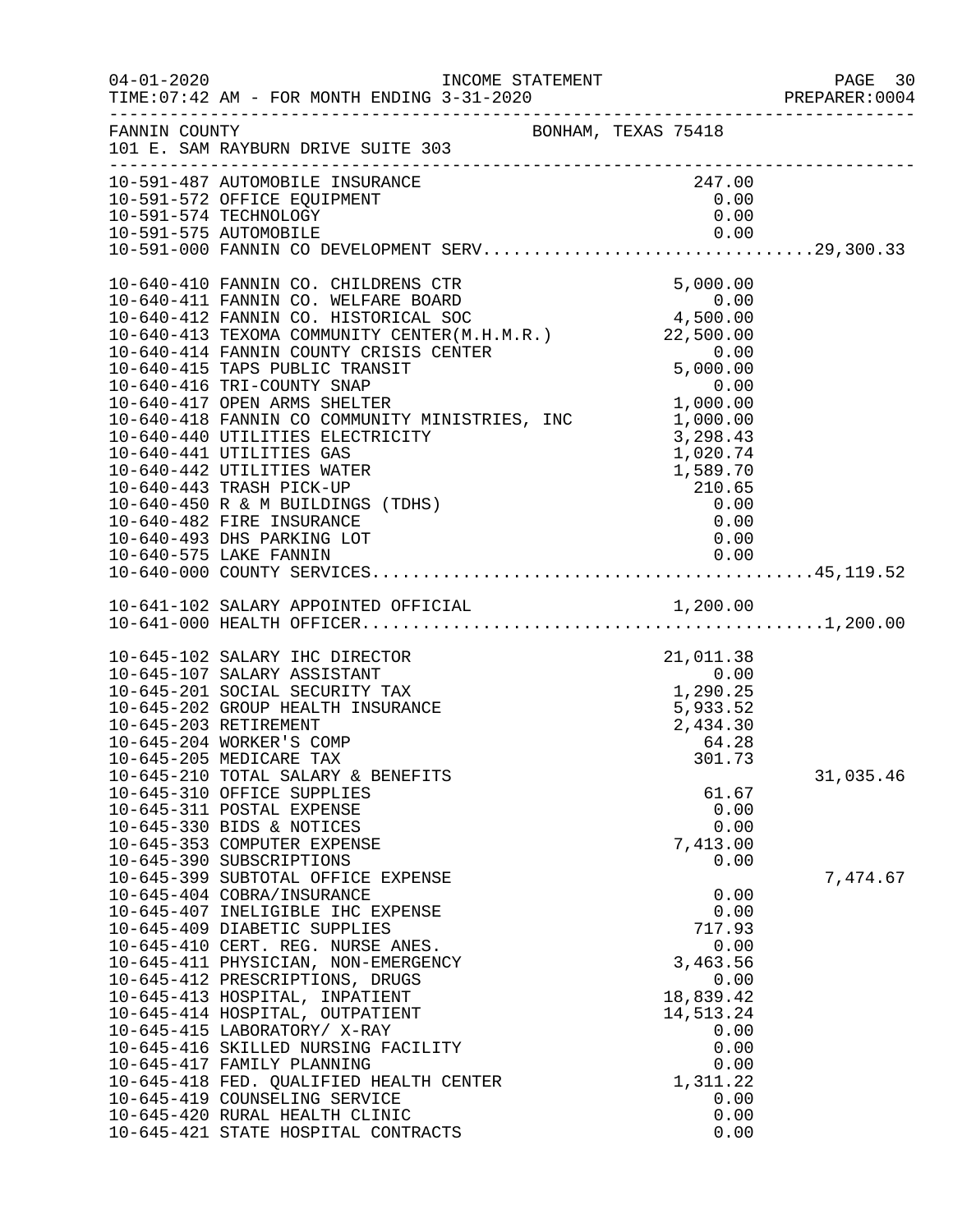FANNIN COUNTY BONHAM, TEXAS 75418
101 E. SAM RAYBURN DRIVE SUITE 303

| Account | Description | Amount | Total |
|---|---|---|---|
| 10-591-487 | AUTOMOBILE INSURANCE | 247.00 | |
| 10-591-572 | OFFICE EQUIPMENT | 0.00 | |
| 10-591-574 | TECHNOLOGY | 0.00 | |
| 10-591-575 | AUTOMOBILE | 0.00 | |
| 10-591-000 | FANNIN CO DEVELOPMENT SERV | | 29,300.33 |
| 10-640-410 | FANNIN CO. CHILDRENS CTR | 5,000.00 | |
| 10-640-411 | FANNIN CO. WELFARE BOARD | 0.00 | |
| 10-640-412 | FANNIN CO. HISTORICAL SOC | 4,500.00 | |
| 10-640-413 | TEXOMA COMMUNITY CENTER(M.H.M.R.) | 22,500.00 | |
| 10-640-414 | FANNIN COUNTY CRISIS CENTER | 0.00 | |
| 10-640-415 | TAPS PUBLIC TRANSIT | 5,000.00 | |
| 10-640-416 | TRI-COUNTY SNAP | 0.00 | |
| 10-640-417 | OPEN ARMS SHELTER | 1,000.00 | |
| 10-640-418 | FANNIN CO COMMUNITY MINISTRIES, INC | 1,000.00 | |
| 10-640-440 | UTILITIES ELECTRICITY | 3,298.43 | |
| 10-640-441 | UTILITIES GAS | 1,020.74 | |
| 10-640-442 | UTILITIES WATER | 1,589.70 | |
| 10-640-443 | TRASH PICK-UP | 210.65 | |
| 10-640-450 | R & M BUILDINGS (TDHS) | 0.00 | |
| 10-640-482 | FIRE INSURANCE | 0.00 | |
| 10-640-493 | DHS PARKING LOT | 0.00 | |
| 10-640-575 | LAKE FANNIN | 0.00 | |
| 10-640-000 | COUNTY SERVICES | | 45,119.52 |
| 10-641-102 | SALARY APPOINTED OFFICIAL | 1,200.00 | |
| 10-641-000 | HEALTH OFFICER | | 1,200.00 |
| 10-645-102 | SALARY IHC DIRECTOR | 21,011.38 | |
| 10-645-107 | SALARY ASSISTANT | 0.00 | |
| 10-645-201 | SOCIAL SECURITY TAX | 1,290.25 | |
| 10-645-202 | GROUP HEALTH INSURANCE | 5,933.52 | |
| 10-645-203 | RETIREMENT | 2,434.30 | |
| 10-645-204 | WORKER'S COMP | 64.28 | |
| 10-645-205 | MEDICARE TAX | 301.73 | |
| 10-645-210 | TOTAL SALARY & BENEFITS | | 31,035.46 |
| 10-645-310 | OFFICE SUPPLIES | 61.67 | |
| 10-645-311 | POSTAL EXPENSE | 0.00 | |
| 10-645-330 | BIDS & NOTICES | 0.00 | |
| 10-645-353 | COMPUTER EXPENSE | 7,413.00 | |
| 10-645-390 | SUBSCRIPTIONS | 0.00 | |
| 10-645-399 | SUBTOTAL OFFICE EXPENSE | | 7,474.67 |
| 10-645-404 | COBRA/INSURANCE | 0.00 | |
| 10-645-407 | INELIGIBLE IHC EXPENSE | 0.00 | |
| 10-645-409 | DIABETIC SUPPLIES | 717.93 | |
| 10-645-410 | CERT. REG. NURSE ANES. | 0.00 | |
| 10-645-411 | PHYSICIAN, NON-EMERGENCY | 3,463.56 | |
| 10-645-412 | PRESCRIPTIONS, DRUGS | 0.00 | |
| 10-645-413 | HOSPITAL, INPATIENT | 18,839.42 | |
| 10-645-414 | HOSPITAL, OUTPATIENT | 14,513.24 | |
| 10-645-415 | LABORATORY/ X-RAY | 0.00 | |
| 10-645-416 | SKILLED NURSING FACILITY | 0.00 | |
| 10-645-417 | FAMILY PLANNING | 0.00 | |
| 10-645-418 | FED. QUALIFIED HEALTH CENTER | 1,311.22 | |
| 10-645-419 | COUNSELING SERVICE | 0.00 | |
| 10-645-420 | RURAL HEALTH CLINIC | 0.00 | |
| 10-645-421 | STATE HOSPITAL CONTRACTS | 0.00 | |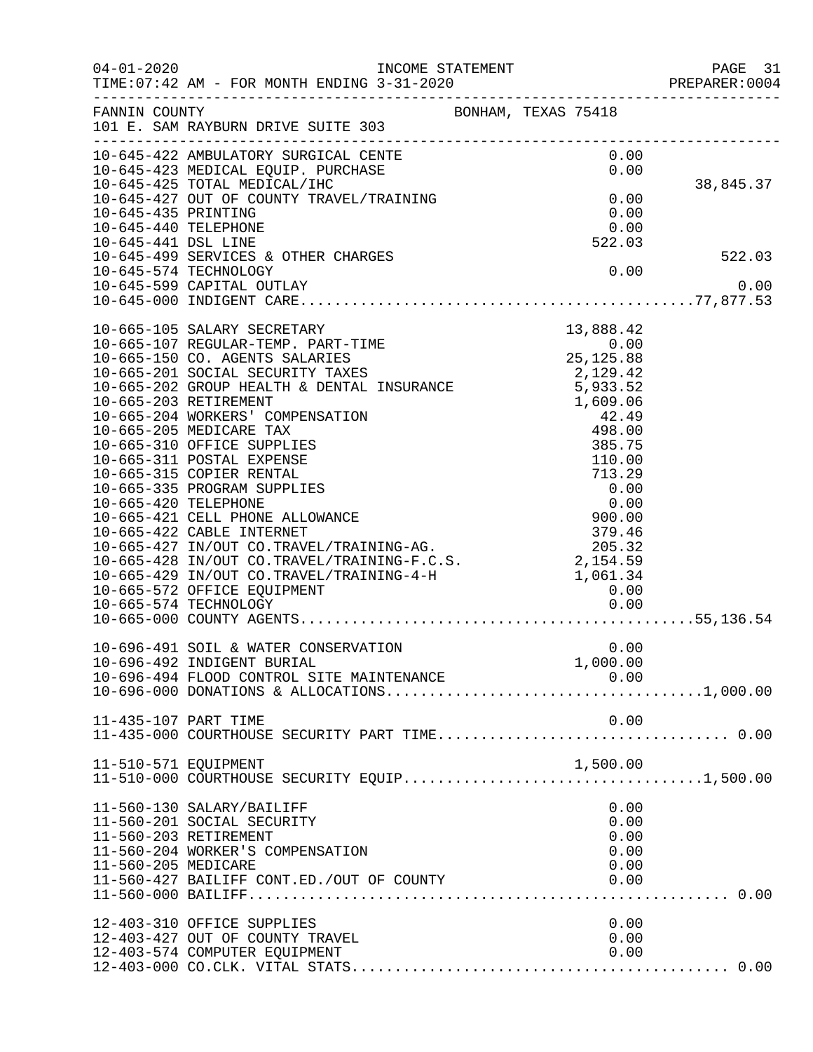04-01-2020 INCOME STATEMENT
TIME:07:42 AM - FOR MONTH ENDING 3-31-2020

FANNIN COUNTY BONHAM, TEXAS 75418
101 E. SAM RAYBURN DRIVE SUITE 303

| Account | Description | Amount | Total |
|---|---|---|---|
| 10-645-422 | AMBULATORY SURGICAL CENTE | 0.00 | |
| 10-645-423 | MEDICAL EQUIP. PURCHASE | 0.00 | |
| 10-645-425 | TOTAL MEDICAL/IHC | | 38,845.37 |
| 10-645-427 | OUT OF COUNTY TRAVEL/TRAINING | 0.00 | |
| 10-645-435 | PRINTING | 0.00 | |
| 10-645-440 | TELEPHONE | 0.00 | |
| 10-645-441 | DSL LINE | 522.03 | |
| 10-645-499 | SERVICES & OTHER CHARGES | | 522.03 |
| 10-645-574 | TECHNOLOGY | 0.00 | |
| 10-645-599 | CAPITAL OUTLAY | | 0.00 |
| 10-645-000 | INDIGENT CARE | | 77,877.53 |
| 10-665-105 | SALARY SECRETARY | 13,888.42 | |
| 10-665-107 | REGULAR-TEMP. PART-TIME | 0.00 | |
| 10-665-150 | CO. AGENTS SALARIES | 25,125.88 | |
| 10-665-201 | SOCIAL SECURITY TAXES | 2,129.42 | |
| 10-665-202 | GROUP HEALTH & DENTAL INSURANCE | 5,933.52 | |
| 10-665-203 | RETIREMENT | 1,609.06 | |
| 10-665-204 | WORKERS' COMPENSATION | 42.49 | |
| 10-665-205 | MEDICARE TAX | 498.00 | |
| 10-665-310 | OFFICE SUPPLIES | 385.75 | |
| 10-665-311 | POSTAL EXPENSE | 110.00 | |
| 10-665-315 | COPIER RENTAL | 713.29 | |
| 10-665-335 | PROGRAM SUPPLIES | 0.00 | |
| 10-665-420 | TELEPHONE | 0.00 | |
| 10-665-421 | CELL PHONE ALLOWANCE | 900.00 | |
| 10-665-422 | CABLE INTERNET | 379.46 | |
| 10-665-427 | IN/OUT CO.TRAVEL/TRAINING-AG. | 205.32 | |
| 10-665-428 | IN/OUT CO.TRAVEL/TRAINING-F.C.S. | 2,154.59 | |
| 10-665-429 | IN/OUT CO.TRAVEL/TRAINING-4-H | 1,061.34 | |
| 10-665-572 | OFFICE EQUIPMENT | 0.00 | |
| 10-665-574 | TECHNOLOGY | 0.00 | |
| 10-665-000 | COUNTY AGENTS | | 55,136.54 |
| 10-696-491 | SOIL & WATER CONSERVATION | 0.00 | |
| 10-696-492 | INDIGENT BURIAL | 1,000.00 | |
| 10-696-494 | FLOOD CONTROL SITE MAINTENANCE | 0.00 | |
| 10-696-000 | DONATIONS & ALLOCATIONS | | 1,000.00 |
| 11-435-107 | PART TIME | 0.00 | |
| 11-435-000 | COURTHOUSE SECURITY PART TIME | | 0.00 |
| 11-510-571 | EQUIPMENT | 1,500.00 | |
| 11-510-000 | COURTHOUSE SECURITY EQUIP | | 1,500.00 |
| 11-560-130 | SALARY/BAILIFF | 0.00 | |
| 11-560-201 | SOCIAL SECURITY | 0.00 | |
| 11-560-203 | RETIREMENT | 0.00 | |
| 11-560-204 | WORKER'S COMPENSATION | 0.00 | |
| 11-560-205 | MEDICARE | 0.00 | |
| 11-560-427 | BAILIFF CONT.ED./OUT OF COUNTY | 0.00 | |
| 11-560-000 | BAILIFF | | 0.00 |
| 12-403-310 | OFFICE SUPPLIES | 0.00 | |
| 12-403-427 | OUT OF COUNTY TRAVEL | 0.00 | |
| 12-403-574 | COMPUTER EQUIPMENT | 0.00 | |
| 12-403-000 | CO.CLK. VITAL STATS | | 0.00 |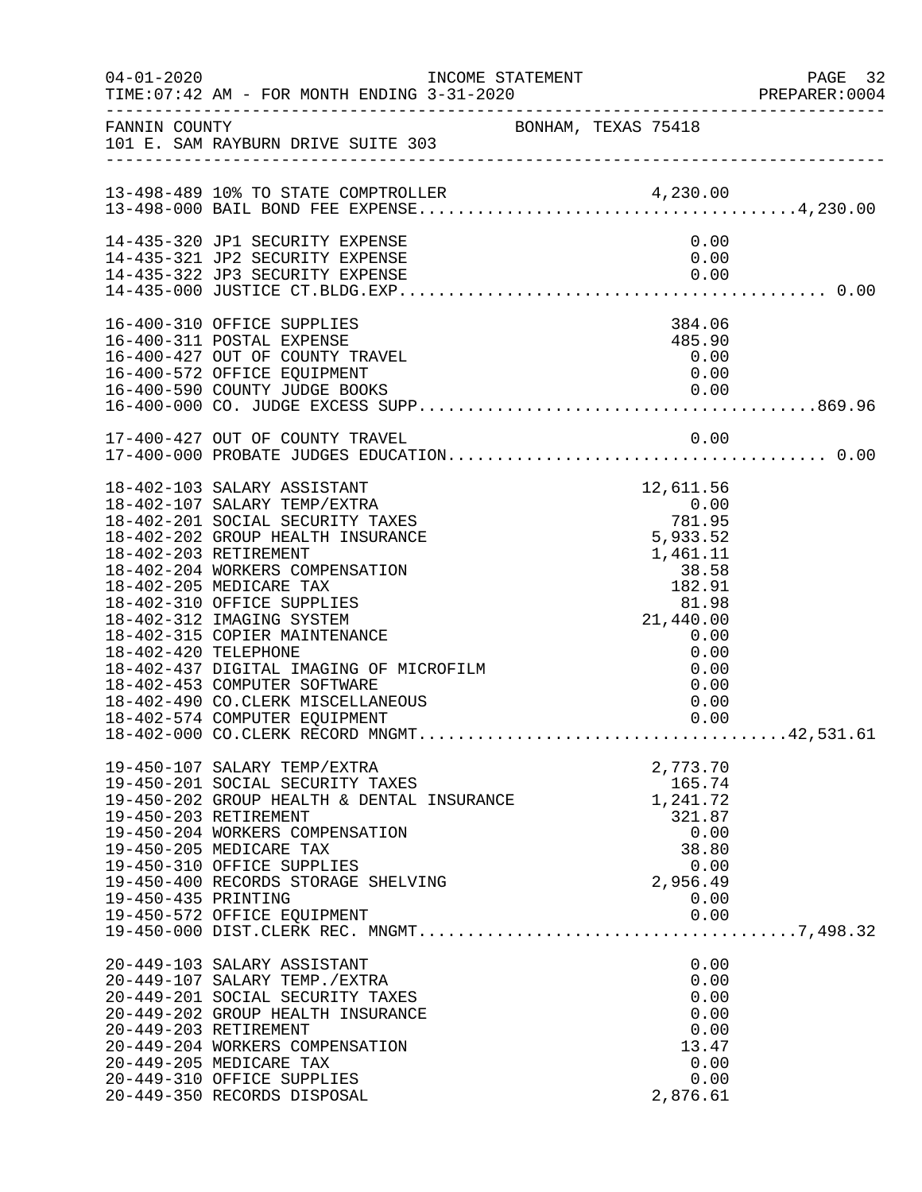04-01-2020 INCOME STATEMENT
TIME:07:42 AM - FOR MONTH ENDING 3-31-2020

FANNIN COUNTY BONHAM, TEXAS 75418
101 E. SAM RAYBURN DRIVE SUITE 303

| Account | Description | Amount | Total |
|---|---|---|---|
| 13-498-489 | 10% TO STATE COMPTROLLER | 4,230.00 | |
| 13-498-000 | BAIL BOND FEE EXPENSE | | 4,230.00 |
| 14-435-320 | JP1 SECURITY EXPENSE | 0.00 | |
| 14-435-321 | JP2 SECURITY EXPENSE | 0.00 | |
| 14-435-322 | JP3 SECURITY EXPENSE | 0.00 | |
| 14-435-000 | JUSTICE CT.BLDG.EXP. | | 0.00 |
| 16-400-310 | OFFICE SUPPLIES | 384.06 | |
| 16-400-311 | POSTAL EXPENSE | 485.90 | |
| 16-400-427 | OUT OF COUNTY TRAVEL | 0.00 | |
| 16-400-572 | OFFICE EQUIPMENT | 0.00 | |
| 16-400-590 | COUNTY JUDGE BOOKS | 0.00 | |
| 16-400-000 | CO. JUDGE EXCESS SUPP. | | 869.96 |
| 17-400-427 | OUT OF COUNTY TRAVEL | 0.00 | |
| 17-400-000 | PROBATE JUDGES EDUCATION | | 0.00 |
| 18-402-103 | SALARY ASSISTANT | 12,611.56 | |
| 18-402-107 | SALARY TEMP/EXTRA | 0.00 | |
| 18-402-201 | SOCIAL SECURITY TAXES | 781.95 | |
| 18-402-202 | GROUP HEALTH INSURANCE | 5,933.52 | |
| 18-402-203 | RETIREMENT | 1,461.11 | |
| 18-402-204 | WORKERS COMPENSATION | 38.58 | |
| 18-402-205 | MEDICARE TAX | 182.91 | |
| 18-402-310 | OFFICE SUPPLIES | 81.98 | |
| 18-402-312 | IMAGING SYSTEM | 21,440.00 | |
| 18-402-315 | COPIER MAINTENANCE | 0.00 | |
| 18-402-420 | TELEPHONE | 0.00 | |
| 18-402-437 | DIGITAL IMAGING OF MICROFILM | 0.00 | |
| 18-402-453 | COMPUTER SOFTWARE | 0.00 | |
| 18-402-490 | CO.CLERK MISCELLANEOUS | 0.00 | |
| 18-402-574 | COMPUTER EQUIPMENT | 0.00 | |
| 18-402-000 | CO.CLERK RECORD MNGMT. | | 42,531.61 |
| 19-450-107 | SALARY TEMP/EXTRA | 2,773.70 | |
| 19-450-201 | SOCIAL SECURITY TAXES | 165.74 | |
| 19-450-202 | GROUP HEALTH & DENTAL INSURANCE | 1,241.72 | |
| 19-450-203 | RETIREMENT | 321.87 | |
| 19-450-204 | WORKERS COMPENSATION | 0.00 | |
| 19-450-205 | MEDICARE TAX | 38.80 | |
| 19-450-310 | OFFICE SUPPLIES | 0.00 | |
| 19-450-400 | RECORDS STORAGE SHELVING | 2,956.49 | |
| 19-450-435 | PRINTING | 0.00 | |
| 19-450-572 | OFFICE EQUIPMENT | 0.00 | |
| 19-450-000 | DIST.CLERK REC. MNGMT. | | 7,498.32 |
| 20-449-103 | SALARY ASSISTANT | 0.00 | |
| 20-449-107 | SALARY TEMP./EXTRA | 0.00 | |
| 20-449-201 | SOCIAL SECURITY TAXES | 0.00 | |
| 20-449-202 | GROUP HEALTH INSURANCE | 0.00 | |
| 20-449-203 | RETIREMENT | 0.00 | |
| 20-449-204 | WORKERS COMPENSATION | 13.47 | |
| 20-449-205 | MEDICARE TAX | 0.00 | |
| 20-449-310 | OFFICE SUPPLIES | 0.00 | |
| 20-449-350 | RECORDS DISPOSAL | 2,876.61 | |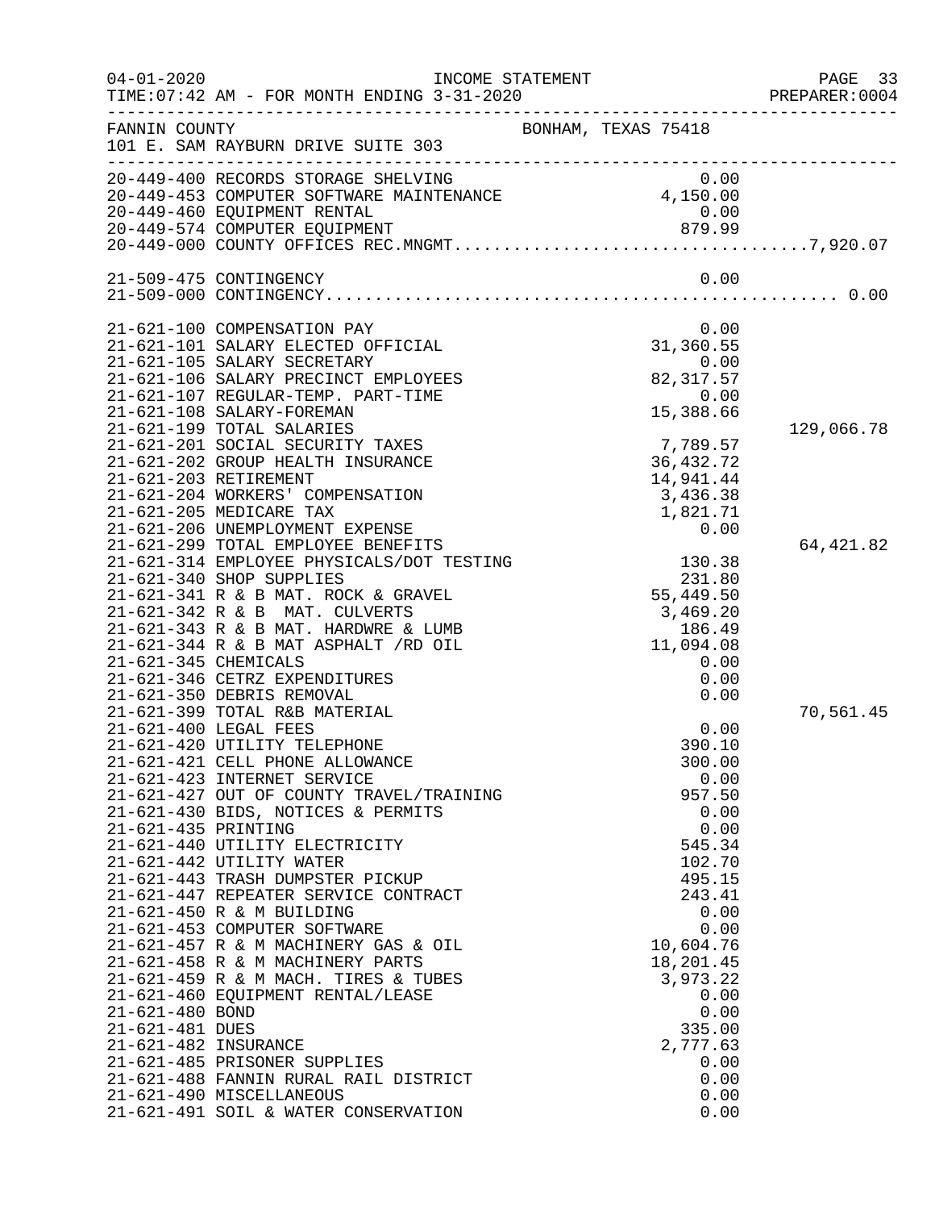FANNIN COUNTY — BONHAM, TEXAS 75418
101 E. SAM RAYBURN DRIVE SUITE 303

INCOME STATEMENT — FOR MONTH ENDING 3-31-2020

| Account | Description | Amount | Total |
|---|---|---|---|
| 20-449-400 | RECORDS STORAGE SHELVING | 0.00 | |
| 20-449-453 | COMPUTER SOFTWARE MAINTENANCE | 4,150.00 | |
| 20-449-460 | EQUIPMENT RENTAL | 0.00 | |
| 20-449-574 | COMPUTER EQUIPMENT | 879.99 | |
| 20-449-000 | COUNTY OFFICES REC.MNGMT. | | 7,920.07 |
| | | | |
| 21-509-475 | CONTINGENCY | 0.00 | |
| 21-509-000 | CONTINGENCY | | 0.00 |
| | | | |
| 21-621-100 | COMPENSATION PAY | 0.00 | |
| 21-621-101 | SALARY ELECTED OFFICIAL | 31,360.55 | |
| 21-621-105 | SALARY SECRETARY | 0.00 | |
| 21-621-106 | SALARY PRECINCT EMPLOYEES | 82,317.57 | |
| 21-621-107 | REGULAR-TEMP. PART-TIME | 0.00 | |
| 21-621-108 | SALARY-FOREMAN | 15,388.66 | |
| 21-621-199 | TOTAL SALARIES | | 129,066.78 |
| 21-621-201 | SOCIAL SECURITY TAXES | 7,789.57 | |
| 21-621-202 | GROUP HEALTH INSURANCE | 36,432.72 | |
| 21-621-203 | RETIREMENT | 14,941.44 | |
| 21-621-204 | WORKERS' COMPENSATION | 3,436.38 | |
| 21-621-205 | MEDICARE TAX | 1,821.71 | |
| 21-621-206 | UNEMPLOYMENT EXPENSE | 0.00 | |
| 21-621-299 | TOTAL EMPLOYEE BENEFITS | | 64,421.82 |
| 21-621-314 | EMPLOYEE PHYSICALS/DOT TESTING | 130.38 | |
| 21-621-340 | SHOP SUPPLIES | 231.80 | |
| 21-621-341 | R & B MAT. ROCK & GRAVEL | 55,449.50 | |
| 21-621-342 | R & B MAT. CULVERTS | 3,469.20 | |
| 21-621-343 | R & B MAT. HARDWRE & LUMB | 186.49 | |
| 21-621-344 | R & B MAT ASPHALT /RD OIL | 11,094.08 | |
| 21-621-345 | CHEMICALS | 0.00 | |
| 21-621-346 | CETRZ EXPENDITURES | 0.00 | |
| 21-621-350 | DEBRIS REMOVAL | 0.00 | |
| 21-621-399 | TOTAL R&B MATERIAL | | 70,561.45 |
| 21-621-400 | LEGAL FEES | 0.00 | |
| 21-621-420 | UTILITY TELEPHONE | 390.10 | |
| 21-621-421 | CELL PHONE ALLOWANCE | 300.00 | |
| 21-621-423 | INTERNET SERVICE | 0.00 | |
| 21-621-427 | OUT OF COUNTY TRAVEL/TRAINING | 957.50 | |
| 21-621-430 | BIDS, NOTICES & PERMITS | 0.00 | |
| 21-621-435 | PRINTING | 0.00 | |
| 21-621-440 | UTILITY ELECTRICITY | 545.34 | |
| 21-621-442 | UTILITY WATER | 102.70 | |
| 21-621-443 | TRASH DUMPSTER PICKUP | 495.15 | |
| 21-621-447 | REPEATER SERVICE CONTRACT | 243.41 | |
| 21-621-450 | R & M BUILDING | 0.00 | |
| 21-621-453 | COMPUTER SOFTWARE | 0.00 | |
| 21-621-457 | R & M MACHINERY GAS & OIL | 10,604.76 | |
| 21-621-458 | R & M MACHINERY PARTS | 18,201.45 | |
| 21-621-459 | R & M MACH. TIRES & TUBES | 3,973.22 | |
| 21-621-460 | EQUIPMENT RENTAL/LEASE | 0.00 | |
| 21-621-480 | BOND | 0.00 | |
| 21-621-481 | DUES | 335.00 | |
| 21-621-482 | INSURANCE | 2,777.63 | |
| 21-621-485 | PRISONER SUPPLIES | 0.00 | |
| 21-621-488 | FANNIN RURAL RAIL DISTRICT | 0.00 | |
| 21-621-490 | MISCELLANEOUS | 0.00 | |
| 21-621-491 | SOIL & WATER CONSERVATION | 0.00 | |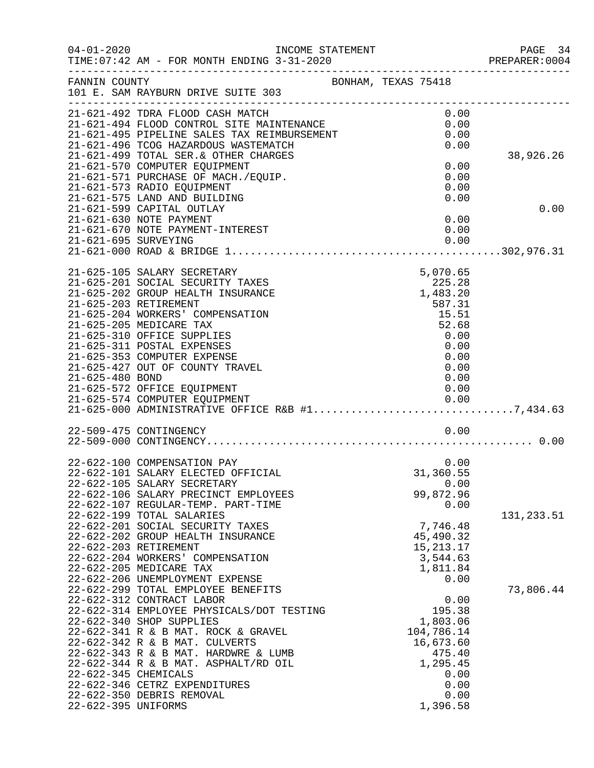FANNIN COUNTY　　　　　　　　　　　BONHAM, TEXAS 75418
101 E. SAM RAYBURN DRIVE SUITE 303

| Account | Description | Amount | Total |
|---|---|---|---|
| 21-621-492 | TDRA FLOOD CASH MATCH | 0.00 | |
| 21-621-494 | FLOOD CONTROL SITE MAINTENANCE | 0.00 | |
| 21-621-495 | PIPELINE SALES TAX REIMBURSEMENT | 0.00 | |
| 21-621-496 | TCOG HAZARDOUS WASTEMATCH | 0.00 | |
| 21-621-499 | TOTAL SER.& OTHER CHARGES | | 38,926.26 |
| 21-621-570 | COMPUTER EQUIPMENT | 0.00 | |
| 21-621-571 | PURCHASE OF MACH./EQUIP. | 0.00 | |
| 21-621-573 | RADIO EQUIPMENT | 0.00 | |
| 21-621-575 | LAND AND BUILDING | 0.00 | |
| 21-621-599 | CAPITAL OUTLAY | | 0.00 |
| 21-621-630 | NOTE PAYMENT | 0.00 | |
| 21-621-670 | NOTE PAYMENT-INTEREST | 0.00 | |
| 21-621-695 | SURVEYING | 0.00 | |
| 21-621-000 | ROAD & BRIDGE 1 | | 302,976.31 |
| | | | |
| 21-625-105 | SALARY SECRETARY | 5,070.65 | |
| 21-625-201 | SOCIAL SECURITY TAXES | 225.28 | |
| 21-625-202 | GROUP HEALTH INSURANCE | 1,483.20 | |
| 21-625-203 | RETIREMENT | 587.31 | |
| 21-625-204 | WORKERS' COMPENSATION | 15.51 | |
| 21-625-205 | MEDICARE TAX | 52.68 | |
| 21-625-310 | OFFICE SUPPLIES | 0.00 | |
| 21-625-311 | POSTAL EXPENSES | 0.00 | |
| 21-625-353 | COMPUTER EXPENSE | 0.00 | |
| 21-625-427 | OUT OF COUNTY TRAVEL | 0.00 | |
| 21-625-480 | BOND | 0.00 | |
| 21-625-572 | OFFICE EQUIPMENT | 0.00 | |
| 21-625-574 | COMPUTER EQUIPMENT | 0.00 | |
| 21-625-000 | ADMINISTRATIVE OFFICE R&B #1 | | 7,434.63 |
| | | | |
| 22-509-475 | CONTINGENCY | 0.00 | |
| 22-509-000 | CONTINGENCY | | 0.00 |
| | | | |
| 22-622-100 | COMPENSATION PAY | 0.00 | |
| 22-622-101 | SALARY ELECTED OFFICIAL | 31,360.55 | |
| 22-622-105 | SALARY SECRETARY | 0.00 | |
| 22-622-106 | SALARY PRECINCT EMPLOYEES | 99,872.96 | |
| 22-622-107 | REGULAR-TEMP. PART-TIME | 0.00 | |
| 22-622-199 | TOTAL SALARIES | | 131,233.51 |
| 22-622-201 | SOCIAL SECURITY TAXES | 7,746.48 | |
| 22-622-202 | GROUP HEALTH INSURANCE | 45,490.32 | |
| 22-622-203 | RETIREMENT | 15,213.17 | |
| 22-622-204 | WORKERS' COMPENSATION | 3,544.63 | |
| 22-622-205 | MEDICARE TAX | 1,811.84 | |
| 22-622-206 | UNEMPLOYMENT EXPENSE | 0.00 | |
| 22-622-299 | TOTAL EMPLOYEE BENEFITS | | 73,806.44 |
| 22-622-312 | CONTRACT LABOR | 0.00 | |
| 22-622-314 | EMPLOYEE PHYSICALS/DOT TESTING | 195.38 | |
| 22-622-340 | SHOP SUPPLIES | 1,803.06 | |
| 22-622-341 | R & B MAT. ROCK & GRAVEL | 104,786.14 | |
| 22-622-342 | R & B MAT. CULVERTS | 16,673.60 | |
| 22-622-343 | R & B MAT. HARDWRE & LUMB | 475.40 | |
| 22-622-344 | R & B MAT. ASPHALT/RD OIL | 1,295.45 | |
| 22-622-345 | CHEMICALS | 0.00 | |
| 22-622-346 | CETRZ EXPENDITURES | 0.00 | |
| 22-622-350 | DEBRIS REMOVAL | 0.00 | |
| 22-622-395 | UNIFORMS | 1,396.58 | |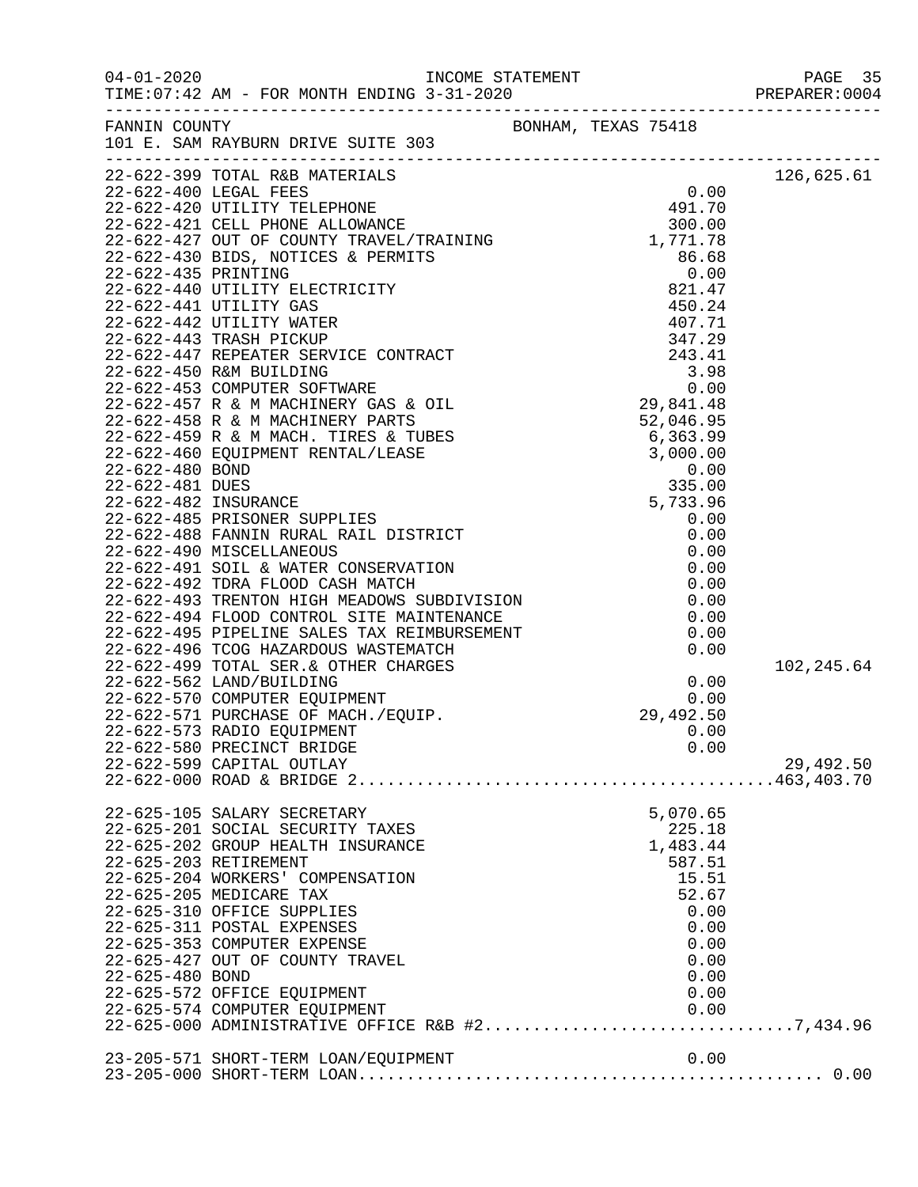FANNIN COUNTY BONHAM, TEXAS 75418
101 E. SAM RAYBURN DRIVE SUITE 303

| Account | Description | Amount | Total |
|---|---|---|---|
| 22-622-399 | TOTAL R&B MATERIALS | | 126,625.61 |
| 22-622-400 | LEGAL FEES | 0.00 | |
| 22-622-420 | UTILITY TELEPHONE | 491.70 | |
| 22-622-421 | CELL PHONE ALLOWANCE | 300.00 | |
| 22-622-427 | OUT OF COUNTY TRAVEL/TRAINING | 1,771.78 | |
| 22-622-430 | BIDS, NOTICES & PERMITS | 86.68 | |
| 22-622-435 | PRINTING | 0.00 | |
| 22-622-440 | UTILITY ELECTRICITY | 821.47 | |
| 22-622-441 | UTILITY GAS | 450.24 | |
| 22-622-442 | UTILITY WATER | 407.71 | |
| 22-622-443 | TRASH PICKUP | 347.29 | |
| 22-622-447 | REPEATER SERVICE CONTRACT | 243.41 | |
| 22-622-450 | R&M BUILDING | 3.98 | |
| 22-622-453 | COMPUTER SOFTWARE | 0.00 | |
| 22-622-457 | R & M MACHINERY GAS & OIL | 29,841.48 | |
| 22-622-458 | R & M MACHINERY PARTS | 52,046.95 | |
| 22-622-459 | R & M MACH. TIRES & TUBES | 6,363.99 | |
| 22-622-460 | EQUIPMENT RENTAL/LEASE | 3,000.00 | |
| 22-622-480 | BOND | 0.00 | |
| 22-622-481 | DUES | 335.00 | |
| 22-622-482 | INSURANCE | 5,733.96 | |
| 22-622-485 | PRISONER SUPPLIES | 0.00 | |
| 22-622-488 | FANNIN RURAL RAIL DISTRICT | 0.00 | |
| 22-622-490 | MISCELLANEOUS | 0.00 | |
| 22-622-491 | SOIL & WATER CONSERVATION | 0.00 | |
| 22-622-492 | TDRA FLOOD CASH MATCH | 0.00 | |
| 22-622-493 | TRENTON HIGH MEADOWS SUBDIVISION | 0.00 | |
| 22-622-494 | FLOOD CONTROL SITE MAINTENANCE | 0.00 | |
| 22-622-495 | PIPELINE SALES TAX REIMBURSEMENT | 0.00 | |
| 22-622-496 | TCOG HAZARDOUS WASTEMATCH | 0.00 | |
| 22-622-499 | TOTAL SER.& OTHER CHARGES | | 102,245.64 |
| 22-622-562 | LAND/BUILDING | 0.00 | |
| 22-622-570 | COMPUTER EQUIPMENT | 0.00 | |
| 22-622-571 | PURCHASE OF MACH./EQUIP. | 29,492.50 | |
| 22-622-573 | RADIO EQUIPMENT | 0.00 | |
| 22-622-580 | PRECINCT BRIDGE | 0.00 | |
| 22-622-599 | CAPITAL OUTLAY | | 29,492.50 |
| 22-622-000 | ROAD & BRIDGE 2 | | 463,403.70 |
| 22-625-105 | SALARY SECRETARY | 5,070.65 | |
| 22-625-201 | SOCIAL SECURITY TAXES | 225.18 | |
| 22-625-202 | GROUP HEALTH INSURANCE | 1,483.44 | |
| 22-625-203 | RETIREMENT | 587.51 | |
| 22-625-204 | WORKERS' COMPENSATION | 15.51 | |
| 22-625-205 | MEDICARE TAX | 52.67 | |
| 22-625-310 | OFFICE SUPPLIES | 0.00 | |
| 22-625-311 | POSTAL EXPENSES | 0.00 | |
| 22-625-353 | COMPUTER EXPENSE | 0.00 | |
| 22-625-427 | OUT OF COUNTY TRAVEL | 0.00 | |
| 22-625-480 | BOND | 0.00 | |
| 22-625-572 | OFFICE EQUIPMENT | 0.00 | |
| 22-625-574 | COMPUTER EQUIPMENT | 0.00 | |
| 22-625-000 | ADMINISTRATIVE OFFICE R&B #2 | | 7,434.96 |
| 23-205-571 | SHORT-TERM LOAN/EQUIPMENT | 0.00 | |
| 23-205-000 | SHORT-TERM LOAN | | 0.00 |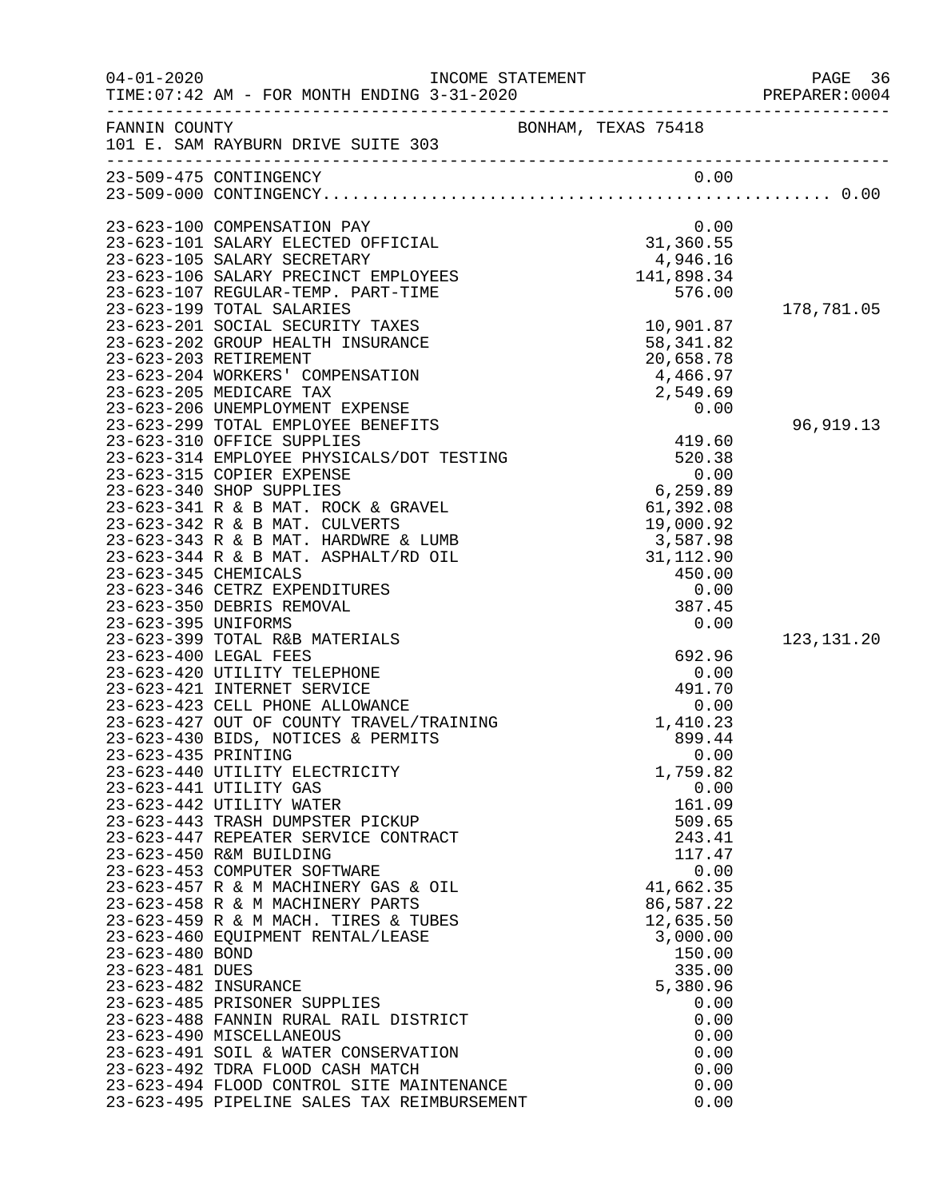INCOME STATEMENT

TIME:07:42 AM - FOR MONTH ENDING 3-31-2020

FANNIN COUNTY — BONHAM, TEXAS 75418

101 E. SAM RAYBURN DRIVE SUITE 303

| Account | Description | Amount | Total |
|---|---|---|---|
| 23-509-475 | CONTINGENCY | 0.00 | |
| 23-509-000 | CONTINGENCY | | 0.00 |
| 23-623-100 | COMPENSATION PAY | 0.00 | |
| 23-623-101 | SALARY ELECTED OFFICIAL | 31,360.55 | |
| 23-623-105 | SALARY SECRETARY | 4,946.16 | |
| 23-623-106 | SALARY PRECINCT EMPLOYEES | 141,898.34 | |
| 23-623-107 | REGULAR-TEMP. PART-TIME | 576.00 | |
| 23-623-199 | TOTAL SALARIES | | 178,781.05 |
| 23-623-201 | SOCIAL SECURITY TAXES | 10,901.87 | |
| 23-623-202 | GROUP HEALTH INSURANCE | 58,341.82 | |
| 23-623-203 | RETIREMENT | 20,658.78 | |
| 23-623-204 | WORKERS' COMPENSATION | 4,466.97 | |
| 23-623-205 | MEDICARE TAX | 2,549.69 | |
| 23-623-206 | UNEMPLOYMENT EXPENSE | 0.00 | |
| 23-623-299 | TOTAL EMPLOYEE BENEFITS | | 96,919.13 |
| 23-623-310 | OFFICE SUPPLIES | 419.60 | |
| 23-623-314 | EMPLOYEE PHYSICALS/DOT TESTING | 520.38 | |
| 23-623-315 | COPIER EXPENSE | 0.00 | |
| 23-623-340 | SHOP SUPPLIES | 6,259.89 | |
| 23-623-341 | R & B MAT. ROCK & GRAVEL | 61,392.08 | |
| 23-623-342 | R & B MAT. CULVERTS | 19,000.92 | |
| 23-623-343 | R & B MAT. HARDWRE & LUMB | 3,587.98 | |
| 23-623-344 | R & B MAT. ASPHALT/RD OIL | 31,112.90 | |
| 23-623-345 | CHEMICALS | 450.00 | |
| 23-623-346 | CETRZ EXPENDITURES | 0.00 | |
| 23-623-350 | DEBRIS REMOVAL | 387.45 | |
| 23-623-395 | UNIFORMS | 0.00 | |
| 23-623-399 | TOTAL R&B MATERIALS | | 123,131.20 |
| 23-623-400 | LEGAL FEES | 692.96 | |
| 23-623-420 | UTILITY TELEPHONE | 0.00 | |
| 23-623-421 | INTERNET SERVICE | 491.70 | |
| 23-623-423 | CELL PHONE ALLOWANCE | 0.00 | |
| 23-623-427 | OUT OF COUNTY TRAVEL/TRAINING | 1,410.23 | |
| 23-623-430 | BIDS, NOTICES & PERMITS | 899.44 | |
| 23-623-435 | PRINTING | 0.00 | |
| 23-623-440 | UTILITY ELECTRICITY | 1,759.82 | |
| 23-623-441 | UTILITY GAS | 0.00 | |
| 23-623-442 | UTILITY WATER | 161.09 | |
| 23-623-443 | TRASH DUMPSTER PICKUP | 509.65 | |
| 23-623-447 | REPEATER SERVICE CONTRACT | 243.41 | |
| 23-623-450 | R&M BUILDING | 117.47 | |
| 23-623-453 | COMPUTER SOFTWARE | 0.00 | |
| 23-623-457 | R & M MACHINERY GAS & OIL | 41,662.35 | |
| 23-623-458 | R & M MACHINERY PARTS | 86,587.22 | |
| 23-623-459 | R & M MACH. TIRES & TUBES | 12,635.50 | |
| 23-623-460 | EQUIPMENT RENTAL/LEASE | 3,000.00 | |
| 23-623-480 | BOND | 150.00 | |
| 23-623-481 | DUES | 335.00 | |
| 23-623-482 | INSURANCE | 5,380.96 | |
| 23-623-485 | PRISONER SUPPLIES | 0.00 | |
| 23-623-488 | FANNIN RURAL RAIL DISTRICT | 0.00 | |
| 23-623-490 | MISCELLANEOUS | 0.00 | |
| 23-623-491 | SOIL & WATER CONSERVATION | 0.00 | |
| 23-623-492 | TDRA FLOOD CASH MATCH | 0.00 | |
| 23-623-494 | FLOOD CONTROL SITE MAINTENANCE | 0.00 | |
| 23-623-495 | PIPELINE SALES TAX REIMBURSEMENT | 0.00 | |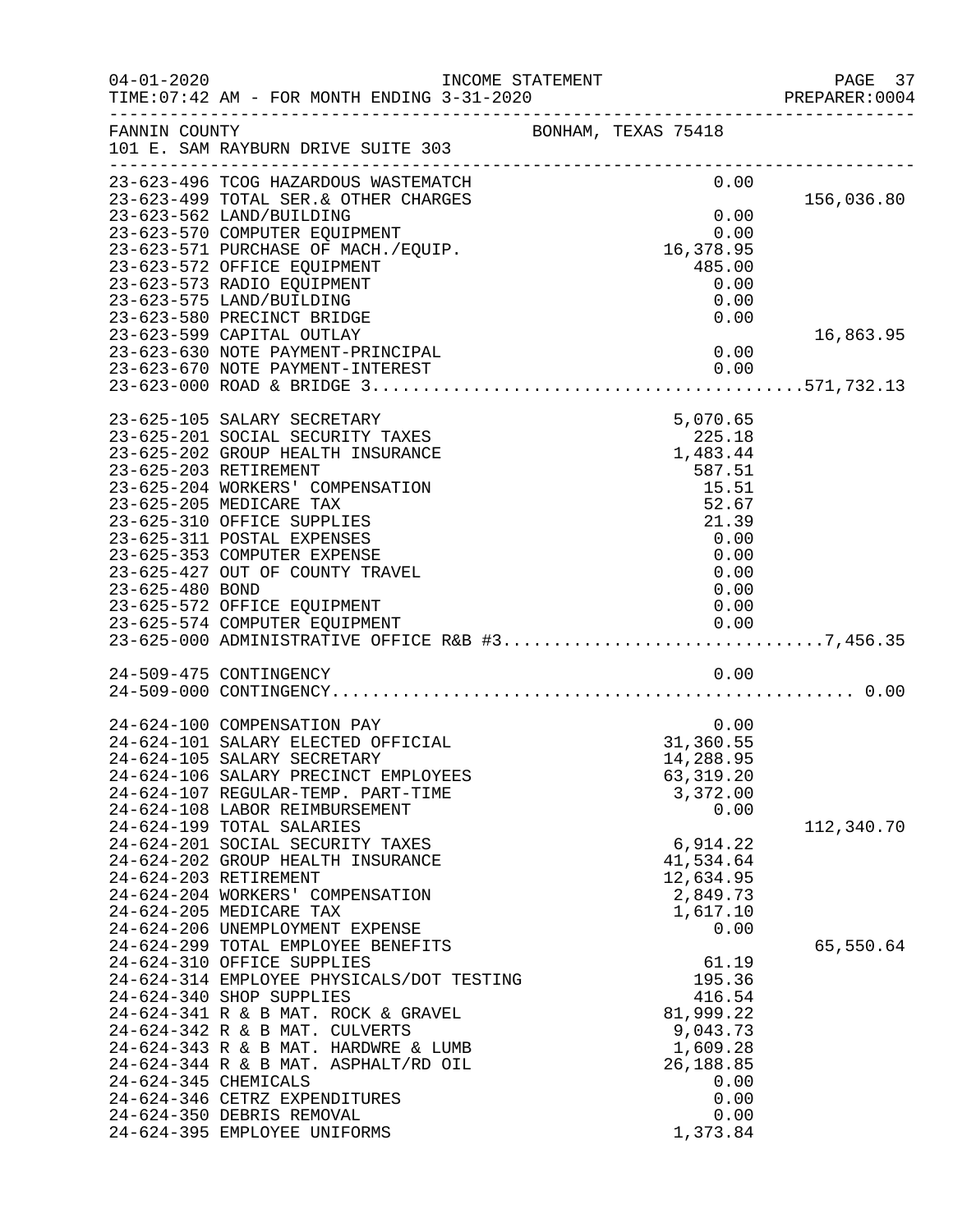FANNIN COUNTY BONHAM, TEXAS 75418
101 E. SAM RAYBURN DRIVE SUITE 303

| Account | Description | Amount | Total |
|---|---|---|---|
| 23-623-496 | TCOG HAZARDOUS WASTEMATCH | 0.00 | |
| 23-623-499 | TOTAL SER.& OTHER CHARGES | | 156,036.80 |
| 23-623-562 | LAND/BUILDING | 0.00 | |
| 23-623-570 | COMPUTER EQUIPMENT | 0.00 | |
| 23-623-571 | PURCHASE OF MACH./EQUIP. | 16,378.95 | |
| 23-623-572 | OFFICE EQUIPMENT | 485.00 | |
| 23-623-573 | RADIO EQUIPMENT | 0.00 | |
| 23-623-575 | LAND/BUILDING | 0.00 | |
| 23-623-580 | PRECINCT BRIDGE | 0.00 | |
| 23-623-599 | CAPITAL OUTLAY | | 16,863.95 |
| 23-623-630 | NOTE PAYMENT-PRINCIPAL | 0.00 | |
| 23-623-670 | NOTE PAYMENT-INTEREST | 0.00 | |
| 23-623-000 | ROAD & BRIDGE 3 | | 571,732.13 |
| 23-625-105 | SALARY SECRETARY | 5,070.65 | |
| 23-625-201 | SOCIAL SECURITY TAXES | 225.18 | |
| 23-625-202 | GROUP HEALTH INSURANCE | 1,483.44 | |
| 23-625-203 | RETIREMENT | 587.51 | |
| 23-625-204 | WORKERS' COMPENSATION | 15.51 | |
| 23-625-205 | MEDICARE TAX | 52.67 | |
| 23-625-310 | OFFICE SUPPLIES | 21.39 | |
| 23-625-311 | POSTAL EXPENSES | 0.00 | |
| 23-625-353 | COMPUTER EXPENSE | 0.00 | |
| 23-625-427 | OUT OF COUNTY TRAVEL | 0.00 | |
| 23-625-480 | BOND | 0.00 | |
| 23-625-572 | OFFICE EQUIPMENT | 0.00 | |
| 23-625-574 | COMPUTER EQUIPMENT | 0.00 | |
| 23-625-000 | ADMINISTRATIVE OFFICE R&B #3 | | 7,456.35 |
| 24-509-475 | CONTINGENCY | 0.00 | |
| 24-509-000 | CONTINGENCY | | 0.00 |
| 24-624-100 | COMPENSATION PAY | 0.00 | |
| 24-624-101 | SALARY ELECTED OFFICIAL | 31,360.55 | |
| 24-624-105 | SALARY SECRETARY | 14,288.95 | |
| 24-624-106 | SALARY PRECINCT EMPLOYEES | 63,319.20 | |
| 24-624-107 | REGULAR-TEMP. PART-TIME | 3,372.00 | |
| 24-624-108 | LABOR REIMBURSEMENT | 0.00 | |
| 24-624-199 | TOTAL SALARIES | | 112,340.70 |
| 24-624-201 | SOCIAL SECURITY TAXES | 6,914.22 | |
| 24-624-202 | GROUP HEALTH INSURANCE | 41,534.64 | |
| 24-624-203 | RETIREMENT | 12,634.95 | |
| 24-624-204 | WORKERS' COMPENSATION | 2,849.73 | |
| 24-624-205 | MEDICARE TAX | 1,617.10 | |
| 24-624-206 | UNEMPLOYMENT EXPENSE | 0.00 | |
| 24-624-299 | TOTAL EMPLOYEE BENEFITS | | 65,550.64 |
| 24-624-310 | OFFICE SUPPLIES | 61.19 | |
| 24-624-314 | EMPLOYEE PHYSICALS/DOT TESTING | 195.36 | |
| 24-624-340 | SHOP SUPPLIES | 416.54 | |
| 24-624-341 | R & B MAT. ROCK & GRAVEL | 81,999.22 | |
| 24-624-342 | R & B MAT. CULVERTS | 9,043.73 | |
| 24-624-343 | R & B MAT. HARDWRE & LUMB | 1,609.28 | |
| 24-624-344 | R & B MAT. ASPHALT/RD OIL | 26,188.85 | |
| 24-624-345 | CHEMICALS | 0.00 | |
| 24-624-346 | CETRZ EXPENDITURES | 0.00 | |
| 24-624-350 | DEBRIS REMOVAL | 0.00 | |
| 24-624-395 | EMPLOYEE UNIFORMS | 1,373.84 | |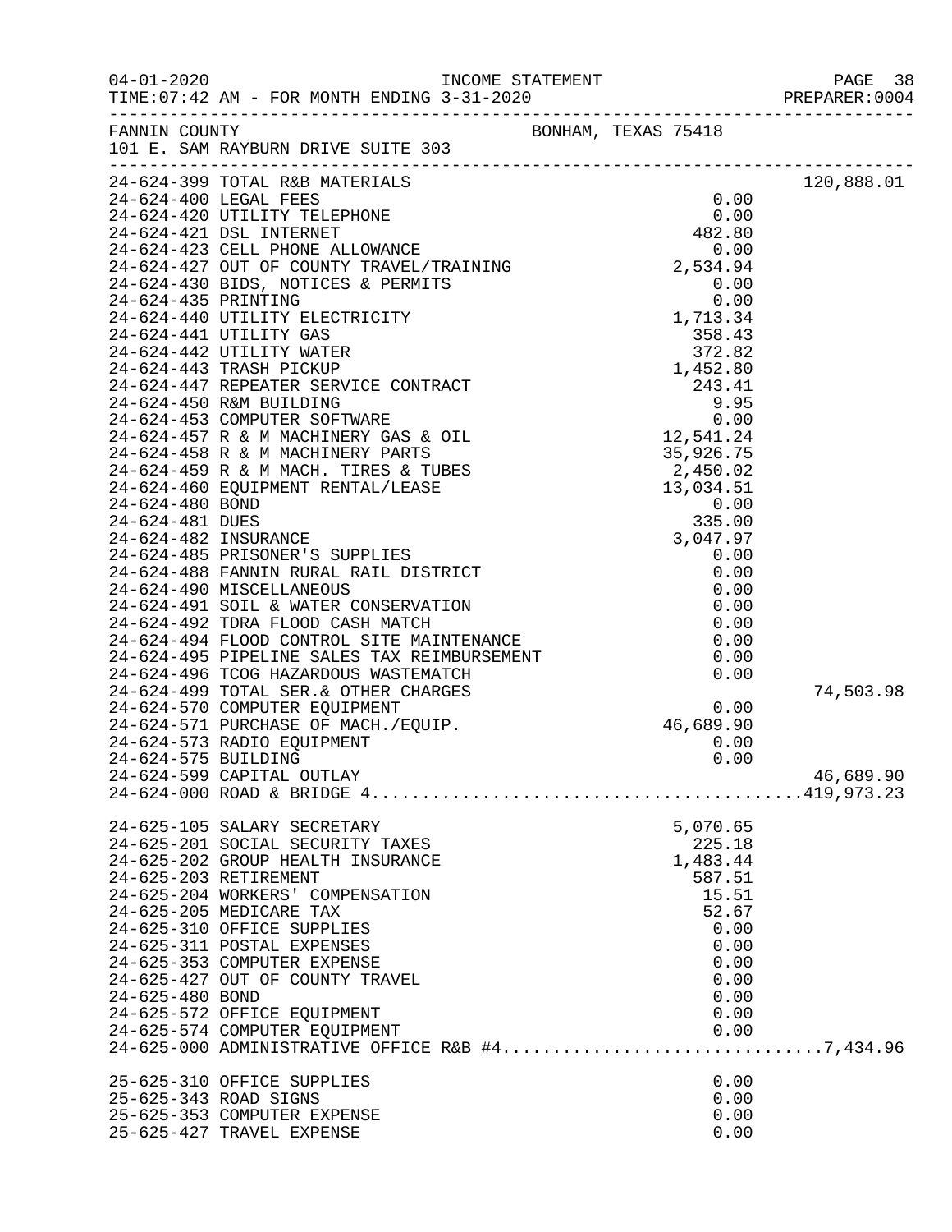FANNIN COUNTY BONHAM, TEXAS 75418
101 E. SAM RAYBURN DRIVE SUITE 303

| Account | Description | Amount | Total |
|---|---|---|---|
| 24-624-399 | TOTAL R&B MATERIALS | | 120,888.01 |
| 24-624-400 | LEGAL FEES | 0.00 | |
| 24-624-420 | UTILITY TELEPHONE | 0.00 | |
| 24-624-421 | DSL INTERNET | 482.80 | |
| 24-624-423 | CELL PHONE ALLOWANCE | 0.00 | |
| 24-624-427 | OUT OF COUNTY TRAVEL/TRAINING | 2,534.94 | |
| 24-624-430 | BIDS, NOTICES & PERMITS | 0.00 | |
| 24-624-435 | PRINTING | 0.00 | |
| 24-624-440 | UTILITY ELECTRICITY | 1,713.34 | |
| 24-624-441 | UTILITY GAS | 358.43 | |
| 24-624-442 | UTILITY WATER | 372.82 | |
| 24-624-443 | TRASH PICKUP | 1,452.80 | |
| 24-624-447 | REPEATER SERVICE CONTRACT | 243.41 | |
| 24-624-450 | R&M BUILDING | 9.95 | |
| 24-624-453 | COMPUTER SOFTWARE | 0.00 | |
| 24-624-457 | R & M MACHINERY GAS & OIL | 12,541.24 | |
| 24-624-458 | R & M MACHINERY PARTS | 35,926.75 | |
| 24-624-459 | R & M MACH. TIRES & TUBES | 2,450.02 | |
| 24-624-460 | EQUIPMENT RENTAL/LEASE | 13,034.51 | |
| 24-624-480 | BOND | 0.00 | |
| 24-624-481 | DUES | 335.00 | |
| 24-624-482 | INSURANCE | 3,047.97 | |
| 24-624-485 | PRISONER'S SUPPLIES | 0.00 | |
| 24-624-488 | FANNIN RURAL RAIL DISTRICT | 0.00 | |
| 24-624-490 | MISCELLANEOUS | 0.00 | |
| 24-624-491 | SOIL & WATER CONSERVATION | 0.00 | |
| 24-624-492 | TDRA FLOOD CASH MATCH | 0.00 | |
| 24-624-494 | FLOOD CONTROL SITE MAINTENANCE | 0.00 | |
| 24-624-495 | PIPELINE SALES TAX REIMBURSEMENT | 0.00 | |
| 24-624-496 | TCOG HAZARDOUS WASTEMATCH | 0.00 | |
| 24-624-499 | TOTAL SER.& OTHER CHARGES | | 74,503.98 |
| 24-624-570 | COMPUTER EQUIPMENT | 0.00 | |
| 24-624-571 | PURCHASE OF MACH./EQUIP. | 46,689.90 | |
| 24-624-573 | RADIO EQUIPMENT | 0.00 | |
| 24-624-575 | BUILDING | 0.00 | |
| 24-624-599 | CAPITAL OUTLAY | | 46,689.90 |
| 24-624-000 | ROAD & BRIDGE 4 | | 419,973.23 |
| | | | |
| 24-625-105 | SALARY SECRETARY | 5,070.65 | |
| 24-625-201 | SOCIAL SECURITY TAXES | 225.18 | |
| 24-625-202 | GROUP HEALTH INSURANCE | 1,483.44 | |
| 24-625-203 | RETIREMENT | 587.51 | |
| 24-625-204 | WORKERS' COMPENSATION | 15.51 | |
| 24-625-205 | MEDICARE TAX | 52.67 | |
| 24-625-310 | OFFICE SUPPLIES | 0.00 | |
| 24-625-311 | POSTAL EXPENSES | 0.00 | |
| 24-625-353 | COMPUTER EXPENSE | 0.00 | |
| 24-625-427 | OUT OF COUNTY TRAVEL | 0.00 | |
| 24-625-480 | BOND | 0.00 | |
| 24-625-572 | OFFICE EQUIPMENT | 0.00 | |
| 24-625-574 | COMPUTER EQUIPMENT | 0.00 | |
| 24-625-000 | ADMINISTRATIVE OFFICE R&B #4 | | 7,434.96 |
| | | | |
| 25-625-310 | OFFICE SUPPLIES | 0.00 | |
| 25-625-343 | ROAD SIGNS | 0.00 | |
| 25-625-353 | COMPUTER EXPENSE | 0.00 | |
| 25-625-427 | TRAVEL EXPENSE | 0.00 | |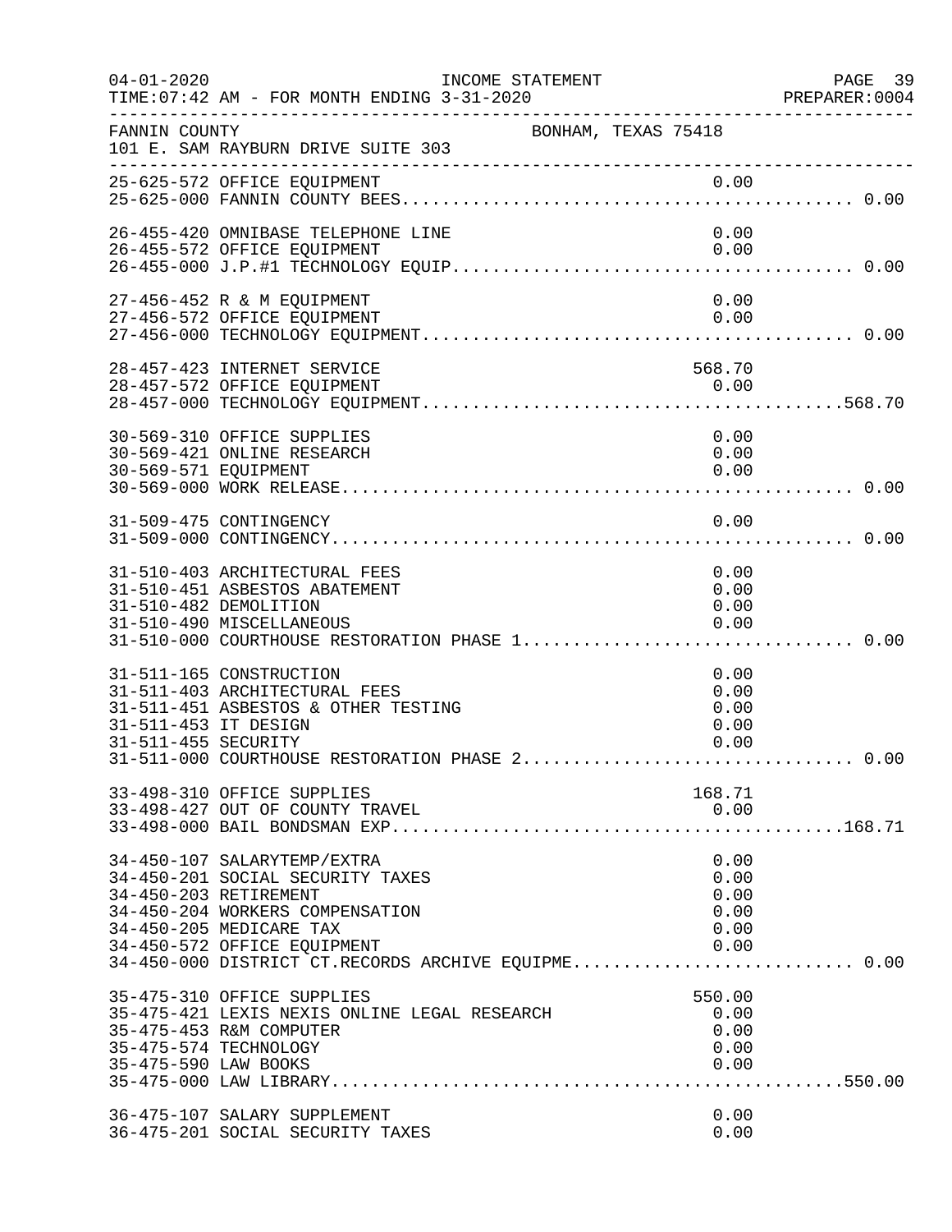FANNIN COUNTY — BONHAM, TEXAS 75418
101 E. SAM RAYBURN DRIVE SUITE 303

INCOME STATEMENT — TIME:07:42 AM - FOR MONTH ENDING 3-31-2020

| Account | Description | Amount | Total |
|---|---|---|---|
| 25-625-572 | OFFICE EQUIPMENT | 0.00 | |
| 25-625-000 | FANNIN COUNTY BEES | | 0.00 |
| 26-455-420 | OMNIBASE TELEPHONE LINE | 0.00 | |
| 26-455-572 | OFFICE EQUIPMENT | 0.00 | |
| 26-455-000 | J.P.#1 TECHNOLOGY EQUIP | | 0.00 |
| 27-456-452 | R & M EQUIPMENT | 0.00 | |
| 27-456-572 | OFFICE EQUIPMENT | 0.00 | |
| 27-456-000 | TECHNOLOGY EQUIPMENT | | 0.00 |
| 28-457-423 | INTERNET SERVICE | 568.70 | |
| 28-457-572 | OFFICE EQUIPMENT | 0.00 | |
| 28-457-000 | TECHNOLOGY EQUIPMENT | | 568.70 |
| 30-569-310 | OFFICE SUPPLIES | 0.00 | |
| 30-569-421 | ONLINE RESEARCH | 0.00 | |
| 30-569-571 | EQUIPMENT | 0.00 | |
| 30-569-000 | WORK RELEASE | | 0.00 |
| 31-509-475 | CONTINGENCY | 0.00 | |
| 31-509-000 | CONTINGENCY | | 0.00 |
| 31-510-403 | ARCHITECTURAL FEES | 0.00 | |
| 31-510-451 | ASBESTOS ABATEMENT | 0.00 | |
| 31-510-482 | DEMOLITION | 0.00 | |
| 31-510-490 | MISCELLANEOUS | 0.00 | |
| 31-510-000 | COURTHOUSE RESTORATION PHASE 1 | | 0.00 |
| 31-511-165 | CONSTRUCTION | 0.00 | |
| 31-511-403 | ARCHITECTURAL FEES | 0.00 | |
| 31-511-451 | ASBESTOS & OTHER TESTING | 0.00 | |
| 31-511-453 | IT DESIGN | 0.00 | |
| 31-511-455 | SECURITY | 0.00 | |
| 31-511-000 | COURTHOUSE RESTORATION PHASE 2 | | 0.00 |
| 33-498-310 | OFFICE SUPPLIES | 168.71 | |
| 33-498-427 | OUT OF COUNTY TRAVEL | 0.00 | |
| 33-498-000 | BAIL BONDSMAN EXP | | 168.71 |
| 34-450-107 | SALARYTEMP/EXTRA | 0.00 | |
| 34-450-201 | SOCIAL SECURITY TAXES | 0.00 | |
| 34-450-203 | RETIREMENT | 0.00 | |
| 34-450-204 | WORKERS COMPENSATION | 0.00 | |
| 34-450-205 | MEDICARE TAX | 0.00 | |
| 34-450-572 | OFFICE EQUIPMENT | 0.00 | |
| 34-450-000 | DISTRICT CT.RECORDS ARCHIVE EQUIPME | | 0.00 |
| 35-475-310 | OFFICE SUPPLIES | 550.00 | |
| 35-475-421 | LEXIS NEXIS ONLINE LEGAL RESEARCH | 0.00 | |
| 35-475-453 | R&M COMPUTER | 0.00 | |
| 35-475-574 | TECHNOLOGY | 0.00 | |
| 35-475-590 | LAW BOOKS | 0.00 | |
| 35-475-000 | LAW LIBRARY | | 550.00 |
| 36-475-107 | SALARY SUPPLEMENT | 0.00 | |
| 36-475-201 | SOCIAL SECURITY TAXES | 0.00 | |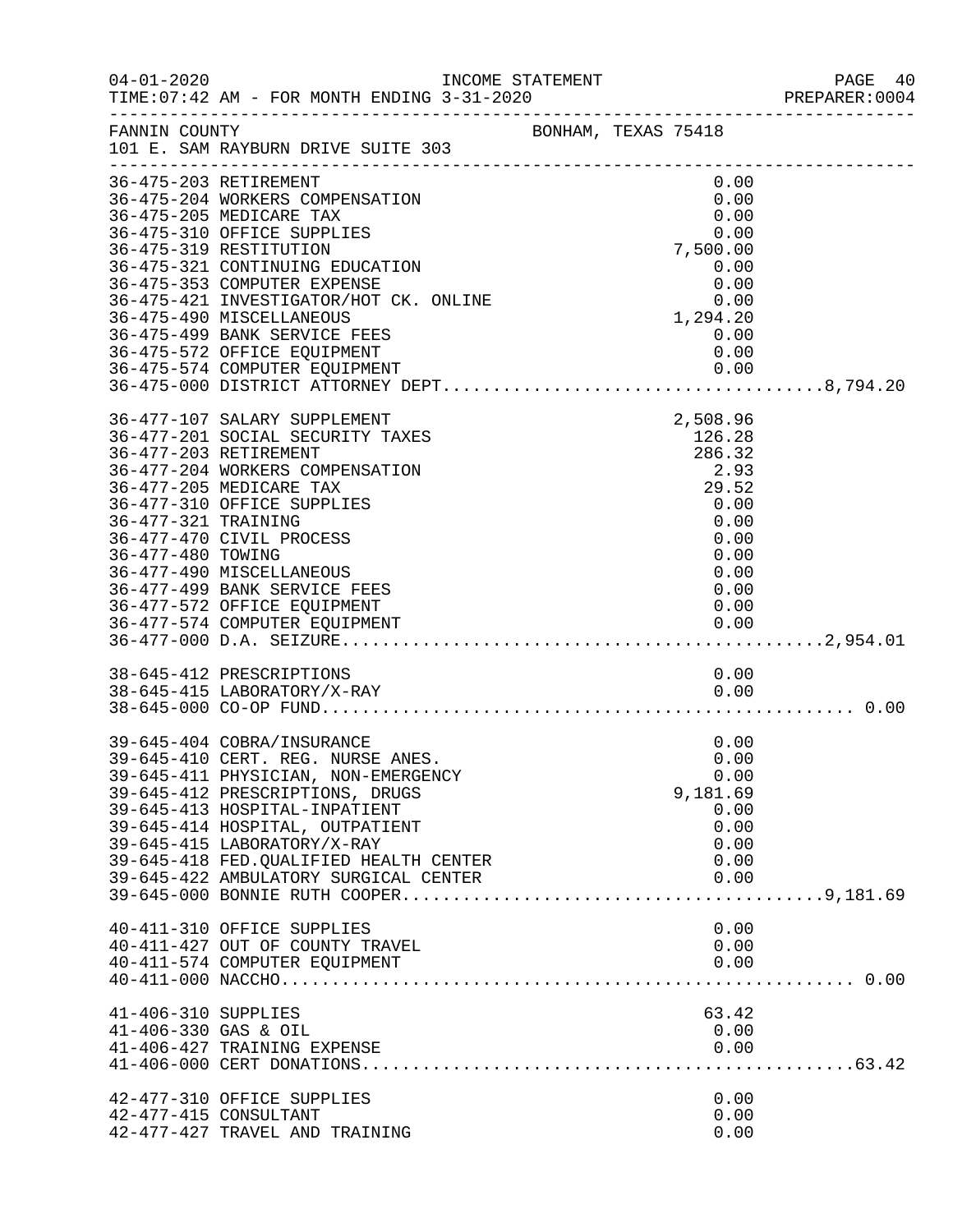FANNIN COUNTY — BONHAM, TEXAS 75418
101 E. SAM RAYBURN DRIVE SUITE 303

| Account | Description | Amount | Total |
|---|---|---|---|
| 36-475-203 | RETIREMENT | 0.00 | |
| 36-475-204 | WORKERS COMPENSATION | 0.00 | |
| 36-475-205 | MEDICARE TAX | 0.00 | |
| 36-475-310 | OFFICE SUPPLIES | 0.00 | |
| 36-475-319 | RESTITUTION | 7,500.00 | |
| 36-475-321 | CONTINUING EDUCATION | 0.00 | |
| 36-475-353 | COMPUTER EXPENSE | 0.00 | |
| 36-475-421 | INVESTIGATOR/HOT CK. ONLINE | 0.00 | |
| 36-475-490 | MISCELLANEOUS | 1,294.20 | |
| 36-475-499 | BANK SERVICE FEES | 0.00 | |
| 36-475-572 | OFFICE EQUIPMENT | 0.00 | |
| 36-475-574 | COMPUTER EQUIPMENT | 0.00 | |
| 36-475-000 | DISTRICT ATTORNEY DEPT. | | 8,794.20 |
| 36-477-107 | SALARY SUPPLEMENT | 2,508.96 | |
| 36-477-201 | SOCIAL SECURITY TAXES | 126.28 | |
| 36-477-203 | RETIREMENT | 286.32 | |
| 36-477-204 | WORKERS COMPENSATION | 2.93 | |
| 36-477-205 | MEDICARE TAX | 29.52 | |
| 36-477-310 | OFFICE SUPPLIES | 0.00 | |
| 36-477-321 | TRAINING | 0.00 | |
| 36-477-470 | CIVIL PROCESS | 0.00 | |
| 36-477-480 | TOWING | 0.00 | |
| 36-477-490 | MISCELLANEOUS | 0.00 | |
| 36-477-499 | BANK SERVICE FEES | 0.00 | |
| 36-477-572 | OFFICE EQUIPMENT | 0.00 | |
| 36-477-574 | COMPUTER EQUIPMENT | 0.00 | |
| 36-477-000 | D.A. SEIZURE | | 2,954.01 |
| 38-645-412 | PRESCRIPTIONS | 0.00 | |
| 38-645-415 | LABORATORY/X-RAY | 0.00 | |
| 38-645-000 | CO-OP FUND | | 0.00 |
| 39-645-404 | COBRA/INSURANCE | 0.00 | |
| 39-645-410 | CERT. REG. NURSE ANES. | 0.00 | |
| 39-645-411 | PHYSICIAN, NON-EMERGENCY | 0.00 | |
| 39-645-412 | PRESCRIPTIONS, DRUGS | 9,181.69 | |
| 39-645-413 | HOSPITAL-INPATIENT | 0.00 | |
| 39-645-414 | HOSPITAL, OUTPATIENT | 0.00 | |
| 39-645-415 | LABORATORY/X-RAY | 0.00 | |
| 39-645-418 | FED.QUALIFIED HEALTH CENTER | 0.00 | |
| 39-645-422 | AMBULATORY SURGICAL CENTER | 0.00 | |
| 39-645-000 | BONNIE RUTH COOPER | | 9,181.69 |
| 40-411-310 | OFFICE SUPPLIES | 0.00 | |
| 40-411-427 | OUT OF COUNTY TRAVEL | 0.00 | |
| 40-411-574 | COMPUTER EQUIPMENT | 0.00 | |
| 40-411-000 | NACCHO | | 0.00 |
| 41-406-310 | SUPPLIES | 63.42 | |
| 41-406-330 | GAS & OIL | 0.00 | |
| 41-406-427 | TRAINING EXPENSE | 0.00 | |
| 41-406-000 | CERT DONATIONS | | 63.42 |
| 42-477-310 | OFFICE SUPPLIES | 0.00 | |
| 42-477-415 | CONSULTANT | 0.00 | |
| 42-477-427 | TRAVEL AND TRAINING | 0.00 | |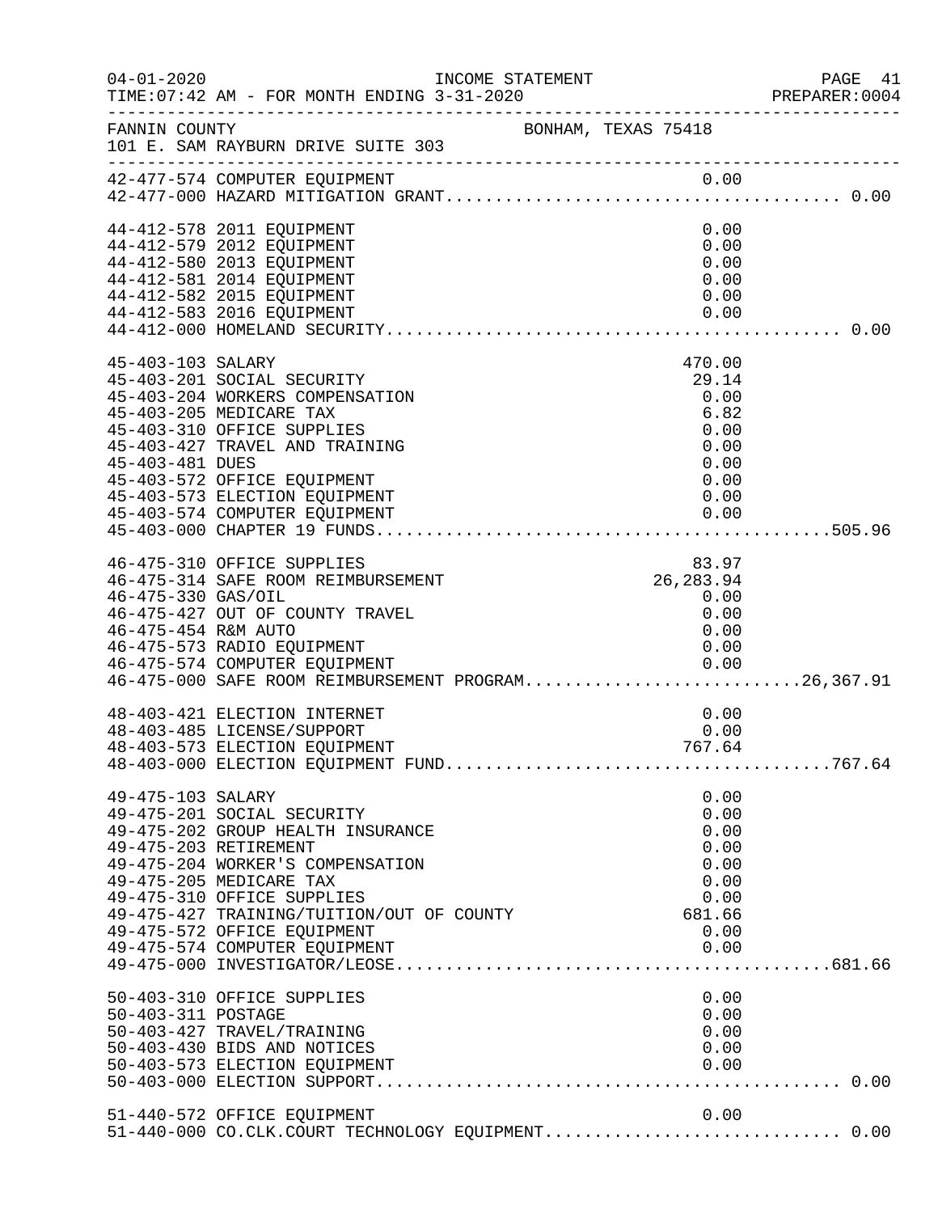FANNIN COUNTY BONHAM, TEXAS 75418
101 E. SAM RAYBURN DRIVE SUITE 303

| Account | Description | Amount | Total |
|---|---|---|---|
| 42-477-574 | COMPUTER EQUIPMENT | 0.00 | |
| 42-477-000 | HAZARD MITIGATION GRANT | | 0.00 |
| 44-412-578 | 2011 EQUIPMENT | 0.00 | |
| 44-412-579 | 2012 EQUIPMENT | 0.00 | |
| 44-412-580 | 2013 EQUIPMENT | 0.00 | |
| 44-412-581 | 2014 EQUIPMENT | 0.00 | |
| 44-412-582 | 2015 EQUIPMENT | 0.00 | |
| 44-412-583 | 2016 EQUIPMENT | 0.00 | |
| 44-412-000 | HOMELAND SECURITY | | 0.00 |
| 45-403-103 | SALARY | 470.00 | |
| 45-403-201 | SOCIAL SECURITY | 29.14 | |
| 45-403-204 | WORKERS COMPENSATION | 0.00 | |
| 45-403-205 | MEDICARE TAX | 6.82 | |
| 45-403-310 | OFFICE SUPPLIES | 0.00 | |
| 45-403-427 | TRAVEL AND TRAINING | 0.00 | |
| 45-403-481 | DUES | 0.00 | |
| 45-403-572 | OFFICE EQUIPMENT | 0.00 | |
| 45-403-573 | ELECTION EQUIPMENT | 0.00 | |
| 45-403-574 | COMPUTER EQUIPMENT | 0.00 | |
| 45-403-000 | CHAPTER 19 FUNDS | | 505.96 |
| 46-475-310 | OFFICE SUPPLIES | 83.97 | |
| 46-475-314 | SAFE ROOM REIMBURSEMENT | 26,283.94 | |
| 46-475-330 | GAS/OIL | 0.00 | |
| 46-475-427 | OUT OF COUNTY TRAVEL | 0.00 | |
| 46-475-454 | R&M AUTO | 0.00 | |
| 46-475-573 | RADIO EQUIPMENT | 0.00 | |
| 46-475-574 | COMPUTER EQUIPMENT | 0.00 | |
| 46-475-000 | SAFE ROOM REIMBURSEMENT PROGRAM | | 26,367.91 |
| 48-403-421 | ELECTION INTERNET | 0.00 | |
| 48-403-485 | LICENSE/SUPPORT | 0.00 | |
| 48-403-573 | ELECTION EQUIPMENT | 767.64 | |
| 48-403-000 | ELECTION EQUIPMENT FUND | | 767.64 |
| 49-475-103 | SALARY | 0.00 | |
| 49-475-201 | SOCIAL SECURITY | 0.00 | |
| 49-475-202 | GROUP HEALTH INSURANCE | 0.00 | |
| 49-475-203 | RETIREMENT | 0.00 | |
| 49-475-204 | WORKER'S COMPENSATION | 0.00 | |
| 49-475-205 | MEDICARE TAX | 0.00 | |
| 49-475-310 | OFFICE SUPPLIES | 0.00 | |
| 49-475-427 | TRAINING/TUITION/OUT OF COUNTY | 681.66 | |
| 49-475-572 | OFFICE EQUIPMENT | 0.00 | |
| 49-475-574 | COMPUTER EQUIPMENT | 0.00 | |
| 49-475-000 | INVESTIGATOR/LEOSE | | 681.66 |
| 50-403-310 | OFFICE SUPPLIES | 0.00 | |
| 50-403-311 | POSTAGE | 0.00 | |
| 50-403-427 | TRAVEL/TRAINING | 0.00 | |
| 50-403-430 | BIDS AND NOTICES | 0.00 | |
| 50-403-573 | ELECTION EQUIPMENT | 0.00 | |
| 50-403-000 | ELECTION SUPPORT | | 0.00 |
| 51-440-572 | OFFICE EQUIPMENT | 0.00 | |
| 51-440-000 | CO.CLK.COURT TECHNOLOGY EQUIPMENT | | 0.00 |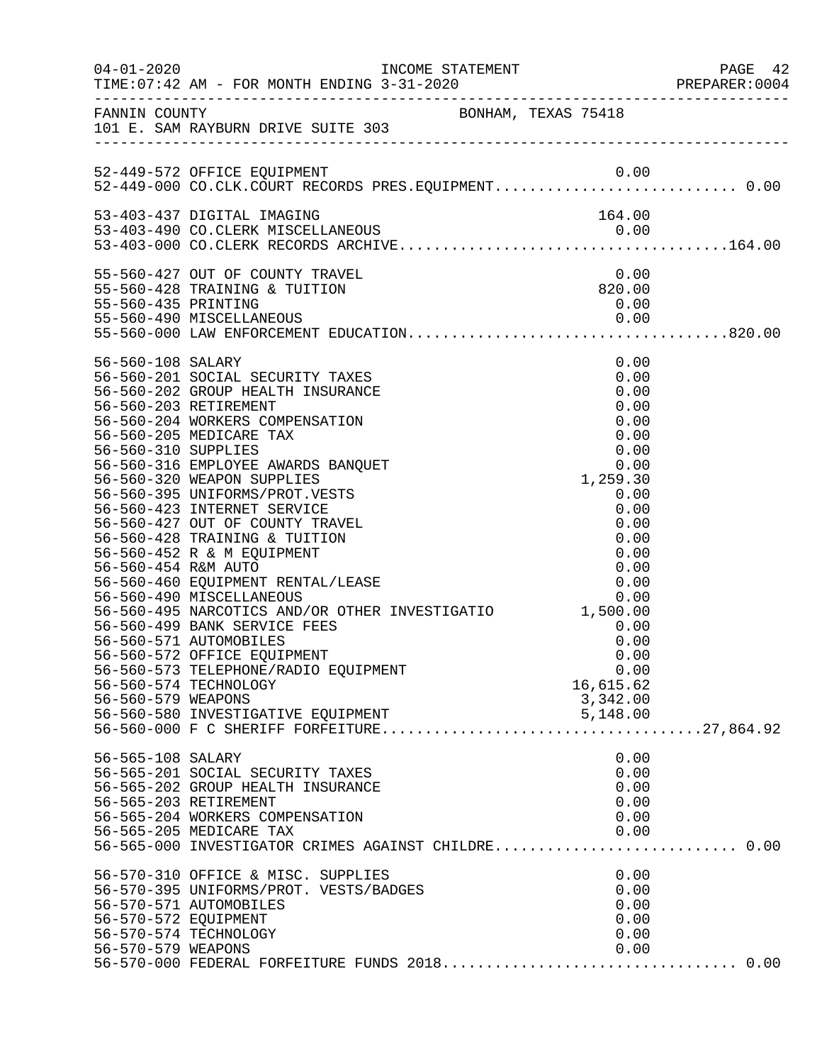FANNIN COUNTY BONHAM, TEXAS 75418
101 E. SAM RAYBURN DRIVE SUITE 303

| Account | Description | Amount | Total |
|---|---|---|---|
| 52-449-572 | OFFICE EQUIPMENT | 0.00 | |
| 52-449-000 | CO.CLK.COURT RECORDS PRES.EQUIPMENT | | 0.00 |
| 53-403-437 | DIGITAL IMAGING | 164.00 | |
| 53-403-490 | CO.CLERK MISCELLANEOUS | 0.00 | |
| 53-403-000 | CO.CLERK RECORDS ARCHIVE | | 164.00 |
| 55-560-427 | OUT OF COUNTY TRAVEL | 0.00 | |
| 55-560-428 | TRAINING & TUITION | 820.00 | |
| 55-560-435 | PRINTING | 0.00 | |
| 55-560-490 | MISCELLANEOUS | 0.00 | |
| 55-560-000 | LAW ENFORCEMENT EDUCATION | | 820.00 |
| 56-560-108 | SALARY | 0.00 | |
| 56-560-201 | SOCIAL SECURITY TAXES | 0.00 | |
| 56-560-202 | GROUP HEALTH INSURANCE | 0.00 | |
| 56-560-203 | RETIREMENT | 0.00 | |
| 56-560-204 | WORKERS COMPENSATION | 0.00 | |
| 56-560-205 | MEDICARE TAX | 0.00 | |
| 56-560-310 | SUPPLIES | 0.00 | |
| 56-560-316 | EMPLOYEE AWARDS BANQUET | 0.00 | |
| 56-560-320 | WEAPON SUPPLIES | 1,259.30 | |
| 56-560-395 | UNIFORMS/PROT.VESTS | 0.00 | |
| 56-560-423 | INTERNET SERVICE | 0.00 | |
| 56-560-427 | OUT OF COUNTY TRAVEL | 0.00 | |
| 56-560-428 | TRAINING & TUITION | 0.00 | |
| 56-560-452 | R & M EQUIPMENT | 0.00 | |
| 56-560-454 | R&M AUTO | 0.00 | |
| 56-560-460 | EQUIPMENT RENTAL/LEASE | 0.00 | |
| 56-560-490 | MISCELLANEOUS | 0.00 | |
| 56-560-495 | NARCOTICS AND/OR OTHER INVESTIGATIO | 1,500.00 | |
| 56-560-499 | BANK SERVICE FEES | 0.00 | |
| 56-560-571 | AUTOMOBILES | 0.00 | |
| 56-560-572 | OFFICE EQUIPMENT | 0.00 | |
| 56-560-573 | TELEPHONE/RADIO EQUIPMENT | 0.00 | |
| 56-560-574 | TECHNOLOGY | 16,615.62 | |
| 56-560-579 | WEAPONS | 3,342.00 | |
| 56-560-580 | INVESTIGATIVE EQUIPMENT | 5,148.00 | |
| 56-560-000 | F C SHERIFF FORFEITURE | | 27,864.92 |
| 56-565-108 | SALARY | 0.00 | |
| 56-565-201 | SOCIAL SECURITY TAXES | 0.00 | |
| 56-565-202 | GROUP HEALTH INSURANCE | 0.00 | |
| 56-565-203 | RETIREMENT | 0.00 | |
| 56-565-204 | WORKERS COMPENSATION | 0.00 | |
| 56-565-205 | MEDICARE TAX | 0.00 | |
| 56-565-000 | INVESTIGATOR CRIMES AGAINST CHILDRE | | 0.00 |
| 56-570-310 | OFFICE & MISC. SUPPLIES | 0.00 | |
| 56-570-395 | UNIFORMS/PROT. VESTS/BADGES | 0.00 | |
| 56-570-571 | AUTOMOBILES | 0.00 | |
| 56-570-572 | EQUIPMENT | 0.00 | |
| 56-570-574 | TECHNOLOGY | 0.00 | |
| 56-570-579 | WEAPONS | 0.00 | |
| 56-570-000 | FEDERAL FORFEITURE FUNDS 2018 | | 0.00 |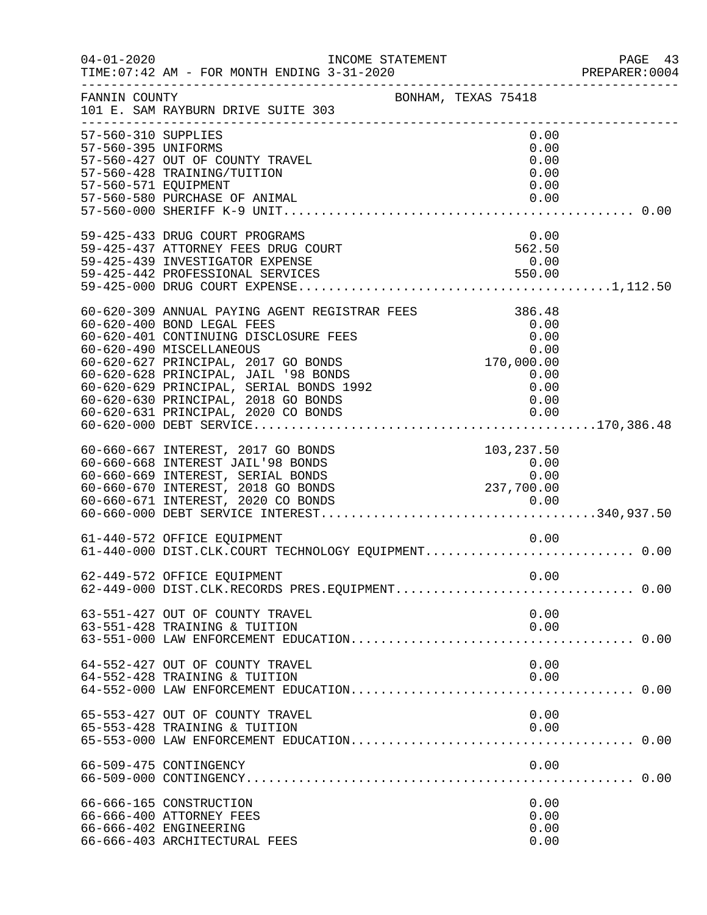FANNIN COUNTY BONHAM, TEXAS 75418
101 E. SAM RAYBURN DRIVE SUITE 303

| Account | Description | Amount | Total |
|---|---|---|---|
| 57-560-310 | SUPPLIES | 0.00 | |
| 57-560-395 | UNIFORMS | 0.00 | |
| 57-560-427 | OUT OF COUNTY TRAVEL | 0.00 | |
| 57-560-428 | TRAINING/TUITION | 0.00 | |
| 57-560-571 | EQUIPMENT | 0.00 | |
| 57-560-580 | PURCHASE OF ANIMAL | 0.00 | |
| 57-560-000 | SHERIFF K-9 UNIT | | 0.00 |
| 59-425-433 | DRUG COURT PROGRAMS | 0.00 | |
| 59-425-437 | ATTORNEY FEES DRUG COURT | 562.50 | |
| 59-425-439 | INVESTIGATOR EXPENSE | 0.00 | |
| 59-425-442 | PROFESSIONAL SERVICES | 550.00 | |
| 59-425-000 | DRUG COURT EXPENSE | | 1,112.50 |
| 60-620-309 | ANNUAL PAYING AGENT REGISTRAR FEES | 386.48 | |
| 60-620-400 | BOND LEGAL FEES | 0.00 | |
| 60-620-401 | CONTINUING DISCLOSURE FEES | 0.00 | |
| 60-620-490 | MISCELLANEOUS | 0.00 | |
| 60-620-627 | PRINCIPAL, 2017 GO BONDS | 170,000.00 | |
| 60-620-628 | PRINCIPAL, JAIL '98 BONDS | 0.00 | |
| 60-620-629 | PRINCIPAL, SERIAL BONDS 1992 | 0.00 | |
| 60-620-630 | PRINCIPAL, 2018 GO BONDS | 0.00 | |
| 60-620-631 | PRINCIPAL, 2020 CO BONDS | 0.00 | |
| 60-620-000 | DEBT SERVICE | | 170,386.48 |
| 60-660-667 | INTEREST, 2017 GO BONDS | 103,237.50 | |
| 60-660-668 | INTEREST JAIL'98 BONDS | 0.00 | |
| 60-660-669 | INTEREST, SERIAL BONDS | 0.00 | |
| 60-660-670 | INTEREST, 2018 GO BONDS | 237,700.00 | |
| 60-660-671 | INTEREST, 2020 CO BONDS | 0.00 | |
| 60-660-000 | DEBT SERVICE INTEREST | | 340,937.50 |
| 61-440-572 | OFFICE EQUIPMENT | 0.00 | |
| 61-440-000 | DIST.CLK.COURT TECHNOLOGY EQUIPMENT | | 0.00 |
| 62-449-572 | OFFICE EQUIPMENT | 0.00 | |
| 62-449-000 | DIST.CLK.RECORDS PRES.EQUIPMENT | | 0.00 |
| 63-551-427 | OUT OF COUNTY TRAVEL | 0.00 | |
| 63-551-428 | TRAINING & TUITION | 0.00 | |
| 63-551-000 | LAW ENFORCEMENT EDUCATION | | 0.00 |
| 64-552-427 | OUT OF COUNTY TRAVEL | 0.00 | |
| 64-552-428 | TRAINING & TUITION | 0.00 | |
| 64-552-000 | LAW ENFORCEMENT EDUCATION | | 0.00 |
| 65-553-427 | OUT OF COUNTY TRAVEL | 0.00 | |
| 65-553-428 | TRAINING & TUITION | 0.00 | |
| 65-553-000 | LAW ENFORCEMENT EDUCATION | | 0.00 |
| 66-509-475 | CONTINGENCY | 0.00 | |
| 66-509-000 | CONTINGENCY | | 0.00 |
| 66-666-165 | CONSTRUCTION | 0.00 | |
| 66-666-400 | ATTORNEY FEES | 0.00 | |
| 66-666-402 | ENGINEERING | 0.00 | |
| 66-666-403 | ARCHITECTURAL FEES | 0.00 | |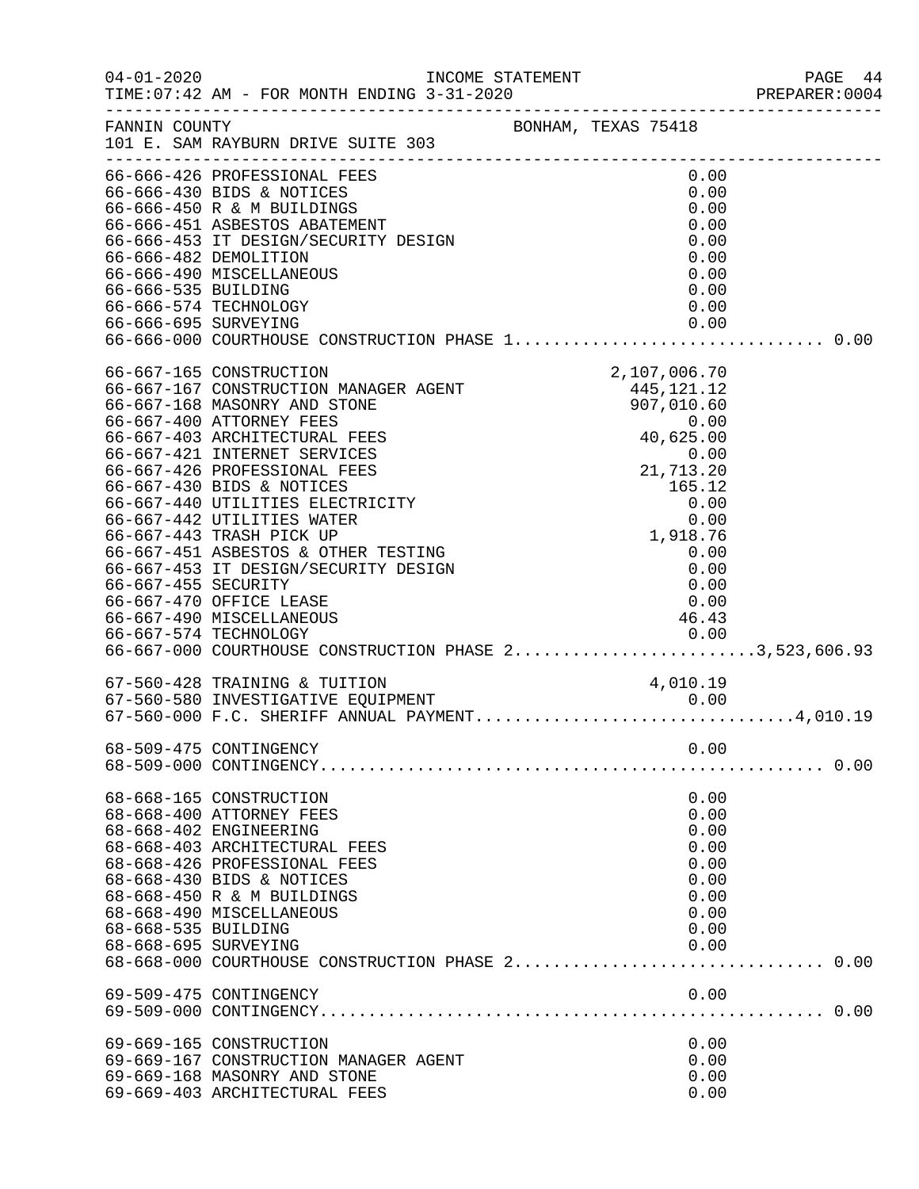FANNIN COUNTY BONHAM, TEXAS 75418
101 E. SAM RAYBURN DRIVE SUITE 303

INCOME STATEMENT
TIME:07:42 AM - FOR MONTH ENDING 3-31-2020

| Account | Description | Amount | Total |
|---|---|---|---|
| 66-666-426 | PROFESSIONAL FEES | 0.00 | |
| 66-666-430 | BIDS & NOTICES | 0.00 | |
| 66-666-450 | R & M BUILDINGS | 0.00 | |
| 66-666-451 | ASBESTOS ABATEMENT | 0.00 | |
| 66-666-453 | IT DESIGN/SECURITY DESIGN | 0.00 | |
| 66-666-482 | DEMOLITION | 0.00 | |
| 66-666-490 | MISCELLANEOUS | 0.00 | |
| 66-666-535 | BUILDING | 0.00 | |
| 66-666-574 | TECHNOLOGY | 0.00 | |
| 66-666-695 | SURVEYING | 0.00 | |
| 66-666-000 | COURTHOUSE CONSTRUCTION PHASE 1 | | 0.00 |
| 66-667-165 | CONSTRUCTION | 2,107,006.70 | |
| 66-667-167 | CONSTRUCTION MANAGER AGENT | 445,121.12 | |
| 66-667-168 | MASONRY AND STONE | 907,010.60 | |
| 66-667-400 | ATTORNEY FEES | 0.00 | |
| 66-667-403 | ARCHITECTURAL FEES | 40,625.00 | |
| 66-667-421 | INTERNET SERVICES | 0.00 | |
| 66-667-426 | PROFESSIONAL FEES | 21,713.20 | |
| 66-667-430 | BIDS & NOTICES | 165.12 | |
| 66-667-440 | UTILITIES ELECTRICITY | 0.00 | |
| 66-667-442 | UTILITIES WATER | 0.00 | |
| 66-667-443 | TRASH PICK UP | 1,918.76 | |
| 66-667-451 | ASBESTOS & OTHER TESTING | 0.00 | |
| 66-667-453 | IT DESIGN/SECURITY DESIGN | 0.00 | |
| 66-667-455 | SECURITY | 0.00 | |
| 66-667-470 | OFFICE LEASE | 0.00 | |
| 66-667-490 | MISCELLANEOUS | 46.43 | |
| 66-667-574 | TECHNOLOGY | 0.00 | |
| 66-667-000 | COURTHOUSE CONSTRUCTION PHASE 2 | | 3,523,606.93 |
| 67-560-428 | TRAINING & TUITION | 4,010.19 | |
| 67-560-580 | INVESTIGATIVE EQUIPMENT | 0.00 | |
| 67-560-000 | F.C. SHERIFF ANNUAL PAYMENT | | 4,010.19 |
| 68-509-475 | CONTINGENCY | 0.00 | |
| 68-509-000 | CONTINGENCY | | 0.00 |
| 68-668-165 | CONSTRUCTION | 0.00 | |
| 68-668-400 | ATTORNEY FEES | 0.00 | |
| 68-668-402 | ENGINEERING | 0.00 | |
| 68-668-403 | ARCHITECTURAL FEES | 0.00 | |
| 68-668-426 | PROFESSIONAL FEES | 0.00 | |
| 68-668-430 | BIDS & NOTICES | 0.00 | |
| 68-668-450 | R & M BUILDINGS | 0.00 | |
| 68-668-490 | MISCELLANEOUS | 0.00 | |
| 68-668-535 | BUILDING | 0.00 | |
| 68-668-695 | SURVEYING | 0.00 | |
| 68-668-000 | COURTHOUSE CONSTRUCTION PHASE 2 | | 0.00 |
| 69-509-475 | CONTINGENCY | 0.00 | |
| 69-509-000 | CONTINGENCY | | 0.00 |
| 69-669-165 | CONSTRUCTION | 0.00 | |
| 69-669-167 | CONSTRUCTION MANAGER AGENT | 0.00 | |
| 69-669-168 | MASONRY AND STONE | 0.00 | |
| 69-669-403 | ARCHITECTURAL FEES | 0.00 | |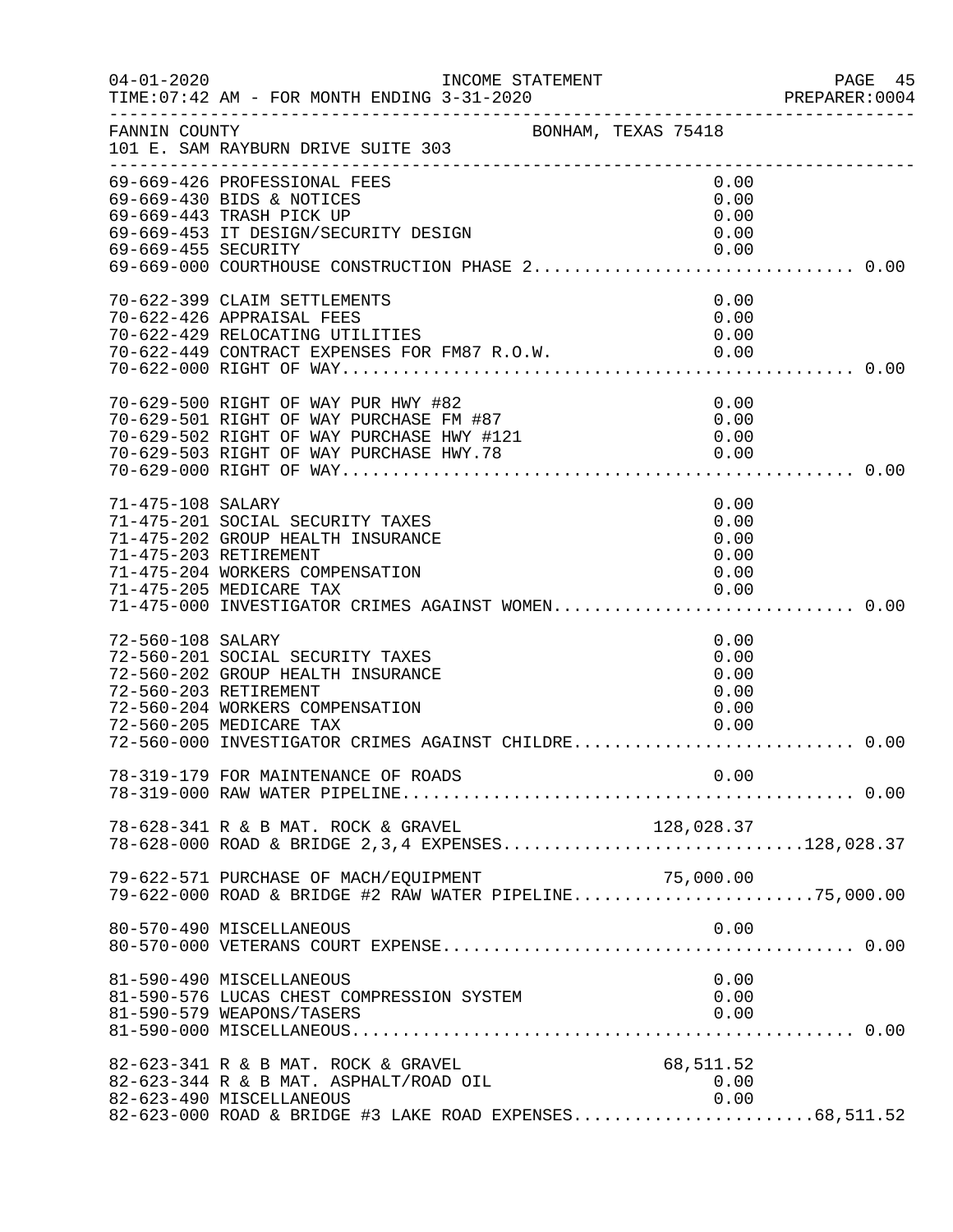FANNIN COUNTY                                    BONHAM, TEXAS 75418
101 E. SAM RAYBURN DRIVE SUITE 303

```
69-669-426 PROFESSIONAL FEES                                    0.00
69-669-430 BIDS & NOTICES                                       0.00
69-669-443 TRASH PICK UP                                        0.00
69-669-453 IT DESIGN/SECURITY DESIGN                            0.00
69-669-455 SECURITY                                             0.00
69-669-000 COURTHOUSE CONSTRUCTION PHASE 2.............................. 0.00

70-622-399 CLAIM SETTLEMENTS                                    0.00
70-622-426 APPRAISAL FEES                                       0.00
70-622-429 RELOCATING UTILITIES                                 0.00
70-622-449 CONTRACT EXPENSES FOR FM87 R.O.W.                    0.00
70-622-000 RIGHT OF WAY................................................. 0.00

70-629-500 RIGHT OF WAY PUR HWY #82                             0.00
70-629-501 RIGHT OF WAY PURCHASE FM #87                         0.00
70-629-502 RIGHT OF WAY PURCHASE HWY #121                       0.00
70-629-503 RIGHT OF WAY PURCHASE HWY.78                         0.00
70-629-000 RIGHT OF WAY................................................. 0.00

71-475-108 SALARY                                               0.00
71-475-201 SOCIAL SECURITY TAXES                                0.00
71-475-202 GROUP HEALTH INSURANCE                               0.00
71-475-203 RETIREMENT                                           0.00
71-475-204 WORKERS COMPENSATION                                 0.00
71-475-205 MEDICARE TAX                                         0.00
71-475-000 INVESTIGATOR CRIMES AGAINST WOMEN............................ 0.00

72-560-108 SALARY                                               0.00
72-560-201 SOCIAL SECURITY TAXES                                0.00
72-560-202 GROUP HEALTH INSURANCE                               0.00
72-560-203 RETIREMENT                                           0.00
72-560-204 WORKERS COMPENSATION                                 0.00
72-560-205 MEDICARE TAX                                         0.00
72-560-000 INVESTIGATOR CRIMES AGAINST CHILDRE.......................... 0.00

78-319-179 FOR MAINTENANCE OF ROADS                             0.00
78-319-000 RAW WATER PIPELINE........................................... 0.00

78-628-341 R & B MAT. ROCK & GRAVEL                       128,028.37
78-628-000 ROAD & BRIDGE 2,3,4 EXPENSES.............................128,028.37

79-622-571 PURCHASE OF MACH/EQUIPMENT                      75,000.00
79-622-000 ROAD & BRIDGE #2 RAW WATER PIPELINE.......................75,000.00

80-570-490 MISCELLANEOUS                                        0.00
80-570-000 VETERANS COURT EXPENSE....................................... 0.00

81-590-490 MISCELLANEOUS                                        0.00
81-590-576 LUCAS CHEST COMPRESSION SYSTEM                       0.00
81-590-579 WEAPONS/TASERS                                       0.00
81-590-000 MISCELLANEOUS................................................ 0.00

82-623-341 R & B MAT. ROCK & GRAVEL                        68,511.52
82-623-344 R & B MAT. ASPHALT/ROAD OIL                          0.00
82-623-490 MISCELLANEOUS                                        0.00
82-623-000 ROAD & BRIDGE #3 LAKE ROAD EXPENSES.......................68,511.52
```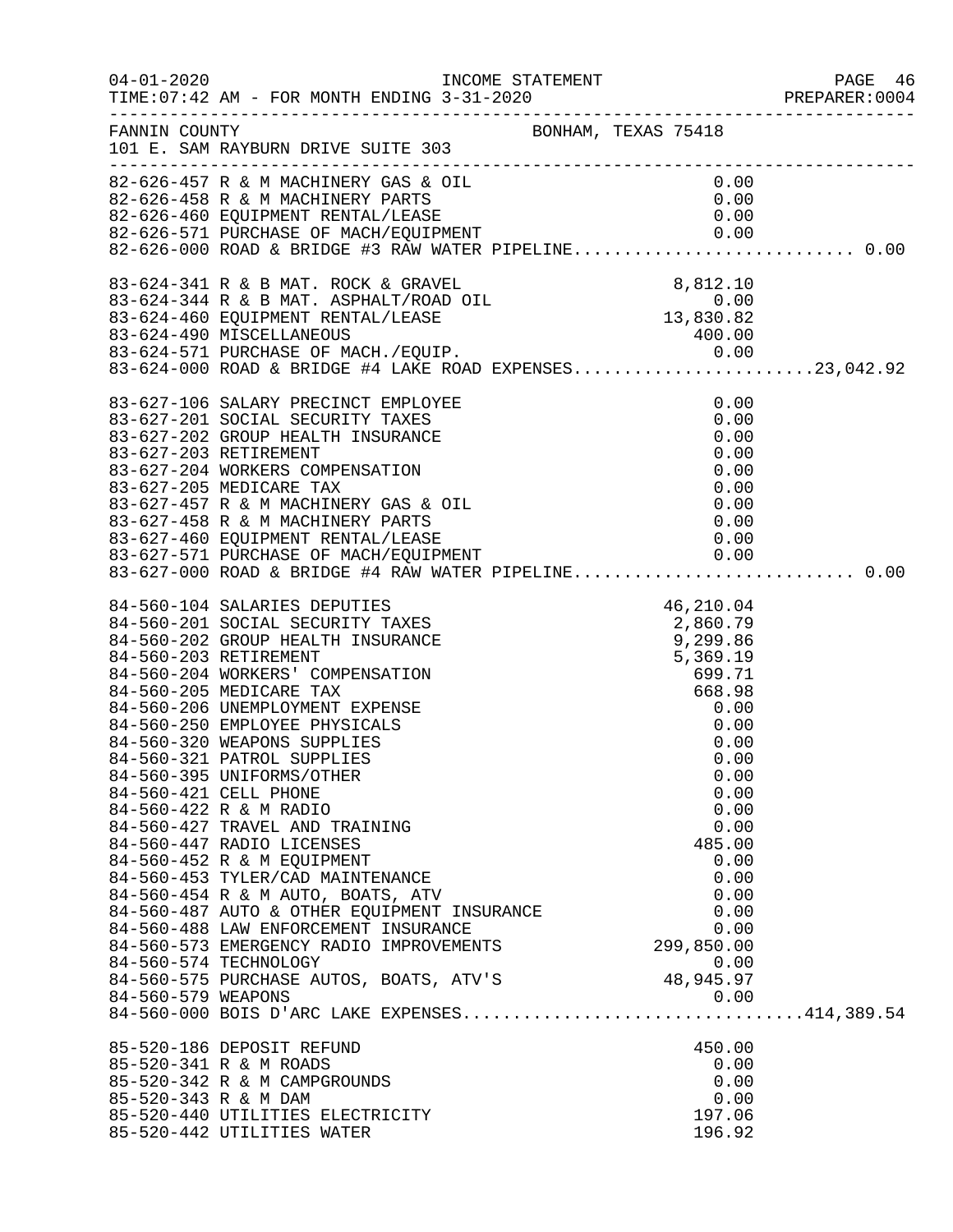FANNIN COUNTY  BONHAM, TEXAS 75418
101 E. SAM RAYBURN DRIVE SUITE 303

INCOME STATEMENT
04-01-2020
TIME:07:42 AM - FOR MONTH ENDING 3-31-2020

| Account | Description | Amount | Total |
|---|---|---|---|
| 82-626-457 | R & M MACHINERY GAS & OIL | 0.00 | |
| 82-626-458 | R & M MACHINERY PARTS | 0.00 | |
| 82-626-460 | EQUIPMENT RENTAL/LEASE | 0.00 | |
| 82-626-571 | PURCHASE OF MACH/EQUIPMENT | 0.00 | |
| 82-626-000 | ROAD & BRIDGE #3 RAW WATER PIPELINE | | 0.00 |
| 83-624-341 | R & B MAT. ROCK & GRAVEL | 8,812.10 | |
| 83-624-344 | R & B MAT. ASPHALT/ROAD OIL | 0.00 | |
| 83-624-460 | EQUIPMENT RENTAL/LEASE | 13,830.82 | |
| 83-624-490 | MISCELLANEOUS | 400.00 | |
| 83-624-571 | PURCHASE OF MACH./EQUIP. | 0.00 | |
| 83-624-000 | ROAD & BRIDGE #4 LAKE ROAD EXPENSES | | 23,042.92 |
| 83-627-106 | SALARY PRECINCT EMPLOYEE | 0.00 | |
| 83-627-201 | SOCIAL SECURITY TAXES | 0.00 | |
| 83-627-202 | GROUP HEALTH INSURANCE | 0.00 | |
| 83-627-203 | RETIREMENT | 0.00 | |
| 83-627-204 | WORKERS COMPENSATION | 0.00 | |
| 83-627-205 | MEDICARE TAX | 0.00 | |
| 83-627-457 | R & M MACHINERY GAS & OIL | 0.00 | |
| 83-627-458 | R & M MACHINERY PARTS | 0.00 | |
| 83-627-460 | EQUIPMENT RENTAL/LEASE | 0.00 | |
| 83-627-571 | PURCHASE OF MACH/EQUIPMENT | 0.00 | |
| 83-627-000 | ROAD & BRIDGE #4 RAW WATER PIPELINE | | 0.00 |
| 84-560-104 | SALARIES DEPUTIES | 46,210.04 | |
| 84-560-201 | SOCIAL SECURITY TAXES | 2,860.79 | |
| 84-560-202 | GROUP HEALTH INSURANCE | 9,299.86 | |
| 84-560-203 | RETIREMENT | 5,369.19 | |
| 84-560-204 | WORKERS' COMPENSATION | 699.71 | |
| 84-560-205 | MEDICARE TAX | 668.98 | |
| 84-560-206 | UNEMPLOYMENT EXPENSE | 0.00 | |
| 84-560-250 | EMPLOYEE PHYSICALS | 0.00 | |
| 84-560-320 | WEAPONS SUPPLIES | 0.00 | |
| 84-560-321 | PATROL SUPPLIES | 0.00 | |
| 84-560-395 | UNIFORMS/OTHER | 0.00 | |
| 84-560-421 | CELL PHONE | 0.00 | |
| 84-560-422 | R & M RADIO | 0.00 | |
| 84-560-427 | TRAVEL AND TRAINING | 0.00 | |
| 84-560-447 | RADIO LICENSES | 485.00 | |
| 84-560-452 | R & M EQUIPMENT | 0.00 | |
| 84-560-453 | TYLER/CAD MAINTENANCE | 0.00 | |
| 84-560-454 | R & M AUTO, BOATS, ATV | 0.00 | |
| 84-560-487 | AUTO & OTHER EQUIPMENT INSURANCE | 0.00 | |
| 84-560-488 | LAW ENFORCEMENT INSURANCE | 0.00 | |
| 84-560-573 | EMERGENCY RADIO IMPROVEMENTS | 299,850.00 | |
| 84-560-574 | TECHNOLOGY | 0.00 | |
| 84-560-575 | PURCHASE AUTOS, BOATS, ATV'S | 48,945.97 | |
| 84-560-579 | WEAPONS | 0.00 | |
| 84-560-000 | BOIS D'ARC LAKE EXPENSES | | 414,389.54 |
| 85-520-186 | DEPOSIT REFUND | 450.00 | |
| 85-520-341 | R & M ROADS | 0.00 | |
| 85-520-342 | R & M CAMPGROUNDS | 0.00 | |
| 85-520-343 | R & M DAM | 0.00 | |
| 85-520-440 | UTILITIES ELECTRICITY | 197.06 | |
| 85-520-442 | UTILITIES WATER | 196.92 | |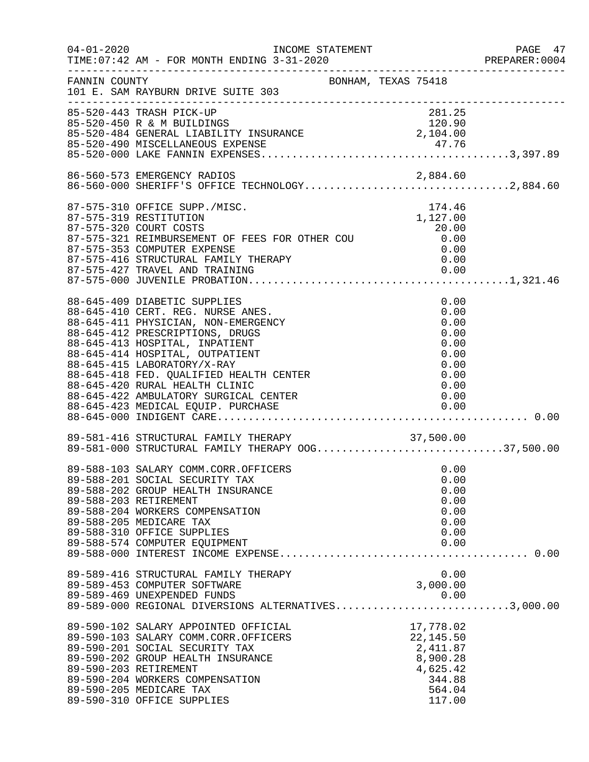04-01-2020 INCOME STATEMENT
TIME:07:42 AM - FOR MONTH ENDING 3-31-2020

FANNIN COUNTY BONHAM, TEXAS 75418
101 E. SAM RAYBURN DRIVE SUITE 303

| Account | Description | Amount | Total |
|---|---|---|---|
| 85-520-443 | TRASH PICK-UP | 281.25 | |
| 85-520-450 | R & M BUILDINGS | 120.90 | |
| 85-520-484 | GENERAL LIABILITY INSURANCE | 2,104.00 | |
| 85-520-490 | MISCELLANEOUS EXPENSE | 47.76 | |
| 85-520-000 | LAKE FANNIN EXPENSES | | 3,397.89 |
| 86-560-573 | EMERGENCY RADIOS | 2,884.60 | |
| 86-560-000 | SHERIFF'S OFFICE TECHNOLOGY | | 2,884.60 |
| 87-575-310 | OFFICE SUPP./MISC. | 174.46 | |
| 87-575-319 | RESTITUTION | 1,127.00 | |
| 87-575-320 | COURT COSTS | 20.00 | |
| 87-575-321 | REIMBURSEMENT OF FEES FOR OTHER COU | 0.00 | |
| 87-575-353 | COMPUTER EXPENSE | 0.00 | |
| 87-575-416 | STRUCTURAL FAMILY THERAPY | 0.00 | |
| 87-575-427 | TRAVEL AND TRAINING | 0.00 | |
| 87-575-000 | JUVENILE PROBATION | | 1,321.46 |
| 88-645-409 | DIABETIC SUPPLIES | 0.00 | |
| 88-645-410 | CERT. REG. NURSE ANES. | 0.00 | |
| 88-645-411 | PHYSICIAN, NON-EMERGENCY | 0.00 | |
| 88-645-412 | PRESCRIPTIONS, DRUGS | 0.00 | |
| 88-645-413 | HOSPITAL, INPATIENT | 0.00 | |
| 88-645-414 | HOSPITAL, OUTPATIENT | 0.00 | |
| 88-645-415 | LABORATORY/X-RAY | 0.00 | |
| 88-645-418 | FED. QUALIFIED HEALTH CENTER | 0.00 | |
| 88-645-420 | RURAL HEALTH CLINIC | 0.00 | |
| 88-645-422 | AMBULATORY SURGICAL CENTER | 0.00 | |
| 88-645-423 | MEDICAL EQUIP. PURCHASE | 0.00 | |
| 88-645-000 | INDIGENT CARE | | 0.00 |
| 89-581-416 | STRUCTURAL FAMILY THERAPY | 37,500.00 | |
| 89-581-000 | STRUCTURAL FAMILY THERAPY OOG | | 37,500.00 |
| 89-588-103 | SALARY COMM.CORR.OFFICERS | 0.00 | |
| 89-588-201 | SOCIAL SECURITY TAX | 0.00 | |
| 89-588-202 | GROUP HEALTH INSURANCE | 0.00 | |
| 89-588-203 | RETIREMENT | 0.00 | |
| 89-588-204 | WORKERS COMPENSATION | 0.00 | |
| 89-588-205 | MEDICARE TAX | 0.00 | |
| 89-588-310 | OFFICE SUPPLIES | 0.00 | |
| 89-588-574 | COMPUTER EQUIPMENT | 0.00 | |
| 89-588-000 | INTEREST INCOME EXPENSE | | 0.00 |
| 89-589-416 | STRUCTURAL FAMILY THERAPY | 0.00 | |
| 89-589-453 | COMPUTER SOFTWARE | 3,000.00 | |
| 89-589-469 | UNEXPENDED FUNDS | 0.00 | |
| 89-589-000 | REGIONAL DIVERSIONS ALTERNATIVES | | 3,000.00 |
| 89-590-102 | SALARY APPOINTED OFFICIAL | 17,778.02 | |
| 89-590-103 | SALARY COMM.CORR.OFFICERS | 22,145.50 | |
| 89-590-201 | SOCIAL SECURITY TAX | 2,411.87 | |
| 89-590-202 | GROUP HEALTH INSURANCE | 8,900.28 | |
| 89-590-203 | RETIREMENT | 4,625.42 | |
| 89-590-204 | WORKERS COMPENSATION | 344.88 | |
| 89-590-205 | MEDICARE TAX | 564.04 | |
| 89-590-310 | OFFICE SUPPLIES | 117.00 | |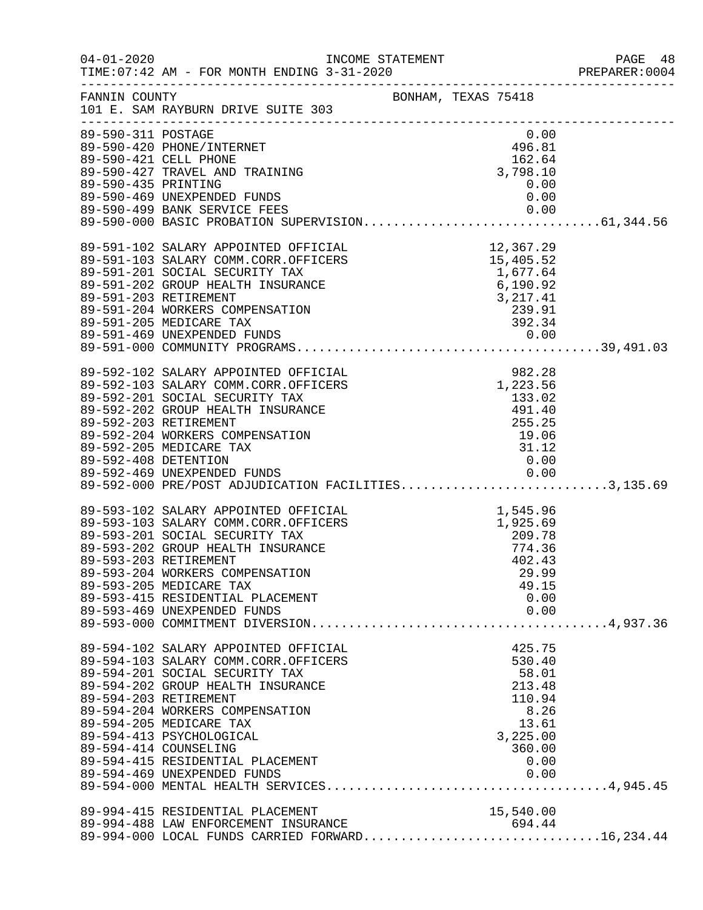FANNIN COUNTY BONHAM, TEXAS 75418
101 E. SAM RAYBURN DRIVE SUITE 303

| Account | Description | Amount | Total |
|---|---|---|---|
| 89-590-311 | POSTAGE | 0.00 | |
| 89-590-420 | PHONE/INTERNET | 496.81 | |
| 89-590-421 | CELL PHONE | 162.64 | |
| 89-590-427 | TRAVEL AND TRAINING | 3,798.10 | |
| 89-590-435 | PRINTING | 0.00 | |
| 89-590-469 | UNEXPENDED FUNDS | 0.00 | |
| 89-590-499 | BANK SERVICE FEES | 0.00 | |
| 89-590-000 | BASIC PROBATION SUPERVISION | | 61,344.56 |
| 89-591-102 | SALARY APPOINTED OFFICIAL | 12,367.29 | |
| 89-591-103 | SALARY COMM.CORR.OFFICERS | 15,405.52 | |
| 89-591-201 | SOCIAL SECURITY TAX | 1,677.64 | |
| 89-591-202 | GROUP HEALTH INSURANCE | 6,190.92 | |
| 89-591-203 | RETIREMENT | 3,217.41 | |
| 89-591-204 | WORKERS COMPENSATION | 239.91 | |
| 89-591-205 | MEDICARE TAX | 392.34 | |
| 89-591-469 | UNEXPENDED FUNDS | 0.00 | |
| 89-591-000 | COMMUNITY PROGRAMS | | 39,491.03 |
| 89-592-102 | SALARY APPOINTED OFFICIAL | 982.28 | |
| 89-592-103 | SALARY COMM.CORR.OFFICERS | 1,223.56 | |
| 89-592-201 | SOCIAL SECURITY TAX | 133.02 | |
| 89-592-202 | GROUP HEALTH INSURANCE | 491.40 | |
| 89-592-203 | RETIREMENT | 255.25 | |
| 89-592-204 | WORKERS COMPENSATION | 19.06 | |
| 89-592-205 | MEDICARE TAX | 31.12 | |
| 89-592-408 | DETENTION | 0.00 | |
| 89-592-469 | UNEXPENDED FUNDS | 0.00 | |
| 89-592-000 | PRE/POST ADJUDICATION FACILITIES | | 3,135.69 |
| 89-593-102 | SALARY APPOINTED OFFICIAL | 1,545.96 | |
| 89-593-103 | SALARY COMM.CORR.OFFICERS | 1,925.69 | |
| 89-593-201 | SOCIAL SECURITY TAX | 209.78 | |
| 89-593-202 | GROUP HEALTH INSURANCE | 774.36 | |
| 89-593-203 | RETIREMENT | 402.43 | |
| 89-593-204 | WORKERS COMPENSATION | 29.99 | |
| 89-593-205 | MEDICARE TAX | 49.15 | |
| 89-593-415 | RESIDENTIAL PLACEMENT | 0.00 | |
| 89-593-469 | UNEXPENDED FUNDS | 0.00 | |
| 89-593-000 | COMMITMENT DIVERSION | | 4,937.36 |
| 89-594-102 | SALARY APPOINTED OFFICIAL | 425.75 | |
| 89-594-103 | SALARY COMM.CORR.OFFICERS | 530.40 | |
| 89-594-201 | SOCIAL SECURITY TAX | 58.01 | |
| 89-594-202 | GROUP HEALTH INSURANCE | 213.48 | |
| 89-594-203 | RETIREMENT | 110.94 | |
| 89-594-204 | WORKERS COMPENSATION | 8.26 | |
| 89-594-205 | MEDICARE TAX | 13.61 | |
| 89-594-413 | PSYCHOLOGICAL | 3,225.00 | |
| 89-594-414 | COUNSELING | 360.00 | |
| 89-594-415 | RESIDENTIAL PLACEMENT | 0.00 | |
| 89-594-469 | UNEXPENDED FUNDS | 0.00 | |
| 89-594-000 | MENTAL HEALTH SERVICES | | 4,945.45 |
| 89-994-415 | RESIDENTIAL PLACEMENT | 15,540.00 | |
| 89-994-488 | LAW ENFORCEMENT INSURANCE | 694.44 | |
| 89-994-000 | LOCAL FUNDS CARRIED FORWARD | | 16,234.44 |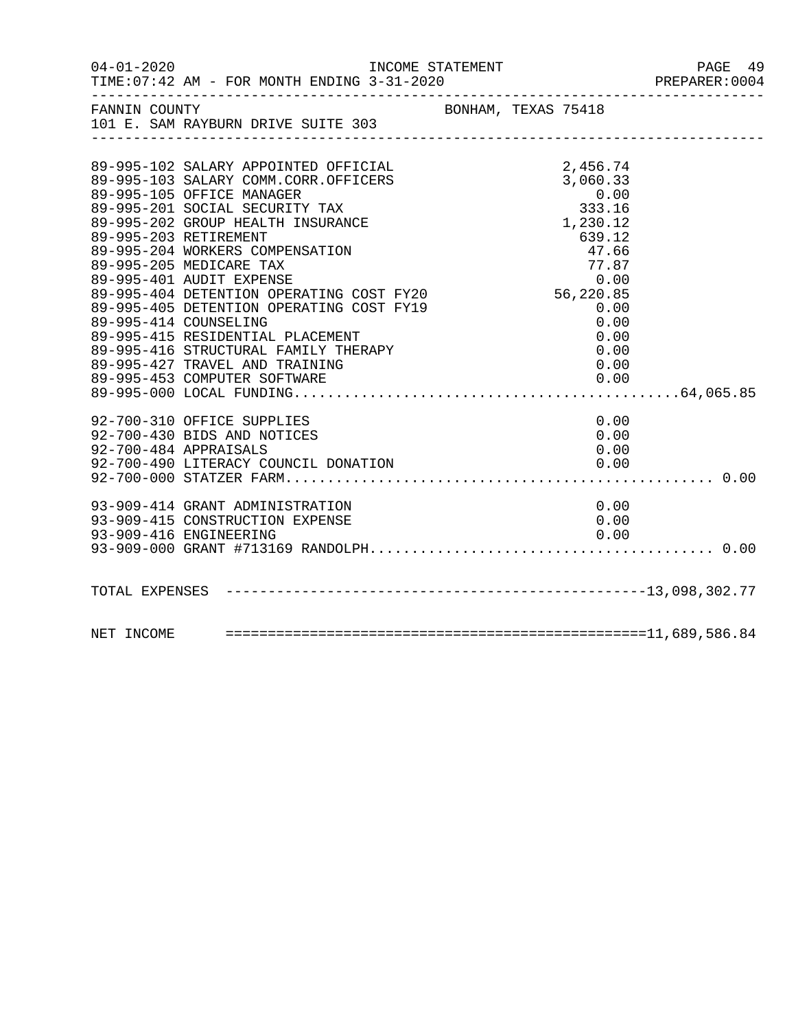04-01-2020 INCOME STATEMENT
TIME:07:42 AM - FOR MONTH ENDING 3-31-2020 PREPARER:0004

FANNIN COUNTY BONHAM, TEXAS 75418
101 E. SAM RAYBURN DRIVE SUITE 303

| Account | Description | Amount | Total |
|---|---|---|---|
| 89-995-102 | SALARY APPOINTED OFFICIAL | 2,456.74 | |
| 89-995-103 | SALARY COMM.CORR.OFFICERS | 3,060.33 | |
| 89-995-105 | OFFICE MANAGER | 0.00 | |
| 89-995-201 | SOCIAL SECURITY TAX | 333.16 | |
| 89-995-202 | GROUP HEALTH INSURANCE | 1,230.12 | |
| 89-995-203 | RETIREMENT | 639.12 | |
| 89-995-204 | WORKERS COMPENSATION | 47.66 | |
| 89-995-205 | MEDICARE TAX | 77.87 | |
| 89-995-401 | AUDIT EXPENSE | 0.00 | |
| 89-995-404 | DETENTION OPERATING COST FY20 | 56,220.85 | |
| 89-995-405 | DETENTION OPERATING COST FY19 | 0.00 | |
| 89-995-414 | COUNSELING | 0.00 | |
| 89-995-415 | RESIDENTIAL PLACEMENT | 0.00 | |
| 89-995-416 | STRUCTURAL FAMILY THERAPY | 0.00 | |
| 89-995-427 | TRAVEL AND TRAINING | 0.00 | |
| 89-995-453 | COMPUTER SOFTWARE | 0.00 | |
| 89-995-000 | LOCAL FUNDING | | 64,065.85 |
| 92-700-310 | OFFICE SUPPLIES | 0.00 | |
| 92-700-430 | BIDS AND NOTICES | 0.00 | |
| 92-700-484 | APPRAISALS | 0.00 | |
| 92-700-490 | LITERACY COUNCIL DONATION | 0.00 | |
| 92-700-000 | STATZER FARM | | 0.00 |
| 93-909-414 | GRANT ADMINISTRATION | 0.00 | |
| 93-909-415 | CONSTRUCTION EXPENSE | 0.00 | |
| 93-909-416 | ENGINEERING | 0.00 | |
| 93-909-000 | GRANT #713169 RANDOLPH | | 0.00 |
| TOTAL EXPENSES | | | 13,098,302.77 |
| NET INCOME | | | 11,689,586.84 |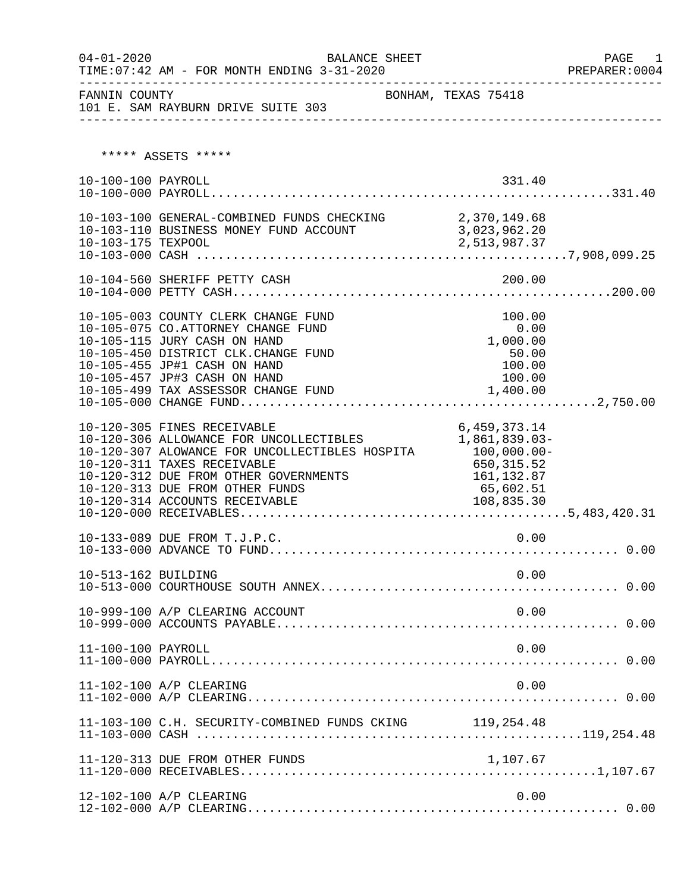04-01-2020 BALANCE SHEET
TIME:07:42 AM - FOR MONTH ENDING 3-31-2020 PREPARER:0004

FANNIN COUNTY BONHAM, TEXAS 75418
101 E. SAM RAYBURN DRIVE SUITE 303

***** ASSETS *****

| Account | Description | Amount | Total |
|---|---|---|---|
| 10-100-100 | PAYROLL | 331.40 | |
| 10-100-000 | PAYROLL | | 331.40 |
| 10-103-100 | GENERAL-COMBINED FUNDS CHECKING | 2,370,149.68 | |
| 10-103-110 | BUSINESS MONEY FUND ACCOUNT | 3,023,962.20 | |
| 10-103-175 | TEXPOOL | 2,513,987.37 | |
| 10-103-000 | CASH | | 7,908,099.25 |
| 10-104-560 | SHERIFF PETTY CASH | 200.00 | |
| 10-104-000 | PETTY CASH | | 200.00 |
| 10-105-003 | COUNTY CLERK CHANGE FUND | 100.00 | |
| 10-105-075 | CO.ATTORNEY CHANGE FUND | 0.00 | |
| 10-105-115 | JURY CASH ON HAND | 1,000.00 | |
| 10-105-450 | DISTRICT CLK.CHANGE FUND | 50.00 | |
| 10-105-455 | JP#1 CASH ON HAND | 100.00 | |
| 10-105-457 | JP#3 CASH ON HAND | 100.00 | |
| 10-105-499 | TAX ASSESSOR CHANGE FUND | 1,400.00 | |
| 10-105-000 | CHANGE FUND | | 2,750.00 |
| 10-120-305 | FINES RECEIVABLE | 6,459,373.14 | |
| 10-120-306 | ALLOWANCE FOR UNCOLLECTIBLES | 1,861,839.03- | |
| 10-120-307 | ALOWANCE FOR UNCOLLECTIBLES HOSPITA | 100,000.00- | |
| 10-120-311 | TAXES RECEIVABLE | 650,315.52 | |
| 10-120-312 | DUE FROM OTHER GOVERNMENTS | 161,132.87 | |
| 10-120-313 | DUE FROM OTHER FUNDS | 65,602.51 | |
| 10-120-314 | ACCOUNTS RECEIVABLE | 108,835.30 | |
| 10-120-000 | RECEIVABLES | | 5,483,420.31 |
| 10-133-089 | DUE FROM T.J.P.C. | 0.00 | |
| 10-133-000 | ADVANCE TO FUND | | 0.00 |
| 10-513-162 | BUILDING | 0.00 | |
| 10-513-000 | COURTHOUSE SOUTH ANNEX | | 0.00 |
| 10-999-100 | A/P CLEARING ACCOUNT | 0.00 | |
| 10-999-000 | ACCOUNTS PAYABLE | | 0.00 |
| 11-100-100 | PAYROLL | 0.00 | |
| 11-100-000 | PAYROLL | | 0.00 |
| 11-102-100 | A/P CLEARING | 0.00 | |
| 11-102-000 | A/P CLEARING | | 0.00 |
| 11-103-100 | C.H. SECURITY-COMBINED FUNDS CKING | 119,254.48 | |
| 11-103-000 | CASH | | 119,254.48 |
| 11-120-313 | DUE FROM OTHER FUNDS | 1,107.67 | |
| 11-120-000 | RECEIVABLES | | 1,107.67 |
| 12-102-100 | A/P CLEARING | 0.00 | |
| 12-102-000 | A/P CLEARING | | 0.00 |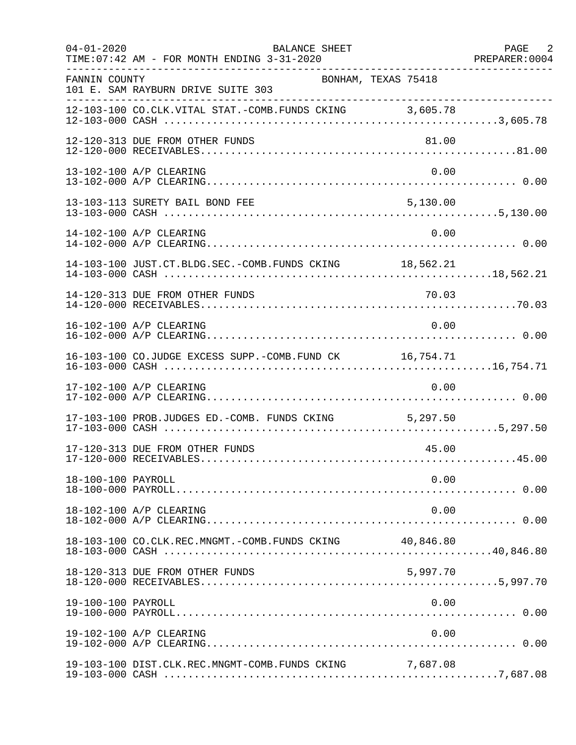04-01-2020 BALANCE SHEET PAGE 2
TIME:07:42 AM - FOR MONTH ENDING 3-31-2020 PREPARER:0004

FANNIN COUNTY BONHAM, TEXAS 75418
101 E. SAM RAYBURN DRIVE SUITE 303

| Account | Description | Amount | Total |
|---|---|---|---|
| 12-103-100 | CO.CLK.VITAL STAT.-COMB.FUNDS CKING | 3,605.78 | |
| 12-103-000 | CASH | | 3,605.78 |
| 12-120-313 | DUE FROM OTHER FUNDS | 81.00 | |
| 12-120-000 | RECEIVABLES | | 81.00 |
| 13-102-100 | A/P CLEARING | 0.00 | |
| 13-102-000 | A/P CLEARING | | 0.00 |
| 13-103-113 | SURETY BAIL BOND FEE | 5,130.00 | |
| 13-103-000 | CASH | | 5,130.00 |
| 14-102-100 | A/P CLEARING | 0.00 | |
| 14-102-000 | A/P CLEARING | | 0.00 |
| 14-103-100 | JUST.CT.BLDG.SEC.-COMB.FUNDS CKING | 18,562.21 | |
| 14-103-000 | CASH | | 18,562.21 |
| 14-120-313 | DUE FROM OTHER FUNDS | 70.03 | |
| 14-120-000 | RECEIVABLES | | 70.03 |
| 16-102-100 | A/P CLEARING | 0.00 | |
| 16-102-000 | A/P CLEARING | | 0.00 |
| 16-103-100 | CO.JUDGE EXCESS SUPP.-COMB.FUND CK | 16,754.71 | |
| 16-103-000 | CASH | | 16,754.71 |
| 17-102-100 | A/P CLEARING | 0.00 | |
| 17-102-000 | A/P CLEARING | | 0.00 |
| 17-103-100 | PROB.JUDGES ED.-COMB. FUNDS CKING | 5,297.50 | |
| 17-103-000 | CASH | | 5,297.50 |
| 17-120-313 | DUE FROM OTHER FUNDS | 45.00 | |
| 17-120-000 | RECEIVABLES | | 45.00 |
| 18-100-100 | PAYROLL | 0.00 | |
| 18-100-000 | PAYROLL | | 0.00 |
| 18-102-100 | A/P CLEARING | 0.00 | |
| 18-102-000 | A/P CLEARING | | 0.00 |
| 18-103-100 | CO.CLK.REC.MNGMT.-COMB.FUNDS CKING | 40,846.80 | |
| 18-103-000 | CASH | | 40,846.80 |
| 18-120-313 | DUE FROM OTHER FUNDS | 5,997.70 | |
| 18-120-000 | RECEIVABLES | | 5,997.70 |
| 19-100-100 | PAYROLL | 0.00 | |
| 19-100-000 | PAYROLL | | 0.00 |
| 19-102-100 | A/P CLEARING | 0.00 | |
| 19-102-000 | A/P CLEARING | | 0.00 |
| 19-103-100 | DIST.CLK.REC.MNGMT-COMB.FUNDS CKING | 7,687.08 | |
| 19-103-000 | CASH | | 7,687.08 |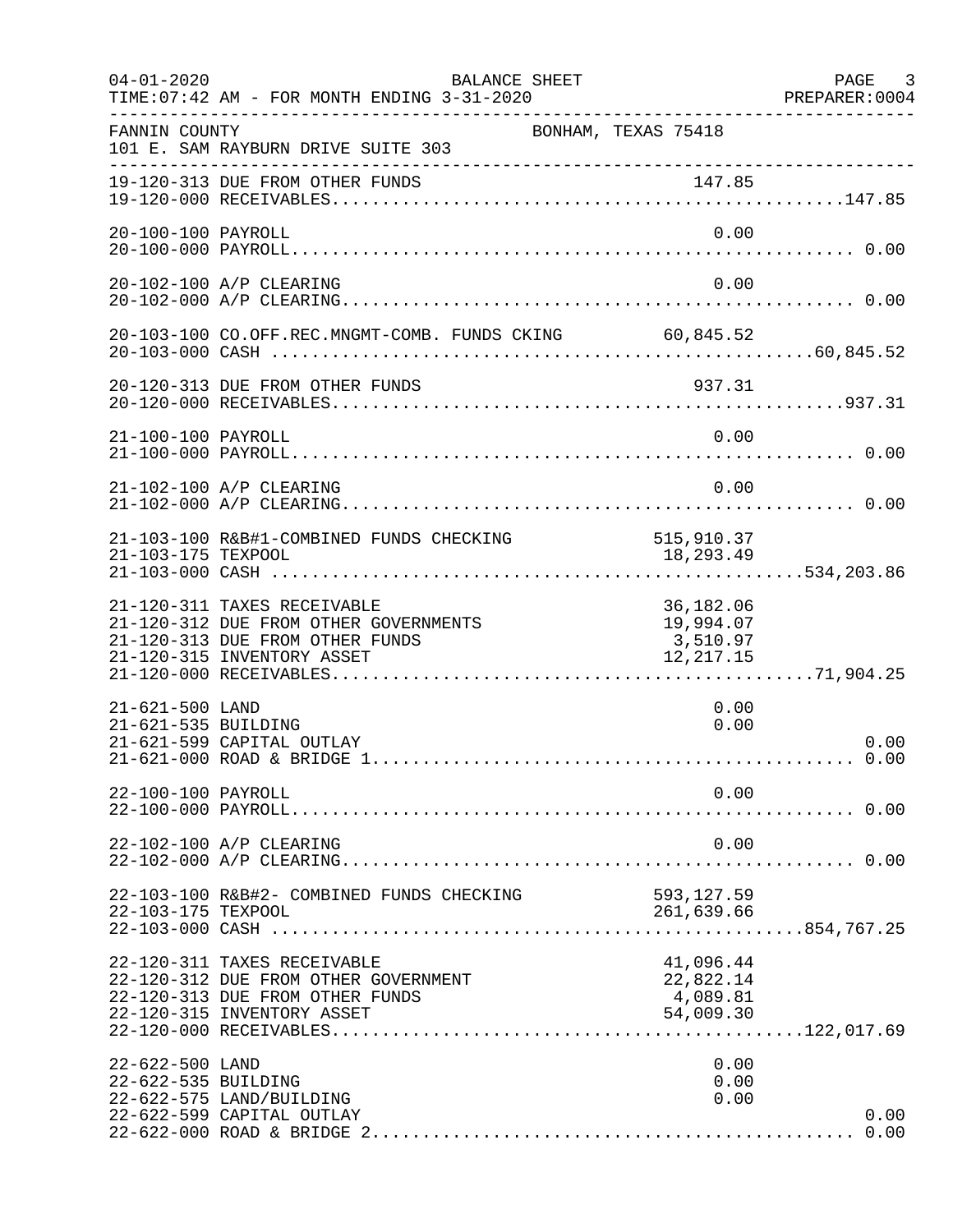FANNIN COUNTY — BONHAM, TEXAS 75418
101 E. SAM RAYBURN DRIVE SUITE 303

BALANCE SHEET — FOR MONTH ENDING 3-31-2020

| Account | Description | Amount | Total |
|---|---|---|---|
| 19-120-313 | DUE FROM OTHER FUNDS | 147.85 | |
| 19-120-000 | RECEIVABLES | | 147.85 |
| 20-100-100 | PAYROLL | 0.00 | |
| 20-100-000 | PAYROLL | | 0.00 |
| 20-102-100 | A/P CLEARING | 0.00 | |
| 20-102-000 | A/P CLEARING | | 0.00 |
| 20-103-100 | CO.OFF.REC.MNGMT-COMB. FUNDS CKING | 60,845.52 | |
| 20-103-000 | CASH | | 60,845.52 |
| 20-120-313 | DUE FROM OTHER FUNDS | 937.31 | |
| 20-120-000 | RECEIVABLES | | 937.31 |
| 21-100-100 | PAYROLL | 0.00 | |
| 21-100-000 | PAYROLL | | 0.00 |
| 21-102-100 | A/P CLEARING | 0.00 | |
| 21-102-000 | A/P CLEARING | | 0.00 |
| 21-103-100 | R&B#1-COMBINED FUNDS CHECKING | 515,910.37 | |
| 21-103-175 | TEXPOOL | 18,293.49 | |
| 21-103-000 | CASH | | 534,203.86 |
| 21-120-311 | TAXES RECEIVABLE | 36,182.06 | |
| 21-120-312 | DUE FROM OTHER GOVERNMENTS | 19,994.07 | |
| 21-120-313 | DUE FROM OTHER FUNDS | 3,510.97 | |
| 21-120-315 | INVENTORY ASSET | 12,217.15 | |
| 21-120-000 | RECEIVABLES | | 71,904.25 |
| 21-621-500 | LAND | 0.00 | |
| 21-621-535 | BUILDING | 0.00 | |
| 21-621-599 | CAPITAL OUTLAY | | 0.00 |
| 21-621-000 | ROAD & BRIDGE 1 | | 0.00 |
| 22-100-100 | PAYROLL | 0.00 | |
| 22-100-000 | PAYROLL | | 0.00 |
| 22-102-100 | A/P CLEARING | 0.00 | |
| 22-102-000 | A/P CLEARING | | 0.00 |
| 22-103-100 | R&B#2- COMBINED FUNDS CHECKING | 593,127.59 | |
| 22-103-175 | TEXPOOL | 261,639.66 | |
| 22-103-000 | CASH | | 854,767.25 |
| 22-120-311 | TAXES RECEIVABLE | 41,096.44 | |
| 22-120-312 | DUE FROM OTHER GOVERNMENT | 22,822.14 | |
| 22-120-313 | DUE FROM OTHER FUNDS | 4,089.81 | |
| 22-120-315 | INVENTORY ASSET | 54,009.30 | |
| 22-120-000 | RECEIVABLES | | 122,017.69 |
| 22-622-500 | LAND | 0.00 | |
| 22-622-535 | BUILDING | 0.00 | |
| 22-622-575 | LAND/BUILDING | 0.00 | |
| 22-622-599 | CAPITAL OUTLAY | | 0.00 |
| 22-622-000 | ROAD & BRIDGE 2 | | 0.00 |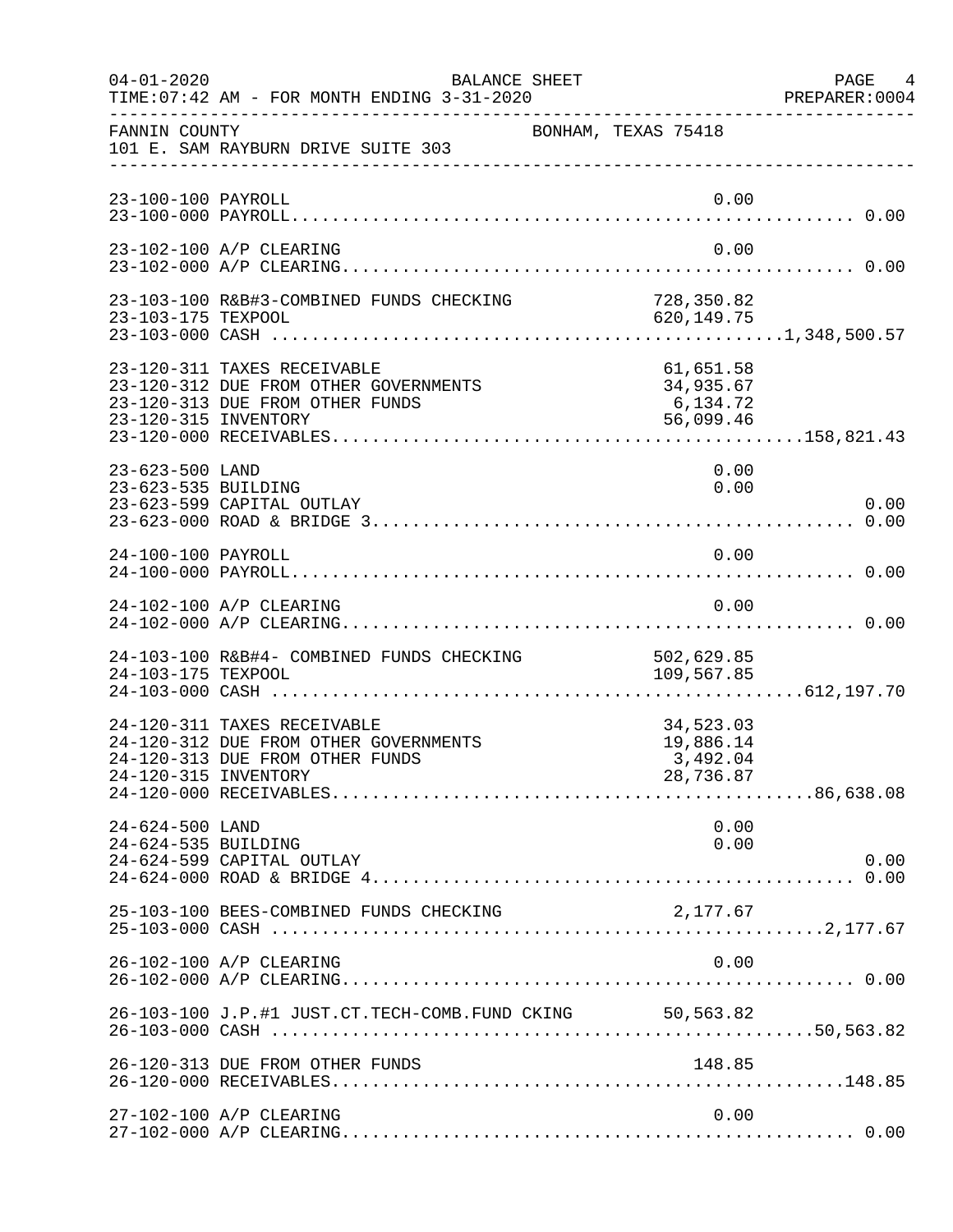FANNIN COUNTY BONHAM, TEXAS 75418
101 E. SAM RAYBURN DRIVE SUITE 303

BALANCE SHEET — FOR MONTH ENDING 3-31-2020

| Account | Description | Detail | Total |
|---|---|---|---|
| 23-100-100 | PAYROLL | 0.00 | |
| 23-100-000 | PAYROLL | | 0.00 |
| 23-102-100 | A/P CLEARING | 0.00 | |
| 23-102-000 | A/P CLEARING | | 0.00 |
| 23-103-100 | R&B#3-COMBINED FUNDS CHECKING | 728,350.82 | |
| 23-103-175 | TEXPOOL | 620,149.75 | |
| 23-103-000 | CASH | | 1,348,500.57 |
| 23-120-311 | TAXES RECEIVABLE | 61,651.58 | |
| 23-120-312 | DUE FROM OTHER GOVERNMENTS | 34,935.67 | |
| 23-120-313 | DUE FROM OTHER FUNDS | 6,134.72 | |
| 23-120-315 | INVENTORY | 56,099.46 | |
| 23-120-000 | RECEIVABLES | | 158,821.43 |
| 23-623-500 | LAND | 0.00 | |
| 23-623-535 | BUILDING | 0.00 | |
| 23-623-599 | CAPITAL OUTLAY | | 0.00 |
| 23-623-000 | ROAD & BRIDGE 3 | | 0.00 |
| 24-100-100 | PAYROLL | 0.00 | |
| 24-100-000 | PAYROLL | | 0.00 |
| 24-102-100 | A/P CLEARING | 0.00 | |
| 24-102-000 | A/P CLEARING | | 0.00 |
| 24-103-100 | R&B#4- COMBINED FUNDS CHECKING | 502,629.85 | |
| 24-103-175 | TEXPOOL | 109,567.85 | |
| 24-103-000 | CASH | | 612,197.70 |
| 24-120-311 | TAXES RECEIVABLE | 34,523.03 | |
| 24-120-312 | DUE FROM OTHER GOVERNMENTS | 19,886.14 | |
| 24-120-313 | DUE FROM OTHER FUNDS | 3,492.04 | |
| 24-120-315 | INVENTORY | 28,736.87 | |
| 24-120-000 | RECEIVABLES | | 86,638.08 |
| 24-624-500 | LAND | 0.00 | |
| 24-624-535 | BUILDING | 0.00 | |
| 24-624-599 | CAPITAL OUTLAY | | 0.00 |
| 24-624-000 | ROAD & BRIDGE 4 | | 0.00 |
| 25-103-100 | BEES-COMBINED FUNDS CHECKING | 2,177.67 | |
| 25-103-000 | CASH | | 2,177.67 |
| 26-102-100 | A/P CLEARING | 0.00 | |
| 26-102-000 | A/P CLEARING | | 0.00 |
| 26-103-100 | J.P.#1 JUST.CT.TECH-COMB.FUND CKING | 50,563.82 | |
| 26-103-000 | CASH | | 50,563.82 |
| 26-120-313 | DUE FROM OTHER FUNDS | 148.85 | |
| 26-120-000 | RECEIVABLES | | 148.85 |
| 27-102-100 | A/P CLEARING | 0.00 | |
| 27-102-000 | A/P CLEARING | | 0.00 |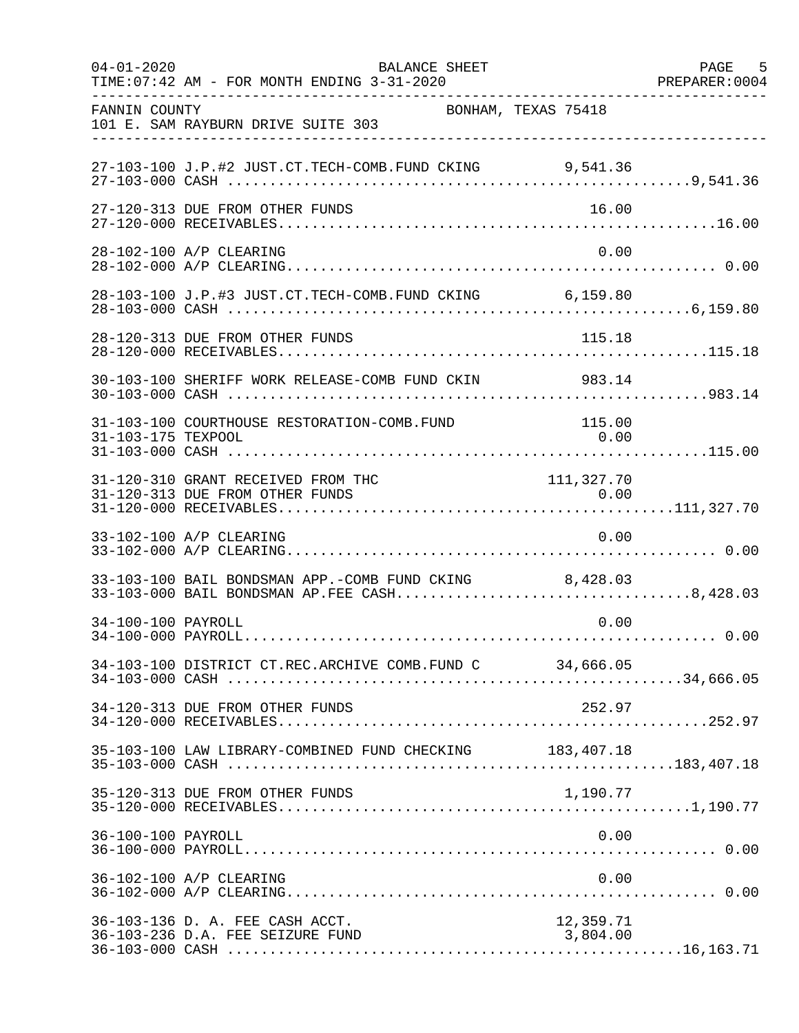FANNIN COUNTY BONHAM, TEXAS 75418
101 E. SAM RAYBURN DRIVE SUITE 303

| Account | Description | Amount | Total |
|---|---|---|---|
| 27-103-100 | J.P.#2 JUST.CT.TECH-COMB.FUND CKING | 9,541.36 | |
| 27-103-000 | CASH | | 9,541.36 |
| 27-120-313 | DUE FROM OTHER FUNDS | 16.00 | |
| 27-120-000 | RECEIVABLES | | 16.00 |
| 28-102-100 | A/P CLEARING | 0.00 | |
| 28-102-000 | A/P CLEARING | | 0.00 |
| 28-103-100 | J.P.#3 JUST.CT.TECH-COMB.FUND CKING | 6,159.80 | |
| 28-103-000 | CASH | | 6,159.80 |
| 28-120-313 | DUE FROM OTHER FUNDS | 115.18 | |
| 28-120-000 | RECEIVABLES | | 115.18 |
| 30-103-100 | SHERIFF WORK RELEASE-COMB FUND CKIN | 983.14 | |
| 30-103-000 | CASH | | 983.14 |
| 31-103-100 | COURTHOUSE RESTORATION-COMB.FUND | 115.00 | |
| 31-103-175 | TEXPOOL | 0.00 | |
| 31-103-000 | CASH | | 115.00 |
| 31-120-310 | GRANT RECEIVED FROM THC | 111,327.70 | |
| 31-120-313 | DUE FROM OTHER FUNDS | 0.00 | |
| 31-120-000 | RECEIVABLES | | 111,327.70 |
| 33-102-100 | A/P CLEARING | 0.00 | |
| 33-102-000 | A/P CLEARING | | 0.00 |
| 33-103-100 | BAIL BONDSMAN APP.-COMB FUND CKING | 8,428.03 | |
| 33-103-000 | BAIL BONDSMAN AP.FEE CASH | | 8,428.03 |
| 34-100-100 | PAYROLL | 0.00 | |
| 34-100-000 | PAYROLL | | 0.00 |
| 34-103-100 | DISTRICT CT.REC.ARCHIVE COMB.FUND C | 34,666.05 | |
| 34-103-000 | CASH | | 34,666.05 |
| 34-120-313 | DUE FROM OTHER FUNDS | 252.97 | |
| 34-120-000 | RECEIVABLES | | 252.97 |
| 35-103-100 | LAW LIBRARY-COMBINED FUND CHECKING | 183,407.18 | |
| 35-103-000 | CASH | | 183,407.18 |
| 35-120-313 | DUE FROM OTHER FUNDS | 1,190.77 | |
| 35-120-000 | RECEIVABLES | | 1,190.77 |
| 36-100-100 | PAYROLL | 0.00 | |
| 36-100-000 | PAYROLL | | 0.00 |
| 36-102-100 | A/P CLEARING | 0.00 | |
| 36-102-000 | A/P CLEARING | | 0.00 |
| 36-103-136 | D. A. FEE CASH ACCT. | 12,359.71 | |
| 36-103-236 | D.A. FEE SEIZURE FUND | 3,804.00 | |
| 36-103-000 | CASH | | 16,163.71 |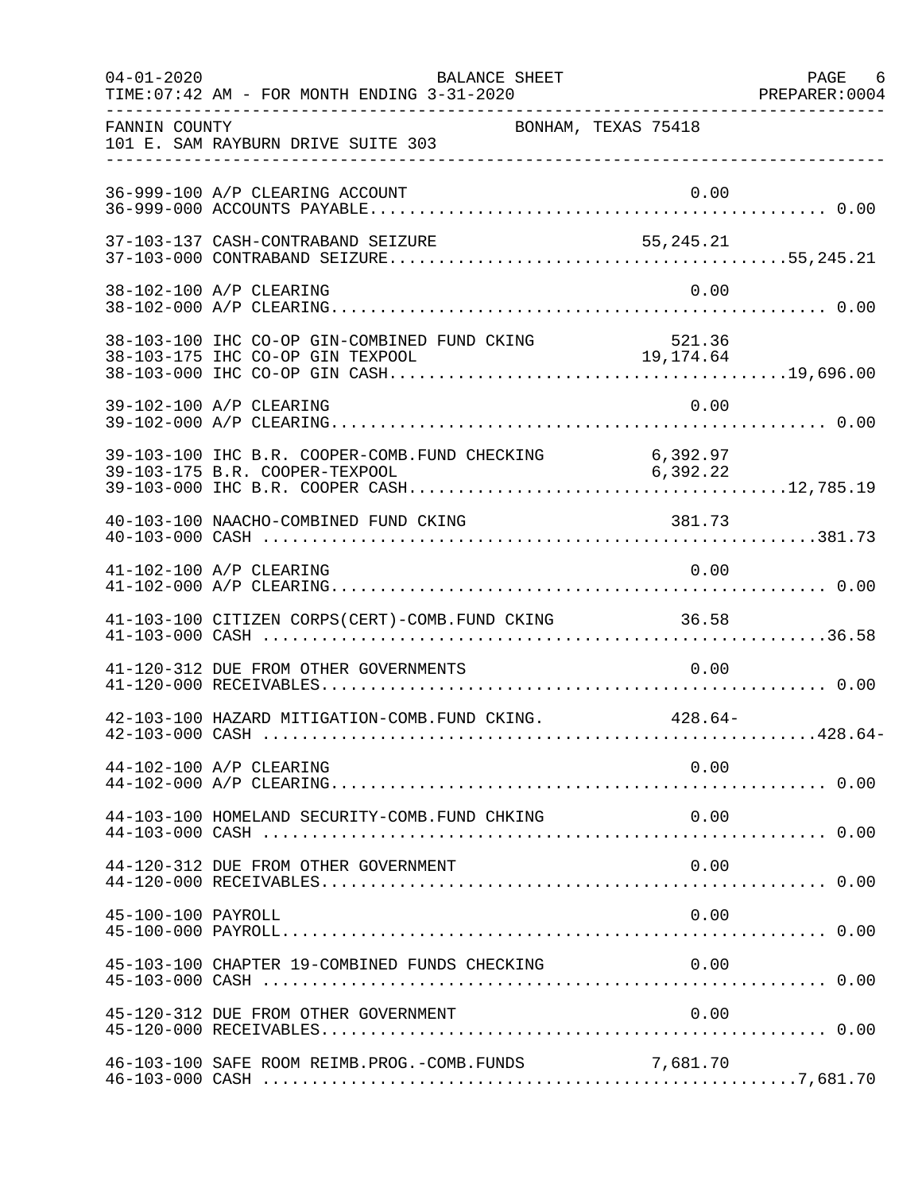FANNIN COUNTY BONHAM, TEXAS 75418
101 E. SAM RAYBURN DRIVE SUITE 303

BALANCE SHEET
04-01-2020 TIME:07:42 AM - FOR MONTH ENDING 3-31-2020 PREPARER:0004

| Account | Description | Amount | Total |
|---|---|---|---|
| 36-999-100 | A/P CLEARING ACCOUNT | 0.00 | |
| 36-999-000 | ACCOUNTS PAYABLE | | 0.00 |
| 37-103-137 | CASH-CONTRABAND SEIZURE | 55,245.21 | |
| 37-103-000 | CONTRABAND SEIZURE | | 55,245.21 |
| 38-102-100 | A/P CLEARING | 0.00 | |
| 38-102-000 | A/P CLEARING | | 0.00 |
| 38-103-100 | IHC CO-OP GIN-COMBINED FUND CKING | 521.36 | |
| 38-103-175 | IHC CO-OP GIN TEXPOOL | 19,174.64 | |
| 38-103-000 | IHC CO-OP GIN CASH | | 19,696.00 |
| 39-102-100 | A/P CLEARING | 0.00 | |
| 39-102-000 | A/P CLEARING | | 0.00 |
| 39-103-100 | IHC B.R. COOPER-COMB.FUND CHECKING | 6,392.97 | |
| 39-103-175 | B.R. COOPER-TEXPOOL | 6,392.22 | |
| 39-103-000 | IHC B.R. COOPER CASH | | 12,785.19 |
| 40-103-100 | NAACHO-COMBINED FUND CKING | 381.73 | |
| 40-103-000 | CASH | | 381.73 |
| 41-102-100 | A/P CLEARING | 0.00 | |
| 41-102-000 | A/P CLEARING | | 0.00 |
| 41-103-100 | CITIZEN CORPS(CERT)-COMB.FUND CKING | 36.58 | |
| 41-103-000 | CASH | | 36.58 |
| 41-120-312 | DUE FROM OTHER GOVERNMENTS | 0.00 | |
| 41-120-000 | RECEIVABLES | | 0.00 |
| 42-103-100 | HAZARD MITIGATION-COMB.FUND CKING. | 428.64- | |
| 42-103-000 | CASH | | 428.64- |
| 44-102-100 | A/P CLEARING | 0.00 | |
| 44-102-000 | A/P CLEARING | | 0.00 |
| 44-103-100 | HOMELAND SECURITY-COMB.FUND CHKING | 0.00 | |
| 44-103-000 | CASH | | 0.00 |
| 44-120-312 | DUE FROM OTHER GOVERNMENT | 0.00 | |
| 44-120-000 | RECEIVABLES | | 0.00 |
| 45-100-100 | PAYROLL | 0.00 | |
| 45-100-000 | PAYROLL | | 0.00 |
| 45-103-100 | CHAPTER 19-COMBINED FUNDS CHECKING | 0.00 | |
| 45-103-000 | CASH | | 0.00 |
| 45-120-312 | DUE FROM OTHER GOVERNMENT | 0.00 | |
| 45-120-000 | RECEIVABLES | | 0.00 |
| 46-103-100 | SAFE ROOM REIMB.PROG.-COMB.FUNDS | 7,681.70 | |
| 46-103-000 | CASH | | 7,681.70 |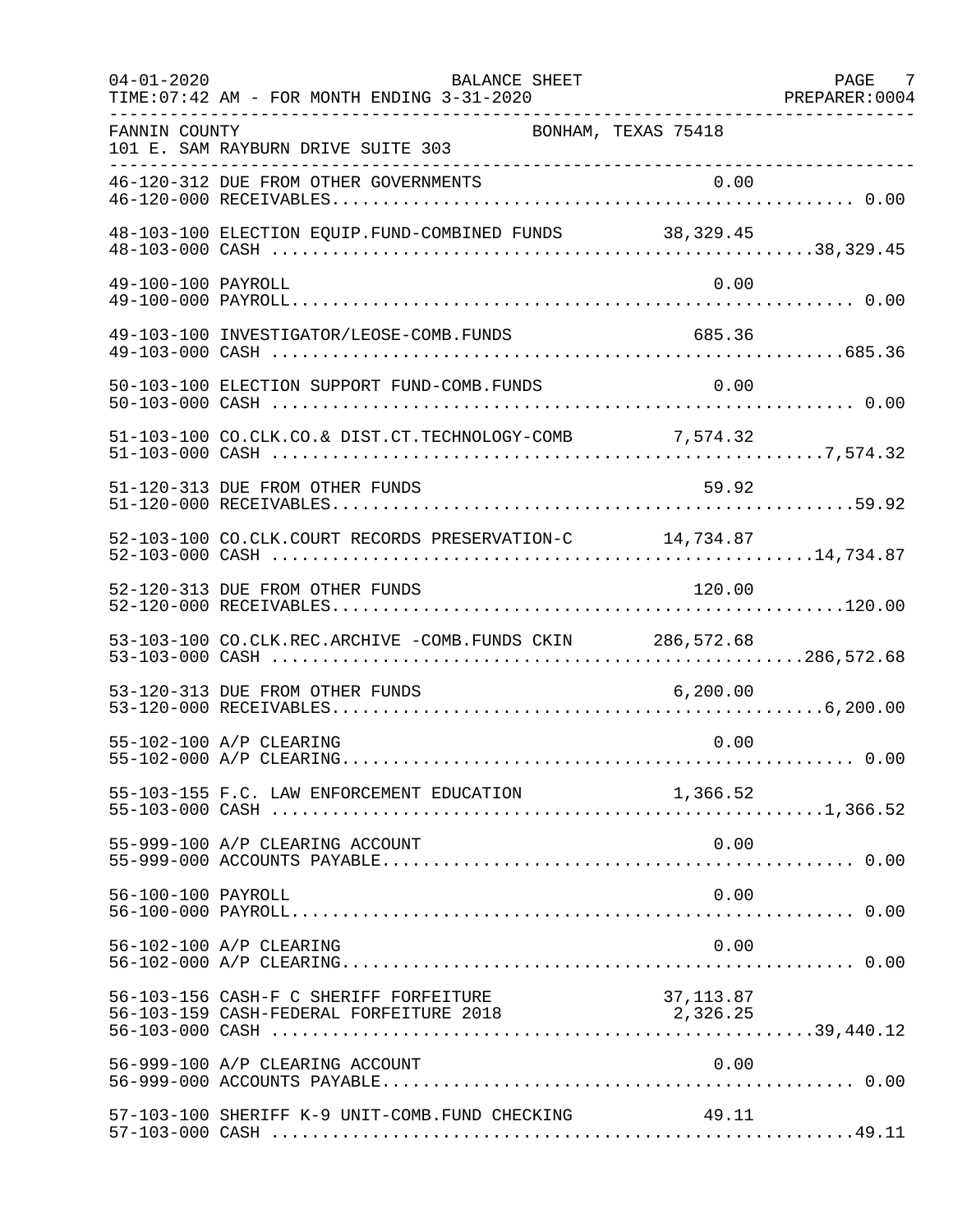FANNIN COUNTY BONHAM, TEXAS 75418
101 E. SAM RAYBURN DRIVE SUITE 303

BALANCE SHEET — FOR MONTH ENDING 3-31-2020

| Account | Description | Detail | Total |
|---|---|---|---|
| 46-120-312 | DUE FROM OTHER GOVERNMENTS | 0.00 | |
| 46-120-000 | RECEIVABLES | | 0.00 |
| 48-103-100 | ELECTION EQUIP.FUND-COMBINED FUNDS | 38,329.45 | |
| 48-103-000 | CASH | | 38,329.45 |
| 49-100-100 | PAYROLL | 0.00 | |
| 49-100-000 | PAYROLL | | 0.00 |
| 49-103-100 | INVESTIGATOR/LEOSE-COMB.FUNDS | 685.36 | |
| 49-103-000 | CASH | | 685.36 |
| 50-103-100 | ELECTION SUPPORT FUND-COMB.FUNDS | 0.00 | |
| 50-103-000 | CASH | | 0.00 |
| 51-103-100 | CO.CLK.CO.& DIST.CT.TECHNOLOGY-COMB | 7,574.32 | |
| 51-103-000 | CASH | | 7,574.32 |
| 51-120-313 | DUE FROM OTHER FUNDS | 59.92 | |
| 51-120-000 | RECEIVABLES | | 59.92 |
| 52-103-100 | CO.CLK.COURT RECORDS PRESERVATION-C | 14,734.87 | |
| 52-103-000 | CASH | | 14,734.87 |
| 52-120-313 | DUE FROM OTHER FUNDS | 120.00 | |
| 52-120-000 | RECEIVABLES | | 120.00 |
| 53-103-100 | CO.CLK.REC.ARCHIVE -COMB.FUNDS CKIN | 286,572.68 | |
| 53-103-000 | CASH | | 286,572.68 |
| 53-120-313 | DUE FROM OTHER FUNDS | 6,200.00 | |
| 53-120-000 | RECEIVABLES | | 6,200.00 |
| 55-102-100 | A/P CLEARING | 0.00 | |
| 55-102-000 | A/P CLEARING | | 0.00 |
| 55-103-155 | F.C. LAW ENFORCEMENT EDUCATION | 1,366.52 | |
| 55-103-000 | CASH | | 1,366.52 |
| 55-999-100 | A/P CLEARING ACCOUNT | 0.00 | |
| 55-999-000 | ACCOUNTS PAYABLE | | 0.00 |
| 56-100-100 | PAYROLL | 0.00 | |
| 56-100-000 | PAYROLL | | 0.00 |
| 56-102-100 | A/P CLEARING | 0.00 | |
| 56-102-000 | A/P CLEARING | | 0.00 |
| 56-103-156 | CASH-F C SHERIFF FORFEITURE | 37,113.87 | |
| 56-103-159 | CASH-FEDERAL FORFEITURE 2018 | 2,326.25 | |
| 56-103-000 | CASH | | 39,440.12 |
| 56-999-100 | A/P CLEARING ACCOUNT | 0.00 | |
| 56-999-000 | ACCOUNTS PAYABLE | | 0.00 |
| 57-103-100 | SHERIFF K-9 UNIT-COMB.FUND CHECKING | 49.11 | |
| 57-103-000 | CASH | | 49.11 |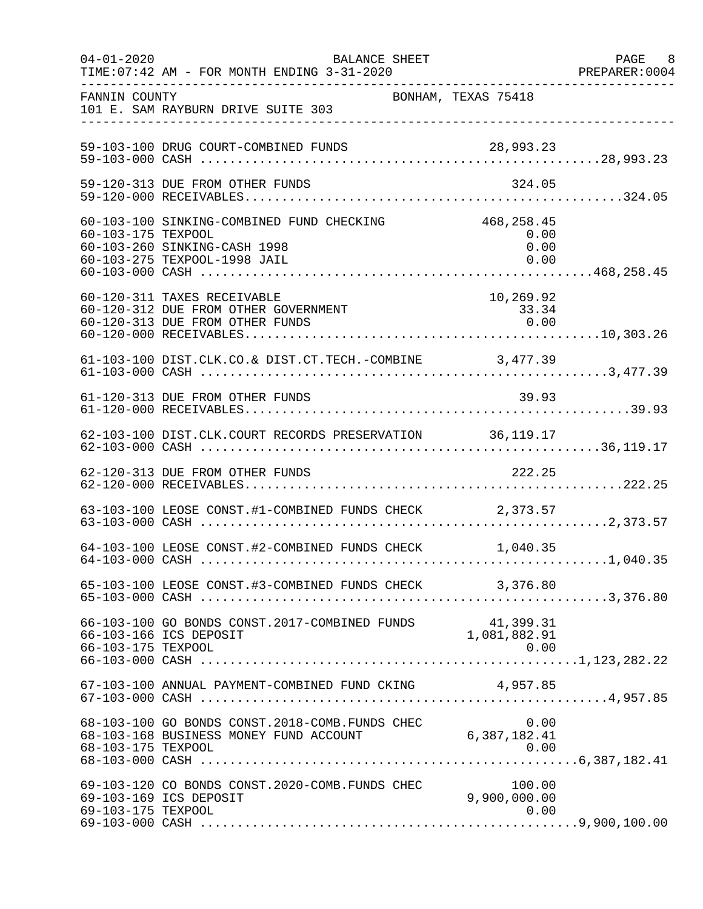04-01-2020 BALANCE SHEET PAGE 8
TIME:07:42 AM - FOR MONTH ENDING 3-31-2020 PREPARER:0004

FANNIN COUNTY BONHAM, TEXAS 75418
101 E. SAM RAYBURN DRIVE SUITE 303

| Account | Description | Amount | Total |
|---|---|---|---|
| 59-103-100 | DRUG COURT-COMBINED FUNDS | 28,993.23 | |
| 59-103-000 | CASH | | 28,993.23 |
| 59-120-313 | DUE FROM OTHER FUNDS | 324.05 | |
| 59-120-000 | RECEIVABLES | | 324.05 |
| 60-103-100 | SINKING-COMBINED FUND CHECKING | 468,258.45 | |
| 60-103-175 | TEXPOOL | 0.00 | |
| 60-103-260 | SINKING-CASH 1998 | 0.00 | |
| 60-103-275 | TEXPOOL-1998 JAIL | 0.00 | |
| 60-103-000 | CASH | | 468,258.45 |
| 60-120-311 | TAXES RECEIVABLE | 10,269.92 | |
| 60-120-312 | DUE FROM OTHER GOVERNMENT | 33.34 | |
| 60-120-313 | DUE FROM OTHER FUNDS | 0.00 | |
| 60-120-000 | RECEIVABLES | | 10,303.26 |
| 61-103-100 | DIST.CLK.CO.& DIST.CT.TECH.-COMBINE | 3,477.39 | |
| 61-103-000 | CASH | | 3,477.39 |
| 61-120-313 | DUE FROM OTHER FUNDS | 39.93 | |
| 61-120-000 | RECEIVABLES | | 39.93 |
| 62-103-100 | DIST.CLK.COURT RECORDS PRESERVATION | 36,119.17 | |
| 62-103-000 | CASH | | 36,119.17 |
| 62-120-313 | DUE FROM OTHER FUNDS | 222.25 | |
| 62-120-000 | RECEIVABLES | | 222.25 |
| 63-103-100 | LEOSE CONST.#1-COMBINED FUNDS CHECK | 2,373.57 | |
| 63-103-000 | CASH | | 2,373.57 |
| 64-103-100 | LEOSE CONST.#2-COMBINED FUNDS CHECK | 1,040.35 | |
| 64-103-000 | CASH | | 1,040.35 |
| 65-103-100 | LEOSE CONST.#3-COMBINED FUNDS CHECK | 3,376.80 | |
| 65-103-000 | CASH | | 3,376.80 |
| 66-103-100 | GO BONDS CONST.2017-COMBINED FUNDS | 41,399.31 | |
| 66-103-166 | ICS DEPOSIT | 1,081,882.91 | |
| 66-103-175 | TEXPOOL | 0.00 | |
| 66-103-000 | CASH | | 1,123,282.22 |
| 67-103-100 | ANNUAL PAYMENT-COMBINED FUND CKING | 4,957.85 | |
| 67-103-000 | CASH | | 4,957.85 |
| 68-103-100 | GO BONDS CONST.2018-COMB.FUNDS CHEC | 0.00 | |
| 68-103-168 | BUSINESS MONEY FUND ACCOUNT | 6,387,182.41 | |
| 68-103-175 | TEXPOOL | 0.00 | |
| 68-103-000 | CASH | | 6,387,182.41 |
| 69-103-120 | CO BONDS CONST.2020-COMB.FUNDS CHEC | 100.00 | |
| 69-103-169 | ICS DEPOSIT | 9,900,000.00 | |
| 69-103-175 | TEXPOOL | 0.00 | |
| 69-103-000 | CASH | | 9,900,100.00 |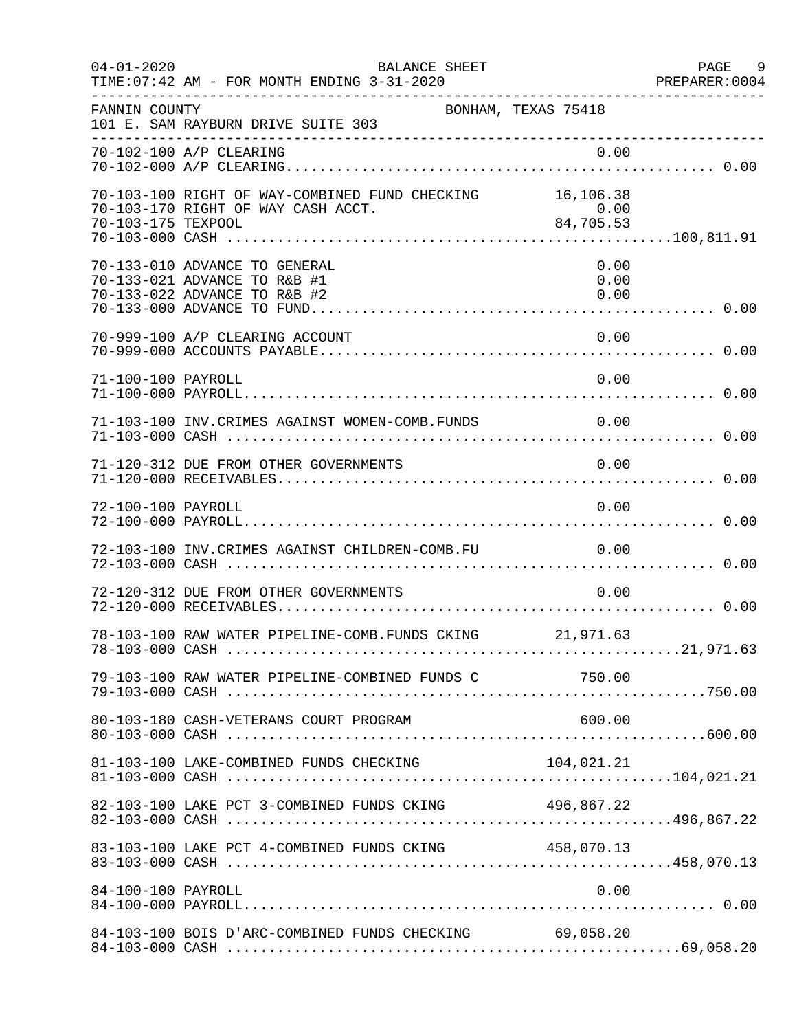FANNIN COUNTY — BONHAM, TEXAS 75418
101 E. SAM RAYBURN DRIVE SUITE 303

BALANCE SHEET — FOR MONTH ENDING 3-31-2020

| Account | Description | Detail | Total |
|---|---|---|---|
| 70-102-100 | A/P CLEARING | 0.00 | |
| 70-102-000 | A/P CLEARING | | 0.00 |
| 70-103-100 | RIGHT OF WAY-COMBINED FUND CHECKING | 16,106.38 | |
| 70-103-170 | RIGHT OF WAY CASH ACCT. | 0.00 | |
| 70-103-175 | TEXPOOL | 84,705.53 | |
| 70-103-000 | CASH | | 100,811.91 |
| 70-133-010 | ADVANCE TO GENERAL | 0.00 | |
| 70-133-021 | ADVANCE TO R&B #1 | 0.00 | |
| 70-133-022 | ADVANCE TO R&B #2 | 0.00 | |
| 70-133-000 | ADVANCE TO FUND | | 0.00 |
| 70-999-100 | A/P CLEARING ACCOUNT | 0.00 | |
| 70-999-000 | ACCOUNTS PAYABLE | | 0.00 |
| 71-100-100 | PAYROLL | 0.00 | |
| 71-100-000 | PAYROLL | | 0.00 |
| 71-103-100 | INV.CRIMES AGAINST WOMEN-COMB.FUNDS | 0.00 | |
| 71-103-000 | CASH | | 0.00 |
| 71-120-312 | DUE FROM OTHER GOVERNMENTS | 0.00 | |
| 71-120-000 | RECEIVABLES | | 0.00 |
| 72-100-100 | PAYROLL | 0.00 | |
| 72-100-000 | PAYROLL | | 0.00 |
| 72-103-100 | INV.CRIMES AGAINST CHILDREN-COMB.FU | 0.00 | |
| 72-103-000 | CASH | | 0.00 |
| 72-120-312 | DUE FROM OTHER GOVERNMENTS | 0.00 | |
| 72-120-000 | RECEIVABLES | | 0.00 |
| 78-103-100 | RAW WATER PIPELINE-COMB.FUNDS CKING | 21,971.63 | |
| 78-103-000 | CASH | | 21,971.63 |
| 79-103-100 | RAW WATER PIPELINE-COMBINED FUNDS C | 750.00 | |
| 79-103-000 | CASH | | 750.00 |
| 80-103-180 | CASH-VETERANS COURT PROGRAM | 600.00 | |
| 80-103-000 | CASH | | 600.00 |
| 81-103-100 | LAKE-COMBINED FUNDS CHECKING | 104,021.21 | |
| 81-103-000 | CASH | | 104,021.21 |
| 82-103-100 | LAKE PCT 3-COMBINED FUNDS CKING | 496,867.22 | |
| 82-103-000 | CASH | | 496,867.22 |
| 83-103-100 | LAKE PCT 4-COMBINED FUNDS CKING | 458,070.13 | |
| 83-103-000 | CASH | | 458,070.13 |
| 84-100-100 | PAYROLL | 0.00 | |
| 84-100-000 | PAYROLL | | 0.00 |
| 84-103-100 | BOIS D'ARC-COMBINED FUNDS CHECKING | 69,058.20 | |
| 84-103-000 | CASH | | 69,058.20 |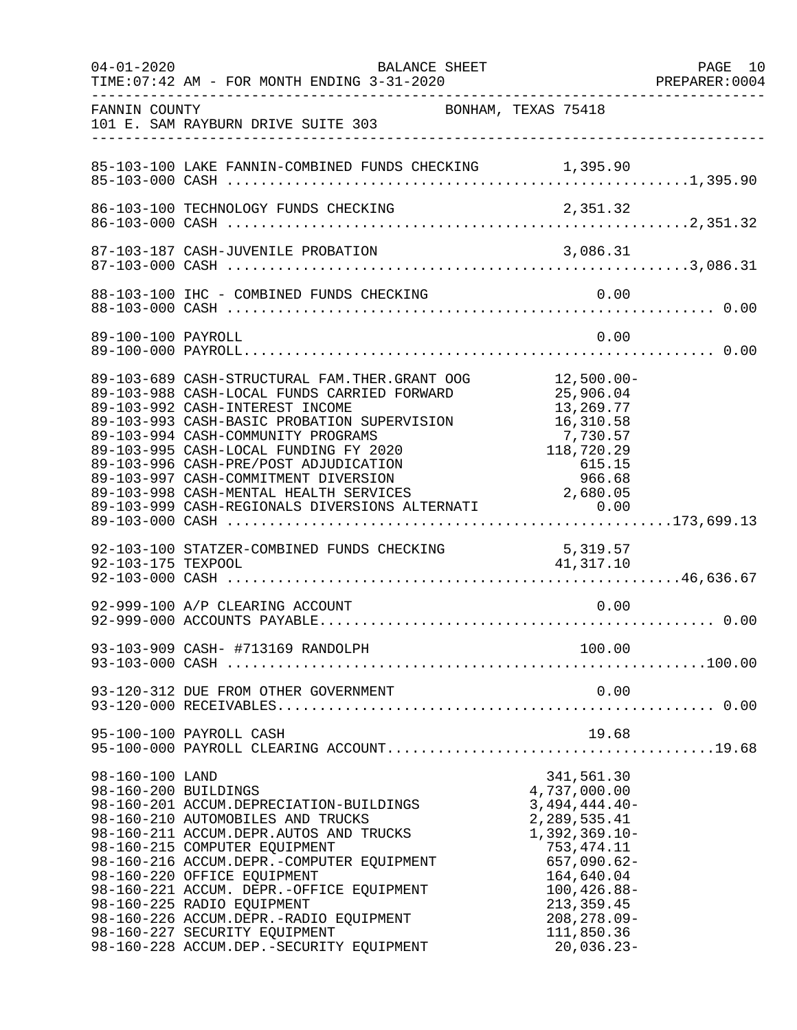FANNIN COUNTY — BONHAM, TEXAS 75418
101 E. SAM RAYBURN DRIVE SUITE 303

BALANCE SHEET — FOR MONTH ENDING 3-31-2020

| Account | Description | Detail | Total |
|---|---|---|---|
| 85-103-100 | LAKE FANNIN-COMBINED FUNDS CHECKING | 1,395.90 | |
| 85-103-000 | CASH | | 1,395.90 |
| 86-103-100 | TECHNOLOGY FUNDS CHECKING | 2,351.32 | |
| 86-103-000 | CASH | | 2,351.32 |
| 87-103-187 | CASH-JUVENILE PROBATION | 3,086.31 | |
| 87-103-000 | CASH | | 3,086.31 |
| 88-103-100 | IHC - COMBINED FUNDS CHECKING | 0.00 | |
| 88-103-000 | CASH | | 0.00 |
| 89-100-100 | PAYROLL | 0.00 | |
| 89-100-000 | PAYROLL | | 0.00 |
| 89-103-689 | CASH-STRUCTURAL FAM.THER.GRANT OOG | 12,500.00- | |
| 89-103-988 | CASH-LOCAL FUNDS CARRIED FORWARD | 25,906.04 | |
| 89-103-992 | CASH-INTEREST INCOME | 13,269.77 | |
| 89-103-993 | CASH-BASIC PROBATION SUPERVISION | 16,310.58 | |
| 89-103-994 | CASH-COMMUNITY PROGRAMS | 7,730.57 | |
| 89-103-995 | CASH-LOCAL FUNDING FY 2020 | 118,720.29 | |
| 89-103-996 | CASH-PRE/POST ADJUDICATION | 615.15 | |
| 89-103-997 | CASH-COMMITMENT DIVERSION | 966.68 | |
| 89-103-998 | CASH-MENTAL HEALTH SERVICES | 2,680.05 | |
| 89-103-999 | CASH-REGIONALS DIVERSIONS ALTERNATI | 0.00 | |
| 89-103-000 | CASH | | 173,699.13 |
| 92-103-100 | STATZER-COMBINED FUNDS CHECKING | 5,319.57 | |
| 92-103-175 | TEXPOOL | 41,317.10 | |
| 92-103-000 | CASH | | 46,636.67 |
| 92-999-100 | A/P CLEARING ACCOUNT | 0.00 | |
| 92-999-000 | ACCOUNTS PAYABLE | | 0.00 |
| 93-103-909 | CASH- #713169 RANDOLPH | 100.00 | |
| 93-103-000 | CASH | | 100.00 |
| 93-120-312 | DUE FROM OTHER GOVERNMENT | 0.00 | |
| 93-120-000 | RECEIVABLES | | 0.00 |
| 95-100-100 | PAYROLL CASH | 19.68 | |
| 95-100-000 | PAYROLL CLEARING ACCOUNT | | 19.68 |
| 98-160-100 | LAND | 341,561.30 | |
| 98-160-200 | BUILDINGS | 4,737,000.00 | |
| 98-160-201 | ACCUM.DEPRECIATION-BUILDINGS | 3,494,444.40- | |
| 98-160-210 | AUTOMOBILES AND TRUCKS | 2,289,535.41 | |
| 98-160-211 | ACCUM.DEPR.AUTOS AND TRUCKS | 1,392,369.10- | |
| 98-160-215 | COMPUTER EQUIPMENT | 753,474.11 | |
| 98-160-216 | ACCUM.DEPR.-COMPUTER EQUIPMENT | 657,090.62- | |
| 98-160-220 | OFFICE EQUIPMENT | 164,640.04 | |
| 98-160-221 | ACCUM. DEPR.-OFFICE EQUIPMENT | 100,426.88- | |
| 98-160-225 | RADIO EQUIPMENT | 213,359.45 | |
| 98-160-226 | ACCUM.DEPR.-RADIO EQUIPMENT | 208,278.09- | |
| 98-160-227 | SECURITY EQUIPMENT | 111,850.36 | |
| 98-160-228 | ACCUM.DEP.-SECURITY EQUIPMENT | 20,036.23- | |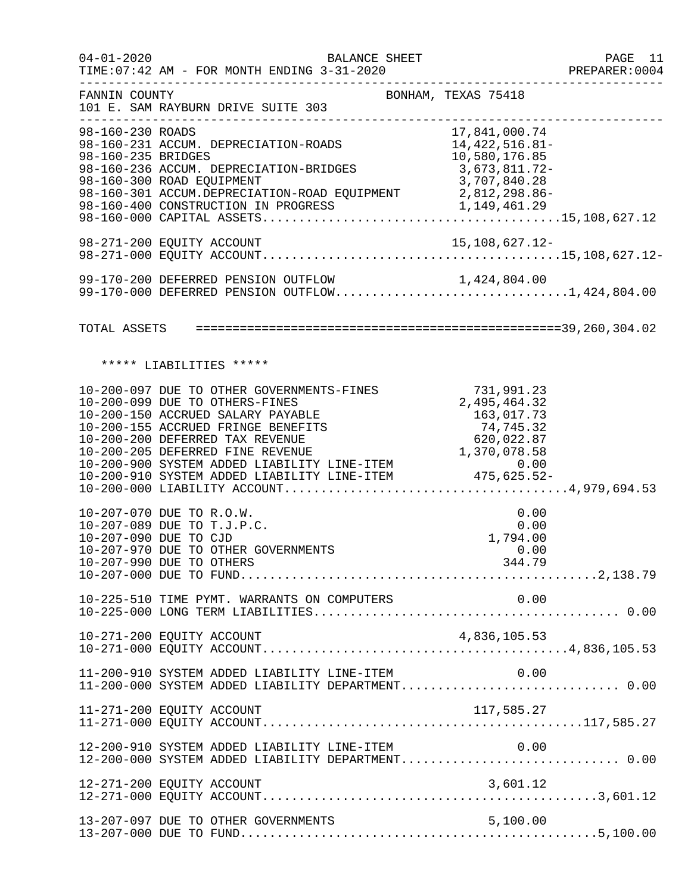FANNIN COUNTY BONHAM, TEXAS 75418
101 E. SAM RAYBURN DRIVE SUITE 303

BALANCE SHEET
TIME:07:42 AM - FOR MONTH ENDING 3-31-2020

| Account | Description | Amount | Total |
|---|---|---|---|
| 98-160-230 | ROADS | 17,841,000.74 | |
| 98-160-231 | ACCUM. DEPRECIATION-ROADS | 14,422,516.81- | |
| 98-160-235 | BRIDGES | 10,580,176.85 | |
| 98-160-236 | ACCUM. DEPRECIATION-BRIDGES | 3,673,811.72- | |
| 98-160-300 | ROAD EQUIPMENT | 3,707,840.28 | |
| 98-160-301 | ACCUM.DEPRECIATION-ROAD EQUIPMENT | 2,812,298.86- | |
| 98-160-400 | CONSTRUCTION IN PROGRESS | 1,149,461.29 | |
| 98-160-000 | CAPITAL ASSETS | | 15,108,627.12 |
| 98-271-200 | EQUITY ACCOUNT | 15,108,627.12- | |
| 98-271-000 | EQUITY ACCOUNT | | 15,108,627.12- |
| 99-170-200 | DEFERRED PENSION OUTFLOW | 1,424,804.00 | |
| 99-170-000 | DEFERRED PENSION OUTFLOW | | 1,424,804.00 |
| | TOTAL ASSETS | | 39,260,304.02 |

***** LIABILITIES *****

| Account | Description | Amount | Total |
|---|---|---|---|
| 10-200-097 | DUE TO OTHER GOVERNMENTS-FINES | 731,991.23 | |
| 10-200-099 | DUE TO OTHERS-FINES | 2,495,464.32 | |
| 10-200-150 | ACCRUED SALARY PAYABLE | 163,017.73 | |
| 10-200-155 | ACCRUED FRINGE BENEFITS | 74,745.32 | |
| 10-200-200 | DEFERRED TAX REVENUE | 620,022.87 | |
| 10-200-205 | DEFERRED FINE REVENUE | 1,370,078.58 | |
| 10-200-900 | SYSTEM ADDED LIABILITY LINE-ITEM | 0.00 | |
| 10-200-910 | SYSTEM ADDED LIABILITY LINE-ITEM | 475,625.52- | |
| 10-200-000 | LIABILITY ACCOUNT | | 4,979,694.53 |
| 10-207-070 | DUE TO R.O.W. | 0.00 | |
| 10-207-089 | DUE TO T.J.P.C. | 0.00 | |
| 10-207-090 | DUE TO CJD | 1,794.00 | |
| 10-207-970 | DUE TO OTHER GOVERNMENTS | 0.00 | |
| 10-207-990 | DUE TO OTHERS | 344.79 | |
| 10-207-000 | DUE TO FUND | | 2,138.79 |
| 10-225-510 | TIME PYMT. WARRANTS ON COMPUTERS | 0.00 | |
| 10-225-000 | LONG TERM LIABILITIES | | 0.00 |
| 10-271-200 | EQUITY ACCOUNT | 4,836,105.53 | |
| 10-271-000 | EQUITY ACCOUNT | | 4,836,105.53 |
| 11-200-910 | SYSTEM ADDED LIABILITY LINE-ITEM | 0.00 | |
| 11-200-000 | SYSTEM ADDED LIABILITY DEPARTMENT | | 0.00 |
| 11-271-200 | EQUITY ACCOUNT | 117,585.27 | |
| 11-271-000 | EQUITY ACCOUNT | | 117,585.27 |
| 12-200-910 | SYSTEM ADDED LIABILITY LINE-ITEM | 0.00 | |
| 12-200-000 | SYSTEM ADDED LIABILITY DEPARTMENT | | 0.00 |
| 12-271-200 | EQUITY ACCOUNT | 3,601.12 | |
| 12-271-000 | EQUITY ACCOUNT | | 3,601.12 |
| 13-207-097 | DUE TO OTHER GOVERNMENTS | 5,100.00 | |
| 13-207-000 | DUE TO FUND | | 5,100.00 |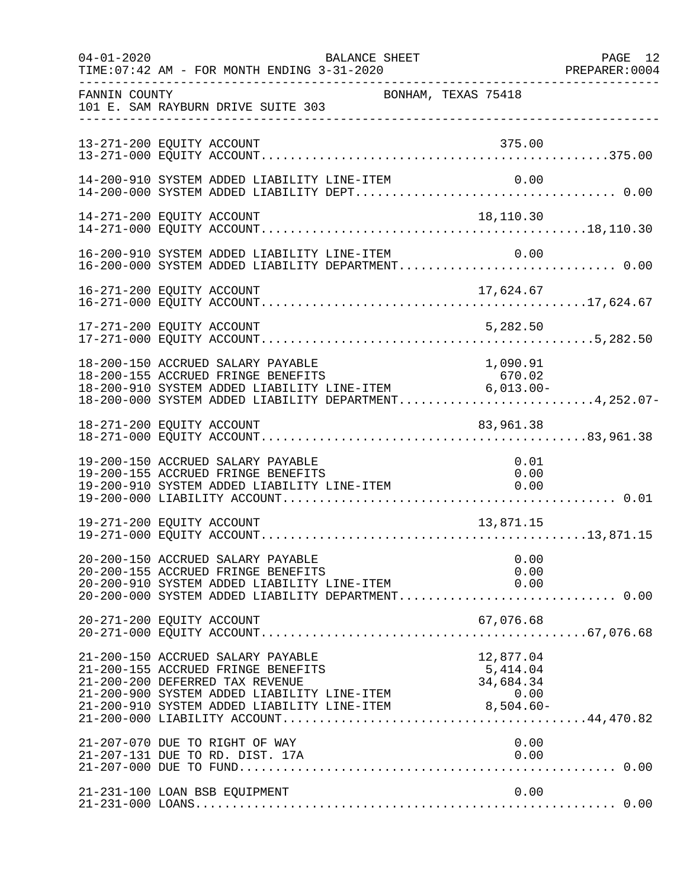FANNIN COUNTY BONHAM, TEXAS 75418
101 E. SAM RAYBURN DRIVE SUITE 303

BALANCE SHEET
TIME:07:42 AM - FOR MONTH ENDING 3-31-2020

| Account | Description | Amount | Total |
|---|---|---|---|
| 13-271-200 | EQUITY ACCOUNT | 375.00 | |
| 13-271-000 | EQUITY ACCOUNT | | 375.00 |
| 14-200-910 | SYSTEM ADDED LIABILITY LINE-ITEM | 0.00 | |
| 14-200-000 | SYSTEM ADDED LIABILITY DEPT | | 0.00 |
| 14-271-200 | EQUITY ACCOUNT | 18,110.30 | |
| 14-271-000 | EQUITY ACCOUNT | | 18,110.30 |
| 16-200-910 | SYSTEM ADDED LIABILITY LINE-ITEM | 0.00 | |
| 16-200-000 | SYSTEM ADDED LIABILITY DEPARTMENT | | 0.00 |
| 16-271-200 | EQUITY ACCOUNT | 17,624.67 | |
| 16-271-000 | EQUITY ACCOUNT | | 17,624.67 |
| 17-271-200 | EQUITY ACCOUNT | 5,282.50 | |
| 17-271-000 | EQUITY ACCOUNT | | 5,282.50 |
| 18-200-150 | ACCRUED SALARY PAYABLE | 1,090.91 | |
| 18-200-155 | ACCRUED FRINGE BENEFITS | 670.02 | |
| 18-200-910 | SYSTEM ADDED LIABILITY LINE-ITEM | 6,013.00- | |
| 18-200-000 | SYSTEM ADDED LIABILITY DEPARTMENT | | 4,252.07- |
| 18-271-200 | EQUITY ACCOUNT | 83,961.38 | |
| 18-271-000 | EQUITY ACCOUNT | | 83,961.38 |
| 19-200-150 | ACCRUED SALARY PAYABLE | 0.01 | |
| 19-200-155 | ACCRUED FRINGE BENEFITS | 0.00 | |
| 19-200-910 | SYSTEM ADDED LIABILITY LINE-ITEM | 0.00 | |
| 19-200-000 | LIABILITY ACCOUNT | | 0.01 |
| 19-271-200 | EQUITY ACCOUNT | 13,871.15 | |
| 19-271-000 | EQUITY ACCOUNT | | 13,871.15 |
| 20-200-150 | ACCRUED SALARY PAYABLE | 0.00 | |
| 20-200-155 | ACCRUED FRINGE BENEFITS | 0.00 | |
| 20-200-910 | SYSTEM ADDED LIABILITY LINE-ITEM | 0.00 | |
| 20-200-000 | SYSTEM ADDED LIABILITY DEPARTMENT | | 0.00 |
| 20-271-200 | EQUITY ACCOUNT | 67,076.68 | |
| 20-271-000 | EQUITY ACCOUNT | | 67,076.68 |
| 21-200-150 | ACCRUED SALARY PAYABLE | 12,877.04 | |
| 21-200-155 | ACCRUED FRINGE BENEFITS | 5,414.04 | |
| 21-200-200 | DEFERRED TAX REVENUE | 34,684.34 | |
| 21-200-900 | SYSTEM ADDED LIABILITY LINE-ITEM | 0.00 | |
| 21-200-910 | SYSTEM ADDED LIABILITY LINE-ITEM | 8,504.60- | |
| 21-200-000 | LIABILITY ACCOUNT | | 44,470.82 |
| 21-207-070 | DUE TO RIGHT OF WAY | 0.00 | |
| 21-207-131 | DUE TO RD. DIST. 17A | 0.00 | |
| 21-207-000 | DUE TO FUND | | 0.00 |
| 21-231-100 | LOAN BSB EQUIPMENT | 0.00 | |
| 21-231-000 | LOANS | | 0.00 |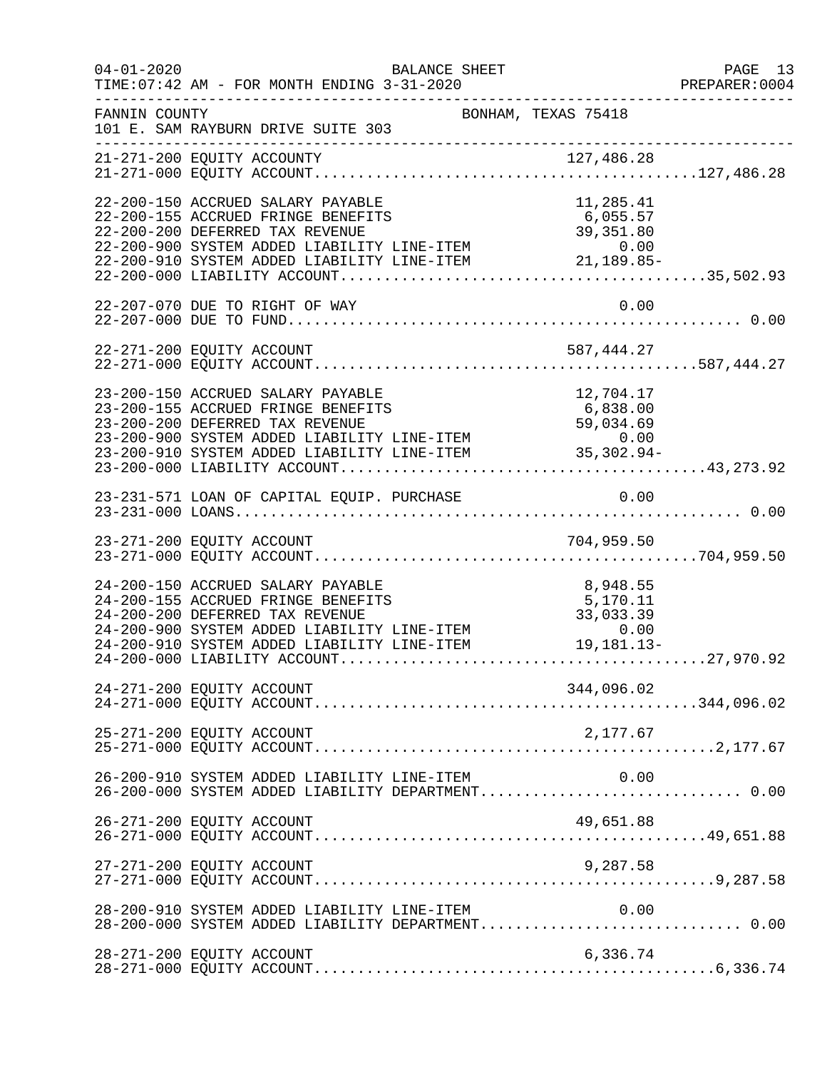04-01-2020 BALANCE SHEET PAGE 13
TIME:07:42 AM - FOR MONTH ENDING 3-31-2020 PREPARER:0004

FANNIN COUNTY BONHAM, TEXAS 75418
101 E. SAM RAYBURN DRIVE SUITE 303

| Account | Description | Amount | Total |
|---|---|---|---|
| 21-271-200 | EQUITY ACCOUNTY | 127,486.28 | |
| 21-271-000 | EQUITY ACCOUNT | | 127,486.28 |
| 22-200-150 | ACCRUED SALARY PAYABLE | 11,285.41 | |
| 22-200-155 | ACCRUED FRINGE BENEFITS | 6,055.57 | |
| 22-200-200 | DEFERRED TAX REVENUE | 39,351.80 | |
| 22-200-900 | SYSTEM ADDED LIABILITY LINE-ITEM | 0.00 | |
| 22-200-910 | SYSTEM ADDED LIABILITY LINE-ITEM | 21,189.85- | |
| 22-200-000 | LIABILITY ACCOUNT | | 35,502.93 |
| 22-207-070 | DUE TO RIGHT OF WAY | 0.00 | |
| 22-207-000 | DUE TO FUND | | 0.00 |
| 22-271-200 | EQUITY ACCOUNT | 587,444.27 | |
| 22-271-000 | EQUITY ACCOUNT | | 587,444.27 |
| 23-200-150 | ACCRUED SALARY PAYABLE | 12,704.17 | |
| 23-200-155 | ACCRUED FRINGE BENEFITS | 6,838.00 | |
| 23-200-200 | DEFERRED TAX REVENUE | 59,034.69 | |
| 23-200-900 | SYSTEM ADDED LIABILITY LINE-ITEM | 0.00 | |
| 23-200-910 | SYSTEM ADDED LIABILITY LINE-ITEM | 35,302.94- | |
| 23-200-000 | LIABILITY ACCOUNT | | 43,273.92 |
| 23-231-571 | LOAN OF CAPITAL EQUIP. PURCHASE | 0.00 | |
| 23-231-000 | LOANS | | 0.00 |
| 23-271-200 | EQUITY ACCOUNT | 704,959.50 | |
| 23-271-000 | EQUITY ACCOUNT | | 704,959.50 |
| 24-200-150 | ACCRUED SALARY PAYABLE | 8,948.55 | |
| 24-200-155 | ACCRUED FRINGE BENEFITS | 5,170.11 | |
| 24-200-200 | DEFERRED TAX REVENUE | 33,033.39 | |
| 24-200-900 | SYSTEM ADDED LIABILITY LINE-ITEM | 0.00 | |
| 24-200-910 | SYSTEM ADDED LIABILITY LINE-ITEM | 19,181.13- | |
| 24-200-000 | LIABILITY ACCOUNT | | 27,970.92 |
| 24-271-200 | EQUITY ACCOUNT | 344,096.02 | |
| 24-271-000 | EQUITY ACCOUNT | | 344,096.02 |
| 25-271-200 | EQUITY ACCOUNT | 2,177.67 | |
| 25-271-000 | EQUITY ACCOUNT | | 2,177.67 |
| 26-200-910 | SYSTEM ADDED LIABILITY LINE-ITEM | 0.00 | |
| 26-200-000 | SYSTEM ADDED LIABILITY DEPARTMENT | | 0.00 |
| 26-271-200 | EQUITY ACCOUNT | 49,651.88 | |
| 26-271-000 | EQUITY ACCOUNT | | 49,651.88 |
| 27-271-200 | EQUITY ACCOUNT | 9,287.58 | |
| 27-271-000 | EQUITY ACCOUNT | | 9,287.58 |
| 28-200-910 | SYSTEM ADDED LIABILITY LINE-ITEM | 0.00 | |
| 28-200-000 | SYSTEM ADDED LIABILITY DEPARTMENT | | 0.00 |
| 28-271-200 | EQUITY ACCOUNT | 6,336.74 | |
| 28-271-000 | EQUITY ACCOUNT | | 6,336.74 |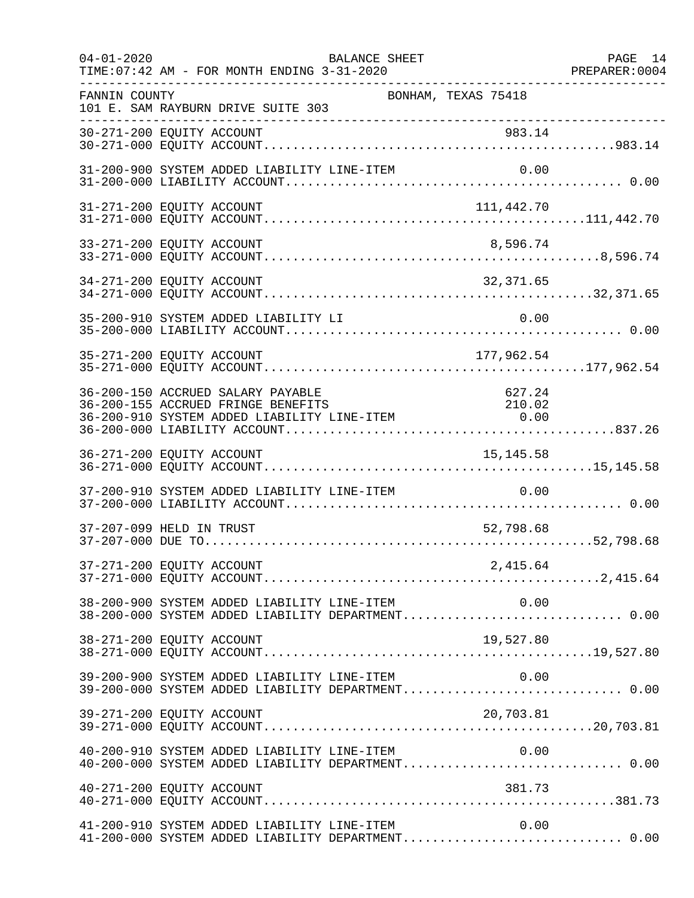FANNIN COUNTY　　　　　　　　　　　　　BONHAM, TEXAS 75418
101 E. SAM RAYBURN DRIVE SUITE 303

| Account | Description | Amount | Total |
|---|---|---|---|
| 30-271-200 | EQUITY ACCOUNT | 983.14 | |
| 30-271-000 | EQUITY ACCOUNT | | 983.14 |
| 31-200-900 | SYSTEM ADDED LIABILITY LINE-ITEM | 0.00 | |
| 31-200-000 | LIABILITY ACCOUNT | | 0.00 |
| 31-271-200 | EQUITY ACCOUNT | 111,442.70 | |
| 31-271-000 | EQUITY ACCOUNT | | 111,442.70 |
| 33-271-200 | EQUITY ACCOUNT | 8,596.74 | |
| 33-271-000 | EQUITY ACCOUNT | | 8,596.74 |
| 34-271-200 | EQUITY ACCOUNT | 32,371.65 | |
| 34-271-000 | EQUITY ACCOUNT | | 32,371.65 |
| 35-200-910 | SYSTEM ADDED LIABILITY LI | 0.00 | |
| 35-200-000 | LIABILITY ACCOUNT | | 0.00 |
| 35-271-200 | EQUITY ACCOUNT | 177,962.54 | |
| 35-271-000 | EQUITY ACCOUNT | | 177,962.54 |
| 36-200-150 | ACCRUED SALARY PAYABLE | 627.24 | |
| 36-200-155 | ACCRUED FRINGE BENEFITS | 210.02 | |
| 36-200-910 | SYSTEM ADDED LIABILITY LINE-ITEM | 0.00 | |
| 36-200-000 | LIABILITY ACCOUNT | | 837.26 |
| 36-271-200 | EQUITY ACCOUNT | 15,145.58 | |
| 36-271-000 | EQUITY ACCOUNT | | 15,145.58 |
| 37-200-910 | SYSTEM ADDED LIABILITY LINE-ITEM | 0.00 | |
| 37-200-000 | LIABILITY ACCOUNT | | 0.00 |
| 37-207-099 | HELD IN TRUST | 52,798.68 | |
| 37-207-000 | DUE TO | | 52,798.68 |
| 37-271-200 | EQUITY ACCOUNT | 2,415.64 | |
| 37-271-000 | EQUITY ACCOUNT | | 2,415.64 |
| 38-200-900 | SYSTEM ADDED LIABILITY LINE-ITEM | 0.00 | |
| 38-200-000 | SYSTEM ADDED LIABILITY DEPARTMENT | | 0.00 |
| 38-271-200 | EQUITY ACCOUNT | 19,527.80 | |
| 38-271-000 | EQUITY ACCOUNT | | 19,527.80 |
| 39-200-900 | SYSTEM ADDED LIABILITY LINE-ITEM | 0.00 | |
| 39-200-000 | SYSTEM ADDED LIABILITY DEPARTMENT | | 0.00 |
| 39-271-200 | EQUITY ACCOUNT | 20,703.81 | |
| 39-271-000 | EQUITY ACCOUNT | | 20,703.81 |
| 40-200-910 | SYSTEM ADDED LIABILITY LINE-ITEM | 0.00 | |
| 40-200-000 | SYSTEM ADDED LIABILITY DEPARTMENT | | 0.00 |
| 40-271-200 | EQUITY ACCOUNT | 381.73 | |
| 40-271-000 | EQUITY ACCOUNT | | 381.73 |
| 41-200-910 | SYSTEM ADDED LIABILITY LINE-ITEM | 0.00 | |
| 41-200-000 | SYSTEM ADDED LIABILITY DEPARTMENT | | 0.00 |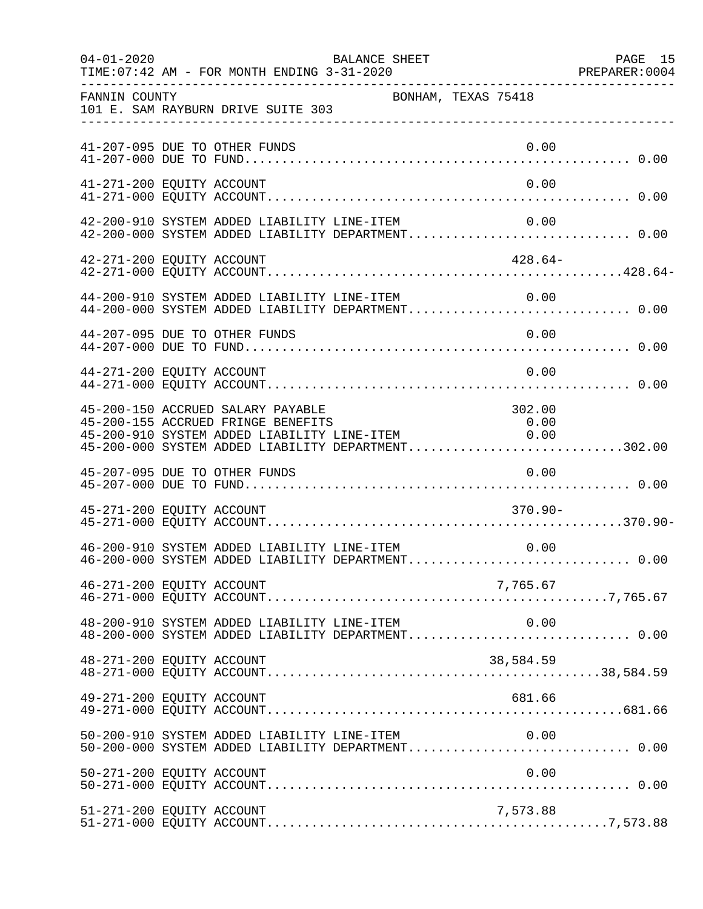FANNIN COUNTY BONHAM, TEXAS 75418
101 E. SAM RAYBURN DRIVE SUITE 303

BALANCE SHEET
TIME:07:42 AM - FOR MONTH ENDING 3-31-2020

| Account | Description | Line-Item Amount | Total |
|---|---|---|---|
| 41-207-095 | DUE TO OTHER FUNDS | 0.00 | |
| 41-207-000 | DUE TO FUND | | 0.00 |
| 41-271-200 | EQUITY ACCOUNT | 0.00 | |
| 41-271-000 | EQUITY ACCOUNT | | 0.00 |
| 42-200-910 | SYSTEM ADDED LIABILITY LINE-ITEM | 0.00 | |
| 42-200-000 | SYSTEM ADDED LIABILITY DEPARTMENT | | 0.00 |
| 42-271-200 | EQUITY ACCOUNT | 428.64- | |
| 42-271-000 | EQUITY ACCOUNT | | 428.64- |
| 44-200-910 | SYSTEM ADDED LIABILITY LINE-ITEM | 0.00 | |
| 44-200-000 | SYSTEM ADDED LIABILITY DEPARTMENT | | 0.00 |
| 44-207-095 | DUE TO OTHER FUNDS | 0.00 | |
| 44-207-000 | DUE TO FUND | | 0.00 |
| 44-271-200 | EQUITY ACCOUNT | 0.00 | |
| 44-271-000 | EQUITY ACCOUNT | | 0.00 |
| 45-200-150 | ACCRUED SALARY PAYABLE | 302.00 | |
| 45-200-155 | ACCRUED FRINGE BENEFITS | 0.00 | |
| 45-200-910 | SYSTEM ADDED LIABILITY LINE-ITEM | 0.00 | |
| 45-200-000 | SYSTEM ADDED LIABILITY DEPARTMENT | | 302.00 |
| 45-207-095 | DUE TO OTHER FUNDS | 0.00 | |
| 45-207-000 | DUE TO FUND | | 0.00 |
| 45-271-200 | EQUITY ACCOUNT | 370.90- | |
| 45-271-000 | EQUITY ACCOUNT | | 370.90- |
| 46-200-910 | SYSTEM ADDED LIABILITY LINE-ITEM | 0.00 | |
| 46-200-000 | SYSTEM ADDED LIABILITY DEPARTMENT | | 0.00 |
| 46-271-200 | EQUITY ACCOUNT | 7,765.67 | |
| 46-271-000 | EQUITY ACCOUNT | | 7,765.67 |
| 48-200-910 | SYSTEM ADDED LIABILITY LINE-ITEM | 0.00 | |
| 48-200-000 | SYSTEM ADDED LIABILITY DEPARTMENT | | 0.00 |
| 48-271-200 | EQUITY ACCOUNT | 38,584.59 | |
| 48-271-000 | EQUITY ACCOUNT | | 38,584.59 |
| 49-271-200 | EQUITY ACCOUNT | 681.66 | |
| 49-271-000 | EQUITY ACCOUNT | | 681.66 |
| 50-200-910 | SYSTEM ADDED LIABILITY LINE-ITEM | 0.00 | |
| 50-200-000 | SYSTEM ADDED LIABILITY DEPARTMENT | | 0.00 |
| 50-271-200 | EQUITY ACCOUNT | 0.00 | |
| 50-271-000 | EQUITY ACCOUNT | | 0.00 |
| 51-271-200 | EQUITY ACCOUNT | 7,573.88 | |
| 51-271-000 | EQUITY ACCOUNT | | 7,573.88 |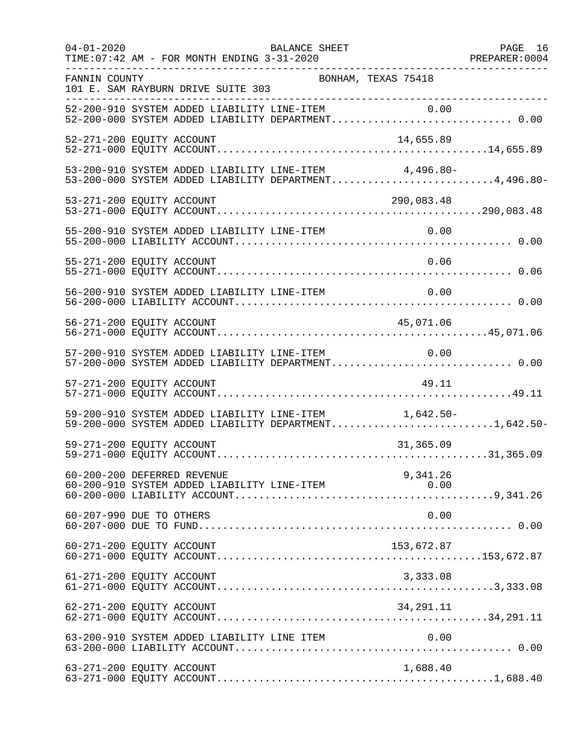FANNIN COUNTY BONHAM, TEXAS 75418
101 E. SAM RAYBURN DRIVE SUITE 303

BALANCE SHEET
FOR MONTH ENDING 3-31-2020

| Account | Description | Line-Item Amount | Department Total |
|---|---|---|---|
| 52-200-910 | SYSTEM ADDED LIABILITY LINE-ITEM | 0.00 | |
| 52-200-000 | SYSTEM ADDED LIABILITY DEPARTMENT | | 0.00 |
| 52-271-200 | EQUITY ACCOUNT | 14,655.89 | |
| 52-271-000 | EQUITY ACCOUNT | | 14,655.89 |
| 53-200-910 | SYSTEM ADDED LIABILITY LINE-ITEM | 4,496.80- | |
| 53-200-000 | SYSTEM ADDED LIABILITY DEPARTMENT | | 4,496.80- |
| 53-271-200 | EQUITY ACCOUNT | 290,083.48 | |
| 53-271-000 | EQUITY ACCOUNT | | 290,083.48 |
| 55-200-910 | SYSTEM ADDED LIABILITY LINE-ITEM | 0.00 | |
| 55-200-000 | LIABILITY ACCOUNT | | 0.00 |
| 55-271-200 | EQUITY ACCOUNT | 0.06 | |
| 55-271-000 | EQUITY ACCOUNT | | 0.06 |
| 56-200-910 | SYSTEM ADDED LIABILITY LINE-ITEM | 0.00 | |
| 56-200-000 | LIABILITY ACCOUNT | | 0.00 |
| 56-271-200 | EQUITY ACCOUNT | 45,071.06 | |
| 56-271-000 | EQUITY ACCOUNT | | 45,071.06 |
| 57-200-910 | SYSTEM ADDED LIABILITY LINE-ITEM | 0.00 | |
| 57-200-000 | SYSTEM ADDED LIABILITY DEPARTMENT | | 0.00 |
| 57-271-200 | EQUITY ACCOUNT | 49.11 | |
| 57-271-000 | EQUITY ACCOUNT | | 49.11 |
| 59-200-910 | SYSTEM ADDED LIABILITY LINE-ITEM | 1,642.50- | |
| 59-200-000 | SYSTEM ADDED LIABILITY DEPARTMENT | | 1,642.50- |
| 59-271-200 | EQUITY ACCOUNT | 31,365.09 | |
| 59-271-000 | EQUITY ACCOUNT | | 31,365.09 |
| 60-200-200 | DEFERRED REVENUE | 9,341.26 | |
| 60-200-910 | SYSTEM ADDED LIABILITY LINE-ITEM | 0.00 | |
| 60-200-000 | LIABILITY ACCOUNT | | 9,341.26 |
| 60-207-990 | DUE TO OTHERS | 0.00 | |
| 60-207-000 | DUE TO FUND | | 0.00 |
| 60-271-200 | EQUITY ACCOUNT | 153,672.87 | |
| 60-271-000 | EQUITY ACCOUNT | | 153,672.87 |
| 61-271-200 | EQUITY ACCOUNT | 3,333.08 | |
| 61-271-000 | EQUITY ACCOUNT | | 3,333.08 |
| 62-271-200 | EQUITY ACCOUNT | 34,291.11 | |
| 62-271-000 | EQUITY ACCOUNT | | 34,291.11 |
| 63-200-910 | SYSTEM ADDED LIABILITY LINE ITEM | 0.00 | |
| 63-200-000 | LIABILITY ACCOUNT | | 0.00 |
| 63-271-200 | EQUITY ACCOUNT | 1,688.40 | |
| 63-271-000 | EQUITY ACCOUNT | | 1,688.40 |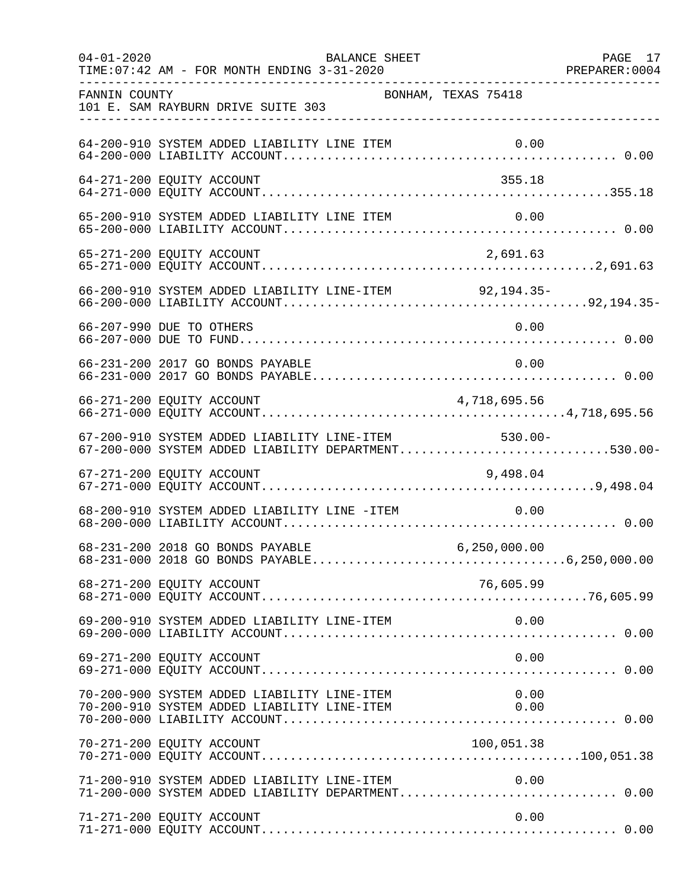FANNIN COUNTY — BONHAM, TEXAS 75418
101 E. SAM RAYBURN DRIVE SUITE 303

BALANCE SHEET — FOR MONTH ENDING 3-31-2020

| Account | Description | Line Amount | Total |
|---|---|---|---|
| 64-200-910 | SYSTEM ADDED LIABILITY LINE ITEM | 0.00 | |
| 64-200-000 | LIABILITY ACCOUNT | | 0.00 |
| 64-271-200 | EQUITY ACCOUNT | 355.18 | |
| 64-271-000 | EQUITY ACCOUNT | | 355.18 |
| 65-200-910 | SYSTEM ADDED LIABILITY LINE ITEM | 0.00 | |
| 65-200-000 | LIABILITY ACCOUNT | | 0.00 |
| 65-271-200 | EQUITY ACCOUNT | 2,691.63 | |
| 65-271-000 | EQUITY ACCOUNT | | 2,691.63 |
| 66-200-910 | SYSTEM ADDED LIABILITY LINE-ITEM | 92,194.35- | |
| 66-200-000 | LIABILITY ACCOUNT | | 92,194.35- |
| 66-207-990 | DUE TO OTHERS | 0.00 | |
| 66-207-000 | DUE TO FUND | | 0.00 |
| 66-231-200 | 2017 GO BONDS PAYABLE | 0.00 | |
| 66-231-000 | 2017 GO BONDS PAYABLE | | 0.00 |
| 66-271-200 | EQUITY ACCOUNT | 4,718,695.56 | |
| 66-271-000 | EQUITY ACCOUNT | | 4,718,695.56 |
| 67-200-910 | SYSTEM ADDED LIABILITY LINE-ITEM | 530.00- | |
| 67-200-000 | SYSTEM ADDED LIABILITY DEPARTMENT | | 530.00- |
| 67-271-200 | EQUITY ACCOUNT | 9,498.04 | |
| 67-271-000 | EQUITY ACCOUNT | | 9,498.04 |
| 68-200-910 | SYSTEM ADDED LIABILITY LINE -ITEM | 0.00 | |
| 68-200-000 | LIABILITY ACCOUNT | | 0.00 |
| 68-231-200 | 2018 GO BONDS PAYABLE | 6,250,000.00 | |
| 68-231-000 | 2018 GO BONDS PAYABLE | | 6,250,000.00 |
| 68-271-200 | EQUITY ACCOUNT | 76,605.99 | |
| 68-271-000 | EQUITY ACCOUNT | | 76,605.99 |
| 69-200-910 | SYSTEM ADDED LIABILITY LINE-ITEM | 0.00 | |
| 69-200-000 | LIABILITY ACCOUNT | | 0.00 |
| 69-271-200 | EQUITY ACCOUNT | 0.00 | |
| 69-271-000 | EQUITY ACCOUNT | | 0.00 |
| 70-200-900 | SYSTEM ADDED LIABILITY LINE-ITEM | 0.00 | |
| 70-200-910 | SYSTEM ADDED LIABILITY LINE-ITEM | 0.00 | |
| 70-200-000 | LIABILITY ACCOUNT | | 0.00 |
| 70-271-200 | EQUITY ACCOUNT | 100,051.38 | |
| 70-271-000 | EQUITY ACCOUNT | | 100,051.38 |
| 71-200-910 | SYSTEM ADDED LIABILITY LINE-ITEM | 0.00 | |
| 71-200-000 | SYSTEM ADDED LIABILITY DEPARTMENT | | 0.00 |
| 71-271-200 | EQUITY ACCOUNT | 0.00 | |
| 71-271-000 | EQUITY ACCOUNT | | 0.00 |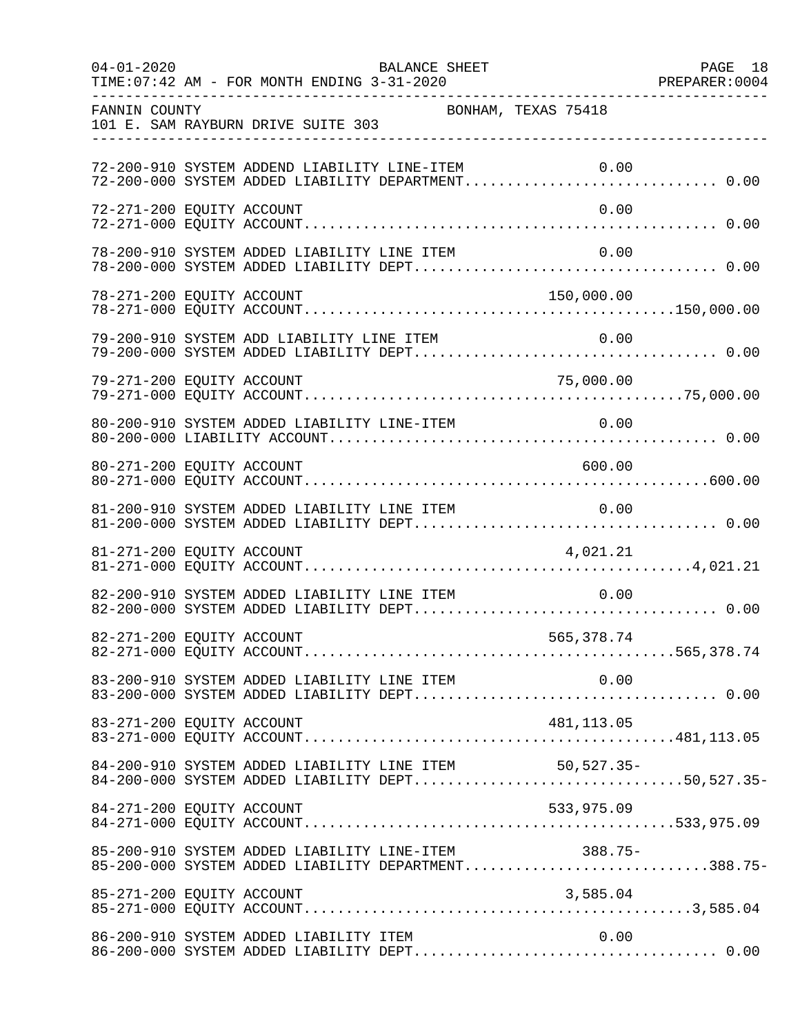FANNIN COUNTY BONHAM, TEXAS 75418
101 E. SAM RAYBURN DRIVE SUITE 303

```
72-200-910 SYSTEM ADDEND LIABILITY LINE-ITEM                0.00
72-200-000 SYSTEM ADDED LIABILITY DEPARTMENT.............................. 0.00

72-271-200 EQUITY ACCOUNT                                   0.00
72-271-000 EQUITY ACCOUNT................................................. 0.00

78-200-910 SYSTEM ADDED LIABILITY LINE ITEM                 0.00
78-200-000 SYSTEM ADDED LIABILITY DEPT.................................... 0.00

78-271-200 EQUITY ACCOUNT                             150,000.00
78-271-000 EQUITY ACCOUNT...........................................150,000.00

79-200-910 SYSTEM ADD LIABILITY LINE ITEM                   0.00
79-200-000 SYSTEM ADDED LIABILITY DEPT.................................... 0.00

79-271-200 EQUITY ACCOUNT                              75,000.00
79-271-000 EQUITY ACCOUNT............................................75,000.00

80-200-910 SYSTEM ADDED LIABILITY LINE-ITEM                 0.00
80-200-000 LIABILITY ACCOUNT.............................................. 0.00

80-271-200 EQUITY ACCOUNT                                 600.00
80-271-000 EQUITY ACCOUNT...............................................600.00

81-200-910 SYSTEM ADDED LIABILITY LINE ITEM                 0.00
81-200-000 SYSTEM ADDED LIABILITY DEPT.................................... 0.00

81-271-200 EQUITY ACCOUNT                               4,021.21
81-271-000 EQUITY ACCOUNT.............................................4,021.21

82-200-910 SYSTEM ADDED LIABILITY LINE ITEM                 0.00
82-200-000 SYSTEM ADDED LIABILITY DEPT.................................... 0.00

82-271-200 EQUITY ACCOUNT                             565,378.74
82-271-000 EQUITY ACCOUNT...........................................565,378.74

83-200-910 SYSTEM ADDED LIABILITY LINE ITEM                 0.00
83-200-000 SYSTEM ADDED LIABILITY DEPT.................................... 0.00

83-271-200 EQUITY ACCOUNT                             481,113.05
83-271-000 EQUITY ACCOUNT...........................................481,113.05

84-200-910 SYSTEM ADDED LIABILITY LINE ITEM           50,527.35-
84-200-000 SYSTEM ADDED LIABILITY DEPT...............................50,527.35-

84-271-200 EQUITY ACCOUNT                             533,975.09
84-271-000 EQUITY ACCOUNT...........................................533,975.09

85-200-910 SYSTEM ADDED LIABILITY LINE-ITEM               388.75-
85-200-000 SYSTEM ADDED LIABILITY DEPARTMENT............................388.75-

85-271-200 EQUITY ACCOUNT                               3,585.04
85-271-000 EQUITY ACCOUNT.............................................3,585.04

86-200-910 SYSTEM ADDED LIABILITY ITEM                      0.00
86-200-000 SYSTEM ADDED LIABILITY DEPT.................................... 0.00
```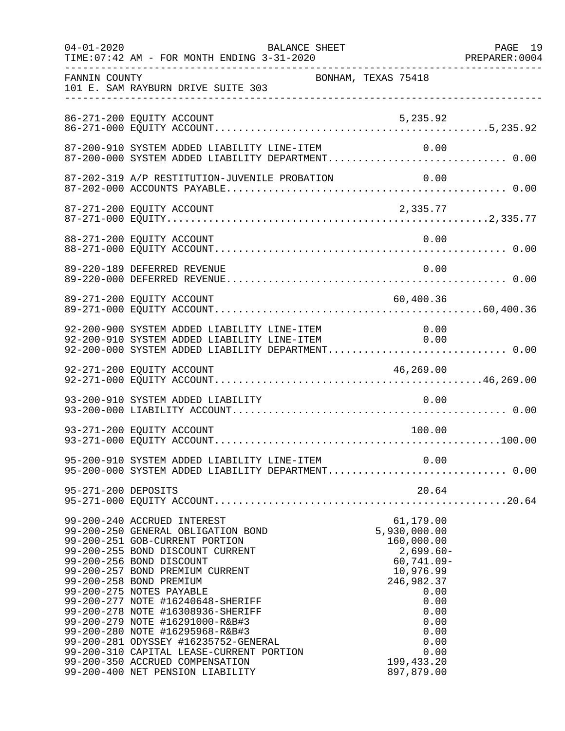BALANCE SHEET

TIME:07:42 AM - FOR MONTH ENDING 3-31-2020

PREPARER:0004

FANNIN COUNTY BONHAM, TEXAS 75418
101 E. SAM RAYBURN DRIVE SUITE 303

| Account | Description | Line Amount | Total |
|---|---|---|---|
| 86-271-200 | EQUITY ACCOUNT | 5,235.92 | |
| 86-271-000 | EQUITY ACCOUNT | | 5,235.92 |
| 87-200-910 | SYSTEM ADDED LIABILITY LINE-ITEM | 0.00 | |
| 87-200-000 | SYSTEM ADDED LIABILITY DEPARTMENT | | 0.00 |
| 87-202-319 | A/P RESTITUTION-JUVENILE PROBATION | 0.00 | |
| 87-202-000 | ACCOUNTS PAYABLE | | 0.00 |
| 87-271-200 | EQUITY ACCOUNT | 2,335.77 | |
| 87-271-000 | EQUITY | | 2,335.77 |
| 88-271-200 | EQUITY ACCOUNT | 0.00 | |
| 88-271-000 | EQUITY ACCOUNT | | 0.00 |
| 89-220-189 | DEFERRED REVENUE | 0.00 | |
| 89-220-000 | DEFERRED REVENUE | | 0.00 |
| 89-271-200 | EQUITY ACCOUNT | 60,400.36 | |
| 89-271-000 | EQUITY ACCOUNT | | 60,400.36 |
| 92-200-900 | SYSTEM ADDED LIABILITY LINE-ITEM | 0.00 | |
| 92-200-910 | SYSTEM ADDED LIABILITY LINE-ITEM | 0.00 | |
| 92-200-000 | SYSTEM ADDED LIABILITY DEPARTMENT | | 0.00 |
| 92-271-200 | EQUITY ACCOUNT | 46,269.00 | |
| 92-271-000 | EQUITY ACCOUNT | | 46,269.00 |
| 93-200-910 | SYSTEM ADDED LIABILITY | 0.00 | |
| 93-200-000 | LIABILITY ACCOUNT | | 0.00 |
| 93-271-200 | EQUITY ACCOUNT | 100.00 | |
| 93-271-000 | EQUITY ACCOUNT | | 100.00 |
| 95-200-910 | SYSTEM ADDED LIABILITY LINE-ITEM | 0.00 | |
| 95-200-000 | SYSTEM ADDED LIABILITY DEPARTMENT | | 0.00 |
| 95-271-200 | DEPOSITS | 20.64 | |
| 95-271-000 | EQUITY ACCOUNT | | 20.64 |
| 99-200-240 | ACCRUED INTEREST | 61,179.00 | |
| 99-200-250 | GENERAL OBLIGATION BOND | 5,930,000.00 | |
| 99-200-251 | GOB-CURRENT PORTION | 160,000.00 | |
| 99-200-255 | BOND DISCOUNT CURRENT | 2,699.60- | |
| 99-200-256 | BOND DISCOUNT | 60,741.09- | |
| 99-200-257 | BOND PREMIUM CURRENT | 10,976.99 | |
| 99-200-258 | BOND PREMIUM | 246,982.37 | |
| 99-200-275 | NOTES PAYABLE | 0.00 | |
| 99-200-277 | NOTE #16240648-SHERIFF | 0.00 | |
| 99-200-278 | NOTE #16308936-SHERIFF | 0.00 | |
| 99-200-279 | NOTE #16291000-R&B#3 | 0.00 | |
| 99-200-280 | NOTE #16295968-R&B#3 | 0.00 | |
| 99-200-281 | ODYSSEY #16235752-GENERAL | 0.00 | |
| 99-200-310 | CAPITAL LEASE-CURRENT PORTION | 0.00 | |
| 99-200-350 | ACCRUED COMPENSATION | 199,433.20 | |
| 99-200-400 | NET PENSION LIABILITY | 897,879.00 | |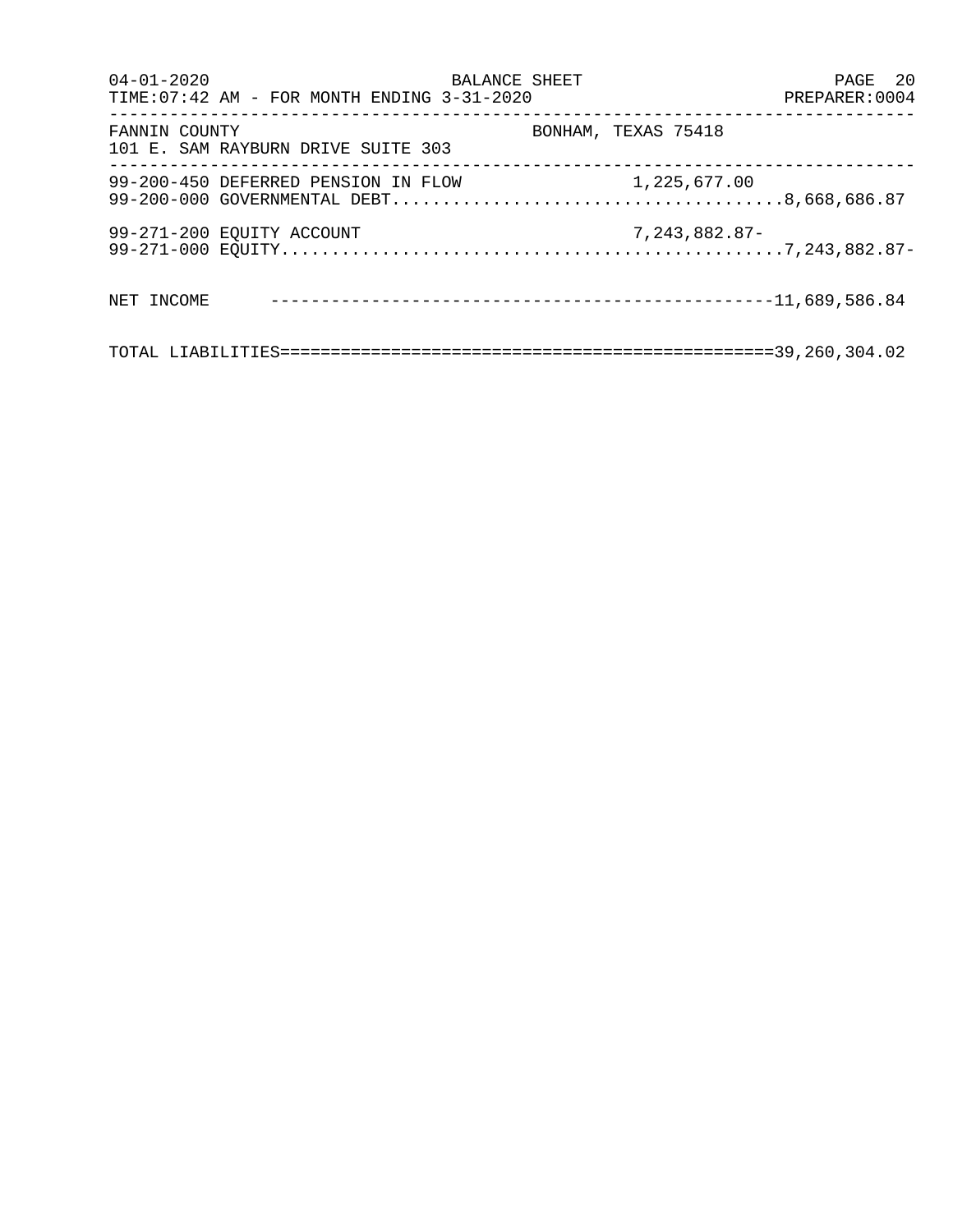FANNIN COUNTY BONHAM, TEXAS 75418
101 E. SAM RAYBURN DRIVE SUITE 303

| | | |
|---|---|---|
| 99-200-450 DEFERRED PENSION IN FLOW | 1,225,677.00 | |
| 99-200-000 GOVERNMENTAL DEBT | | 8,668,686.87 |
| 99-271-200 EQUITY ACCOUNT | 7,243,882.87- | |
| 99-271-000 EQUITY | | 7,243,882.87- |
| NET INCOME | | 11,689,586.84 |
| TOTAL LIABILITIES | | 39,260,304.02 |